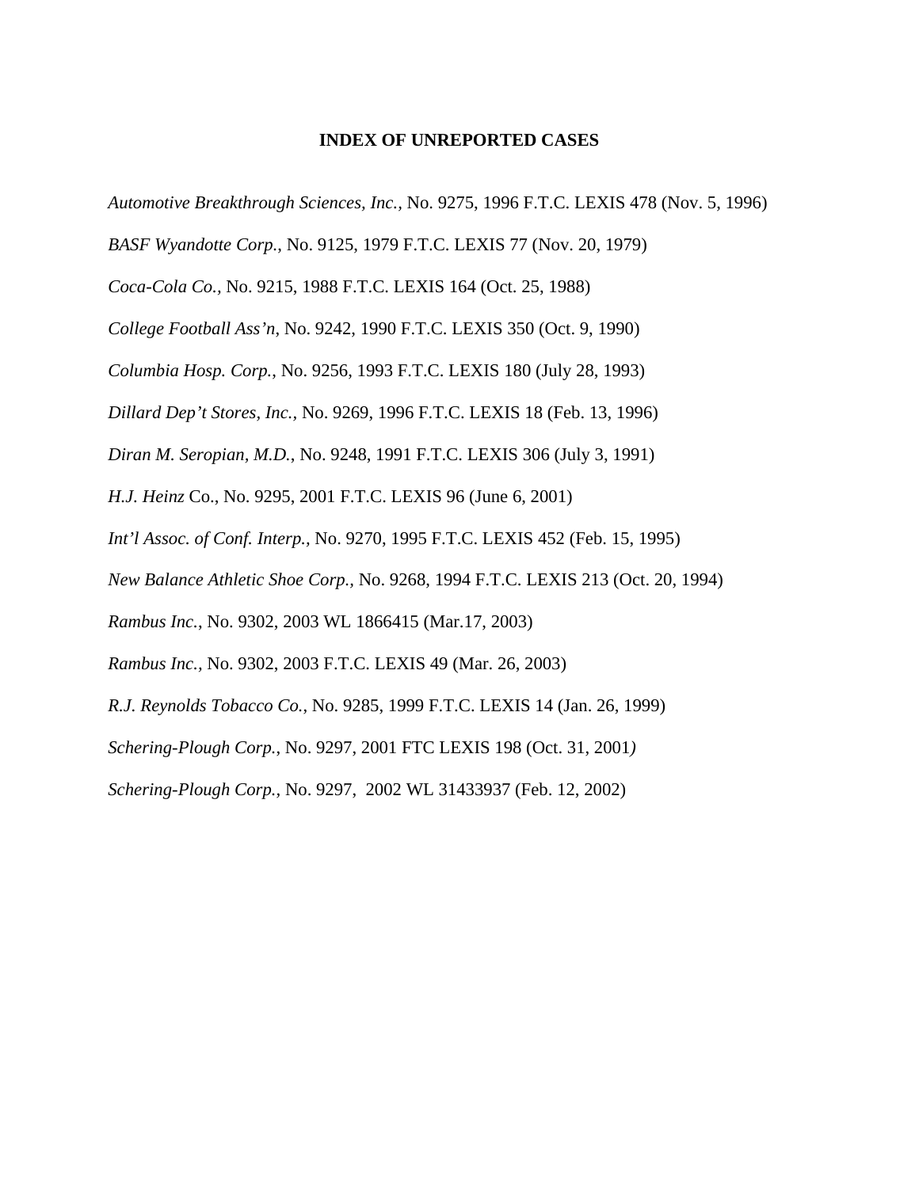**INDEX OF UNREPORTED CASES**

*Automotive Breakthrough Sciences, Inc.*, No. 9275, 1996 F.T.C. LEXIS 478 (Nov. 5, 1996)

*BASF Wyandotte Corp.*, No. 9125, 1979 F.T.C. LEXIS 77 (Nov. 20, 1979)

*Coca-Cola Co.,* No. 9215, 1988 F.T.C. LEXIS 164 (Oct. 25, 1988)

*College Football Ass'n*, No. 9242, 1990 F.T.C. LEXIS 350 (Oct. 9, 1990)

*Columbia Hosp. Corp.*, No. 9256, 1993 F.T.C. LEXIS 180 (July 28, 1993)

*Dillard Dep't Stores, Inc.,* No. 9269, 1996 F.T.C. LEXIS 18 (Feb. 13, 1996)

*Diran M. Seropian, M.D.*, No. 9248, 1991 F.T.C. LEXIS 306 (July 3, 1991)

*H.J. Heinz* Co., No. 9295, 2001 F.T.C. LEXIS 96 (June 6, 2001)

*Int'l Assoc. of Conf. Interp.*, No. 9270, 1995 F.T.C. LEXIS 452 (Feb. 15, 1995)

*New Balance Athletic Shoe Corp.*, No. 9268, 1994 F.T.C. LEXIS 213 (Oct. 20, 1994)

*Rambus Inc.*, No. 9302, 2003 WL 1866415 (Mar.17, 2003)

*Rambus Inc.,* No. 9302, 2003 F.T.C. LEXIS 49 (Mar. 26, 2003)

*R.J. Reynolds Tobacco Co.*, No. 9285, 1999 F.T.C. LEXIS 14 (Jan. 26, 1999)

*Schering-Plough Corp.*, No. 9297, 2001 FTC LEXIS 198 (Oct. 31, 2001)

*Schering-Plough Corp.*, No. 9297, 2002 WL 31433937 (Feb. 12, 2002)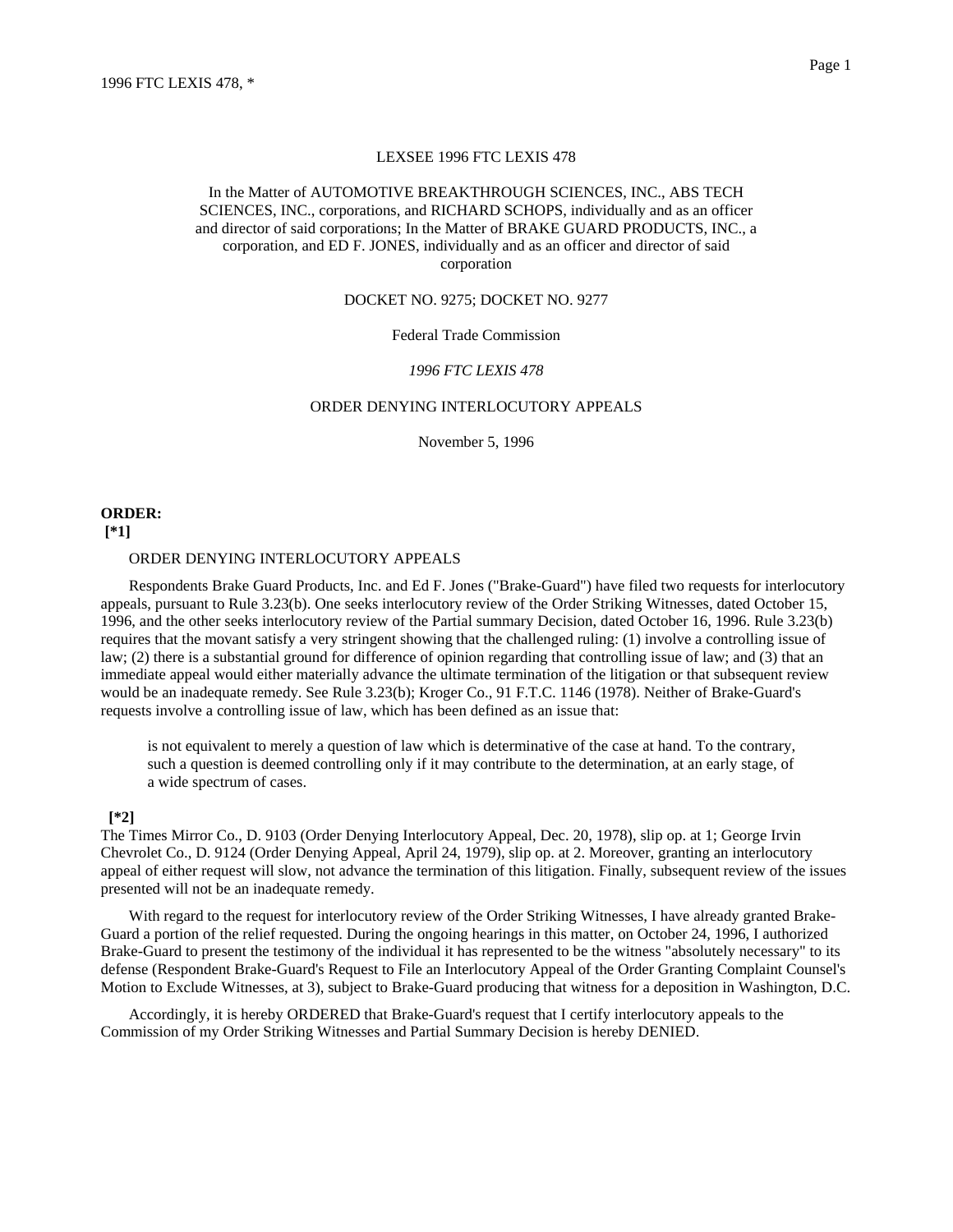LEXSEE 1996 FTC LEXIS 478

In the Matter of AUTOMOTIVE BREAKTHROUGH SCIENCES, INC., ABS TECH SCIENCES, INC., corporations, and RICHARD SCHOPS, individually and as an officer and director of said corporations; In the Matter of BRAKE GUARD PRODUCTS, INC., a corporation, and ED F. JONES, individually and as an officer and director of said corporation

DOCKET NO. 9275; DOCKET NO. 9277

Federal Trade Commission

*1996 FTC LEXIS 478*

ORDER DENYING INTERLOCUTORY APPEALS

November 5, 1996

**ORDER:**

**[*1]**

ORDER DENYING INTERLOCUTORY APPEALS

Respondents Brake Guard Products, Inc. and Ed F. Jones ("Brake-Guard") have filed two requests for interlocutory appeals, pursuant to Rule 3.23(b). One seeks interlocutory review of the Order Striking Witnesses, dated October 15, 1996, and the other seeks interlocutory review of the Partial summary Decision, dated October 16, 1996. Rule 3.23(b) requires that the movant satisfy a very stringent showing that the challenged ruling: (1) involve a controlling issue of law; (2) there is a substantial ground for difference of opinion regarding that controlling issue of law; and (3) that an immediate appeal would either materially advance the ultimate termination of the litigation or that subsequent review would be an inadequate remedy. See Rule 3.23(b); Kroger Co., 91 F.T.C. 1146 (1978). Neither of Brake-Guard's requests involve a controlling issue of law, which has been defined as an issue that:

> is not equivalent to merely a question of law which is determinative of the case at hand. To the contrary, such a question is deemed controlling only if it may contribute to the determination, at an early stage, of a wide spectrum of cases.

**[*2]**

The Times Mirror Co., D. 9103 (Order Denying Interlocutory Appeal, Dec. 20, 1978), slip op. at 1; George Irvin Chevrolet Co., D. 9124 (Order Denying Appeal, April 24, 1979), slip op. at 2. Moreover, granting an interlocutory appeal of either request will slow, not advance the termination of this litigation. Finally, subsequent review of the issues presented will not be an inadequate remedy.

With regard to the request for interlocutory review of the Order Striking Witnesses, I have already granted Brake-Guard a portion of the relief requested. During the ongoing hearings in this matter, on October 24, 1996, I authorized Brake-Guard to present the testimony of the individual it has represented to be the witness "absolutely necessary" to its defense (Respondent Brake-Guard's Request to File an Interlocutory Appeal of the Order Granting Complaint Counsel's Motion to Exclude Witnesses, at 3), subject to Brake-Guard producing that witness for a deposition in Washington, D.C.

Accordingly, it is hereby ORDERED that Brake-Guard's request that I certify interlocutory appeals to the Commission of my Order Striking Witnesses and Partial Summary Decision is hereby DENIED.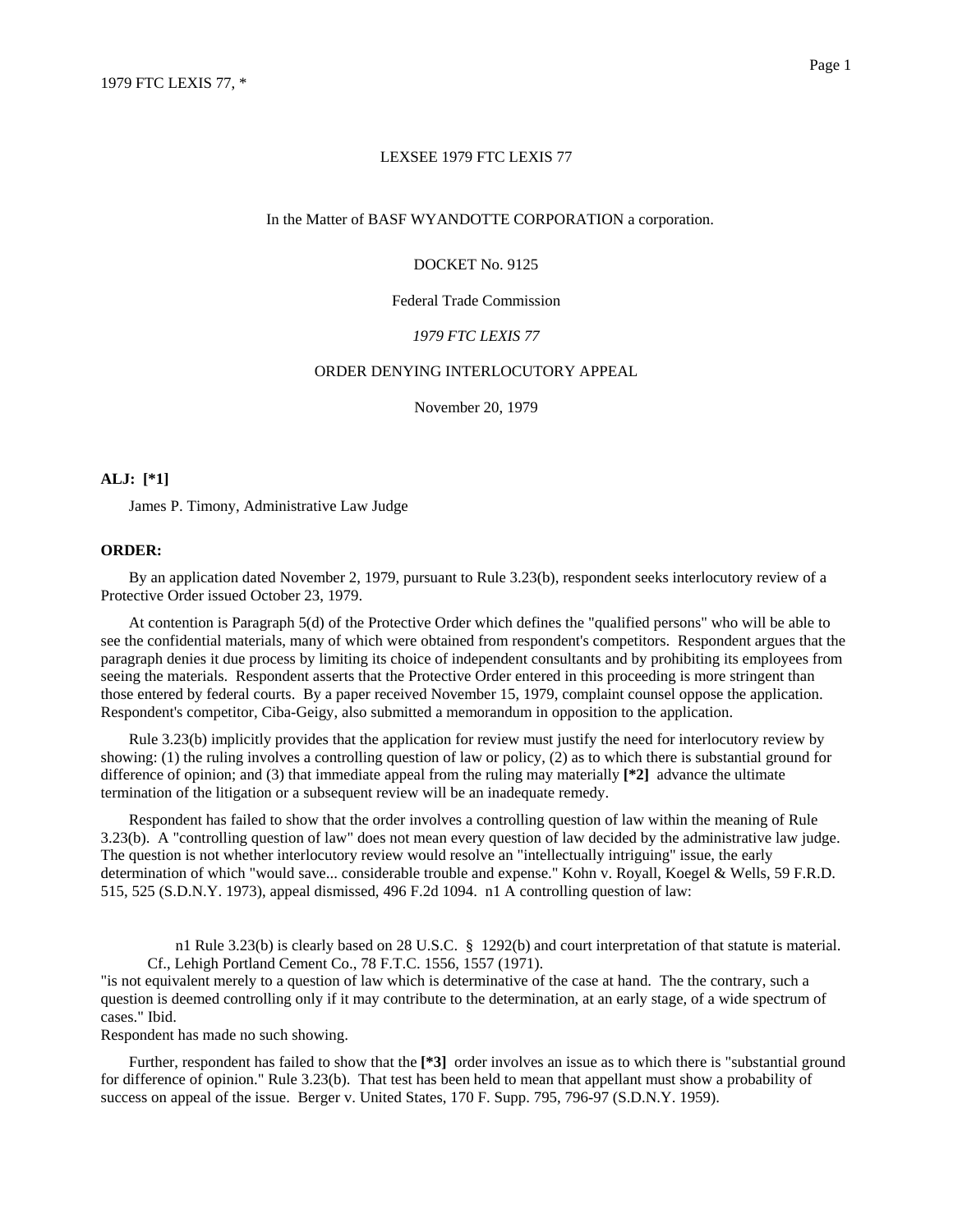LEXSEE 1979 FTC LEXIS 77

In the Matter of BASF WYANDOTTE CORPORATION a corporation.

DOCKET No. 9125

Federal Trade Commission

*1979 FTC LEXIS 77*

ORDER DENYING INTERLOCUTORY APPEAL

November 20, 1979

**ALJ: [*1]**

James P. Timony, Administrative Law Judge

**ORDER:**

By an application dated November 2, 1979, pursuant to Rule 3.23(b), respondent seeks interlocutory review of a Protective Order issued October 23, 1979.

At contention is Paragraph 5(d) of the Protective Order which defines the "qualified persons" who will be able to see the confidential materials, many of which were obtained from respondent's competitors. Respondent argues that the paragraph denies it due process by limiting its choice of independent consultants and by prohibiting its employees from seeing the materials. Respondent asserts that the Protective Order entered in this proceeding is more stringent than those entered by federal courts. By a paper received November 15, 1979, complaint counsel oppose the application. Respondent's competitor, Ciba-Geigy, also submitted a memorandum in opposition to the application.

Rule 3.23(b) implicitly provides that the application for review must justify the need for interlocutory review by showing: (1) the ruling involves a controlling question of law or policy, (2) as to which there is substantial ground for difference of opinion; and (3) that immediate appeal from the ruling may materially **[*2]** advance the ultimate termination of the litigation or a subsequent review will be an inadequate remedy.

Respondent has failed to show that the order involves a controlling question of law within the meaning of Rule 3.23(b). A "controlling question of law" does not mean every question of law decided by the administrative law judge. The question is not whether interlocutory review would resolve an "intellectually intriguing" issue, the early determination of which "would save... considerable trouble and expense." Kohn v. Royall, Koegel & Wells, 59 F.R.D. 515, 525 (S.D.N.Y. 1973), appeal dismissed, 496 F.2d 1094. n1 A controlling question of law:

n1 Rule 3.23(b) is clearly based on 28 U.S.C. § 1292(b) and court interpretation of that statute is material. Cf., Lehigh Portland Cement Co., 78 F.T.C. 1556, 1557 (1971).

"is not equivalent merely to a question of law which is determinative of the case at hand. The the contrary, such a question is deemed controlling only if it may contribute to the determination, at an early stage, of a wide spectrum of cases." Ibid.

Respondent has made no such showing.

Further, respondent has failed to show that the **[*3]** order involves an issue as to which there is "substantial ground for difference of opinion." Rule 3.23(b). That test has been held to mean that appellant must show a probability of success on appeal of the issue. Berger v. United States, 170 F. Supp. 795, 796-97 (S.D.N.Y. 1959).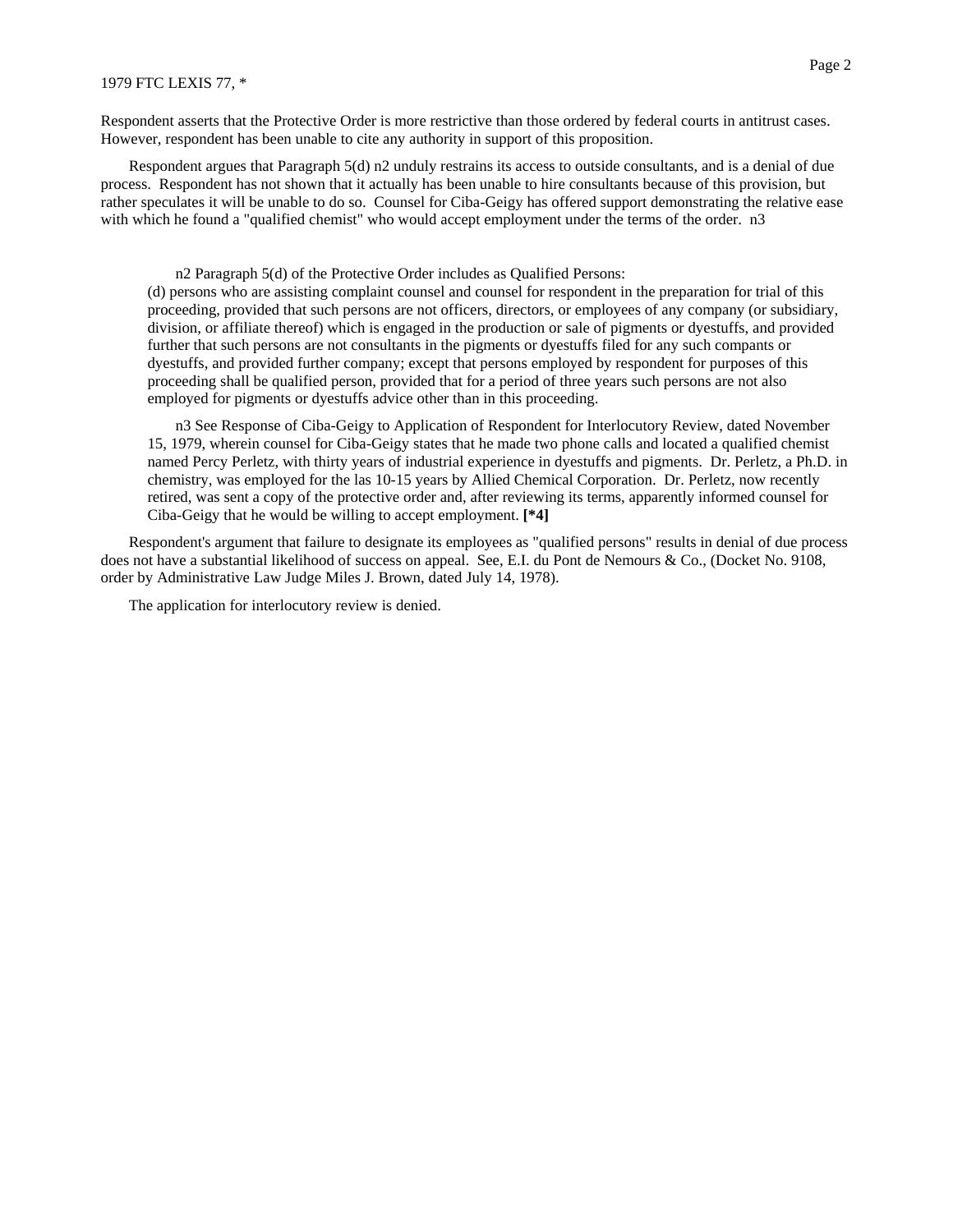Respondent asserts that the Protective Order is more restrictive than those ordered by federal courts in antitrust cases. However, respondent has been unable to cite any authority in support of this proposition.

Respondent argues that Paragraph 5(d) n2 unduly restrains its access to outside consultants, and is a denial of due process. Respondent has not shown that it actually has been unable to hire consultants because of this provision, but rather speculates it will be unable to do so. Counsel for Ciba-Geigy has offered support demonstrating the relative ease with which he found a "qualified chemist" who would accept employment under the terms of the order. n3

n2 Paragraph 5(d) of the Protective Order includes as Qualified Persons:

(d) persons who are assisting complaint counsel and counsel for respondent in the preparation for trial of this proceeding, provided that such persons are not officers, directors, or employees of any company (or subsidiary, division, or affiliate thereof) which is engaged in the production or sale of pigments or dyestuffs, and provided further that such persons are not consultants in the pigments or dyestuffs filed for any such compants or dyestuffs, and provided further company; except that persons employed by respondent for purposes of this proceeding shall be qualified person, provided that for a period of three years such persons are not also employed for pigments or dyestuffs advice other than in this proceeding.

n3 See Response of Ciba-Geigy to Application of Respondent for Interlocutory Review, dated November 15, 1979, wherein counsel for Ciba-Geigy states that he made two phone calls and located a qualified chemist named Percy Perletz, with thirty years of industrial experience in dyestuffs and pigments. Dr. Perletz, a Ph.D. in chemistry, was employed for the las 10-15 years by Allied Chemical Corporation. Dr. Perletz, now recently retired, was sent a copy of the protective order and, after reviewing its terms, apparently informed counsel for Ciba-Geigy that he would be willing to accept employment. **[*4]**

Respondent's argument that failure to designate its employees as "qualified persons" results in denial of due process does not have a substantial likelihood of success on appeal. See, E.I. du Pont de Nemours & Co., (Docket No. 9108, order by Administrative Law Judge Miles J. Brown, dated July 14, 1978).

The application for interlocutory review is denied.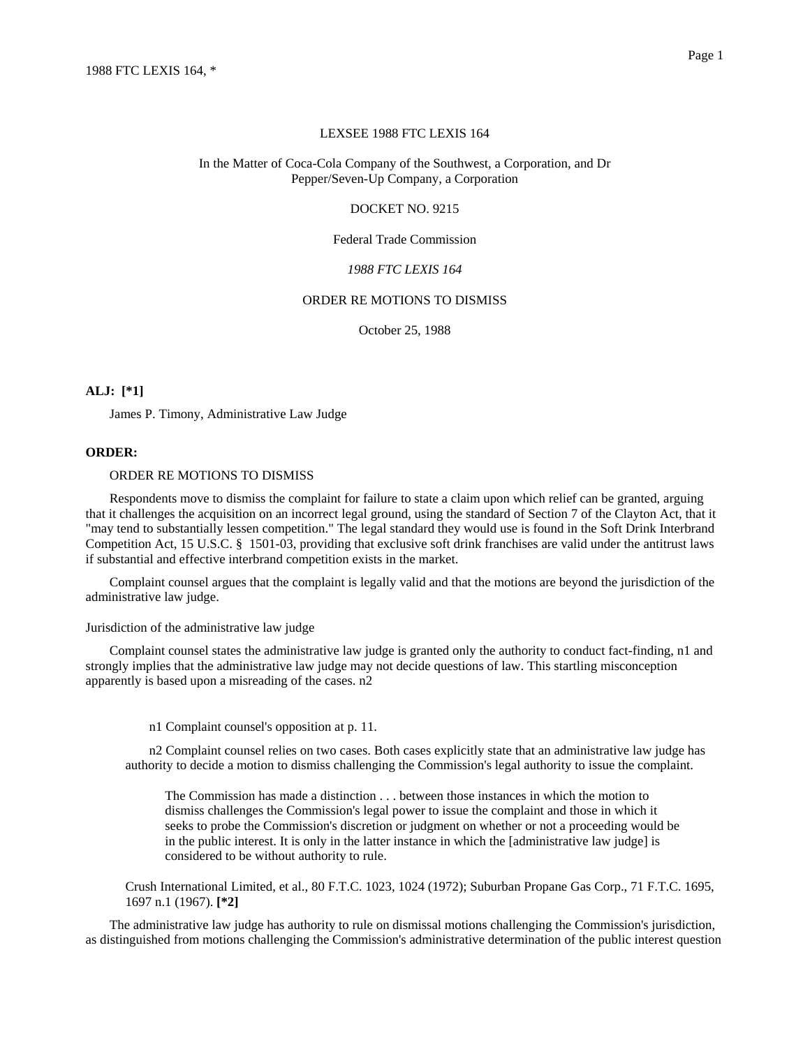LEXSEE 1988 FTC LEXIS 164

In the Matter of Coca-Cola Company of the Southwest, a Corporation, and Dr Pepper/Seven-Up Company, a Corporation

DOCKET NO. 9215

Federal Trade Commission

*1988 FTC LEXIS 164*

ORDER RE MOTIONS TO DISMISS

October 25, 1988

**ALJ: [*1]**

James P. Timony, Administrative Law Judge

**ORDER:**

ORDER RE MOTIONS TO DISMISS

Respondents move to dismiss the complaint for failure to state a claim upon which relief can be granted, arguing that it challenges the acquisition on an incorrect legal ground, using the standard of Section 7 of the Clayton Act, that it "may tend to substantially lessen competition." The legal standard they would use is found in the Soft Drink Interbrand Competition Act, 15 U.S.C. § 1501-03, providing that exclusive soft drink franchises are valid under the antitrust laws if substantial and effective interbrand competition exists in the market.

Complaint counsel argues that the complaint is legally valid and that the motions are beyond the jurisdiction of the administrative law judge.

Jurisdiction of the administrative law judge

Complaint counsel states the administrative law judge is granted only the authority to conduct fact-finding, n1 and strongly implies that the administrative law judge may not decide questions of law. This startling misconception apparently is based upon a misreading of the cases. n2

n1 Complaint counsel's opposition at p. 11.

n2 Complaint counsel relies on two cases. Both cases explicitly state that an administrative law judge has authority to decide a motion to dismiss challenging the Commission's legal authority to issue the complaint.

> The Commission has made a distinction . . . between those instances in which the motion to dismiss challenges the Commission's legal power to issue the complaint and those in which it seeks to probe the Commission's discretion or judgment on whether or not a proceeding would be in the public interest. It is only in the latter instance in which the [administrative law judge] is considered to be without authority to rule.

Crush International Limited, et al., 80 F.T.C. 1023, 1024 (1972); Suburban Propane Gas Corp., 71 F.T.C. 1695, 1697 n.1 (1967). **[*2]**

The administrative law judge has authority to rule on dismissal motions challenging the Commission's jurisdiction, as distinguished from motions challenging the Commission's administrative determination of the public interest question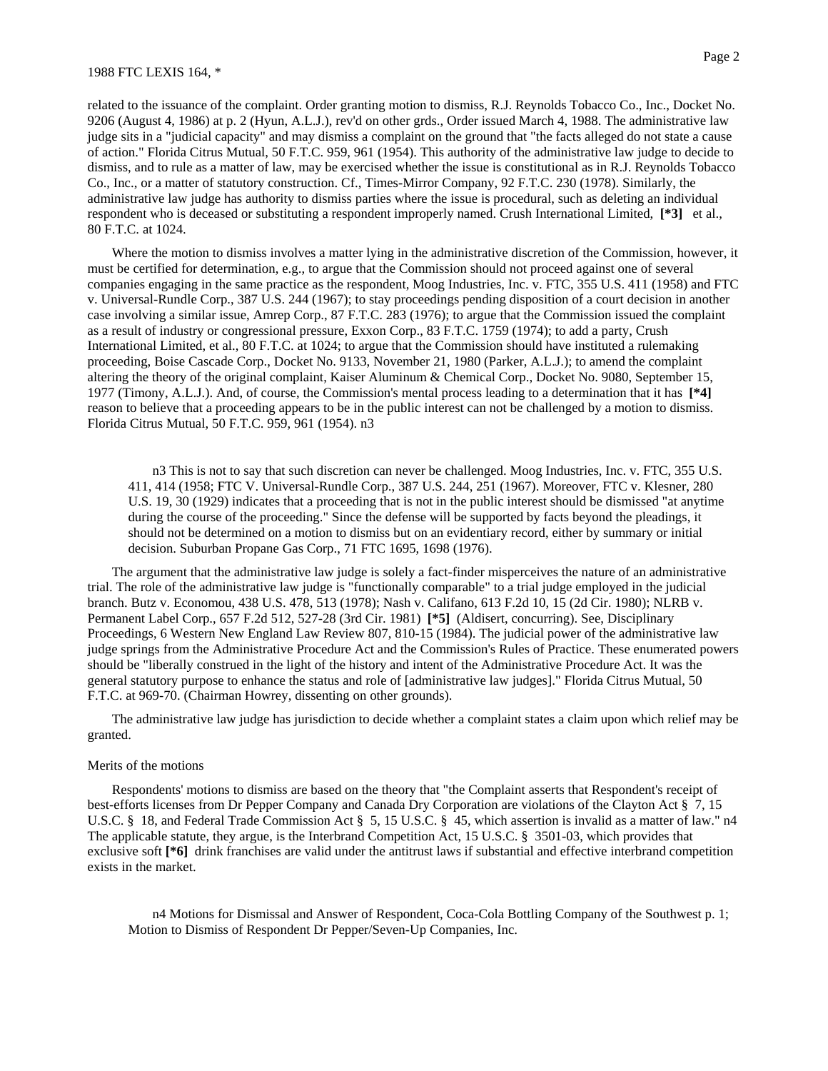related to the issuance of the complaint. Order granting motion to dismiss, R.J. Reynolds Tobacco Co., Inc., Docket No. 9206 (August 4, 1986) at p. 2 (Hyun, A.L.J.), rev'd on other grds., Order issued March 4, 1988. The administrative law judge sits in a "judicial capacity" and may dismiss a complaint on the ground that "the facts alleged do not state a cause of action." Florida Citrus Mutual, 50 F.T.C. 959, 961 (1954). This authority of the administrative law judge to decide to dismiss, and to rule as a matter of law, may be exercised whether the issue is constitutional as in R.J. Reynolds Tobacco Co., Inc., or a matter of statutory construction. Cf., Times-Mirror Company, 92 F.T.C. 230 (1978). Similarly, the administrative law judge has authority to dismiss parties where the issue is procedural, such as deleting an individual respondent who is deceased or substituting a respondent improperly named. Crush International Limited, **[*3]** et al., 80 F.T.C. at 1024.

Where the motion to dismiss involves a matter lying in the administrative discretion of the Commission, however, it must be certified for determination, e.g., to argue that the Commission should not proceed against one of several companies engaging in the same practice as the respondent, Moog Industries, Inc. v. FTC, 355 U.S. 411 (1958) and FTC v. Universal-Rundle Corp., 387 U.S. 244 (1967); to stay proceedings pending disposition of a court decision in another case involving a similar issue, Amrep Corp., 87 F.T.C. 283 (1976); to argue that the Commission issued the complaint as a result of industry or congressional pressure, Exxon Corp., 83 F.T.C. 1759 (1974); to add a party, Crush International Limited, et al., 80 F.T.C. at 1024; to argue that the Commission should have instituted a rulemaking proceeding, Boise Cascade Corp., Docket No. 9133, November 21, 1980 (Parker, A.L.J.); to amend the complaint altering the theory of the original complaint, Kaiser Aluminum & Chemical Corp., Docket No. 9080, September 15, 1977 (Timony, A.L.J.). And, of course, the Commission's mental process leading to a determination that it has **[*4]** reason to believe that a proceeding appears to be in the public interest can not be challenged by a motion to dismiss. Florida Citrus Mutual, 50 F.T.C. 959, 961 (1954). n3

> n3 This is not to say that such discretion can never be challenged. Moog Industries, Inc. v. FTC, 355 U.S. 411, 414 (1958; FTC V. Universal-Rundle Corp., 387 U.S. 244, 251 (1967). Moreover, FTC v. Klesner, 280 U.S. 19, 30 (1929) indicates that a proceeding that is not in the public interest should be dismissed "at anytime during the course of the proceeding." Since the defense will be supported by facts beyond the pleadings, it should not be determined on a motion to dismiss but on an evidentiary record, either by summary or initial decision. Suburban Propane Gas Corp., 71 FTC 1695, 1698 (1976).

The argument that the administrative law judge is solely a fact-finder misperceives the nature of an administrative trial. The role of the administrative law judge is "functionally comparable" to a trial judge employed in the judicial branch. Butz v. Economou, 438 U.S. 478, 513 (1978); Nash v. Califano, 613 F.2d 10, 15 (2d Cir. 1980); NLRB v. Permanent Label Corp., 657 F.2d 512, 527-28 (3rd Cir. 1981) **[*5]** (Aldisert, concurring). See, Disciplinary Proceedings, 6 Western New England Law Review 807, 810-15 (1984). The judicial power of the administrative law judge springs from the Administrative Procedure Act and the Commission's Rules of Practice. These enumerated powers should be "liberally construed in the light of the history and intent of the Administrative Procedure Act. It was the general statutory purpose to enhance the status and role of [administrative law judges]." Florida Citrus Mutual, 50 F.T.C. at 969-70. (Chairman Howrey, dissenting on other grounds).

The administrative law judge has jurisdiction to decide whether a complaint states a claim upon which relief may be granted.

Merits of the motions

Respondents' motions to dismiss are based on the theory that "the Complaint asserts that Respondent's receipt of best-efforts licenses from Dr Pepper Company and Canada Dry Corporation are violations of the Clayton Act § 7, 15 U.S.C. § 18, and Federal Trade Commission Act § 5, 15 U.S.C. § 45, which assertion is invalid as a matter of law." n4 The applicable statute, they argue, is the Interbrand Competition Act, 15 U.S.C. § 3501-03, which provides that exclusive soft **[*6]** drink franchises are valid under the antitrust laws if substantial and effective interbrand competition exists in the market.

> n4 Motions for Dismissal and Answer of Respondent, Coca-Cola Bottling Company of the Southwest p. 1; Motion to Dismiss of Respondent Dr Pepper/Seven-Up Companies, Inc.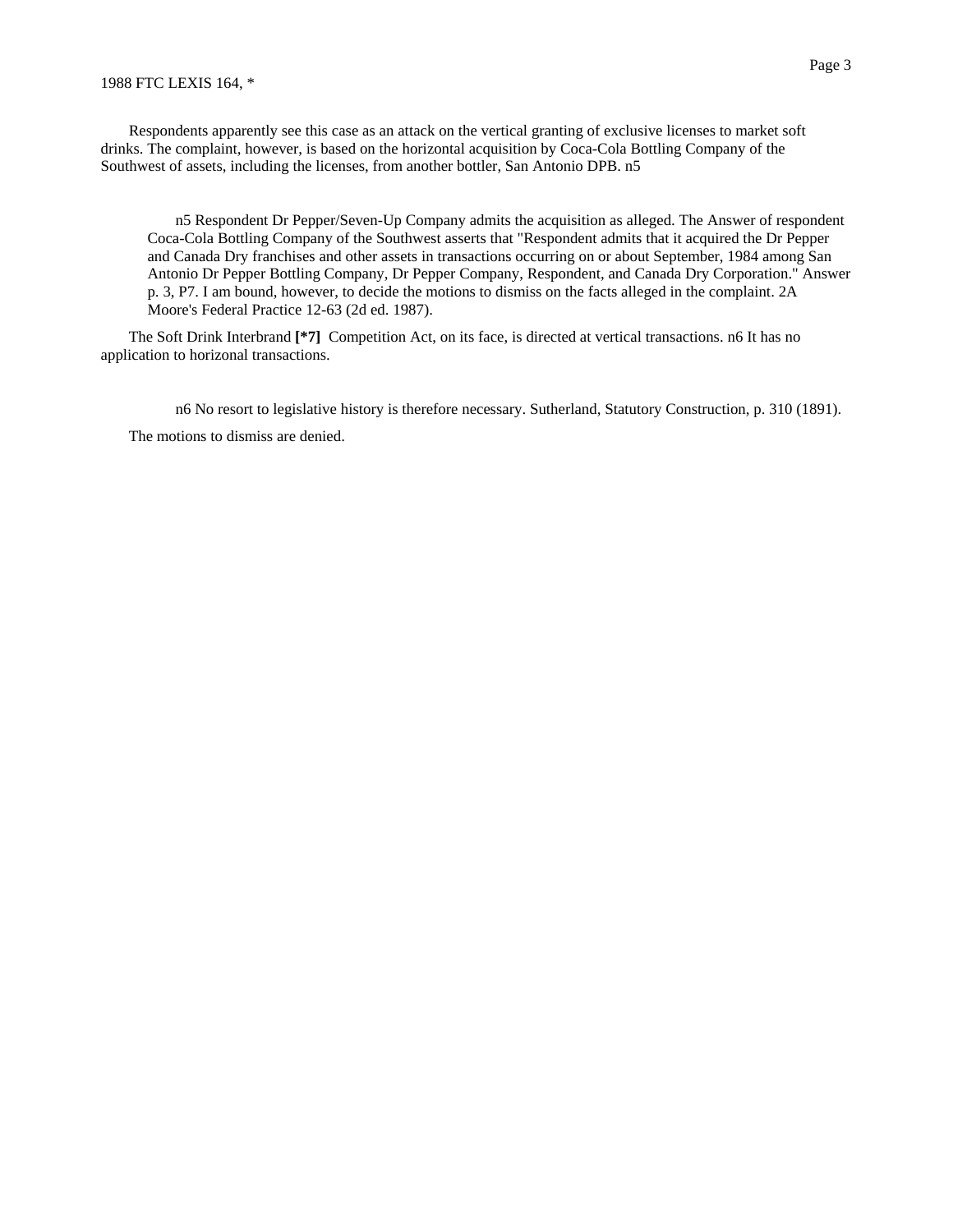Respondents apparently see this case as an attack on the vertical granting of exclusive licenses to market soft drinks. The complaint, however, is based on the horizontal acquisition by Coca-Cola Bottling Company of the Southwest of assets, including the licenses, from another bottler, San Antonio DPB. n5

> n5 Respondent Dr Pepper/Seven-Up Company admits the acquisition as alleged. The Answer of respondent Coca-Cola Bottling Company of the Southwest asserts that "Respondent admits that it acquired the Dr Pepper and Canada Dry franchises and other assets in transactions occurring on or about September, 1984 among San Antonio Dr Pepper Bottling Company, Dr Pepper Company, Respondent, and Canada Dry Corporation." Answer p. 3, P7. I am bound, however, to decide the motions to dismiss on the facts alleged in the complaint. 2A Moore's Federal Practice 12-63 (2d ed. 1987).

The Soft Drink Interbrand **[*7]** Competition Act, on its face, is directed at vertical transactions. n6 It has no application to horizonal transactions.

> n6 No resort to legislative history is therefore necessary. Sutherland, Statutory Construction, p. 310 (1891).

The motions to dismiss are denied.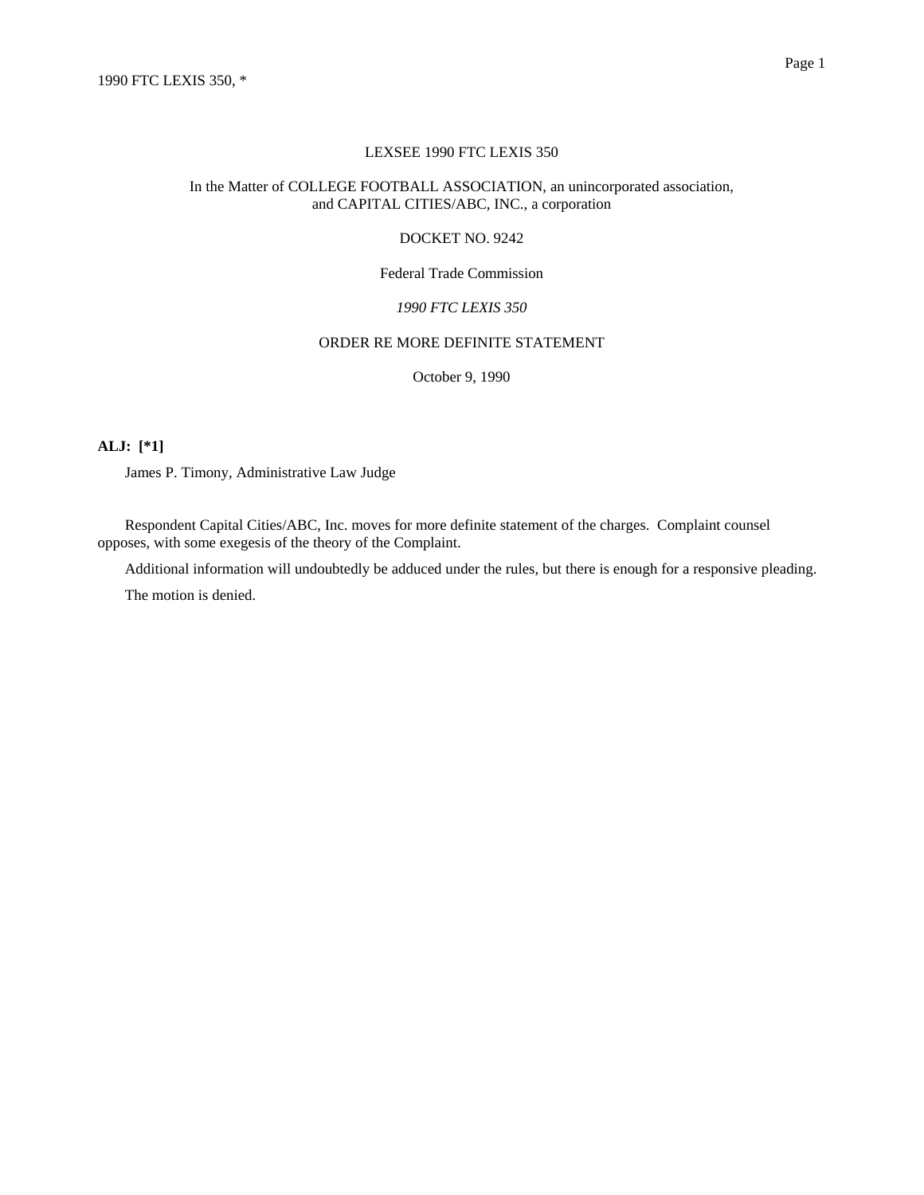LEXSEE 1990 FTC LEXIS 350

In the Matter of COLLEGE FOOTBALL ASSOCIATION, an unincorporated association, and CAPITAL CITIES/ABC, INC., a corporation

DOCKET NO. 9242

Federal Trade Commission

*1990 FTC LEXIS 350*

ORDER RE MORE DEFINITE STATEMENT

October 9, 1990

**ALJ: [*1]**

James P. Timony, Administrative Law Judge

Respondent Capital Cities/ABC, Inc. moves for more definite statement of the charges. Complaint counsel opposes, with some exegesis of the theory of the Complaint.

Additional information will undoubtedly be adduced under the rules, but there is enough for a responsive pleading.

The motion is denied.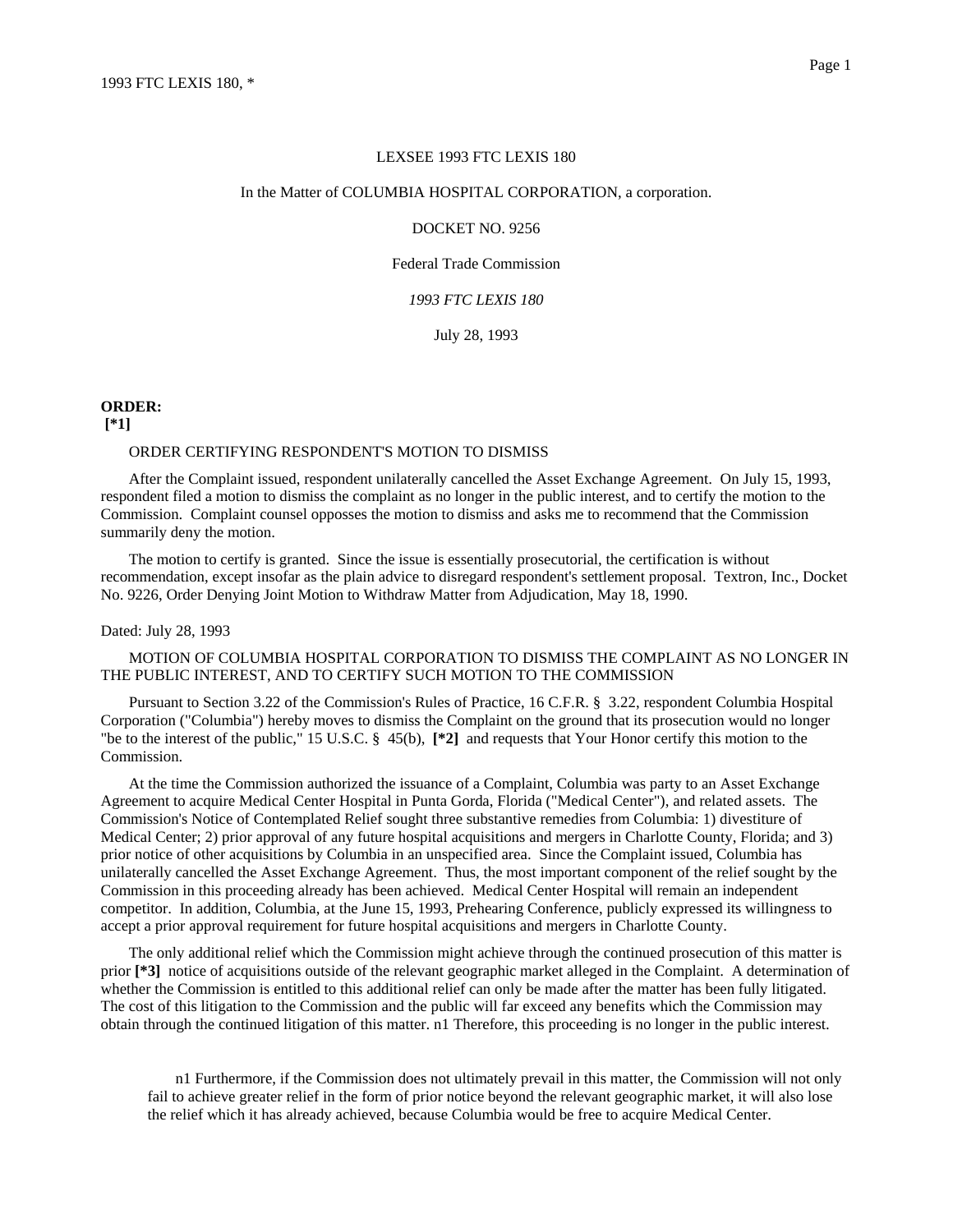LEXSEE 1993 FTC LEXIS 180

In the Matter of COLUMBIA HOSPITAL CORPORATION, a corporation.

DOCKET NO. 9256

Federal Trade Commission

*1993 FTC LEXIS 180*

July 28, 1993

**ORDER:**
**[*1]**

ORDER CERTIFYING RESPONDENT'S MOTION TO DISMISS

After the Complaint issued, respondent unilaterally cancelled the Asset Exchange Agreement. On July 15, 1993, respondent filed a motion to dismiss the complaint as no longer in the public interest, and to certify the motion to the Commission. Complaint counsel opposses the motion to dismiss and asks me to recommend that the Commission summarily deny the motion.

The motion to certify is granted. Since the issue is essentially prosecutorial, the certification is without recommendation, except insofar as the plain advice to disregard respondent's settlement proposal. Textron, Inc., Docket No. 9226, Order Denying Joint Motion to Withdraw Matter from Adjudication, May 18, 1990.

Dated: July 28, 1993

MOTION OF COLUMBIA HOSPITAL CORPORATION TO DISMISS THE COMPLAINT AS NO LONGER IN THE PUBLIC INTEREST, AND TO CERTIFY SUCH MOTION TO THE COMMISSION

Pursuant to Section 3.22 of the Commission's Rules of Practice, 16 C.F.R. § 3.22, respondent Columbia Hospital Corporation ("Columbia") hereby moves to dismiss the Complaint on the ground that its prosecution would no longer "be to the interest of the public," 15 U.S.C. § 45(b), **[*2]** and requests that Your Honor certify this motion to the Commission.

At the time the Commission authorized the issuance of a Complaint, Columbia was party to an Asset Exchange Agreement to acquire Medical Center Hospital in Punta Gorda, Florida ("Medical Center"), and related assets. The Commission's Notice of Contemplated Relief sought three substantive remedies from Columbia: 1) divestiture of Medical Center; 2) prior approval of any future hospital acquisitions and mergers in Charlotte County, Florida; and 3) prior notice of other acquisitions by Columbia in an unspecified area. Since the Complaint issued, Columbia has unilaterally cancelled the Asset Exchange Agreement. Thus, the most important component of the relief sought by the Commission in this proceeding already has been achieved. Medical Center Hospital will remain an independent competitor. In addition, Columbia, at the June 15, 1993, Prehearing Conference, publicly expressed its willingness to accept a prior approval requirement for future hospital acquisitions and mergers in Charlotte County.

The only additional relief which the Commission might achieve through the continued prosecution of this matter is prior **[*3]** notice of acquisitions outside of the relevant geographic market alleged in the Complaint. A determination of whether the Commission is entitled to this additional relief can only be made after the matter has been fully litigated. The cost of this litigation to the Commission and the public will far exceed any benefits which the Commission may obtain through the continued litigation of this matter. n1 Therefore, this proceeding is no longer in the public interest.

n1 Furthermore, if the Commission does not ultimately prevail in this matter, the Commission will not only fail to achieve greater relief in the form of prior notice beyond the relevant geographic market, it will also lose the relief which it has already achieved, because Columbia would be free to acquire Medical Center.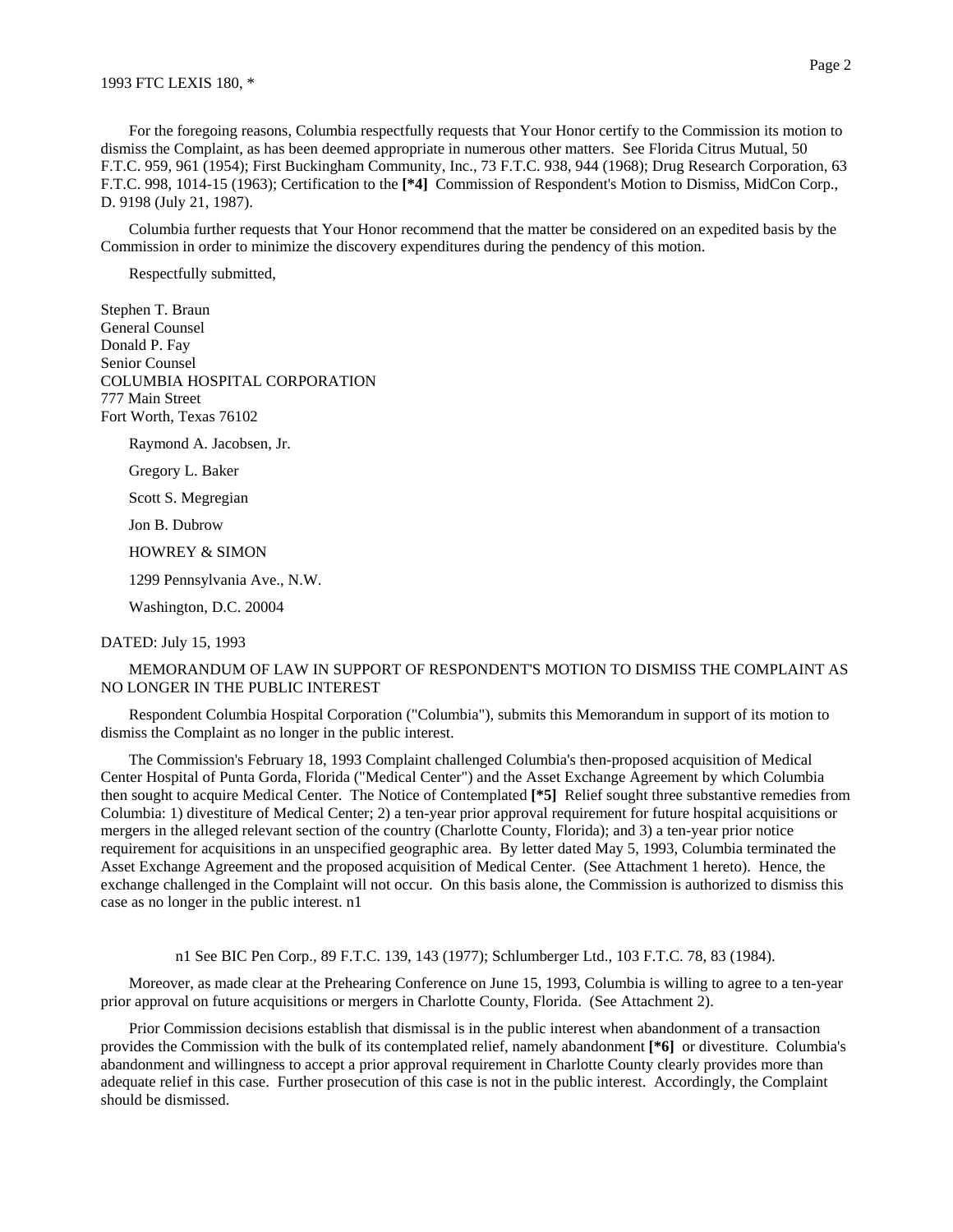For the foregoing reasons, Columbia respectfully requests that Your Honor certify to the Commission its motion to dismiss the Complaint, as has been deemed appropriate in numerous other matters. See Florida Citrus Mutual, 50 F.T.C. 959, 961 (1954); First Buckingham Community, Inc., 73 F.T.C. 938, 944 (1968); Drug Research Corporation, 63 F.T.C. 998, 1014-15 (1963); Certification to the **[*4]** Commission of Respondent's Motion to Dismiss, MidCon Corp., D. 9198 (July 21, 1987).

Columbia further requests that Your Honor recommend that the matter be considered on an expedited basis by the Commission in order to minimize the discovery expenditures during the pendency of this motion.

Respectfully submitted,

Stephen T. Braun
General Counsel
Donald P. Fay
Senior Counsel
COLUMBIA HOSPITAL CORPORATION
777 Main Street
Fort Worth, Texas 76102

Raymond A. Jacobsen, Jr.

Gregory L. Baker

Scott S. Megregian

Jon B. Dubrow

HOWREY & SIMON

1299 Pennsylvania Ave., N.W.

Washington, D.C. 20004

DATED: July 15, 1993

MEMORANDUM OF LAW IN SUPPORT OF RESPONDENT'S MOTION TO DISMISS THE COMPLAINT AS NO LONGER IN THE PUBLIC INTEREST

Respondent Columbia Hospital Corporation ("Columbia"), submits this Memorandum in support of its motion to dismiss the Complaint as no longer in the public interest.

The Commission's February 18, 1993 Complaint challenged Columbia's then-proposed acquisition of Medical Center Hospital of Punta Gorda, Florida ("Medical Center") and the Asset Exchange Agreement by which Columbia then sought to acquire Medical Center. The Notice of Contemplated **[*5]** Relief sought three substantive remedies from Columbia: 1) divestiture of Medical Center; 2) a ten-year prior approval requirement for future hospital acquisitions or mergers in the alleged relevant section of the country (Charlotte County, Florida); and 3) a ten-year prior notice requirement for acquisitions in an unspecified geographic area. By letter dated May 5, 1993, Columbia terminated the Asset Exchange Agreement and the proposed acquisition of Medical Center. (See Attachment 1 hereto). Hence, the exchange challenged in the Complaint will not occur. On this basis alone, the Commission is authorized to dismiss this case as no longer in the public interest. n1

n1 See BIC Pen Corp., 89 F.T.C. 139, 143 (1977); Schlumberger Ltd., 103 F.T.C. 78, 83 (1984).

Moreover, as made clear at the Prehearing Conference on June 15, 1993, Columbia is willing to agree to a ten-year prior approval on future acquisitions or mergers in Charlotte County, Florida. (See Attachment 2).

Prior Commission decisions establish that dismissal is in the public interest when abandonment of a transaction provides the Commission with the bulk of its contemplated relief, namely abandonment **[*6]** or divestiture. Columbia's abandonment and willingness to accept a prior approval requirement in Charlotte County clearly provides more than adequate relief in this case. Further prosecution of this case is not in the public interest. Accordingly, the Complaint should be dismissed.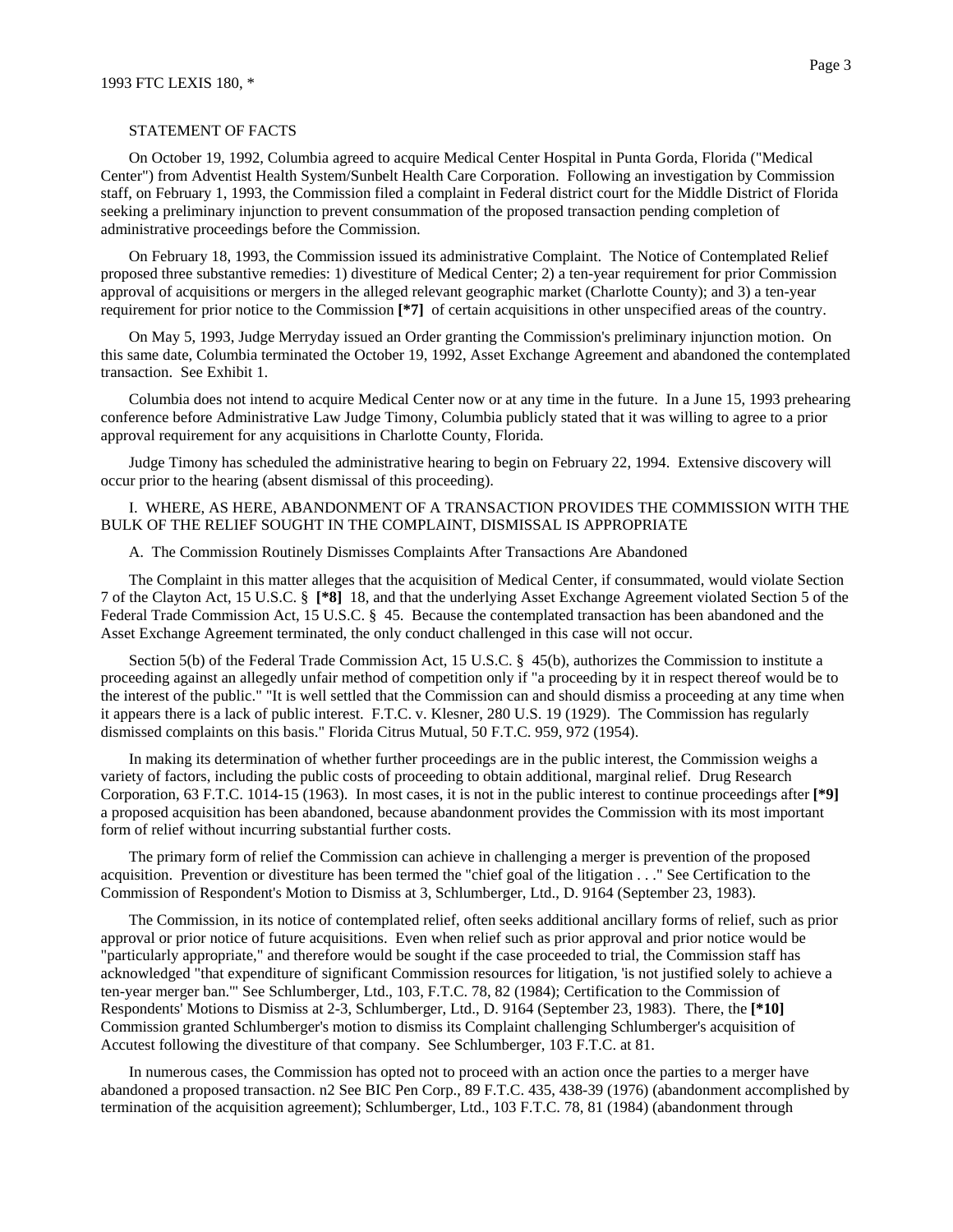STATEMENT OF FACTS

On October 19, 1992, Columbia agreed to acquire Medical Center Hospital in Punta Gorda, Florida ("Medical Center") from Adventist Health System/Sunbelt Health Care Corporation. Following an investigation by Commission staff, on February 1, 1993, the Commission filed a complaint in Federal district court for the Middle District of Florida seeking a preliminary injunction to prevent consummation of the proposed transaction pending completion of administrative proceedings before the Commission.

On February 18, 1993, the Commission issued its administrative Complaint. The Notice of Contemplated Relief proposed three substantive remedies: 1) divestiture of Medical Center; 2) a ten-year requirement for prior Commission approval of acquisitions or mergers in the alleged relevant geographic market (Charlotte County); and 3) a ten-year requirement for prior notice to the Commission **[*7]** of certain acquisitions in other unspecified areas of the country.

On May 5, 1993, Judge Merryday issued an Order granting the Commission's preliminary injunction motion. On this same date, Columbia terminated the October 19, 1992, Asset Exchange Agreement and abandoned the contemplated transaction. See Exhibit 1.

Columbia does not intend to acquire Medical Center now or at any time in the future. In a June 15, 1993 prehearing conference before Administrative Law Judge Timony, Columbia publicly stated that it was willing to agree to a prior approval requirement for any acquisitions in Charlotte County, Florida.

Judge Timony has scheduled the administrative hearing to begin on February 22, 1994. Extensive discovery will occur prior to the hearing (absent dismissal of this proceeding).

I. WHERE, AS HERE, ABANDONMENT OF A TRANSACTION PROVIDES THE COMMISSION WITH THE BULK OF THE RELIEF SOUGHT IN THE COMPLAINT, DISMISSAL IS APPROPRIATE

A. The Commission Routinely Dismisses Complaints After Transactions Are Abandoned

The Complaint in this matter alleges that the acquisition of Medical Center, if consummated, would violate Section 7 of the Clayton Act, 15 U.S.C. § **[*8]** 18, and that the underlying Asset Exchange Agreement violated Section 5 of the Federal Trade Commission Act, 15 U.S.C. § 45. Because the contemplated transaction has been abandoned and the Asset Exchange Agreement terminated, the only conduct challenged in this case will not occur.

Section 5(b) of the Federal Trade Commission Act, 15 U.S.C. § 45(b), authorizes the Commission to institute a proceeding against an allegedly unfair method of competition only if "a proceeding by it in respect thereof would be to the interest of the public." "It is well settled that the Commission can and should dismiss a proceeding at any time when it appears there is a lack of public interest. F.T.C. v. Klesner, 280 U.S. 19 (1929). The Commission has regularly dismissed complaints on this basis." Florida Citrus Mutual, 50 F.T.C. 959, 972 (1954).

In making its determination of whether further proceedings are in the public interest, the Commission weighs a variety of factors, including the public costs of proceeding to obtain additional, marginal relief. Drug Research Corporation, 63 F.T.C. 1014-15 (1963). In most cases, it is not in the public interest to continue proceedings after **[*9]** a proposed acquisition has been abandoned, because abandonment provides the Commission with its most important form of relief without incurring substantial further costs.

The primary form of relief the Commission can achieve in challenging a merger is prevention of the proposed acquisition. Prevention or divestiture has been termed the "chief goal of the litigation . . ." See Certification to the Commission of Respondent's Motion to Dismiss at 3, Schlumberger, Ltd., D. 9164 (September 23, 1983).

The Commission, in its notice of contemplated relief, often seeks additional ancillary forms of relief, such as prior approval or prior notice of future acquisitions. Even when relief such as prior approval and prior notice would be "particularly appropriate," and therefore would be sought if the case proceeded to trial, the Commission staff has acknowledged "that expenditure of significant Commission resources for litigation, 'is not justified solely to achieve a ten-year merger ban.'" See Schlumberger, Ltd., 103, F.T.C. 78, 82 (1984); Certification to the Commission of Respondents' Motions to Dismiss at 2-3, Schlumberger, Ltd., D. 9164 (September 23, 1983). There, the **[*10]** Commission granted Schlumberger's motion to dismiss its Complaint challenging Schlumberger's acquisition of Accutest following the divestiture of that company. See Schlumberger, 103 F.T.C. at 81.

In numerous cases, the Commission has opted not to proceed with an action once the parties to a merger have abandoned a proposed transaction. n2 See BIC Pen Corp., 89 F.T.C. 435, 438-39 (1976) (abandonment accomplished by termination of the acquisition agreement); Schlumberger, Ltd., 103 F.T.C. 78, 81 (1984) (abandonment through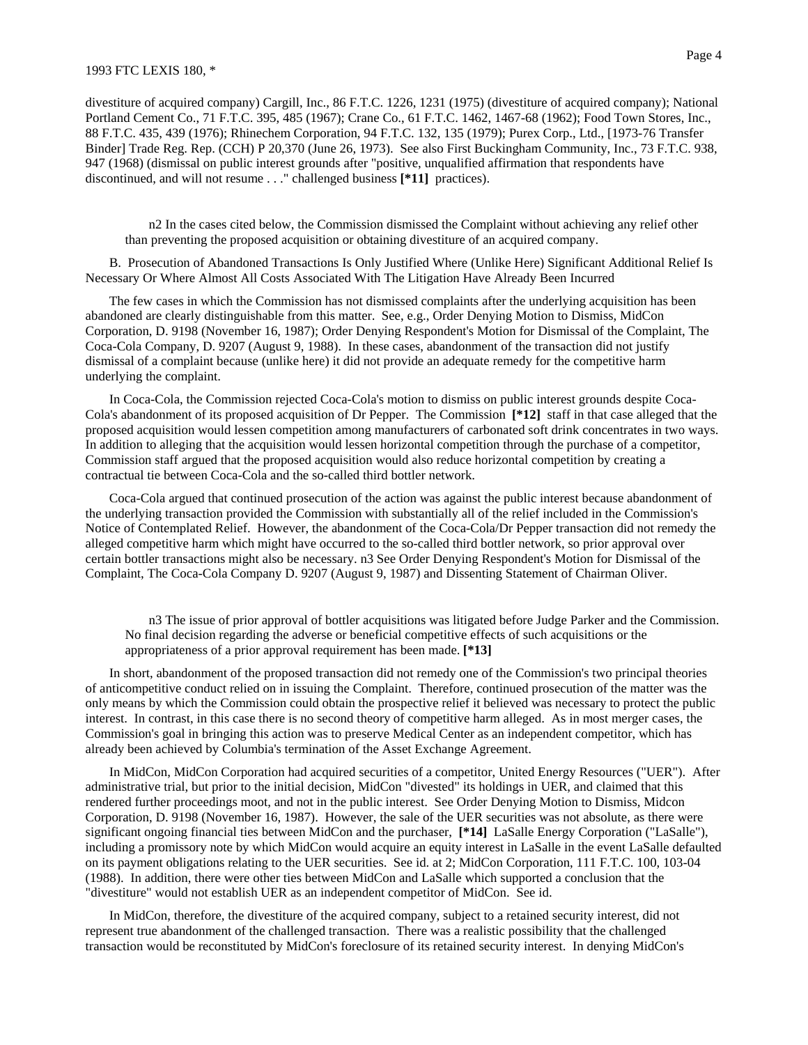divestiture of acquired company) Cargill, Inc., 86 F.T.C. 1226, 1231 (1975) (divestiture of acquired company); National Portland Cement Co., 71 F.T.C. 395, 485 (1967); Crane Co., 61 F.T.C. 1462, 1467-68 (1962); Food Town Stores, Inc., 88 F.T.C. 435, 439 (1976); Rhinechem Corporation, 94 F.T.C. 132, 135 (1979); Purex Corp., Ltd., [1973-76 Transfer Binder] Trade Reg. Rep. (CCH) P 20,370 (June 26, 1973). See also First Buckingham Community, Inc., 73 F.T.C. 938, 947 (1968) (dismissal on public interest grounds after "positive, unqualified affirmation that respondents have discontinued, and will not resume . . ." challenged business **[*11]** practices).

n2 In the cases cited below, the Commission dismissed the Complaint without achieving any relief other than preventing the proposed acquisition or obtaining divestiture of an acquired company.

B. Prosecution of Abandoned Transactions Is Only Justified Where (Unlike Here) Significant Additional Relief Is Necessary Or Where Almost All Costs Associated With The Litigation Have Already Been Incurred

The few cases in which the Commission has not dismissed complaints after the underlying acquisition has been abandoned are clearly distinguishable from this matter. See, e.g., Order Denying Motion to Dismiss, MidCon Corporation, D. 9198 (November 16, 1987); Order Denying Respondent's Motion for Dismissal of the Complaint, The Coca-Cola Company, D. 9207 (August 9, 1988). In these cases, abandonment of the transaction did not justify dismissal of a complaint because (unlike here) it did not provide an adequate remedy for the competitive harm underlying the complaint.

In Coca-Cola, the Commission rejected Coca-Cola's motion to dismiss on public interest grounds despite Coca-Cola's abandonment of its proposed acquisition of Dr Pepper. The Commission **[*12]** staff in that case alleged that the proposed acquisition would lessen competition among manufacturers of carbonated soft drink concentrates in two ways. In addition to alleging that the acquisition would lessen horizontal competition through the purchase of a competitor, Commission staff argued that the proposed acquisition would also reduce horizontal competition by creating a contractual tie between Coca-Cola and the so-called third bottler network.

Coca-Cola argued that continued prosecution of the action was against the public interest because abandonment of the underlying transaction provided the Commission with substantially all of the relief included in the Commission's Notice of Contemplated Relief. However, the abandonment of the Coca-Cola/Dr Pepper transaction did not remedy the alleged competitive harm which might have occurred to the so-called third bottler network, so prior approval over certain bottler transactions might also be necessary. n3 See Order Denying Respondent's Motion for Dismissal of the Complaint, The Coca-Cola Company D. 9207 (August 9, 1987) and Dissenting Statement of Chairman Oliver.

n3 The issue of prior approval of bottler acquisitions was litigated before Judge Parker and the Commission. No final decision regarding the adverse or beneficial competitive effects of such acquisitions or the appropriateness of a prior approval requirement has been made. **[*13]**

In short, abandonment of the proposed transaction did not remedy one of the Commission's two principal theories of anticompetitive conduct relied on in issuing the Complaint. Therefore, continued prosecution of the matter was the only means by which the Commission could obtain the prospective relief it believed was necessary to protect the public interest. In contrast, in this case there is no second theory of competitive harm alleged. As in most merger cases, the Commission's goal in bringing this action was to preserve Medical Center as an independent competitor, which has already been achieved by Columbia's termination of the Asset Exchange Agreement.

In MidCon, MidCon Corporation had acquired securities of a competitor, United Energy Resources ("UER"). After administrative trial, but prior to the initial decision, MidCon "divested" its holdings in UER, and claimed that this rendered further proceedings moot, and not in the public interest. See Order Denying Motion to Dismiss, Midcon Corporation, D. 9198 (November 16, 1987). However, the sale of the UER securities was not absolute, as there were significant ongoing financial ties between MidCon and the purchaser, **[*14]** LaSalle Energy Corporation ("LaSalle"), including a promissory note by which MidCon would acquire an equity interest in LaSalle in the event LaSalle defaulted on its payment obligations relating to the UER securities. See id. at 2; MidCon Corporation, 111 F.T.C. 100, 103-04 (1988). In addition, there were other ties between MidCon and LaSalle which supported a conclusion that the "divestiture" would not establish UER as an independent competitor of MidCon. See id.

In MidCon, therefore, the divestiture of the acquired company, subject to a retained security interest, did not represent true abandonment of the challenged transaction. There was a realistic possibility that the challenged transaction would be reconstituted by MidCon's foreclosure of its retained security interest. In denying MidCon's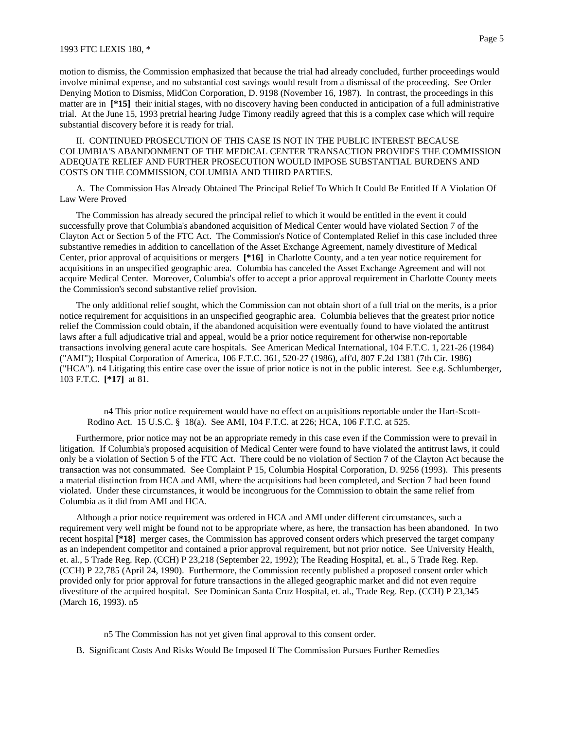motion to dismiss, the Commission emphasized that because the trial had already concluded, further proceedings would involve minimal expense, and no substantial cost savings would result from a dismissal of the proceeding. See Order Denying Motion to Dismiss, MidCon Corporation, D. 9198 (November 16, 1987). In contrast, the proceedings in this matter are in **[*15]** their initial stages, with no discovery having been conducted in anticipation of a full administrative trial. At the June 15, 1993 pretrial hearing Judge Timony readily agreed that this is a complex case which will require substantial discovery before it is ready for trial.

II. CONTINUED PROSECUTION OF THIS CASE IS NOT IN THE PUBLIC INTEREST BECAUSE COLUMBIA'S ABANDONMENT OF THE MEDICAL CENTER TRANSACTION PROVIDES THE COMMISSION ADEQUATE RELIEF AND FURTHER PROSECUTION WOULD IMPOSE SUBSTANTIAL BURDENS AND COSTS ON THE COMMISSION, COLUMBIA AND THIRD PARTIES.

A. The Commission Has Already Obtained The Principal Relief To Which It Could Be Entitled If A Violation Of Law Were Proved

The Commission has already secured the principal relief to which it would be entitled in the event it could successfully prove that Columbia's abandoned acquisition of Medical Center would have violated Section 7 of the Clayton Act or Section 5 of the FTC Act. The Commission's Notice of Contemplated Relief in this case included three substantive remedies in addition to cancellation of the Asset Exchange Agreement, namely divestiture of Medical Center, prior approval of acquisitions or mergers **[*16]** in Charlotte County, and a ten year notice requirement for acquisitions in an unspecified geographic area. Columbia has canceled the Asset Exchange Agreement and will not acquire Medical Center. Moreover, Columbia's offer to accept a prior approval requirement in Charlotte County meets the Commission's second substantive relief provision.

The only additional relief sought, which the Commission can not obtain short of a full trial on the merits, is a prior notice requirement for acquisitions in an unspecified geographic area. Columbia believes that the greatest prior notice relief the Commission could obtain, if the abandoned acquisition were eventually found to have violated the antitrust laws after a full adjudicative trial and appeal, would be a prior notice requirement for otherwise non-reportable transactions involving general acute care hospitals. See American Medical International, 104 F.T.C. 1, 221-26 (1984) ("AMI"); Hospital Corporation of America, 106 F.T.C. 361, 520-27 (1986), aff'd, 807 F.2d 1381 (7th Cir. 1986) ("HCA"). n4 Litigating this entire case over the issue of prior notice is not in the public interest. See e.g. Schlumberger, 103 F.T.C. **[*17]** at 81.

n4 This prior notice requirement would have no effect on acquisitions reportable under the Hart-Scott-Rodino Act. 15 U.S.C. § 18(a). See AMI, 104 F.T.C. at 226; HCA, 106 F.T.C. at 525.

Furthermore, prior notice may not be an appropriate remedy in this case even if the Commission were to prevail in litigation. If Columbia's proposed acquisition of Medical Center were found to have violated the antitrust laws, it could only be a violation of Section 5 of the FTC Act. There could be no violation of Section 7 of the Clayton Act because the transaction was not consummated. See Complaint P 15, Columbia Hospital Corporation, D. 9256 (1993). This presents a material distinction from HCA and AMI, where the acquisitions had been completed, and Section 7 had been found violated. Under these circumstances, it would be incongruous for the Commission to obtain the same relief from Columbia as it did from AMI and HCA.

Although a prior notice requirement was ordered in HCA and AMI under different circumstances, such a requirement very well might be found not to be appropriate where, as here, the transaction has been abandoned. In two recent hospital **[*18]** merger cases, the Commission has approved consent orders which preserved the target company as an independent competitor and contained a prior approval requirement, but not prior notice. See University Health, et. al., 5 Trade Reg. Rep. (CCH) P 23,218 (September 22, 1992); The Reading Hospital, et. al., 5 Trade Reg. Rep. (CCH) P 22,785 (April 24, 1990). Furthermore, the Commission recently published a proposed consent order which provided only for prior approval for future transactions in the alleged geographic market and did not even require divestiture of the acquired hospital. See Dominican Santa Cruz Hospital, et. al., Trade Reg. Rep. (CCH) P 23,345 (March 16, 1993). n5

n5 The Commission has not yet given final approval to this consent order.

B. Significant Costs And Risks Would Be Imposed If The Commission Pursues Further Remedies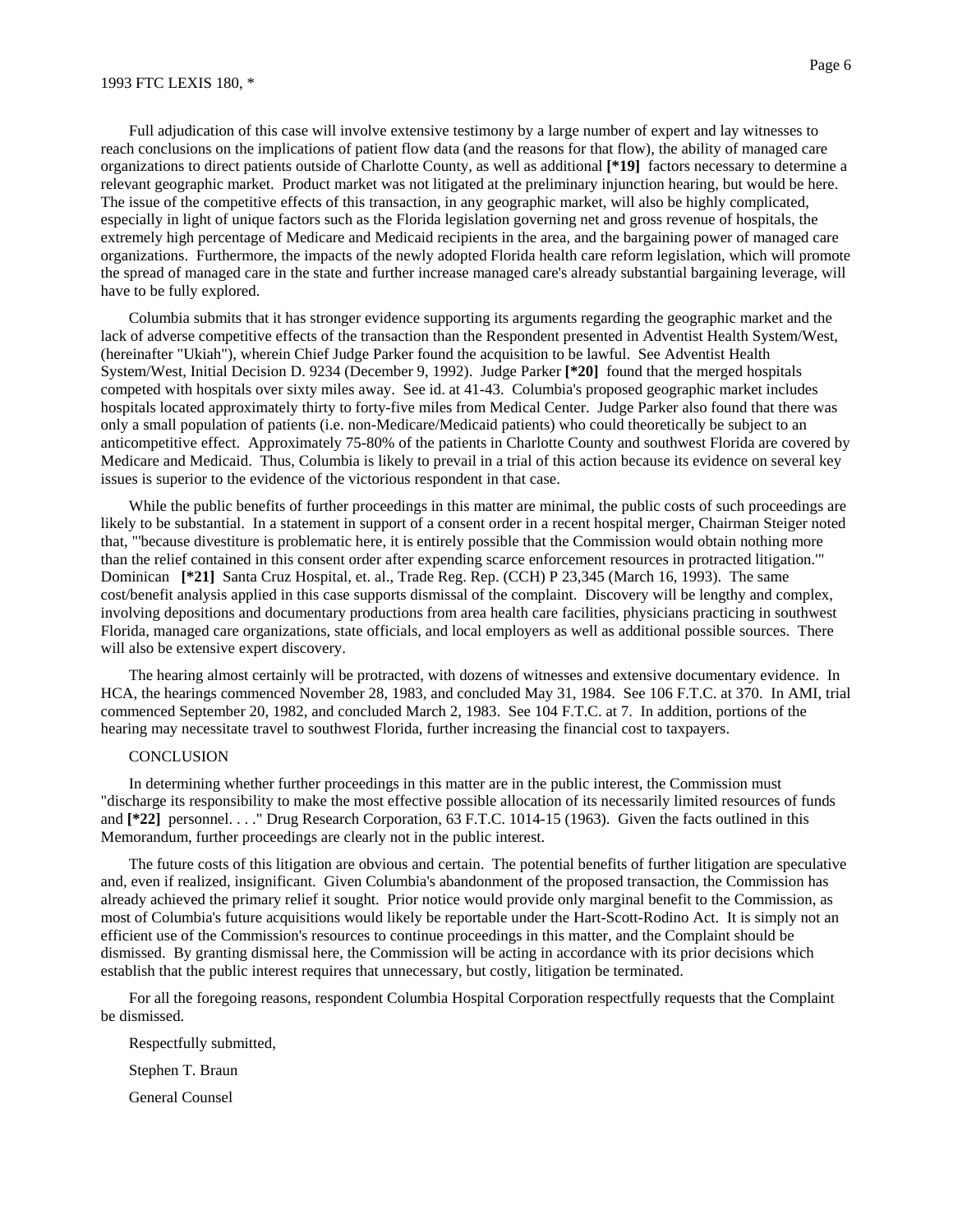Full adjudication of this case will involve extensive testimony by a large number of expert and lay witnesses to reach conclusions on the implications of patient flow data (and the reasons for that flow), the ability of managed care organizations to direct patients outside of Charlotte County, as well as additional **[*19]** factors necessary to determine a relevant geographic market. Product market was not litigated at the preliminary injunction hearing, but would be here. The issue of the competitive effects of this transaction, in any geographic market, will also be highly complicated, especially in light of unique factors such as the Florida legislation governing net and gross revenue of hospitals, the extremely high percentage of Medicare and Medicaid recipients in the area, and the bargaining power of managed care organizations. Furthermore, the impacts of the newly adopted Florida health care reform legislation, which will promote the spread of managed care in the state and further increase managed care's already substantial bargaining leverage, will have to be fully explored.

Columbia submits that it has stronger evidence supporting its arguments regarding the geographic market and the lack of adverse competitive effects of the transaction than the Respondent presented in Adventist Health System/West, (hereinafter "Ukiah"), wherein Chief Judge Parker found the acquisition to be lawful. See Adventist Health System/West, Initial Decision D. 9234 (December 9, 1992). Judge Parker **[*20]** found that the merged hospitals competed with hospitals over sixty miles away. See id. at 41-43. Columbia's proposed geographic market includes hospitals located approximately thirty to forty-five miles from Medical Center. Judge Parker also found that there was only a small population of patients (i.e. non-Medicare/Medicaid patients) who could theoretically be subject to an anticompetitive effect. Approximately 75-80% of the patients in Charlotte County and southwest Florida are covered by Medicare and Medicaid. Thus, Columbia is likely to prevail in a trial of this action because its evidence on several key issues is superior to the evidence of the victorious respondent in that case.

While the public benefits of further proceedings in this matter are minimal, the public costs of such proceedings are likely to be substantial. In a statement in support of a consent order in a recent hospital merger, Chairman Steiger noted that, "'because divestiture is problematic here, it is entirely possible that the Commission would obtain nothing more than the relief contained in this consent order after expending scarce enforcement resources in protracted litigation.'" Dominican **[*21]** Santa Cruz Hospital, et. al., Trade Reg. Rep. (CCH) P 23,345 (March 16, 1993). The same cost/benefit analysis applied in this case supports dismissal of the complaint. Discovery will be lengthy and complex, involving depositions and documentary productions from area health care facilities, physicians practicing in southwest Florida, managed care organizations, state officials, and local employers as well as additional possible sources. There will also be extensive expert discovery.

The hearing almost certainly will be protracted, with dozens of witnesses and extensive documentary evidence. In HCA, the hearings commenced November 28, 1983, and concluded May 31, 1984. See 106 F.T.C. at 370. In AMI, trial commenced September 20, 1982, and concluded March 2, 1983. See 104 F.T.C. at 7. In addition, portions of the hearing may necessitate travel to southwest Florida, further increasing the financial cost to taxpayers.

CONCLUSION

In determining whether further proceedings in this matter are in the public interest, the Commission must "discharge its responsibility to make the most effective possible allocation of its necessarily limited resources of funds and **[*22]** personnel. . . ." Drug Research Corporation, 63 F.T.C. 1014-15 (1963). Given the facts outlined in this Memorandum, further proceedings are clearly not in the public interest.

The future costs of this litigation are obvious and certain. The potential benefits of further litigation are speculative and, even if realized, insignificant. Given Columbia's abandonment of the proposed transaction, the Commission has already achieved the primary relief it sought. Prior notice would provide only marginal benefit to the Commission, as most of Columbia's future acquisitions would likely be reportable under the Hart-Scott-Rodino Act. It is simply not an efficient use of the Commission's resources to continue proceedings in this matter, and the Complaint should be dismissed. By granting dismissal here, the Commission will be acting in accordance with its prior decisions which establish that the public interest requires that unnecessary, but costly, litigation be terminated.

For all the foregoing reasons, respondent Columbia Hospital Corporation respectfully requests that the Complaint be dismissed.

Respectfully submitted,

Stephen T. Braun

General Counsel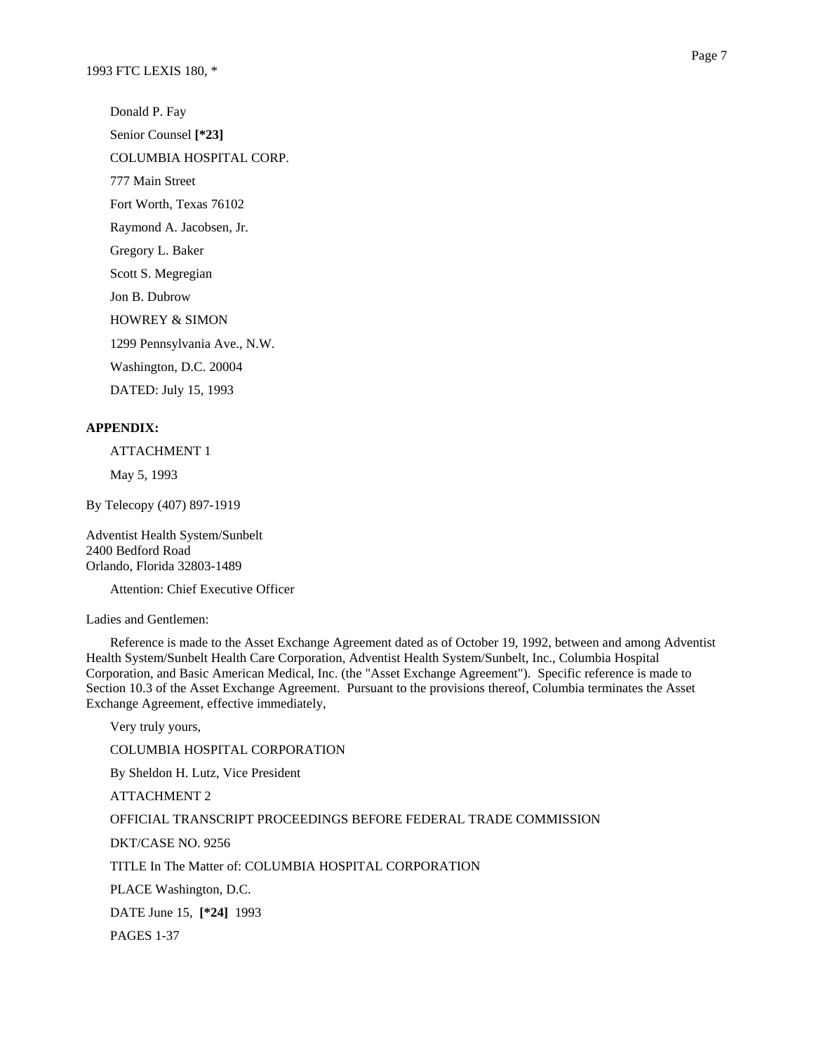Donald P. Fay

Senior Counsel **[*23]**

COLUMBIA HOSPITAL CORP.

777 Main Street

Fort Worth, Texas 76102

Raymond A. Jacobsen, Jr.

Gregory L. Baker

Scott S. Megregian

Jon B. Dubrow

HOWREY & SIMON

1299 Pennsylvania Ave., N.W.

Washington, D.C. 20004

DATED: July 15, 1993

**APPENDIX:**

ATTACHMENT 1

May 5, 1993

By Telecopy (407) 897-1919

Adventist Health System/Sunbelt
2400 Bedford Road
Orlando, Florida 32803-1489

Attention: Chief Executive Officer

Ladies and Gentlemen:

Reference is made to the Asset Exchange Agreement dated as of October 19, 1992, between and among Adventist Health System/Sunbelt Health Care Corporation, Adventist Health System/Sunbelt, Inc., Columbia Hospital Corporation, and Basic American Medical, Inc. (the "Asset Exchange Agreement"). Specific reference is made to Section 10.3 of the Asset Exchange Agreement. Pursuant to the provisions thereof, Columbia terminates the Asset Exchange Agreement, effective immediately,

Very truly yours,

COLUMBIA HOSPITAL CORPORATION

By Sheldon H. Lutz, Vice President

ATTACHMENT 2

OFFICIAL TRANSCRIPT PROCEEDINGS BEFORE FEDERAL TRADE COMMISSION

DKT/CASE NO. 9256

TITLE In The Matter of: COLUMBIA HOSPITAL CORPORATION

PLACE Washington, D.C.

DATE June 15, **[*24]** 1993

PAGES 1-37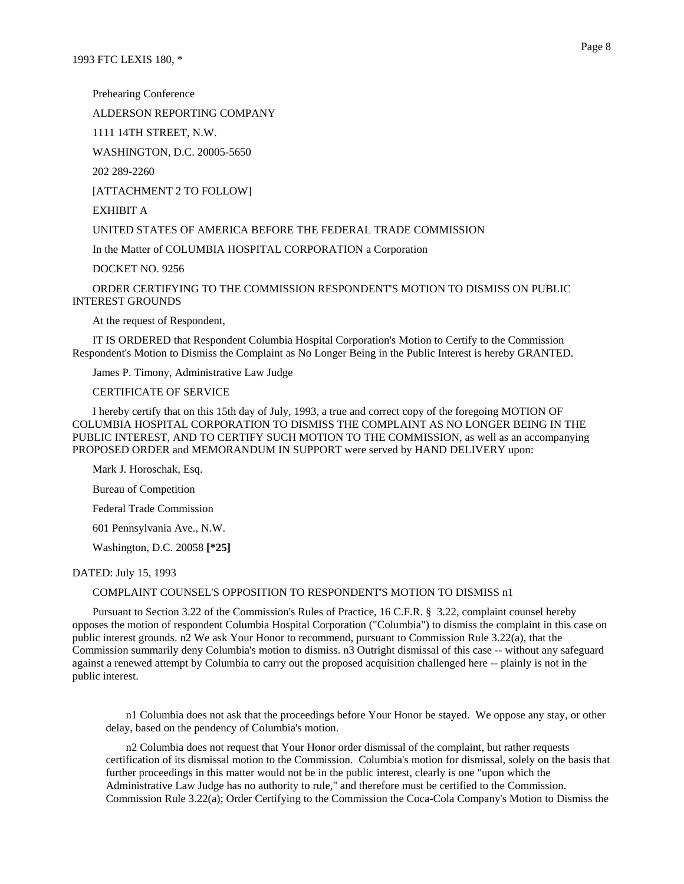Prehearing Conference

ALDERSON REPORTING COMPANY

1111 14TH STREET, N.W.

WASHINGTON, D.C. 20005-5650

202 289-2260

[ATTACHMENT 2 TO FOLLOW]

EXHIBIT A

UNITED STATES OF AMERICA BEFORE THE FEDERAL TRADE COMMISSION

In the Matter of COLUMBIA HOSPITAL CORPORATION a Corporation

DOCKET NO. 9256

ORDER CERTIFYING TO THE COMMISSION RESPONDENT'S MOTION TO DISMISS ON PUBLIC INTEREST GROUNDS

At the request of Respondent,

IT IS ORDERED that Respondent Columbia Hospital Corporation's Motion to Certify to the Commission Respondent's Motion to Dismiss the Complaint as No Longer Being in the Public Interest is hereby GRANTED.

James P. Timony, Administrative Law Judge

CERTIFICATE OF SERVICE

I hereby certify that on this 15th day of July, 1993, a true and correct copy of the foregoing MOTION OF COLUMBIA HOSPITAL CORPORATION TO DISMISS THE COMPLAINT AS NO LONGER BEING IN THE PUBLIC INTEREST, AND TO CERTIFY SUCH MOTION TO THE COMMISSION, as well as an accompanying PROPOSED ORDER and MEMORANDUM IN SUPPORT were served by HAND DELIVERY upon:

Mark J. Horoschak, Esq.

Bureau of Competition

Federal Trade Commission

601 Pennsylvania Ave., N.W.

Washington, D.C. 20058 **[*25]**

DATED: July 15, 1993

COMPLAINT COUNSEL'S OPPOSITION TO RESPONDENT'S MOTION TO DISMISS n1

Pursuant to Section 3.22 of the Commission's Rules of Practice, 16 C.F.R. § 3.22, complaint counsel hereby opposes the motion of respondent Columbia Hospital Corporation ("Columbia") to dismiss the complaint in this case on public interest grounds. n2 We ask Your Honor to recommend, pursuant to Commission Rule 3.22(a), that the Commission summarily deny Columbia's motion to dismiss. n3 Outright dismissal of this case -- without any safeguard against a renewed attempt by Columbia to carry out the proposed acquisition challenged here -- plainly is not in the public interest.

n1 Columbia does not ask that the proceedings before Your Honor be stayed. We oppose any stay, or other delay, based on the pendency of Columbia's motion.

n2 Columbia does not request that Your Honor order dismissal of the complaint, but rather requests certification of its dismissal motion to the Commission. Columbia's motion for dismissal, solely on the basis that further proceedings in this matter would not be in the public interest, clearly is one "upon which the Administrative Law Judge has no authority to rule," and therefore must be certified to the Commission. Commission Rule 3.22(a); Order Certifying to the Commission the Coca-Cola Company's Motion to Dismiss the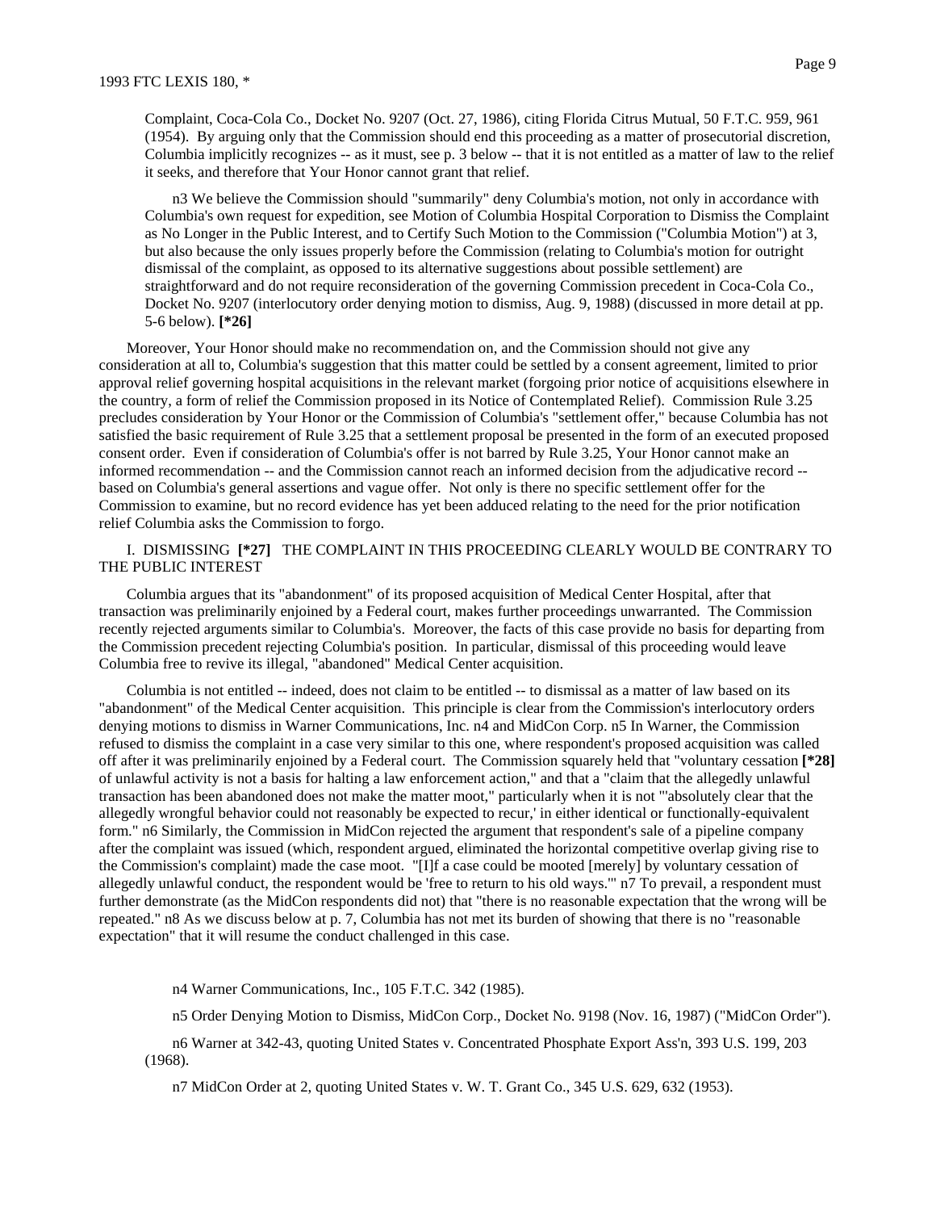Complaint, Coca-Cola Co., Docket No. 9207 (Oct. 27, 1986), citing Florida Citrus Mutual, 50 F.T.C. 959, 961 (1954). By arguing only that the Commission should end this proceeding as a matter of prosecutorial discretion, Columbia implicitly recognizes -- as it must, see p. 3 below -- that it is not entitled as a matter of law to the relief it seeks, and therefore that Your Honor cannot grant that relief.

n3 We believe the Commission should "summarily" deny Columbia's motion, not only in accordance with Columbia's own request for expedition, see Motion of Columbia Hospital Corporation to Dismiss the Complaint as No Longer in the Public Interest, and to Certify Such Motion to the Commission ("Columbia Motion") at 3, but also because the only issues properly before the Commission (relating to Columbia's motion for outright dismissal of the complaint, as opposed to its alternative suggestions about possible settlement) are straightforward and do not require reconsideration of the governing Commission precedent in Coca-Cola Co., Docket No. 9207 (interlocutory order denying motion to dismiss, Aug. 9, 1988) (discussed in more detail at pp. 5-6 below). **[*26]**

Moreover, Your Honor should make no recommendation on, and the Commission should not give any consideration at all to, Columbia's suggestion that this matter could be settled by a consent agreement, limited to prior approval relief governing hospital acquisitions in the relevant market (forgoing prior notice of acquisitions elsewhere in the country, a form of relief the Commission proposed in its Notice of Contemplated Relief). Commission Rule 3.25 precludes consideration by Your Honor or the Commission of Columbia's "settlement offer," because Columbia has not satisfied the basic requirement of Rule 3.25 that a settlement proposal be presented in the form of an executed proposed consent order. Even if consideration of Columbia's offer is not barred by Rule 3.25, Your Honor cannot make an informed recommendation -- and the Commission cannot reach an informed decision from the adjudicative record -- based on Columbia's general assertions and vague offer. Not only is there no specific settlement offer for the Commission to examine, but no record evidence has yet been adduced relating to the need for the prior notification relief Columbia asks the Commission to forgo.

I. DISMISSING **[*27]** THE COMPLAINT IN THIS PROCEEDING CLEARLY WOULD BE CONTRARY TO THE PUBLIC INTEREST

Columbia argues that its "abandonment" of its proposed acquisition of Medical Center Hospital, after that transaction was preliminarily enjoined by a Federal court, makes further proceedings unwarranted. The Commission recently rejected arguments similar to Columbia's. Moreover, the facts of this case provide no basis for departing from the Commission precedent rejecting Columbia's position. In particular, dismissal of this proceeding would leave Columbia free to revive its illegal, "abandoned" Medical Center acquisition.

Columbia is not entitled -- indeed, does not claim to be entitled -- to dismissal as a matter of law based on its "abandonment" of the Medical Center acquisition. This principle is clear from the Commission's interlocutory orders denying motions to dismiss in Warner Communications, Inc. n4 and MidCon Corp. n5 In Warner, the Commission refused to dismiss the complaint in a case very similar to this one, where respondent's proposed acquisition was called off after it was preliminarily enjoined by a Federal court. The Commission squarely held that "voluntary cessation **[*28]** of unlawful activity is not a basis for halting a law enforcement action," and that a "claim that the allegedly unlawful transaction has been abandoned does not make the matter moot," particularly when it is not "'absolutely clear that the allegedly wrongful behavior could not reasonably be expected to recur,' in either identical or functionally-equivalent form." n6 Similarly, the Commission in MidCon rejected the argument that respondent's sale of a pipeline company after the complaint was issued (which, respondent argued, eliminated the horizontal competitive overlap giving rise to the Commission's complaint) made the case moot. "[I]f a case could be mooted [merely] by voluntary cessation of allegedly unlawful conduct, the respondent would be 'free to return to his old ways.'" n7 To prevail, a respondent must further demonstrate (as the MidCon respondents did not) that "there is no reasonable expectation that the wrong will be repeated." n8 As we discuss below at p. 7, Columbia has not met its burden of showing that there is no "reasonable expectation" that it will resume the conduct challenged in this case.

n4 Warner Communications, Inc., 105 F.T.C. 342 (1985).

n5 Order Denying Motion to Dismiss, MidCon Corp., Docket No. 9198 (Nov. 16, 1987) ("MidCon Order").

n6 Warner at 342-43, quoting United States v. Concentrated Phosphate Export Ass'n, 393 U.S. 199, 203 (1968).

n7 MidCon Order at 2, quoting United States v. W. T. Grant Co., 345 U.S. 629, 632 (1953).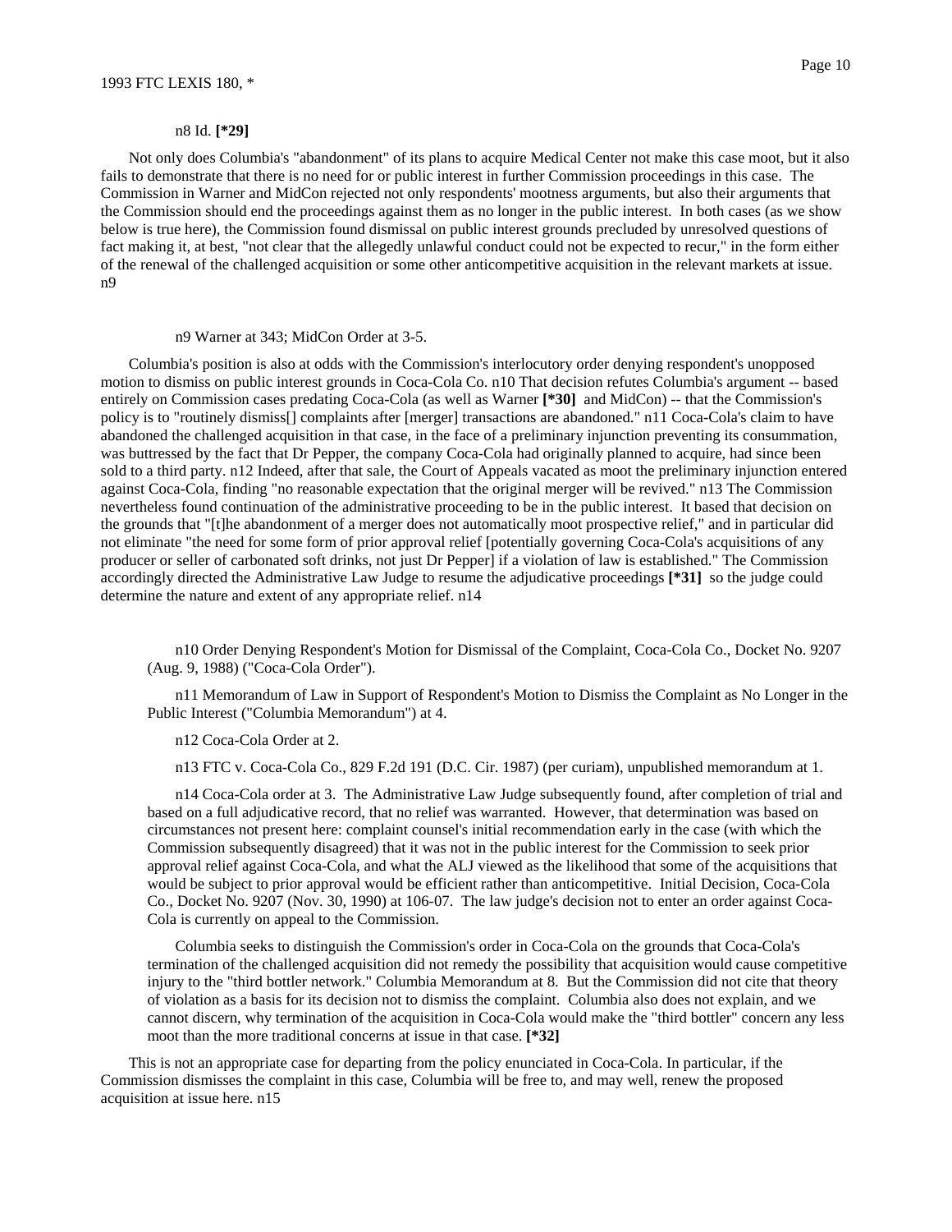n8 Id. **[*29]**

Not only does Columbia's "abandonment" of its plans to acquire Medical Center not make this case moot, but it also fails to demonstrate that there is no need for or public interest in further Commission proceedings in this case. The Commission in Warner and MidCon rejected not only respondents' mootness arguments, but also their arguments that the Commission should end the proceedings against them as no longer in the public interest. In both cases (as we show below is true here), the Commission found dismissal on public interest grounds precluded by unresolved questions of fact making it, at best, "not clear that the allegedly unlawful conduct could not be expected to recur," in the form either of the renewal of the challenged acquisition or some other anticompetitive acquisition in the relevant markets at issue. n9

n9 Warner at 343; MidCon Order at 3-5.

Columbia's position is also at odds with the Commission's interlocutory order denying respondent's unopposed motion to dismiss on public interest grounds in Coca-Cola Co. n10 That decision refutes Columbia's argument -- based entirely on Commission cases predating Coca-Cola (as well as Warner **[*30]** and MidCon) -- that the Commission's policy is to "routinely dismiss[] complaints after [merger] transactions are abandoned." n11 Coca-Cola's claim to have abandoned the challenged acquisition in that case, in the face of a preliminary injunction preventing its consummation, was buttressed by the fact that Dr Pepper, the company Coca-Cola had originally planned to acquire, had since been sold to a third party. n12 Indeed, after that sale, the Court of Appeals vacated as moot the preliminary injunction entered against Coca-Cola, finding "no reasonable expectation that the original merger will be revived." n13 The Commission nevertheless found continuation of the administrative proceeding to be in the public interest. It based that decision on the grounds that "[t]he abandonment of a merger does not automatically moot prospective relief," and in particular did not eliminate "the need for some form of prior approval relief [potentially governing Coca-Cola's acquisitions of any producer or seller of carbonated soft drinks, not just Dr Pepper] if a violation of law is established." The Commission accordingly directed the Administrative Law Judge to resume the adjudicative proceedings **[*31]** so the judge could determine the nature and extent of any appropriate relief. n14

n10 Order Denying Respondent's Motion for Dismissal of the Complaint, Coca-Cola Co., Docket No. 9207 (Aug. 9, 1988) ("Coca-Cola Order").

n11 Memorandum of Law in Support of Respondent's Motion to Dismiss the Complaint as No Longer in the Public Interest ("Columbia Memorandum") at 4.

n12 Coca-Cola Order at 2.

n13 FTC v. Coca-Cola Co., 829 F.2d 191 (D.C. Cir. 1987) (per curiam), unpublished memorandum at 1.

n14 Coca-Cola order at 3. The Administrative Law Judge subsequently found, after completion of trial and based on a full adjudicative record, that no relief was warranted. However, that determination was based on circumstances not present here: complaint counsel's initial recommendation early in the case (with which the Commission subsequently disagreed) that it was not in the public interest for the Commission to seek prior approval relief against Coca-Cola, and what the ALJ viewed as the likelihood that some of the acquisitions that would be subject to prior approval would be efficient rather than anticompetitive. Initial Decision, Coca-Cola Co., Docket No. 9207 (Nov. 30, 1990) at 106-07. The law judge's decision not to enter an order against Coca-Cola is currently on appeal to the Commission.

Columbia seeks to distinguish the Commission's order in Coca-Cola on the grounds that Coca-Cola's termination of the challenged acquisition did not remedy the possibility that acquisition would cause competitive injury to the "third bottler network." Columbia Memorandum at 8. But the Commission did not cite that theory of violation as a basis for its decision not to dismiss the complaint. Columbia also does not explain, and we cannot discern, why termination of the acquisition in Coca-Cola would make the "third bottler" concern any less moot than the more traditional concerns at issue in that case. **[*32]**

This is not an appropriate case for departing from the policy enunciated in Coca-Cola. In particular, if the Commission dismisses the complaint in this case, Columbia will be free to, and may well, renew the proposed acquisition at issue here. n15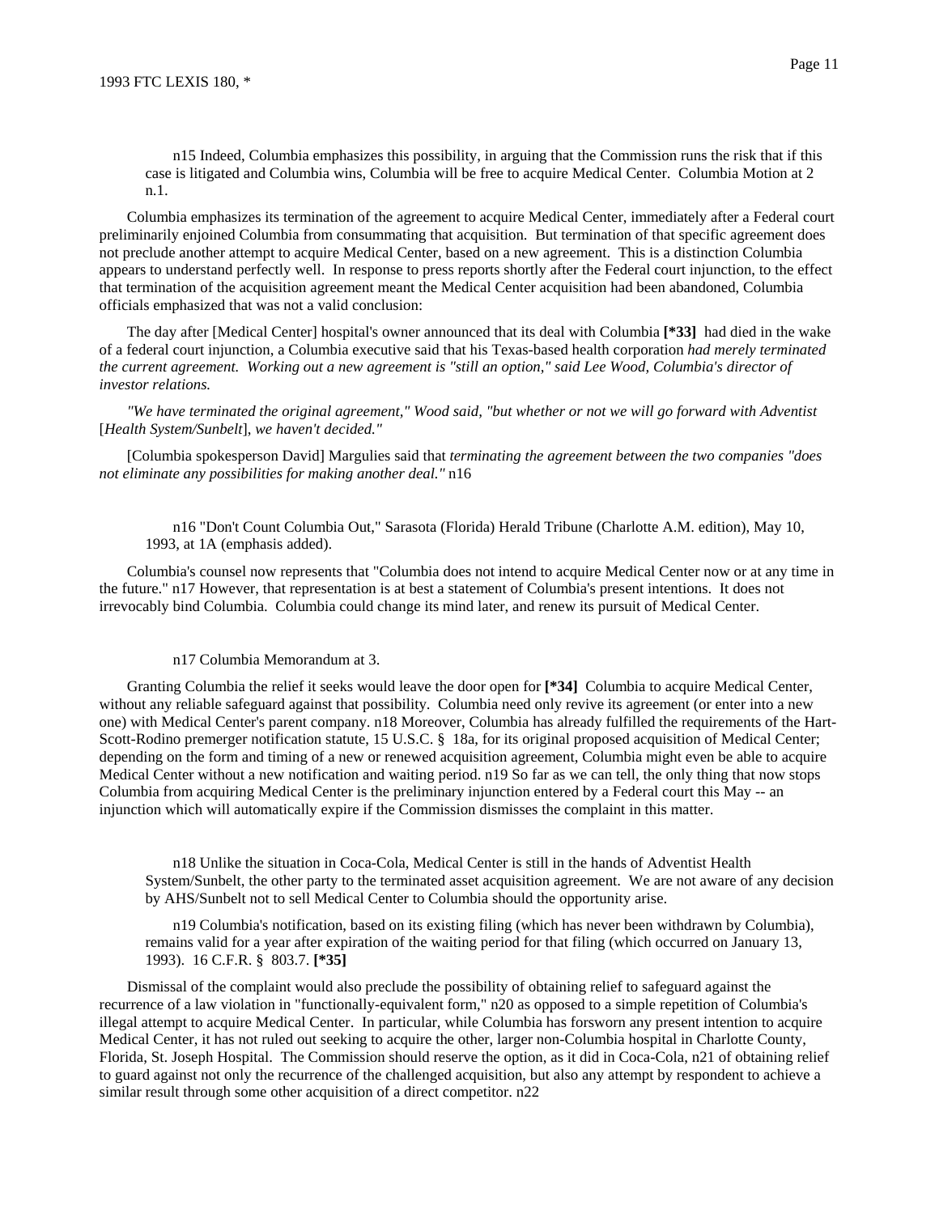n15 Indeed, Columbia emphasizes this possibility, in arguing that the Commission runs the risk that if this case is litigated and Columbia wins, Columbia will be free to acquire Medical Center. Columbia Motion at 2 n.1.

Columbia emphasizes its termination of the agreement to acquire Medical Center, immediately after a Federal court preliminarily enjoined Columbia from consummating that acquisition. But termination of that specific agreement does not preclude another attempt to acquire Medical Center, based on a new agreement. This is a distinction Columbia appears to understand perfectly well. In response to press reports shortly after the Federal court injunction, to the effect that termination of the acquisition agreement meant the Medical Center acquisition had been abandoned, Columbia officials emphasized that was not a valid conclusion:

The day after [Medical Center] hospital's owner announced that its deal with Columbia **[*33]** had died in the wake of a federal court injunction, a Columbia executive said that his Texas-based health corporation *had merely terminated the current agreement. Working out a new agreement is "still an option," said Lee Wood, Columbia's director of investor relations.*

*"We have terminated the original agreement," Wood said, "but whether or not we will go forward with Adventist* [*Health System/Sunbelt*]*, we haven't decided."*

[Columbia spokesperson David] Margulies said that *terminating the agreement between the two companies "does not eliminate any possibilities for making another deal."* n16

n16 "Don't Count Columbia Out," Sarasota (Florida) Herald Tribune (Charlotte A.M. edition), May 10, 1993, at 1A (emphasis added).

Columbia's counsel now represents that "Columbia does not intend to acquire Medical Center now or at any time in the future." n17 However, that representation is at best a statement of Columbia's present intentions. It does not irrevocably bind Columbia. Columbia could change its mind later, and renew its pursuit of Medical Center.

n17 Columbia Memorandum at 3.

Granting Columbia the relief it seeks would leave the door open for **[*34]** Columbia to acquire Medical Center, without any reliable safeguard against that possibility. Columbia need only revive its agreement (or enter into a new one) with Medical Center's parent company. n18 Moreover, Columbia has already fulfilled the requirements of the Hart-Scott-Rodino premerger notification statute, 15 U.S.C. § 18a, for its original proposed acquisition of Medical Center; depending on the form and timing of a new or renewed acquisition agreement, Columbia might even be able to acquire Medical Center without a new notification and waiting period. n19 So far as we can tell, the only thing that now stops Columbia from acquiring Medical Center is the preliminary injunction entered by a Federal court this May -- an injunction which will automatically expire if the Commission dismisses the complaint in this matter.

n18 Unlike the situation in Coca-Cola, Medical Center is still in the hands of Adventist Health System/Sunbelt, the other party to the terminated asset acquisition agreement. We are not aware of any decision by AHS/Sunbelt not to sell Medical Center to Columbia should the opportunity arise.

n19 Columbia's notification, based on its existing filing (which has never been withdrawn by Columbia), remains valid for a year after expiration of the waiting period for that filing (which occurred on January 13, 1993). 16 C.F.R. § 803.7. **[*35]**

Dismissal of the complaint would also preclude the possibility of obtaining relief to safeguard against the recurrence of a law violation in "functionally-equivalent form," n20 as opposed to a simple repetition of Columbia's illegal attempt to acquire Medical Center. In particular, while Columbia has forsworn any present intention to acquire Medical Center, it has not ruled out seeking to acquire the other, larger non-Columbia hospital in Charlotte County, Florida, St. Joseph Hospital. The Commission should reserve the option, as it did in Coca-Cola, n21 of obtaining relief to guard against not only the recurrence of the challenged acquisition, but also any attempt by respondent to achieve a similar result through some other acquisition of a direct competitor. n22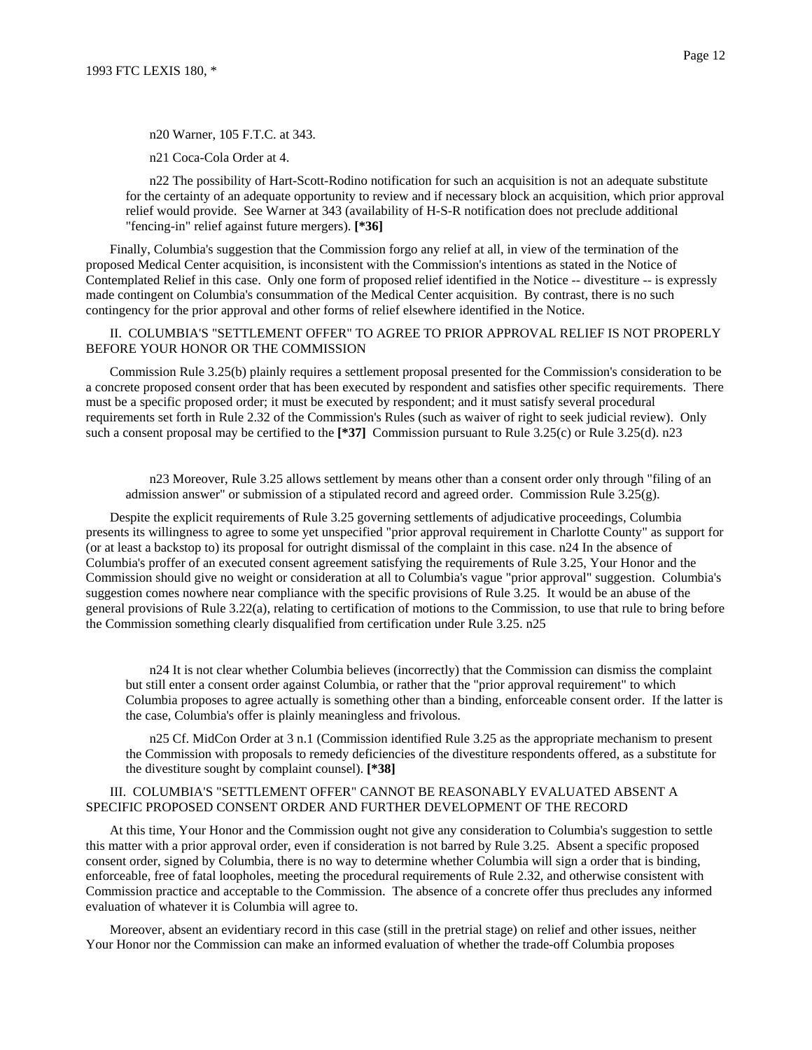n20 Warner, 105 F.T.C. at 343.

n21 Coca-Cola Order at 4.

n22 The possibility of Hart-Scott-Rodino notification for such an acquisition is not an adequate substitute for the certainty of an adequate opportunity to review and if necessary block an acquisition, which prior approval relief would provide. See Warner at 343 (availability of H-S-R notification does not preclude additional "fencing-in" relief against future mergers). **[*36]**

Finally, Columbia's suggestion that the Commission forgo any relief at all, in view of the termination of the proposed Medical Center acquisition, is inconsistent with the Commission's intentions as stated in the Notice of Contemplated Relief in this case. Only one form of proposed relief identified in the Notice -- divestiture -- is expressly made contingent on Columbia's consummation of the Medical Center acquisition. By contrast, there is no such contingency for the prior approval and other forms of relief elsewhere identified in the Notice.

II. COLUMBIA'S "SETTLEMENT OFFER" TO AGREE TO PRIOR APPROVAL RELIEF IS NOT PROPERLY BEFORE YOUR HONOR OR THE COMMISSION

Commission Rule 3.25(b) plainly requires a settlement proposal presented for the Commission's consideration to be a concrete proposed consent order that has been executed by respondent and satisfies other specific requirements. There must be a specific proposed order; it must be executed by respondent; and it must satisfy several procedural requirements set forth in Rule 2.32 of the Commission's Rules (such as waiver of right to seek judicial review). Only such a consent proposal may be certified to the **[*37]** Commission pursuant to Rule 3.25(c) or Rule 3.25(d). n23

n23 Moreover, Rule 3.25 allows settlement by means other than a consent order only through "filing of an admission answer" or submission of a stipulated record and agreed order. Commission Rule 3.25(g).

Despite the explicit requirements of Rule 3.25 governing settlements of adjudicative proceedings, Columbia presents its willingness to agree to some yet unspecified "prior approval requirement in Charlotte County" as support for (or at least a backstop to) its proposal for outright dismissal of the complaint in this case. n24 In the absence of Columbia's proffer of an executed consent agreement satisfying the requirements of Rule 3.25, Your Honor and the Commission should give no weight or consideration at all to Columbia's vague "prior approval" suggestion. Columbia's suggestion comes nowhere near compliance with the specific provisions of Rule 3.25. It would be an abuse of the general provisions of Rule 3.22(a), relating to certification of motions to the Commission, to use that rule to bring before the Commission something clearly disqualified from certification under Rule 3.25. n25

n24 It is not clear whether Columbia believes (incorrectly) that the Commission can dismiss the complaint but still enter a consent order against Columbia, or rather that the "prior approval requirement" to which Columbia proposes to agree actually is something other than a binding, enforceable consent order. If the latter is the case, Columbia's offer is plainly meaningless and frivolous.

n25 Cf. MidCon Order at 3 n.1 (Commission identified Rule 3.25 as the appropriate mechanism to present the Commission with proposals to remedy deficiencies of the divestiture respondents offered, as a substitute for the divestiture sought by complaint counsel). **[*38]**

III. COLUMBIA'S "SETTLEMENT OFFER" CANNOT BE REASONABLY EVALUATED ABSENT A SPECIFIC PROPOSED CONSENT ORDER AND FURTHER DEVELOPMENT OF THE RECORD

At this time, Your Honor and the Commission ought not give any consideration to Columbia's suggestion to settle this matter with a prior approval order, even if consideration is not barred by Rule 3.25. Absent a specific proposed consent order, signed by Columbia, there is no way to determine whether Columbia will sign a order that is binding, enforceable, free of fatal loopholes, meeting the procedural requirements of Rule 2.32, and otherwise consistent with Commission practice and acceptable to the Commission. The absence of a concrete offer thus precludes any informed evaluation of whatever it is Columbia will agree to.

Moreover, absent an evidentiary record in this case (still in the pretrial stage) on relief and other issues, neither Your Honor nor the Commission can make an informed evaluation of whether the trade-off Columbia proposes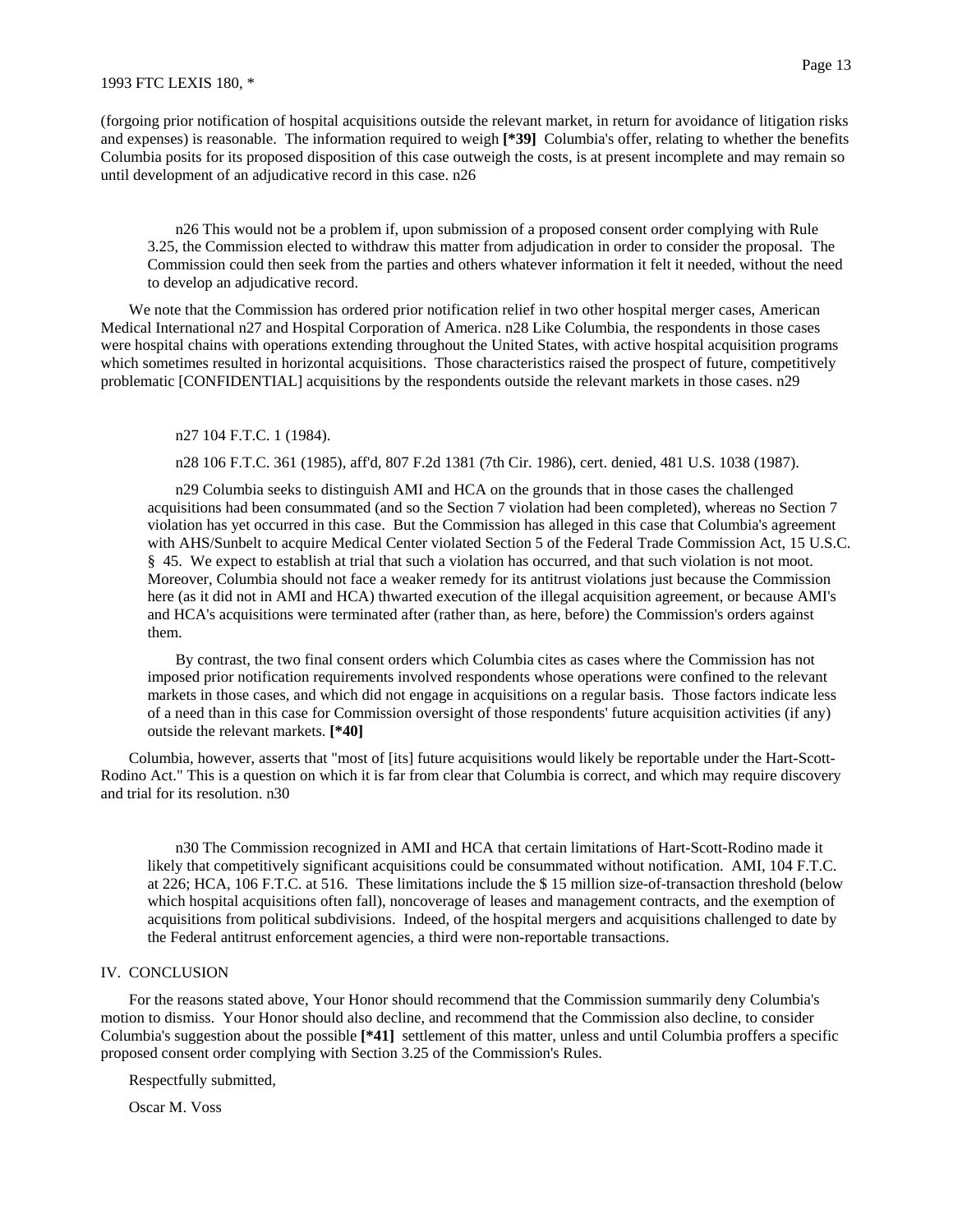(forgoing prior notification of hospital acquisitions outside the relevant market, in return for avoidance of litigation risks and expenses) is reasonable. The information required to weigh **[*39]** Columbia's offer, relating to whether the benefits Columbia posits for its proposed disposition of this case outweigh the costs, is at present incomplete and may remain so until development of an adjudicative record in this case. n26

> n26 This would not be a problem if, upon submission of a proposed consent order complying with Rule 3.25, the Commission elected to withdraw this matter from adjudication in order to consider the proposal. The Commission could then seek from the parties and others whatever information it felt it needed, without the need to develop an adjudicative record.

We note that the Commission has ordered prior notification relief in two other hospital merger cases, American Medical International n27 and Hospital Corporation of America. n28 Like Columbia, the respondents in those cases were hospital chains with operations extending throughout the United States, with active hospital acquisition programs which sometimes resulted in horizontal acquisitions. Those characteristics raised the prospect of future, competitively problematic [CONFIDENTIAL] acquisitions by the respondents outside the relevant markets in those cases. n29

> n27 104 F.T.C. 1 (1984).
>
> n28 106 F.T.C. 361 (1985), aff'd, 807 F.2d 1381 (7th Cir. 1986), cert. denied, 481 U.S. 1038 (1987).
>
> n29 Columbia seeks to distinguish AMI and HCA on the grounds that in those cases the challenged acquisitions had been consummated (and so the Section 7 violation had been completed), whereas no Section 7 violation has yet occurred in this case. But the Commission has alleged in this case that Columbia's agreement with AHS/Sunbelt to acquire Medical Center violated Section 5 of the Federal Trade Commission Act, 15 U.S.C. § 45. We expect to establish at trial that such a violation has occurred, and that such violation is not moot. Moreover, Columbia should not face a weaker remedy for its antitrust violations just because the Commission here (as it did not in AMI and HCA) thwarted execution of the illegal acquisition agreement, or because AMI's and HCA's acquisitions were terminated after (rather than, as here, before) the Commission's orders against them.
>
> By contrast, the two final consent orders which Columbia cites as cases where the Commission has not imposed prior notification requirements involved respondents whose operations were confined to the relevant markets in those cases, and which did not engage in acquisitions on a regular basis. Those factors indicate less of a need than in this case for Commission oversight of those respondents' future acquisition activities (if any) outside the relevant markets. **[*40]**

Columbia, however, asserts that "most of [its] future acquisitions would likely be reportable under the Hart-Scott-Rodino Act." This is a question on which it is far from clear that Columbia is correct, and which may require discovery and trial for its resolution. n30

> n30 The Commission recognized in AMI and HCA that certain limitations of Hart-Scott-Rodino made it likely that competitively significant acquisitions could be consummated without notification. AMI, 104 F.T.C. at 226; HCA, 106 F.T.C. at 516. These limitations include the $ 15 million size-of-transaction threshold (below which hospital acquisitions often fall), noncoverage of leases and management contracts, and the exemption of acquisitions from political subdivisions. Indeed, of the hospital mergers and acquisitions challenged to date by the Federal antitrust enforcement agencies, a third were non-reportable transactions.

## IV. CONCLUSION

For the reasons stated above, Your Honor should recommend that the Commission summarily deny Columbia's motion to dismiss. Your Honor should also decline, and recommend that the Commission also decline, to consider Columbia's suggestion about the possible **[*41]** settlement of this matter, unless and until Columbia proffers a specific proposed consent order complying with Section 3.25 of the Commission's Rules.

Respectfully submitted,

Oscar M. Voss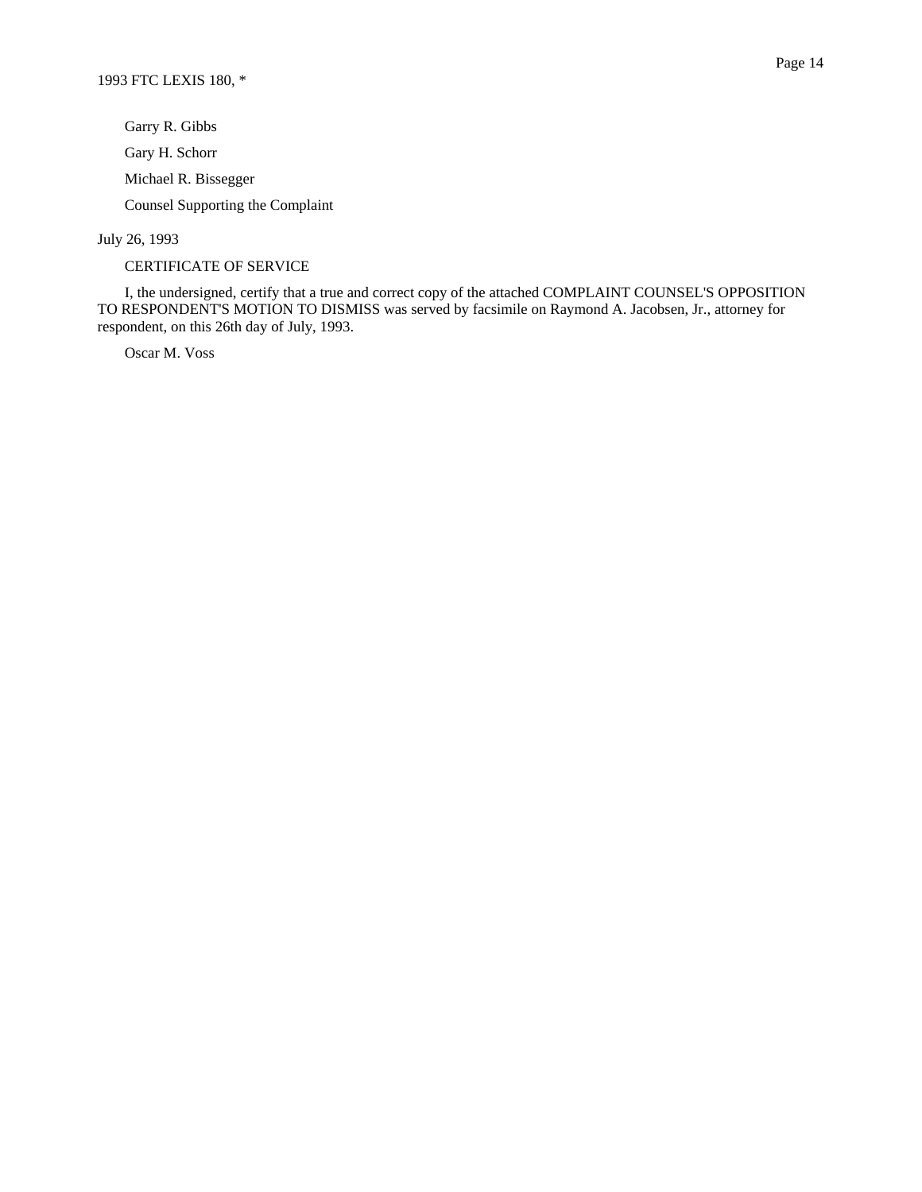Garry R. Gibbs

Gary H. Schorr

Michael R. Bissegger

Counsel Supporting the Complaint

July 26, 1993

CERTIFICATE OF SERVICE

I, the undersigned, certify that a true and correct copy of the attached COMPLAINT COUNSEL'S OPPOSITION TO RESPONDENT'S MOTION TO DISMISS was served by facsimile on Raymond A. Jacobsen, Jr., attorney for respondent, on this 26th day of July, 1993.

Oscar M. Voss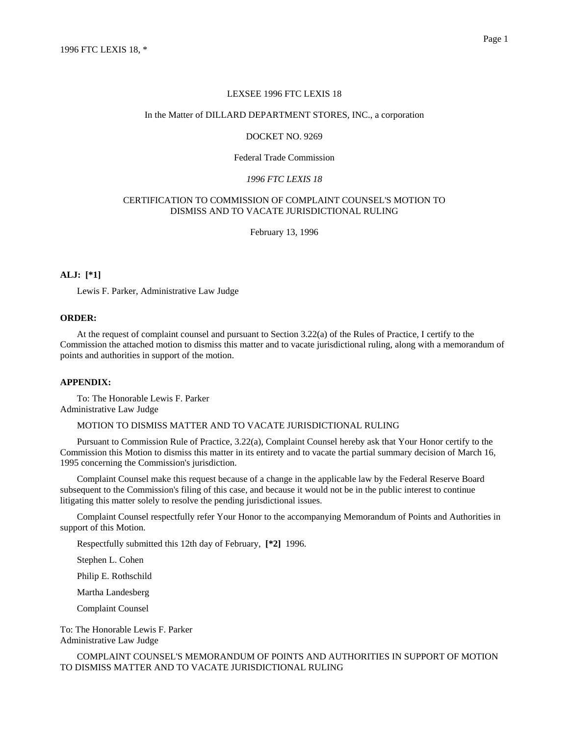LEXSEE 1996 FTC LEXIS 18

In the Matter of DILLARD DEPARTMENT STORES, INC., a corporation

DOCKET NO. 9269

Federal Trade Commission

*1996 FTC LEXIS 18*

CERTIFICATION TO COMMISSION OF COMPLAINT COUNSEL'S MOTION TO DISMISS AND TO VACATE JURISDICTIONAL RULING

February 13, 1996

**ALJ: [*1]**

Lewis F. Parker, Administrative Law Judge

**ORDER:**

At the request of complaint counsel and pursuant to Section 3.22(a) of the Rules of Practice, I certify to the Commission the attached motion to dismiss this matter and to vacate jurisdictional ruling, along with a memorandum of points and authorities in support of the motion.

**APPENDIX:**

To: The Honorable Lewis F. Parker
Administrative Law Judge

MOTION TO DISMISS MATTER AND TO VACATE JURISDICTIONAL RULING

Pursuant to Commission Rule of Practice, 3.22(a), Complaint Counsel hereby ask that Your Honor certify to the Commission this Motion to dismiss this matter in its entirety and to vacate the partial summary decision of March 16, 1995 concerning the Commission's jurisdiction.

Complaint Counsel make this request because of a change in the applicable law by the Federal Reserve Board subsequent to the Commission's filing of this case, and because it would not be in the public interest to continue litigating this matter solely to resolve the pending jurisdictional issues.

Complaint Counsel respectfully refer Your Honor to the accompanying Memorandum of Points and Authorities in support of this Motion.

Respectfully submitted this 12th day of February, **[*2]** 1996.

Stephen L. Cohen

Philip E. Rothschild

Martha Landesberg

Complaint Counsel

To: The Honorable Lewis F. Parker
Administrative Law Judge

COMPLAINT COUNSEL'S MEMORANDUM OF POINTS AND AUTHORITIES IN SUPPORT OF MOTION TO DISMISS MATTER AND TO VACATE JURISDICTIONAL RULING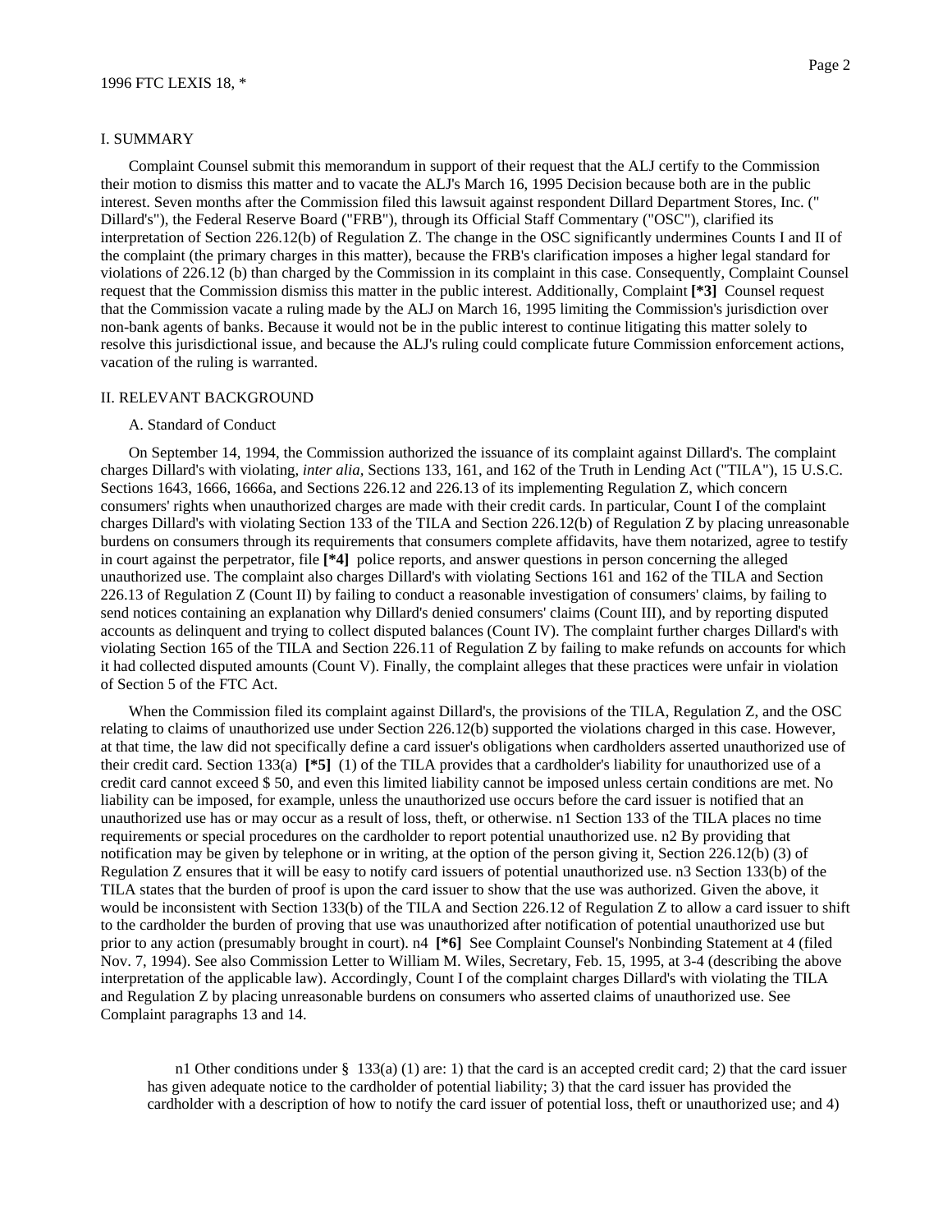I. SUMMARY

Complaint Counsel submit this memorandum in support of their request that the ALJ certify to the Commission their motion to dismiss this matter and to vacate the ALJ's March 16, 1995 Decision because both are in the public interest. Seven months after the Commission filed this lawsuit against respondent Dillard Department Stores, Inc. (" Dillard's"), the Federal Reserve Board ("FRB"), through its Official Staff Commentary ("OSC"), clarified its interpretation of Section 226.12(b) of Regulation Z. The change in the OSC significantly undermines Counts I and II of the complaint (the primary charges in this matter), because the FRB's clarification imposes a higher legal standard for violations of 226.12 (b) than charged by the Commission in its complaint in this case. Consequently, Complaint Counsel request that the Commission dismiss this matter in the public interest. Additionally, Complaint **[*3]** Counsel request that the Commission vacate a ruling made by the ALJ on March 16, 1995 limiting the Commission's jurisdiction over non-bank agents of banks. Because it would not be in the public interest to continue litigating this matter solely to resolve this jurisdictional issue, and because the ALJ's ruling could complicate future Commission enforcement actions, vacation of the ruling is warranted.

II. RELEVANT BACKGROUND

A. Standard of Conduct

On September 14, 1994, the Commission authorized the issuance of its complaint against Dillard's. The complaint charges Dillard's with violating, *inter alia*, Sections 133, 161, and 162 of the Truth in Lending Act ("TILA"), 15 U.S.C. Sections 1643, 1666, 1666a, and Sections 226.12 and 226.13 of its implementing Regulation Z, which concern consumers' rights when unauthorized charges are made with their credit cards. In particular, Count I of the complaint charges Dillard's with violating Section 133 of the TILA and Section 226.12(b) of Regulation Z by placing unreasonable burdens on consumers through its requirements that consumers complete affidavits, have them notarized, agree to testify in court against the perpetrator, file **[*4]** police reports, and answer questions in person concerning the alleged unauthorized use. The complaint also charges Dillard's with violating Sections 161 and 162 of the TILA and Section 226.13 of Regulation Z (Count II) by failing to conduct a reasonable investigation of consumers' claims, by failing to send notices containing an explanation why Dillard's denied consumers' claims (Count III), and by reporting disputed accounts as delinquent and trying to collect disputed balances (Count IV). The complaint further charges Dillard's with violating Section 165 of the TILA and Section 226.11 of Regulation Z by failing to make refunds on accounts for which it had collected disputed amounts (Count V). Finally, the complaint alleges that these practices were unfair in violation of Section 5 of the FTC Act.

When the Commission filed its complaint against Dillard's, the provisions of the TILA, Regulation Z, and the OSC relating to claims of unauthorized use under Section 226.12(b) supported the violations charged in this case. However, at that time, the law did not specifically define a card issuer's obligations when cardholders asserted unauthorized use of their credit card. Section 133(a) **[*5]** (1) of the TILA provides that a cardholder's liability for unauthorized use of a credit card cannot exceed $ 50, and even this limited liability cannot be imposed unless certain conditions are met. No liability can be imposed, for example, unless the unauthorized use occurs before the card issuer is notified that an unauthorized use has or may occur as a result of loss, theft, or otherwise. n1 Section 133 of the TILA places no time requirements or special procedures on the cardholder to report potential unauthorized use. n2 By providing that notification may be given by telephone or in writing, at the option of the person giving it, Section 226.12(b) (3) of Regulation Z ensures that it will be easy to notify card issuers of potential unauthorized use. n3 Section 133(b) of the TILA states that the burden of proof is upon the card issuer to show that the use was authorized. Given the above, it would be inconsistent with Section 133(b) of the TILA and Section 226.12 of Regulation Z to allow a card issuer to shift to the cardholder the burden of proving that use was unauthorized after notification of potential unauthorized use but prior to any action (presumably brought in court). n4 **[*6]** See Complaint Counsel's Nonbinding Statement at 4 (filed Nov. 7, 1994). See also Commission Letter to William M. Wiles, Secretary, Feb. 15, 1995, at 3-4 (describing the above interpretation of the applicable law). Accordingly, Count I of the complaint charges Dillard's with violating the TILA and Regulation Z by placing unreasonable burdens on consumers who asserted claims of unauthorized use. See Complaint paragraphs 13 and 14.

n1 Other conditions under § 133(a) (1) are: 1) that the card is an accepted credit card; 2) that the card issuer has given adequate notice to the cardholder of potential liability; 3) that the card issuer has provided the cardholder with a description of how to notify the card issuer of potential loss, theft or unauthorized use; and 4)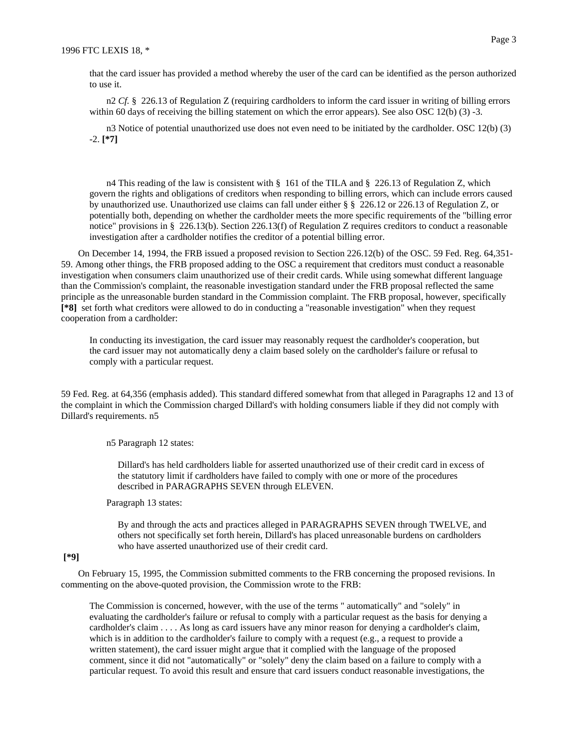that the card issuer has provided a method whereby the user of the card can be identified as the person authorized to use it.

n2 *Cf.* § 226.13 of Regulation Z (requiring cardholders to inform the card issuer in writing of billing errors within 60 days of receiving the billing statement on which the error appears). See also OSC 12(b) (3) -3.

n3 Notice of potential unauthorized use does not even need to be initiated by the cardholder. OSC 12(b) (3) -2. **[*7]**

n4 This reading of the law is consistent with § 161 of the TILA and § 226.13 of Regulation Z, which govern the rights and obligations of creditors when responding to billing errors, which can include errors caused by unauthorized use. Unauthorized use claims can fall under either § § 226.12 or 226.13 of Regulation Z, or potentially both, depending on whether the cardholder meets the more specific requirements of the "billing error notice" provisions in § 226.13(b). Section 226.13(f) of Regulation Z requires creditors to conduct a reasonable investigation after a cardholder notifies the creditor of a potential billing error.

On December 14, 1994, the FRB issued a proposed revision to Section 226.12(b) of the OSC. 59 Fed. Reg. 64,351-59. Among other things, the FRB proposed adding to the OSC a requirement that creditors must conduct a reasonable investigation when consumers claim unauthorized use of their credit cards. While using somewhat different language than the Commission's complaint, the reasonable investigation standard under the FRB proposal reflected the same principle as the unreasonable burden standard in the Commission complaint. The FRB proposal, however, specifically **[*8]** set forth what creditors were allowed to do in conducting a "reasonable investigation" when they request cooperation from a cardholder:

> In conducting its investigation, the card issuer may reasonably request the cardholder's cooperation, but the card issuer may not automatically deny a claim based solely on the cardholder's failure or refusal to comply with a particular request.

59 Fed. Reg. at 64,356 (emphasis added). This standard differed somewhat from that alleged in Paragraphs 12 and 13 of the complaint in which the Commission charged Dillard's with holding consumers liable if they did not comply with Dillard's requirements. n5

n5 Paragraph 12 states:

> Dillard's has held cardholders liable for asserted unauthorized use of their credit card in excess of the statutory limit if cardholders have failed to comply with one or more of the procedures described in PARAGRAPHS SEVEN through ELEVEN.

Paragraph 13 states:

> By and through the acts and practices alleged in PARAGRAPHS SEVEN through TWELVE, and others not specifically set forth herein, Dillard's has placed unreasonable burdens on cardholders who have asserted unauthorized use of their credit card.

**[*9]**

On February 15, 1995, the Commission submitted comments to the FRB concerning the proposed revisions. In commenting on the above-quoted provision, the Commission wrote to the FRB:

> The Commission is concerned, however, with the use of the terms " automatically" and "solely" in evaluating the cardholder's failure or refusal to comply with a particular request as the basis for denying a cardholder's claim . . . . As long as card issuers have any minor reason for denying a cardholder's claim, which is in addition to the cardholder's failure to comply with a request (e.g., a request to provide a written statement), the card issuer might argue that it complied with the language of the proposed comment, since it did not "automatically" or "solely" deny the claim based on a failure to comply with a particular request. To avoid this result and ensure that card issuers conduct reasonable investigations, the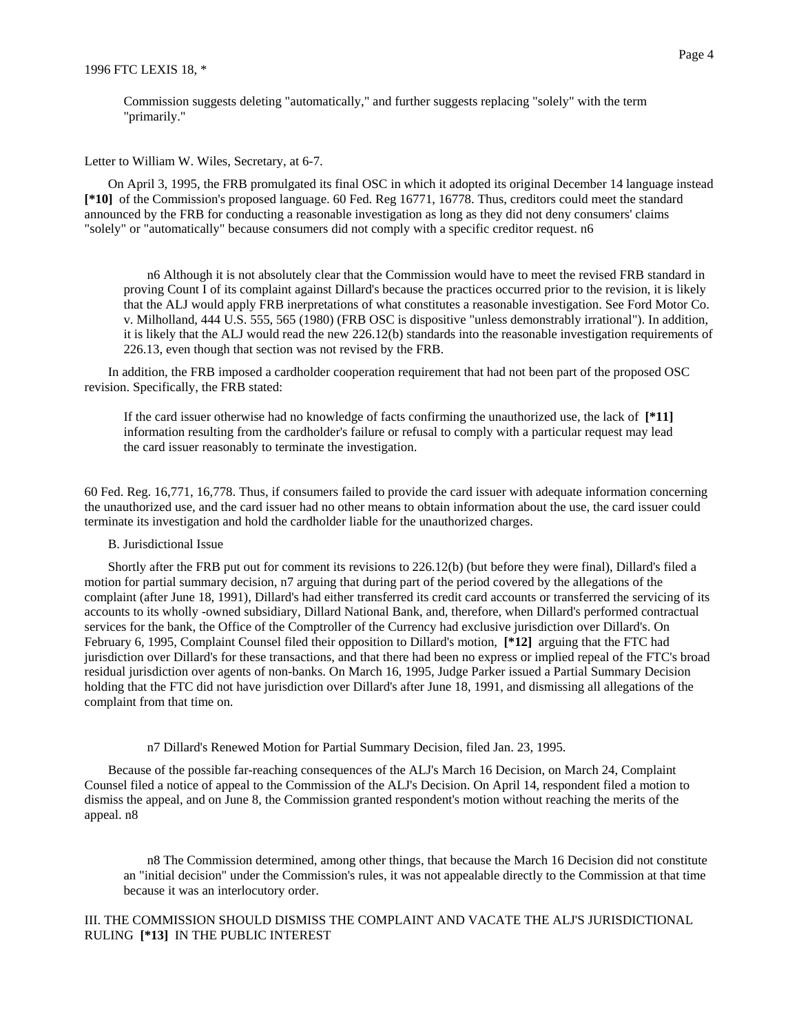Commission suggests deleting "automatically," and further suggests replacing "solely" with the term "primarily."

Letter to William W. Wiles, Secretary, at 6-7.

On April 3, 1995, the FRB promulgated its final OSC in which it adopted its original December 14 language instead **[*10]** of the Commission's proposed language. 60 Fed. Reg 16771, 16778. Thus, creditors could meet the standard announced by the FRB for conducting a reasonable investigation as long as they did not deny consumers' claims "solely" or "automatically" because consumers did not comply with a specific creditor request. n6

> n6 Although it is not absolutely clear that the Commission would have to meet the revised FRB standard in proving Count I of its complaint against Dillard's because the practices occurred prior to the revision, it is likely that the ALJ would apply FRB inerpretations of what constitutes a reasonable investigation. See Ford Motor Co. v. Milholland, 444 U.S. 555, 565 (1980) (FRB OSC is dispositive "unless demonstrably irrational"). In addition, it is likely that the ALJ would read the new 226.12(b) standards into the reasonable investigation requirements of 226.13, even though that section was not revised by the FRB.

In addition, the FRB imposed a cardholder cooperation requirement that had not been part of the proposed OSC revision. Specifically, the FRB stated:

> If the card issuer otherwise had no knowledge of facts confirming the unauthorized use, the lack of **[*11]** information resulting from the cardholder's failure or refusal to comply with a particular request may lead the card issuer reasonably to terminate the investigation.

60 Fed. Reg. 16,771, 16,778. Thus, if consumers failed to provide the card issuer with adequate information concerning the unauthorized use, and the card issuer had no other means to obtain information about the use, the card issuer could terminate its investigation and hold the cardholder liable for the unauthorized charges.

B. Jurisdictional Issue

Shortly after the FRB put out for comment its revisions to 226.12(b) (but before they were final), Dillard's filed a motion for partial summary decision, n7 arguing that during part of the period covered by the allegations of the complaint (after June 18, 1991), Dillard's had either transferred its credit card accounts or transferred the servicing of its accounts to its wholly -owned subsidiary, Dillard National Bank, and, therefore, when Dillard's performed contractual services for the bank, the Office of the Comptroller of the Currency had exclusive jurisdiction over Dillard's. On February 6, 1995, Complaint Counsel filed their opposition to Dillard's motion, **[*12]** arguing that the FTC had jurisdiction over Dillard's for these transactions, and that there had been no express or implied repeal of the FTC's broad residual jurisdiction over agents of non-banks. On March 16, 1995, Judge Parker issued a Partial Summary Decision holding that the FTC did not have jurisdiction over Dillard's after June 18, 1991, and dismissing all allegations of the complaint from that time on.

> n7 Dillard's Renewed Motion for Partial Summary Decision, filed Jan. 23, 1995.

Because of the possible far-reaching consequences of the ALJ's March 16 Decision, on March 24, Complaint Counsel filed a notice of appeal to the Commission of the ALJ's Decision. On April 14, respondent filed a motion to dismiss the appeal, and on June 8, the Commission granted respondent's motion without reaching the merits of the appeal. n8

> n8 The Commission determined, among other things, that because the March 16 Decision did not constitute an "initial decision" under the Commission's rules, it was not appealable directly to the Commission at that time because it was an interlocutory order.

III. THE COMMISSION SHOULD DISMISS THE COMPLAINT AND VACATE THE ALJ'S JURISDICTIONAL RULING **[*13]** IN THE PUBLIC INTEREST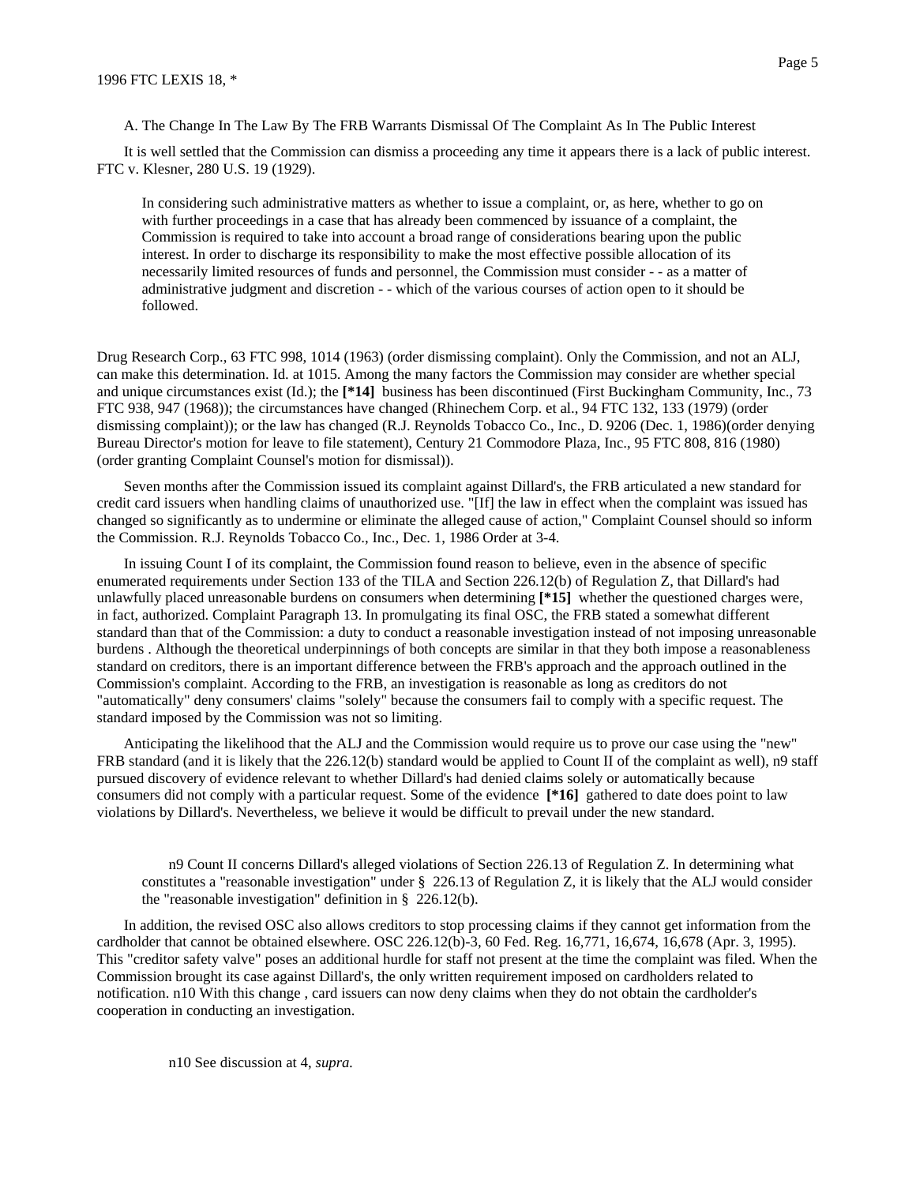A. The Change In The Law By The FRB Warrants Dismissal Of The Complaint As In The Public Interest

It is well settled that the Commission can dismiss a proceeding any time it appears there is a lack of public interest. FTC v. Klesner, 280 U.S. 19 (1929).

> In considering such administrative matters as whether to issue a complaint, or, as here, whether to go on with further proceedings in a case that has already been commenced by issuance of a complaint, the Commission is required to take into account a broad range of considerations bearing upon the public interest. In order to discharge its responsibility to make the most effective possible allocation of its necessarily limited resources of funds and personnel, the Commission must consider - - as a matter of administrative judgment and discretion - - which of the various courses of action open to it should be followed.

Drug Research Corp., 63 FTC 998, 1014 (1963) (order dismissing complaint). Only the Commission, and not an ALJ, can make this determination. Id. at 1015. Among the many factors the Commission may consider are whether special and unique circumstances exist (Id.); the **[*14]** business has been discontinued (First Buckingham Community, Inc., 73 FTC 938, 947 (1968)); the circumstances have changed (Rhinechem Corp. et al., 94 FTC 132, 133 (1979) (order dismissing complaint)); or the law has changed (R.J. Reynolds Tobacco Co., Inc., D. 9206 (Dec. 1, 1986)(order denying Bureau Director's motion for leave to file statement), Century 21 Commodore Plaza, Inc., 95 FTC 808, 816 (1980) (order granting Complaint Counsel's motion for dismissal)).

Seven months after the Commission issued its complaint against Dillard's, the FRB articulated a new standard for credit card issuers when handling claims of unauthorized use. "[If] the law in effect when the complaint was issued has changed so significantly as to undermine or eliminate the alleged cause of action," Complaint Counsel should so inform the Commission. R.J. Reynolds Tobacco Co., Inc., Dec. 1, 1986 Order at 3-4.

In issuing Count I of its complaint, the Commission found reason to believe, even in the absence of specific enumerated requirements under Section 133 of the TILA and Section 226.12(b) of Regulation Z, that Dillard's had unlawfully placed unreasonable burdens on consumers when determining **[*15]** whether the questioned charges were, in fact, authorized. Complaint Paragraph 13. In promulgating its final OSC, the FRB stated a somewhat different standard than that of the Commission: a duty to conduct a reasonable investigation instead of not imposing unreasonable burdens . Although the theoretical underpinnings of both concepts are similar in that they both impose a reasonableness standard on creditors, there is an important difference between the FRB's approach and the approach outlined in the Commission's complaint. According to the FRB, an investigation is reasonable as long as creditors do not "automatically" deny consumers' claims "solely" because the consumers fail to comply with a specific request. The standard imposed by the Commission was not so limiting.

Anticipating the likelihood that the ALJ and the Commission would require us to prove our case using the "new" FRB standard (and it is likely that the 226.12(b) standard would be applied to Count II of the complaint as well), n9 staff pursued discovery of evidence relevant to whether Dillard's had denied claims solely or automatically because consumers did not comply with a particular request. Some of the evidence **[*16]** gathered to date does point to law violations by Dillard's. Nevertheless, we believe it would be difficult to prevail under the new standard.

> n9 Count II concerns Dillard's alleged violations of Section 226.13 of Regulation Z. In determining what constitutes a "reasonable investigation" under § 226.13 of Regulation Z, it is likely that the ALJ would consider the "reasonable investigation" definition in § 226.12(b).

In addition, the revised OSC also allows creditors to stop processing claims if they cannot get information from the cardholder that cannot be obtained elsewhere. OSC 226.12(b)-3, 60 Fed. Reg. 16,771, 16,674, 16,678 (Apr. 3, 1995). This "creditor safety valve" poses an additional hurdle for staff not present at the time the complaint was filed. When the Commission brought its case against Dillard's, the only written requirement imposed on cardholders related to notification. n10 With this change , card issuers can now deny claims when they do not obtain the cardholder's cooperation in conducting an investigation.

> n10 See discussion at 4, *supra.*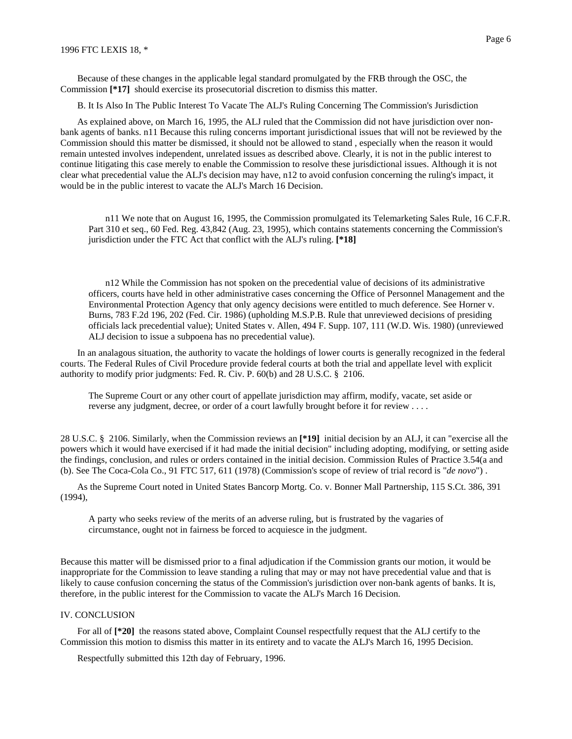Because of these changes in the applicable legal standard promulgated by the FRB through the OSC, the Commission **[*17]** should exercise its prosecutorial discretion to dismiss this matter.

B. It Is Also In The Public Interest To Vacate The ALJ's Ruling Concerning The Commission's Jurisdiction

As explained above, on March 16, 1995, the ALJ ruled that the Commission did not have jurisdiction over non-bank agents of banks. n11 Because this ruling concerns important jurisdictional issues that will not be reviewed by the Commission should this matter be dismissed, it should not be allowed to stand , especially when the reason it would remain untested involves independent, unrelated issues as described above. Clearly, it is not in the public interest to continue litigating this case merely to enable the Commission to resolve these jurisdictional issues. Although it is not clear what precedential value the ALJ's decision may have, n12 to avoid confusion concerning the ruling's impact, it would be in the public interest to vacate the ALJ's March 16 Decision.

> n11 We note that on August 16, 1995, the Commission promulgated its Telemarketing Sales Rule, 16 C.F.R. Part 310 et seq., 60 Fed. Reg. 43,842 (Aug. 23, 1995), which contains statements concerning the Commission's jurisdiction under the FTC Act that conflict with the ALJ's ruling. **[*18]**

> n12 While the Commission has not spoken on the precedential value of decisions of its administrative officers, courts have held in other administrative cases concerning the Office of Personnel Management and the Environmental Protection Agency that only agency decisions were entitled to much deference. See Horner v. Burns, 783 F.2d 196, 202 (Fed. Cir. 1986) (upholding M.S.P.B. Rule that unreviewed decisions of presiding officials lack precedential value); United States v. Allen, 494 F. Supp. 107, 111 (W.D. Wis. 1980) (unreviewed ALJ decision to issue a subpoena has no precedential value).

In an analagous situation, the authority to vacate the holdings of lower courts is generally recognized in the federal courts. The Federal Rules of Civil Procedure provide federal courts at both the trial and appellate level with explicit authority to modify prior judgments: Fed. R. Civ. P. 60(b) and 28 U.S.C. § 2106.

> The Supreme Court or any other court of appellate jurisdiction may affirm, modify, vacate, set aside or reverse any judgment, decree, or order of a court lawfully brought before it for review . . . .

28 U.S.C. § 2106. Similarly, when the Commission reviews an **[*19]** initial decision by an ALJ, it can "exercise all the powers which it would have exercised if it had made the initial decision" including adopting, modifying, or setting aside the findings, conclusion, and rules or orders contained in the initial decision. Commission Rules of Practice 3.54(a and (b). See The Coca-Cola Co., 91 FTC 517, 611 (1978) (Commission's scope of review of trial record is "*de novo*") .

As the Supreme Court noted in United States Bancorp Mortg. Co. v. Bonner Mall Partnership, 115 S.Ct. 386, 391 (1994),

> A party who seeks review of the merits of an adverse ruling, but is frustrated by the vagaries of circumstance, ought not in fairness be forced to acquiesce in the judgment.

Because this matter will be dismissed prior to a final adjudication if the Commission grants our motion, it would be inappropriate for the Commission to leave standing a ruling that may or may not have precedential value and that is likely to cause confusion concerning the status of the Commission's jurisdiction over non-bank agents of banks. It is, therefore, in the public interest for the Commission to vacate the ALJ's March 16 Decision.

IV. CONCLUSION

For all of **[*20]** the reasons stated above, Complaint Counsel respectfully request that the ALJ certify to the Commission this motion to dismiss this matter in its entirety and to vacate the ALJ's March 16, 1995 Decision.

Respectfully submitted this 12th day of February, 1996.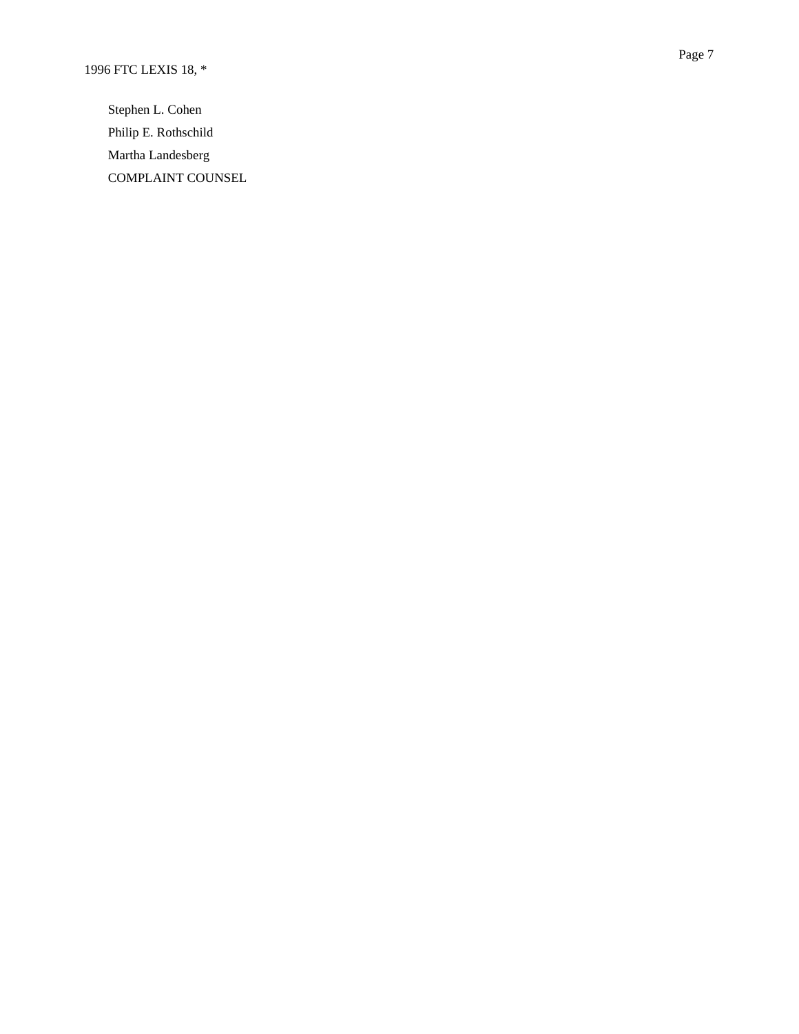Stephen L. Cohen

Philip E. Rothschild

Martha Landesberg

COMPLAINT COUNSEL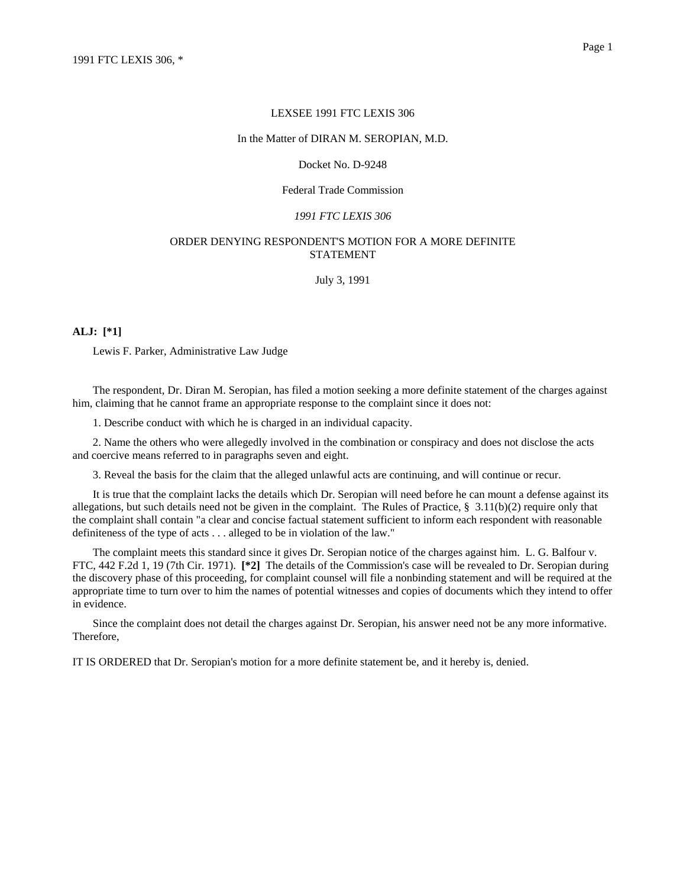LEXSEE 1991 FTC LEXIS 306

In the Matter of DIRAN M. SEROPIAN, M.D.

Docket No. D-9248

Federal Trade Commission

*1991 FTC LEXIS 306*

ORDER DENYING RESPONDENT'S MOTION FOR A MORE DEFINITE STATEMENT

July 3, 1991

**ALJ: [*1]**

Lewis F. Parker, Administrative Law Judge

The respondent, Dr. Diran M. Seropian, has filed a motion seeking a more definite statement of the charges against him, claiming that he cannot frame an appropriate response to the complaint since it does not:

1. Describe conduct with which he is charged in an individual capacity.

2. Name the others who were allegedly involved in the combination or conspiracy and does not disclose the acts and coercive means referred to in paragraphs seven and eight.

3. Reveal the basis for the claim that the alleged unlawful acts are continuing, and will continue or recur.

It is true that the complaint lacks the details which Dr. Seropian will need before he can mount a defense against its allegations, but such details need not be given in the complaint. The Rules of Practice, § 3.11(b)(2) require only that the complaint shall contain "a clear and concise factual statement sufficient to inform each respondent with reasonable definiteness of the type of acts . . . alleged to be in violation of the law."

The complaint meets this standard since it gives Dr. Seropian notice of the charges against him. L. G. Balfour v. FTC, 442 F.2d 1, 19 (7th Cir. 1971). **[*2]** The details of the Commission's case will be revealed to Dr. Seropian during the discovery phase of this proceeding, for complaint counsel will file a nonbinding statement and will be required at the appropriate time to turn over to him the names of potential witnesses and copies of documents which they intend to offer in evidence.

Since the complaint does not detail the charges against Dr. Seropian, his answer need not be any more informative. Therefore,

IT IS ORDERED that Dr. Seropian's motion for a more definite statement be, and it hereby is, denied.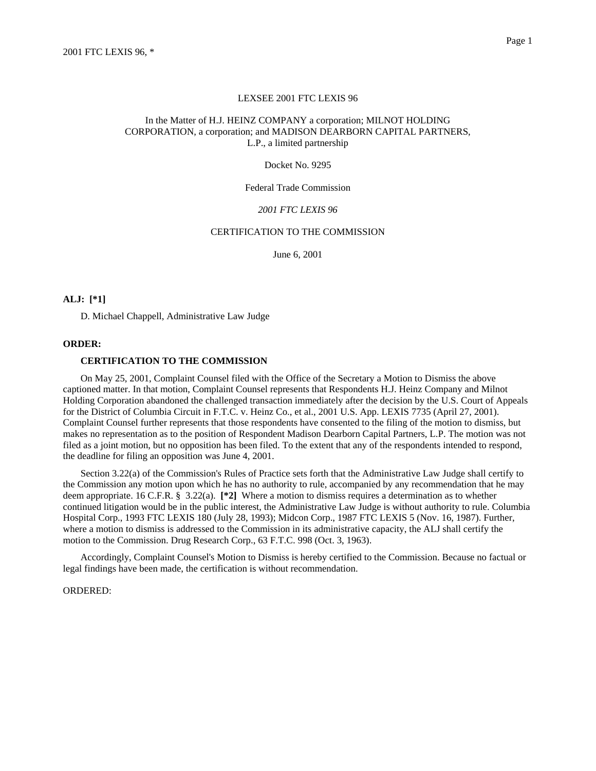LEXSEE 2001 FTC LEXIS 96

In the Matter of H.J. HEINZ COMPANY a corporation; MILNOT HOLDING CORPORATION, a corporation; and MADISON DEARBORN CAPITAL PARTNERS, L.P., a limited partnership

Docket No. 9295

Federal Trade Commission

*2001 FTC LEXIS 96*

CERTIFICATION TO THE COMMISSION

June 6, 2001

**ALJ: [*1]**

D. Michael Chappell, Administrative Law Judge

**ORDER:**

**CERTIFICATION TO THE COMMISSION**

On May 25, 2001, Complaint Counsel filed with the Office of the Secretary a Motion to Dismiss the above captioned matter. In that motion, Complaint Counsel represents that Respondents H.J. Heinz Company and Milnot Holding Corporation abandoned the challenged transaction immediately after the decision by the U.S. Court of Appeals for the District of Columbia Circuit in F.T.C. v. Heinz Co., et al., 2001 U.S. App. LEXIS 7735 (April 27, 2001). Complaint Counsel further represents that those respondents have consented to the filing of the motion to dismiss, but makes no representation as to the position of Respondent Madison Dearborn Capital Partners, L.P. The motion was not filed as a joint motion, but no opposition has been filed. To the extent that any of the respondents intended to respond, the deadline for filing an opposition was June 4, 2001.

Section 3.22(a) of the Commission's Rules of Practice sets forth that the Administrative Law Judge shall certify to the Commission any motion upon which he has no authority to rule, accompanied by any recommendation that he may deem appropriate. 16 C.F.R. § 3.22(a). **[*2]** Where a motion to dismiss requires a determination as to whether continued litigation would be in the public interest, the Administrative Law Judge is without authority to rule. Columbia Hospital Corp., 1993 FTC LEXIS 180 (July 28, 1993); Midcon Corp., 1987 FTC LEXIS 5 (Nov. 16, 1987). Further, where a motion to dismiss is addressed to the Commission in its administrative capacity, the ALJ shall certify the motion to the Commission. Drug Research Corp., 63 F.T.C. 998 (Oct. 3, 1963).

Accordingly, Complaint Counsel's Motion to Dismiss is hereby certified to the Commission. Because no factual or legal findings have been made, the certification is without recommendation.

ORDERED: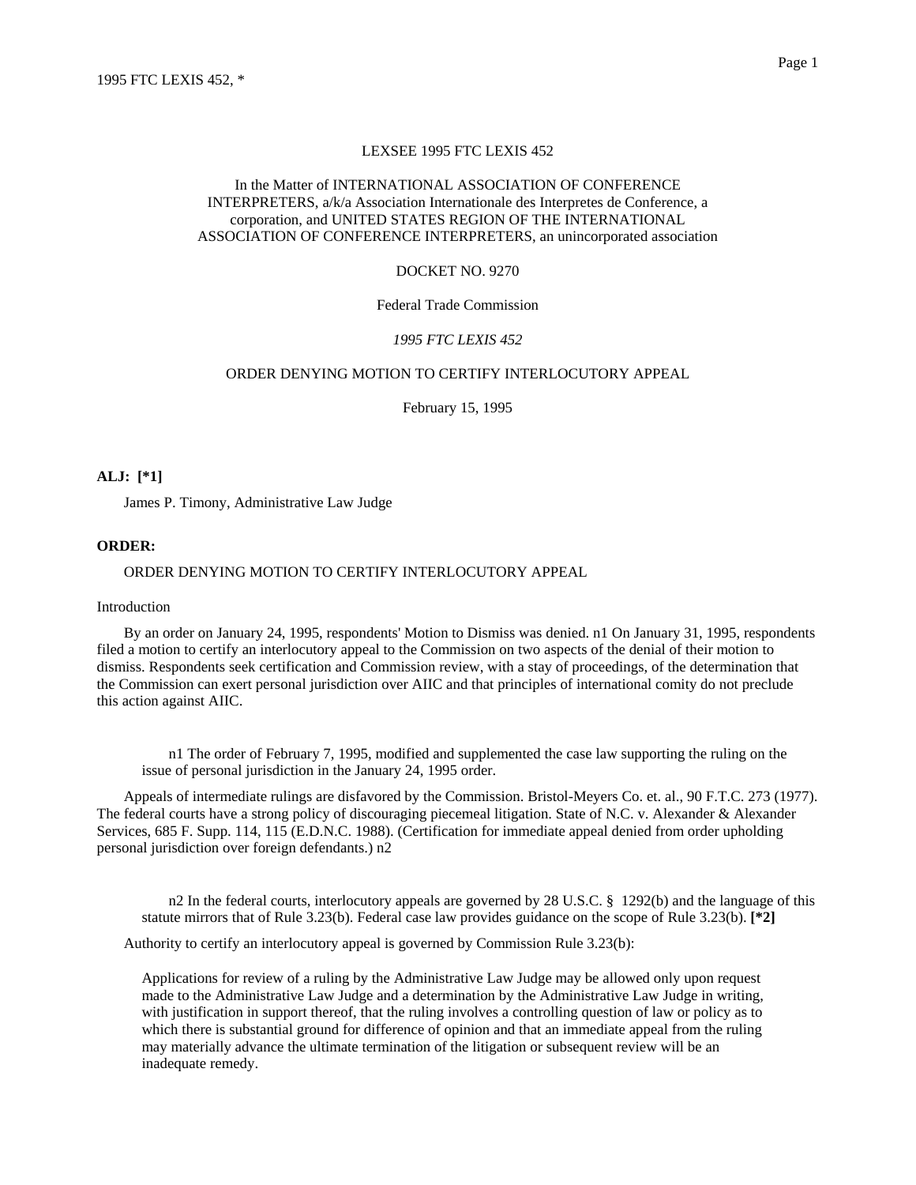LEXSEE 1995 FTC LEXIS 452

In the Matter of INTERNATIONAL ASSOCIATION OF CONFERENCE INTERPRETERS, a/k/a Association Internationale des Interpretes de Conference, a corporation, and UNITED STATES REGION OF THE INTERNATIONAL ASSOCIATION OF CONFERENCE INTERPRETERS, an unincorporated association

DOCKET NO. 9270

Federal Trade Commission

*1995 FTC LEXIS 452*

ORDER DENYING MOTION TO CERTIFY INTERLOCUTORY APPEAL

February 15, 1995

**ALJ: [*1]**

James P. Timony, Administrative Law Judge

**ORDER:**

ORDER DENYING MOTION TO CERTIFY INTERLOCUTORY APPEAL

Introduction

By an order on January 24, 1995, respondents' Motion to Dismiss was denied. n1 On January 31, 1995, respondents filed a motion to certify an interlocutory appeal to the Commission on two aspects of the denial of their motion to dismiss. Respondents seek certification and Commission review, with a stay of proceedings, of the determination that the Commission can exert personal jurisdiction over AIIC and that principles of international comity do not preclude this action against AIIC.

n1 The order of February 7, 1995, modified and supplemented the case law supporting the ruling on the issue of personal jurisdiction in the January 24, 1995 order.

Appeals of intermediate rulings are disfavored by the Commission. Bristol-Meyers Co. et. al., 90 F.T.C. 273 (1977). The federal courts have a strong policy of discouraging piecemeal litigation. State of N.C. v. Alexander & Alexander Services, 685 F. Supp. 114, 115 (E.D.N.C. 1988). (Certification for immediate appeal denied from order upholding personal jurisdiction over foreign defendants.) n2

n2 In the federal courts, interlocutory appeals are governed by 28 U.S.C. § 1292(b) and the language of this statute mirrors that of Rule 3.23(b). Federal case law provides guidance on the scope of Rule 3.23(b). **[*2]**

Authority to certify an interlocutory appeal is governed by Commission Rule 3.23(b):

> Applications for review of a ruling by the Administrative Law Judge may be allowed only upon request made to the Administrative Law Judge and a determination by the Administrative Law Judge in writing, with justification in support thereof, that the ruling involves a controlling question of law or policy as to which there is substantial ground for difference of opinion and that an immediate appeal from the ruling may materially advance the ultimate termination of the litigation or subsequent review will be an inadequate remedy.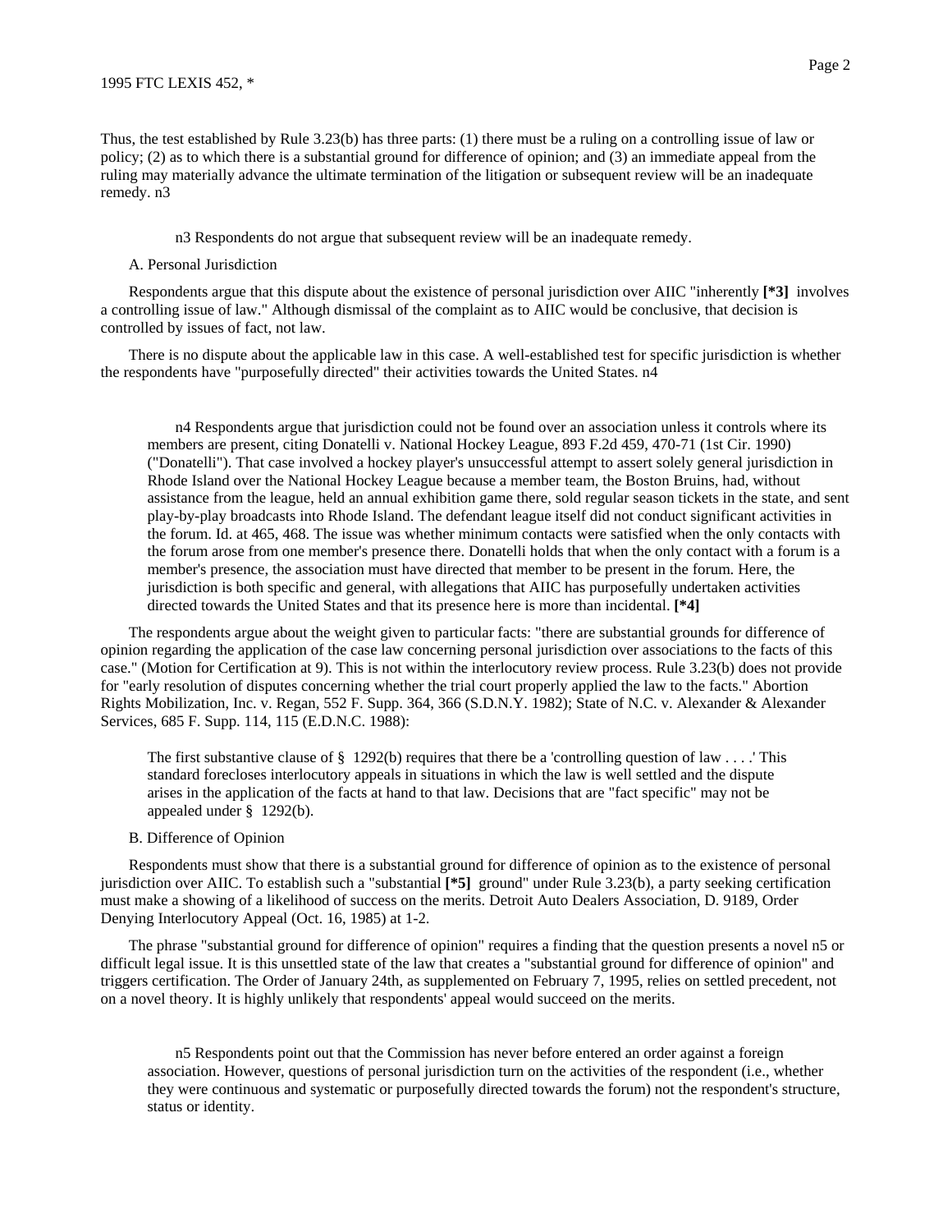Thus, the test established by Rule 3.23(b) has three parts: (1) there must be a ruling on a controlling issue of law or policy; (2) as to which there is a substantial ground for difference of opinion; and (3) an immediate appeal from the ruling may materially advance the ultimate termination of the litigation or subsequent review will be an inadequate remedy. n3

> n3 Respondents do not argue that subsequent review will be an inadequate remedy.

A. Personal Jurisdiction

Respondents argue that this dispute about the existence of personal jurisdiction over AIIC "inherently **[*3]** involves a controlling issue of law." Although dismissal of the complaint as to AIIC would be conclusive, that decision is controlled by issues of fact, not law.

There is no dispute about the applicable law in this case. A well-established test for specific jurisdiction is whether the respondents have "purposefully directed" their activities towards the United States. n4

> n4 Respondents argue that jurisdiction could not be found over an association unless it controls where its members are present, citing Donatelli v. National Hockey League, 893 F.2d 459, 470-71 (1st Cir. 1990) ("Donatelli"). That case involved a hockey player's unsuccessful attempt to assert solely general jurisdiction in Rhode Island over the National Hockey League because a member team, the Boston Bruins, had, without assistance from the league, held an annual exhibition game there, sold regular season tickets in the state, and sent play-by-play broadcasts into Rhode Island. The defendant league itself did not conduct significant activities in the forum. Id. at 465, 468. The issue was whether minimum contacts were satisfied when the only contacts with the forum arose from one member's presence there. Donatelli holds that when the only contact with a forum is a member's presence, the association must have directed that member to be present in the forum. Here, the jurisdiction is both specific and general, with allegations that AIIC has purposefully undertaken activities directed towards the United States and that its presence here is more than incidental. **[*4]**

The respondents argue about the weight given to particular facts: "there are substantial grounds for difference of opinion regarding the application of the case law concerning personal jurisdiction over associations to the facts of this case." (Motion for Certification at 9). This is not within the interlocutory review process. Rule 3.23(b) does not provide for "early resolution of disputes concerning whether the trial court properly applied the law to the facts." Abortion Rights Mobilization, Inc. v. Regan, 552 F. Supp. 364, 366 (S.D.N.Y. 1982); State of N.C. v. Alexander & Alexander Services, 685 F. Supp. 114, 115 (E.D.N.C. 1988):

> The first substantive clause of § 1292(b) requires that there be a 'controlling question of law . . . .' This standard forecloses interlocutory appeals in situations in which the law is well settled and the dispute arises in the application of the facts at hand to that law. Decisions that are "fact specific" may not be appealed under § 1292(b).

B. Difference of Opinion

Respondents must show that there is a substantial ground for difference of opinion as to the existence of personal jurisdiction over AIIC. To establish such a "substantial **[*5]** ground" under Rule 3.23(b), a party seeking certification must make a showing of a likelihood of success on the merits. Detroit Auto Dealers Association, D. 9189, Order Denying Interlocutory Appeal (Oct. 16, 1985) at 1-2.

The phrase "substantial ground for difference of opinion" requires a finding that the question presents a novel n5 or difficult legal issue. It is this unsettled state of the law that creates a "substantial ground for difference of opinion" and triggers certification. The Order of January 24th, as supplemented on February 7, 1995, relies on settled precedent, not on a novel theory. It is highly unlikely that respondents' appeal would succeed on the merits.

> n5 Respondents point out that the Commission has never before entered an order against a foreign association. However, questions of personal jurisdiction turn on the activities of the respondent (i.e., whether they were continuous and systematic or purposefully directed towards the forum) not the respondent's structure, status or identity.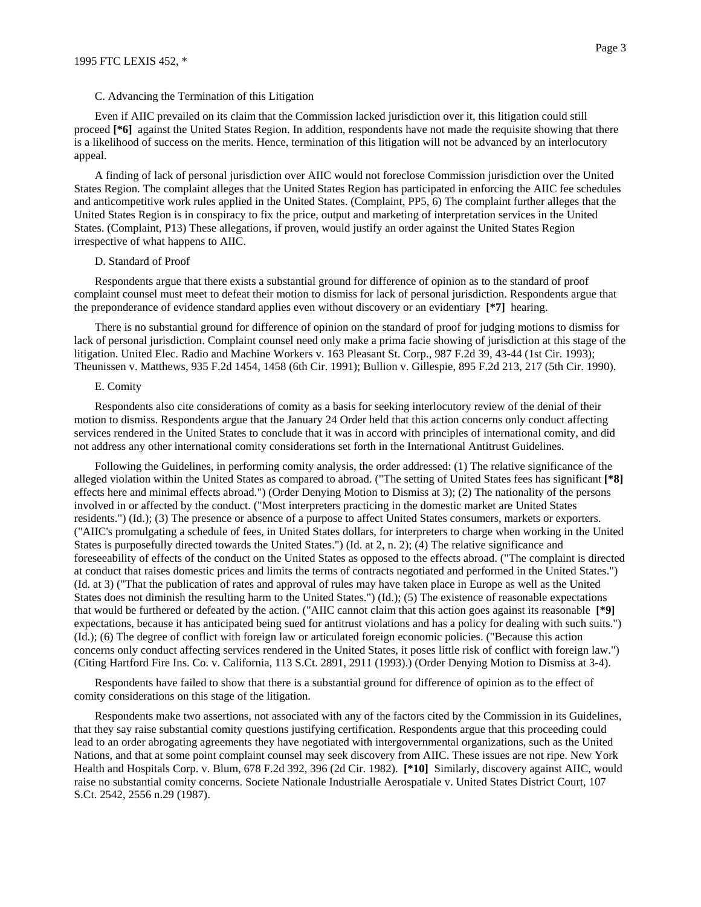C. Advancing the Termination of this Litigation

Even if AIIC prevailed on its claim that the Commission lacked jurisdiction over it, this litigation could still proceed **[*6]** against the United States Region. In addition, respondents have not made the requisite showing that there is a likelihood of success on the merits. Hence, termination of this litigation will not be advanced by an interlocutory appeal.

A finding of lack of personal jurisdiction over AIIC would not foreclose Commission jurisdiction over the United States Region. The complaint alleges that the United States Region has participated in enforcing the AIIC fee schedules and anticompetitive work rules applied in the United States. (Complaint, PP5, 6) The complaint further alleges that the United States Region is in conspiracy to fix the price, output and marketing of interpretation services in the United States. (Complaint, P13) These allegations, if proven, would justify an order against the United States Region irrespective of what happens to AIIC.

D. Standard of Proof

Respondents argue that there exists a substantial ground for difference of opinion as to the standard of proof complaint counsel must meet to defeat their motion to dismiss for lack of personal jurisdiction. Respondents argue that the preponderance of evidence standard applies even without discovery or an evidentiary **[*7]** hearing.

There is no substantial ground for difference of opinion on the standard of proof for judging motions to dismiss for lack of personal jurisdiction. Complaint counsel need only make a prima facie showing of jurisdiction at this stage of the litigation. United Elec. Radio and Machine Workers v. 163 Pleasant St. Corp., 987 F.2d 39, 43-44 (1st Cir. 1993); Theunissen v. Matthews, 935 F.2d 1454, 1458 (6th Cir. 1991); Bullion v. Gillespie, 895 F.2d 213, 217 (5th Cir. 1990).

E. Comity

Respondents also cite considerations of comity as a basis for seeking interlocutory review of the denial of their motion to dismiss. Respondents argue that the January 24 Order held that this action concerns only conduct affecting services rendered in the United States to conclude that it was in accord with principles of international comity, and did not address any other international comity considerations set forth in the International Antitrust Guidelines.

Following the Guidelines, in performing comity analysis, the order addressed: (1) The relative significance of the alleged violation within the United States as compared to abroad. ("The setting of United States fees has significant **[*8]** effects here and minimal effects abroad.") (Order Denying Motion to Dismiss at 3); (2) The nationality of the persons involved in or affected by the conduct. ("Most interpreters practicing in the domestic market are United States residents.") (Id.); (3) The presence or absence of a purpose to affect United States consumers, markets or exporters. ("AIIC's promulgating a schedule of fees, in United States dollars, for interpreters to charge when working in the United States is purposefully directed towards the United States.") (Id. at 2, n. 2); (4) The relative significance and foreseeability of effects of the conduct on the United States as opposed to the effects abroad. ("The complaint is directed at conduct that raises domestic prices and limits the terms of contracts negotiated and performed in the United States.") (Id. at 3) ("That the publication of rates and approval of rules may have taken place in Europe as well as the United States does not diminish the resulting harm to the United States.") (Id.); (5) The existence of reasonable expectations that would be furthered or defeated by the action. ("AIIC cannot claim that this action goes against its reasonable **[*9]** expectations, because it has anticipated being sued for antitrust violations and has a policy for dealing with such suits.") (Id.); (6) The degree of conflict with foreign law or articulated foreign economic policies. ("Because this action concerns only conduct affecting services rendered in the United States, it poses little risk of conflict with foreign law.") (Citing Hartford Fire Ins. Co. v. California, 113 S.Ct. 2891, 2911 (1993).) (Order Denying Motion to Dismiss at 3-4).

Respondents have failed to show that there is a substantial ground for difference of opinion as to the effect of comity considerations on this stage of the litigation.

Respondents make two assertions, not associated with any of the factors cited by the Commission in its Guidelines, that they say raise substantial comity questions justifying certification. Respondents argue that this proceeding could lead to an order abrogating agreements they have negotiated with intergovernmental organizations, such as the United Nations, and that at some point complaint counsel may seek discovery from AIIC. These issues are not ripe. New York Health and Hospitals Corp. v. Blum, 678 F.2d 392, 396 (2d Cir. 1982). **[*10]** Similarly, discovery against AIIC, would raise no substantial comity concerns. Societe Nationale Industrialle Aerospatiale v. United States District Court, 107 S.Ct. 2542, 2556 n.29 (1987).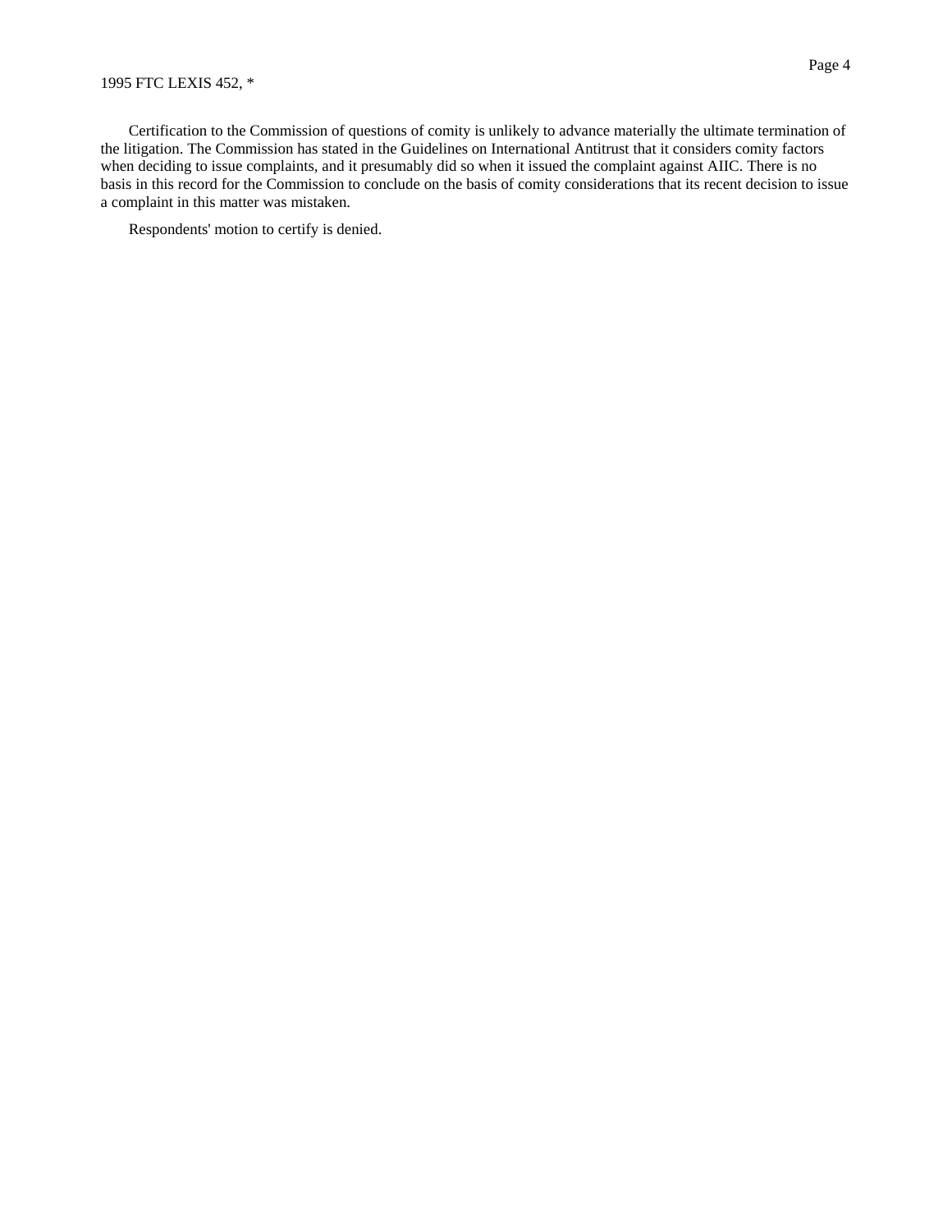Certification to the Commission of questions of comity is unlikely to advance materially the ultimate termination of the litigation. The Commission has stated in the Guidelines on International Antitrust that it considers comity factors when deciding to issue complaints, and it presumably did so when it issued the complaint against AIIC. There is no basis in this record for the Commission to conclude on the basis of comity considerations that its recent decision to issue a complaint in this matter was mistaken.

Respondents' motion to certify is denied.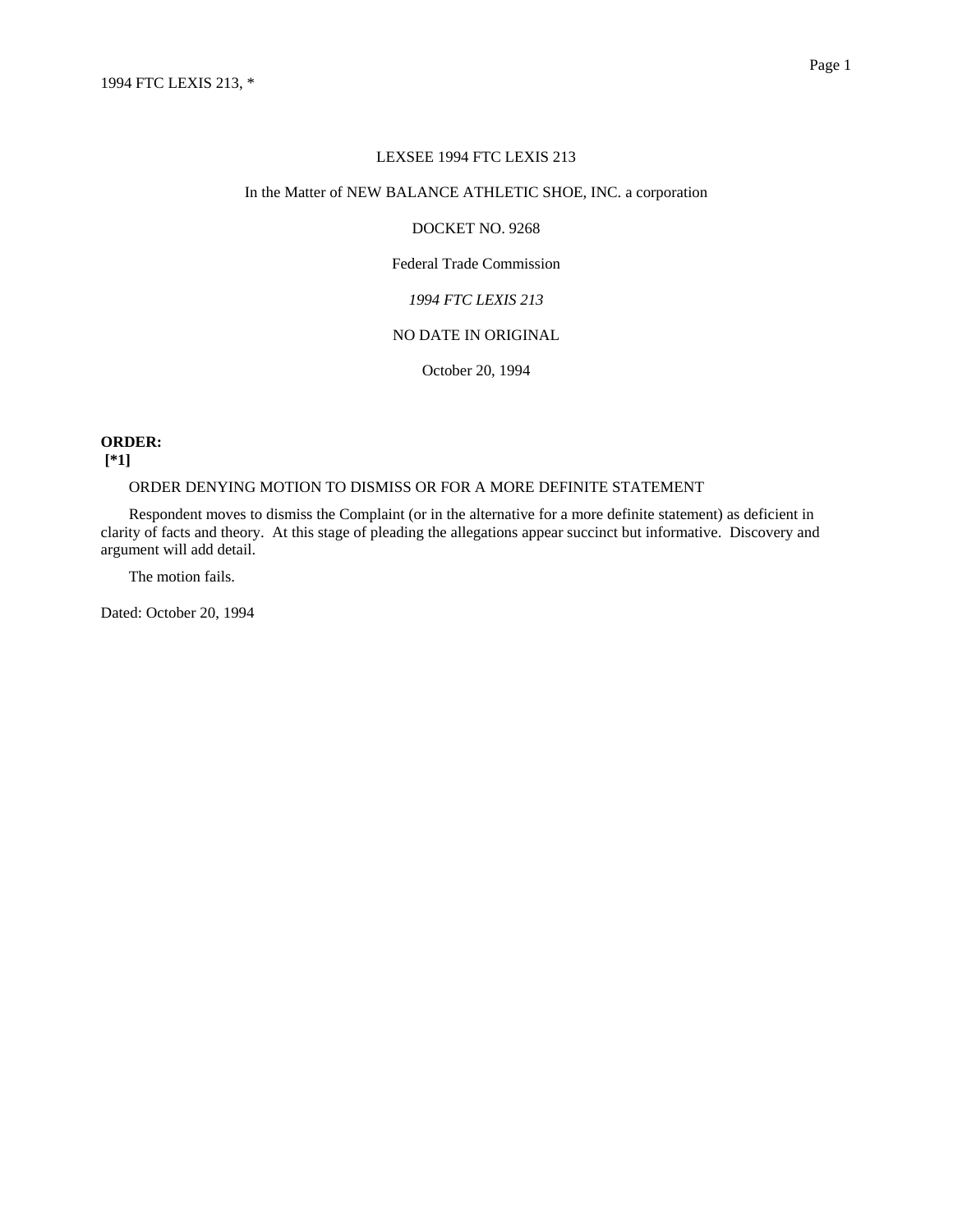LEXSEE 1994 FTC LEXIS 213

In the Matter of NEW BALANCE ATHLETIC SHOE, INC. a corporation

DOCKET NO. 9268

Federal Trade Commission

*1994 FTC LEXIS 213*

NO DATE IN ORIGINAL

October 20, 1994

**ORDER:**
**[*1]**

ORDER DENYING MOTION TO DISMISS OR FOR A MORE DEFINITE STATEMENT

Respondent moves to dismiss the Complaint (or in the alternative for a more definite statement) as deficient in clarity of facts and theory. At this stage of pleading the allegations appear succinct but informative. Discovery and argument will add detail.

The motion fails.

Dated: October 20, 1994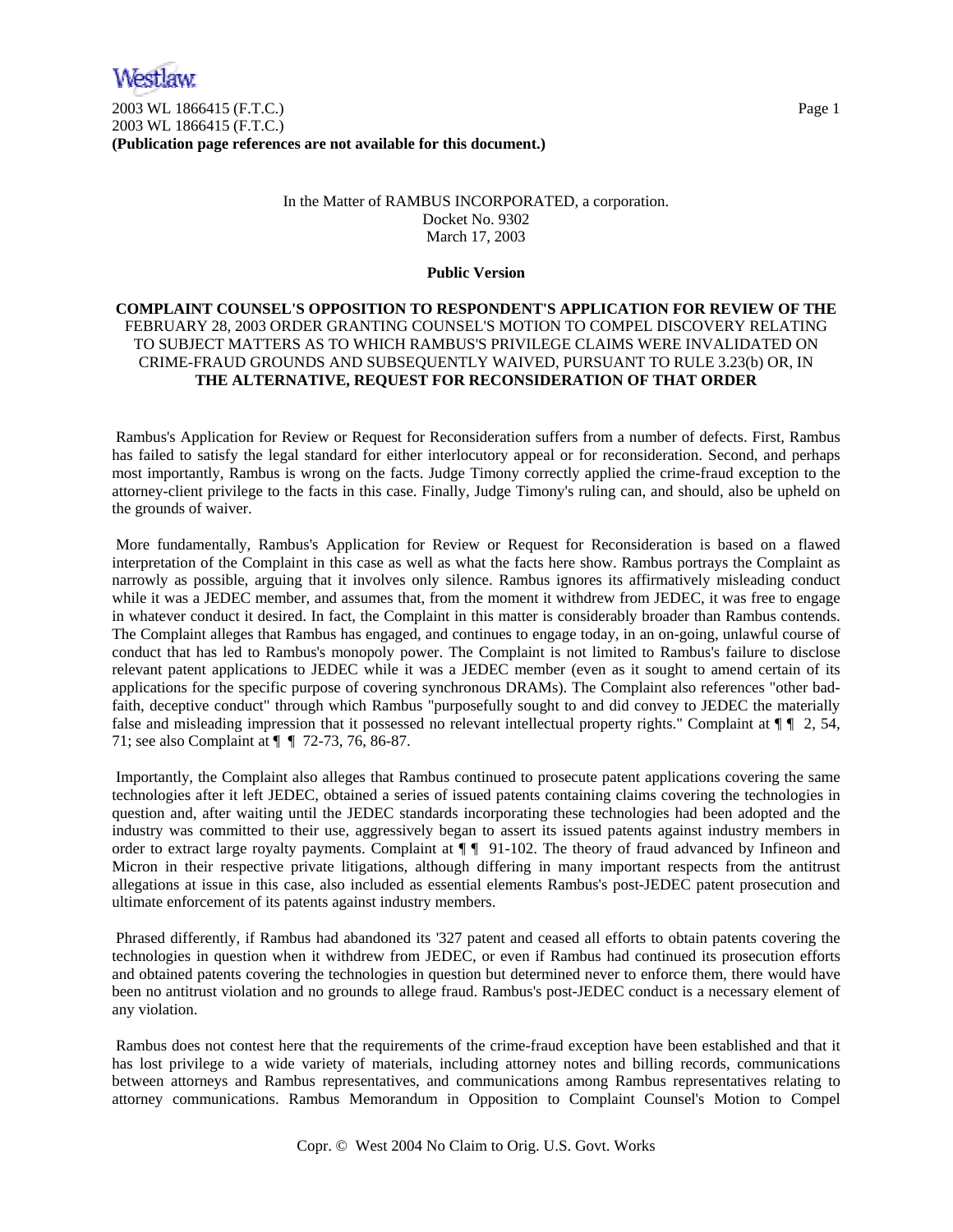In the Matter of RAMBUS INCORPORATED, a corporation.
Docket No. 9302
March 17, 2003

**Public Version**

**COMPLAINT COUNSEL'S OPPOSITION TO RESPONDENT'S APPLICATION FOR REVIEW OF THE** FEBRUARY 28, 2003 ORDER GRANTING COUNSEL'S MOTION TO COMPEL DISCOVERY RELATING TO SUBJECT MATTERS AS TO WHICH RAMBUS'S PRIVILEGE CLAIMS WERE INVALIDATED ON CRIME-FRAUD GROUNDS AND SUBSEQUENTLY WAIVED, PURSUANT TO RULE 3.23(b) OR, IN **THE ALTERNATIVE, REQUEST FOR RECONSIDERATION OF THAT ORDER**

Rambus's Application for Review or Request for Reconsideration suffers from a number of defects. First, Rambus has failed to satisfy the legal standard for either interlocutory appeal or for reconsideration. Second, and perhaps most importantly, Rambus is wrong on the facts. Judge Timony correctly applied the crime-fraud exception to the attorney-client privilege to the facts in this case. Finally, Judge Timony's ruling can, and should, also be upheld on the grounds of waiver.

More fundamentally, Rambus's Application for Review or Request for Reconsideration is based on a flawed interpretation of the Complaint in this case as well as what the facts here show. Rambus portrays the Complaint as narrowly as possible, arguing that it involves only silence. Rambus ignores its affirmatively misleading conduct while it was a JEDEC member, and assumes that, from the moment it withdrew from JEDEC, it was free to engage in whatever conduct it desired. In fact, the Complaint in this matter is considerably broader than Rambus contends. The Complaint alleges that Rambus has engaged, and continues to engage today, in an on-going, unlawful course of conduct that has led to Rambus's monopoly power. The Complaint is not limited to Rambus's failure to disclose relevant patent applications to JEDEC while it was a JEDEC member (even as it sought to amend certain of its applications for the specific purpose of covering synchronous DRAMs). The Complaint also references "other bad-faith, deceptive conduct" through which Rambus "purposefully sought to and did convey to JEDEC the materially false and misleading impression that it possessed no relevant intellectual property rights." Complaint at ¶ ¶ 2, 54, 71; see also Complaint at ¶ ¶ 72-73, 76, 86-87.

Importantly, the Complaint also alleges that Rambus continued to prosecute patent applications covering the same technologies after it left JEDEC, obtained a series of issued patents containing claims covering the technologies in question and, after waiting until the JEDEC standards incorporating these technologies had been adopted and the industry was committed to their use, aggressively began to assert its issued patents against industry members in order to extract large royalty payments. Complaint at ¶ ¶ 91-102. The theory of fraud advanced by Infineon and Micron in their respective private litigations, although differing in many important respects from the antitrust allegations at issue in this case, also included as essential elements Rambus's post-JEDEC patent prosecution and ultimate enforcement of its patents against industry members.

Phrased differently, if Rambus had abandoned its '327 patent and ceased all efforts to obtain patents covering the technologies in question when it withdrew from JEDEC, or even if Rambus had continued its prosecution efforts and obtained patents covering the technologies in question but determined never to enforce them, there would have been no antitrust violation and no grounds to allege fraud. Rambus's post-JEDEC conduct is a necessary element of any violation.

Rambus does not contest here that the requirements of the crime-fraud exception have been established and that it has lost privilege to a wide variety of materials, including attorney notes and billing records, communications between attorneys and Rambus representatives, and communications among Rambus representatives relating to attorney communications. Rambus Memorandum in Opposition to Complaint Counsel's Motion to Compel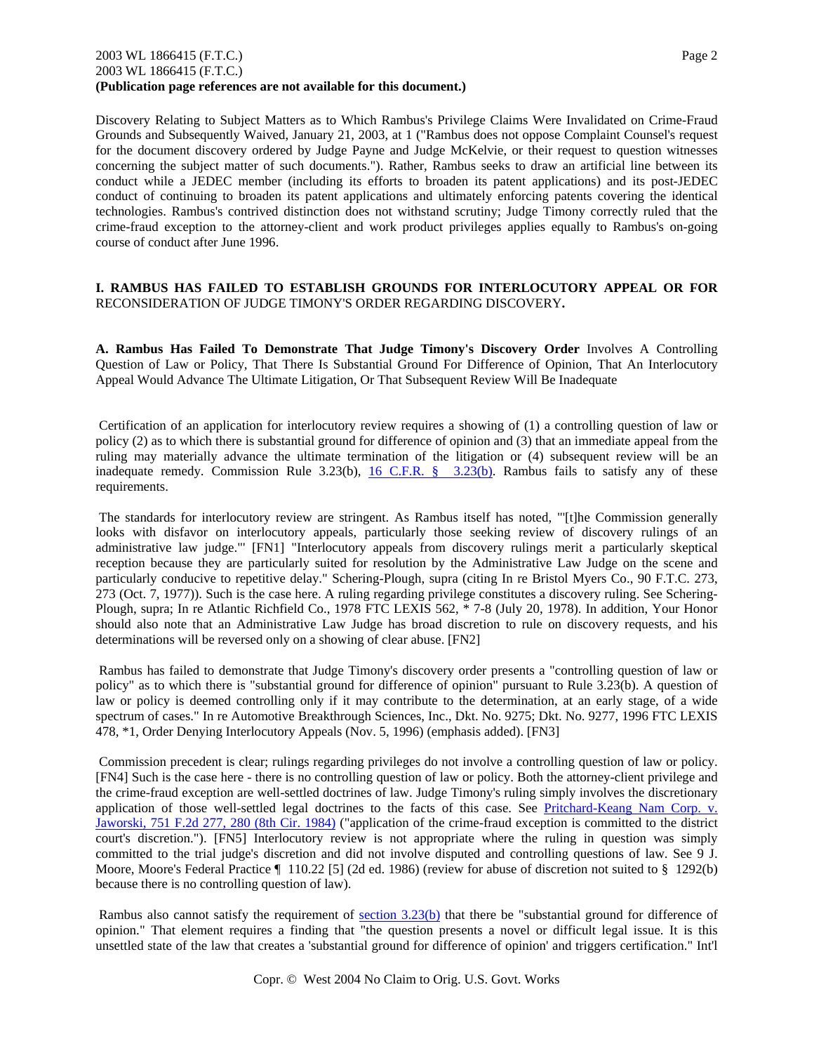Discovery Relating to Subject Matters as to Which Rambus's Privilege Claims Were Invalidated on Crime-Fraud Grounds and Subsequently Waived, January 21, 2003, at 1 ("Rambus does not oppose Complaint Counsel's request for the document discovery ordered by Judge Payne and Judge McKelvie, or their request to question witnesses concerning the subject matter of such documents."). Rather, Rambus seeks to draw an artificial line between its conduct while a JEDEC member (including its efforts to broaden its patent applications) and its post-JEDEC conduct of continuing to broaden its patent applications and ultimately enforcing patents covering the identical technologies. Rambus's contrived distinction does not withstand scrutiny; Judge Timony correctly ruled that the crime-fraud exception to the attorney-client and work product privileges applies equally to Rambus's on-going course of conduct after June 1996.

## I. RAMBUS HAS FAILED TO ESTABLISH GROUNDS FOR INTERLOCUTORY APPEAL OR FOR RECONSIDERATION OF JUDGE TIMONY'S ORDER REGARDING DISCOVERY.

### A. Rambus Has Failed To Demonstrate That Judge Timony's Discovery Order Involves A Controlling Question of Law or Policy, That There Is Substantial Ground For Difference of Opinion, That An Interlocutory Appeal Would Advance The Ultimate Litigation, Or That Subsequent Review Will Be Inadequate

Certification of an application for interlocutory review requires a showing of (1) a controlling question of law or policy (2) as to which there is substantial ground for difference of opinion and (3) that an immediate appeal from the ruling may materially advance the ultimate termination of the litigation or (4) subsequent review will be an inadequate remedy. Commission Rule 3.23(b), 16 C.F.R. § 3.23(b). Rambus fails to satisfy any of these requirements.

The standards for interlocutory review are stringent. As Rambus itself has noted, "'[t]he Commission generally looks with disfavor on interlocutory appeals, particularly those seeking review of discovery rulings of an administrative law judge.'" [FN1] "Interlocutory appeals from discovery rulings merit a particularly skeptical reception because they are particularly suited for resolution by the Administrative Law Judge on the scene and particularly conducive to repetitive delay." Schering-Plough, supra (citing In re Bristol Myers Co., 90 F.T.C. 273, 273 (Oct. 7, 1977)). Such is the case here. A ruling regarding privilege constitutes a discovery ruling. See Schering-Plough, supra; In re Atlantic Richfield Co., 1978 FTC LEXIS 562, * 7-8 (July 20, 1978). In addition, Your Honor should also note that an Administrative Law Judge has broad discretion to rule on discovery requests, and his determinations will be reversed only on a showing of clear abuse. [FN2]

Rambus has failed to demonstrate that Judge Timony's discovery order presents a "controlling question of law or policy" as to which there is "substantial ground for difference of opinion" pursuant to Rule 3.23(b). A question of law or policy is deemed controlling only if it may contribute to the determination, at an early stage, of a wide spectrum of cases." In re Automotive Breakthrough Sciences, Inc., Dkt. No. 9275; Dkt. No. 9277, 1996 FTC LEXIS 478, *1, Order Denying Interlocutory Appeals (Nov. 5, 1996) (emphasis added). [FN3]

Commission precedent is clear; rulings regarding privileges do not involve a controlling question of law or policy. [FN4] Such is the case here - there is no controlling question of law or policy. Both the attorney-client privilege and the crime-fraud exception are well-settled doctrines of law. Judge Timony's ruling simply involves the discretionary application of those well-settled legal doctrines to the facts of this case. See Pritchard-Keang Nam Corp. v. Jaworski, 751 F.2d 277, 280 (8th Cir. 1984) ("application of the crime-fraud exception is committed to the district court's discretion."). [FN5] Interlocutory review is not appropriate where the ruling in question was simply committed to the trial judge's discretion and did not involve disputed and controlling questions of law. See 9 J. Moore, Moore's Federal Practice ¶ 110.22 [5] (2d ed. 1986) (review for abuse of discretion not suited to § 1292(b) because there is no controlling question of law).

Rambus also cannot satisfy the requirement of section 3.23(b) that there be "substantial ground for difference of opinion." That element requires a finding that "the question presents a novel or difficult legal issue. It is this unsettled state of the law that creates a 'substantial ground for difference of opinion' and triggers certification." Int'l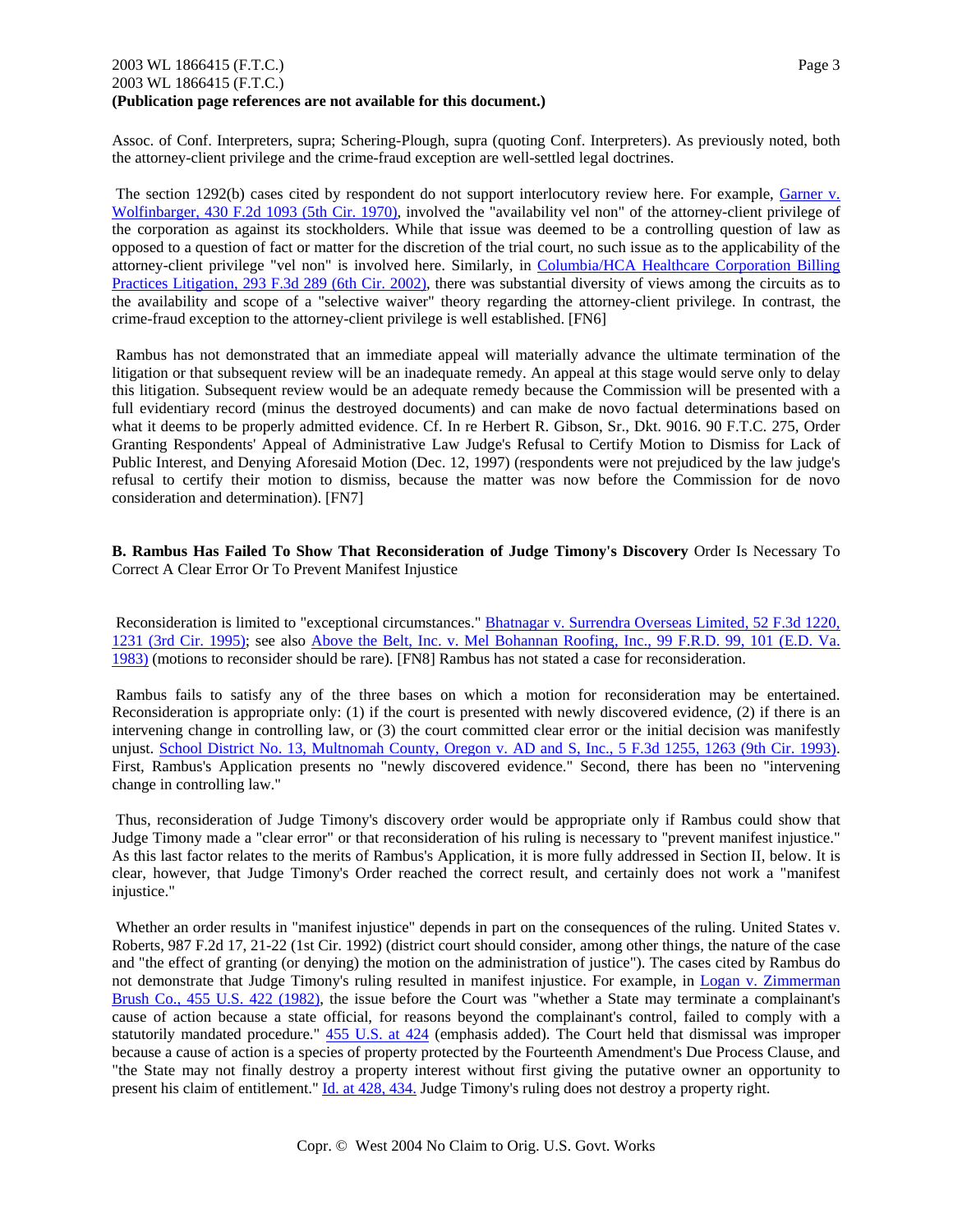Assoc. of Conf. Interpreters, supra; Schering-Plough, supra (quoting Conf. Interpreters). As previously noted, both the attorney-client privilege and the crime-fraud exception are well-settled legal doctrines.

The section 1292(b) cases cited by respondent do not support interlocutory review here. For example, Garner v. Wolfinbarger, 430 F.2d 1093 (5th Cir. 1970), involved the "availability vel non" of the attorney-client privilege of the corporation as against its stockholders. While that issue was deemed to be a controlling question of law as opposed to a question of fact or matter for the discretion of the trial court, no such issue as to the applicability of the attorney-client privilege "vel non" is involved here. Similarly, in Columbia/HCA Healthcare Corporation Billing Practices Litigation, 293 F.3d 289 (6th Cir. 2002), there was substantial diversity of views among the circuits as to the availability and scope of a "selective waiver" theory regarding the attorney-client privilege. In contrast, the crime-fraud exception to the attorney-client privilege is well established. [FN6]

Rambus has not demonstrated that an immediate appeal will materially advance the ultimate termination of the litigation or that subsequent review will be an inadequate remedy. An appeal at this stage would serve only to delay this litigation. Subsequent review would be an adequate remedy because the Commission will be presented with a full evidentiary record (minus the destroyed documents) and can make de novo factual determinations based on what it deems to be properly admitted evidence. Cf. In re Herbert R. Gibson, Sr., Dkt. 9016. 90 F.T.C. 275, Order Granting Respondents' Appeal of Administrative Law Judge's Refusal to Certify Motion to Dismiss for Lack of Public Interest, and Denying Aforesaid Motion (Dec. 12, 1997) (respondents were not prejudiced by the law judge's refusal to certify their motion to dismiss, because the matter was now before the Commission for de novo consideration and determination). [FN7]

**B. Rambus Has Failed To Show That Reconsideration of Judge Timony's Discovery** Order Is Necessary To Correct A Clear Error Or To Prevent Manifest Injustice

Reconsideration is limited to "exceptional circumstances." Bhatnagar v. Surrendra Overseas Limited, 52 F.3d 1220, 1231 (3rd Cir. 1995); see also Above the Belt, Inc. v. Mel Bohannan Roofing, Inc., 99 F.R.D. 99, 101 (E.D. Va. 1983) (motions to reconsider should be rare). [FN8] Rambus has not stated a case for reconsideration.

Rambus fails to satisfy any of the three bases on which a motion for reconsideration may be entertained. Reconsideration is appropriate only: (1) if the court is presented with newly discovered evidence, (2) if there is an intervening change in controlling law, or (3) the court committed clear error or the initial decision was manifestly unjust. School District No. 13, Multnomah County, Oregon v. AD and S, Inc., 5 F.3d 1255, 1263 (9th Cir. 1993). First, Rambus's Application presents no "newly discovered evidence." Second, there has been no "intervening change in controlling law."

Thus, reconsideration of Judge Timony's discovery order would be appropriate only if Rambus could show that Judge Timony made a "clear error" or that reconsideration of his ruling is necessary to "prevent manifest injustice." As this last factor relates to the merits of Rambus's Application, it is more fully addressed in Section II, below. It is clear, however, that Judge Timony's Order reached the correct result, and certainly does not work a "manifest injustice."

Whether an order results in "manifest injustice" depends in part on the consequences of the ruling. United States v. Roberts, 987 F.2d 17, 21-22 (1st Cir. 1992) (district court should consider, among other things, the nature of the case and "the effect of granting (or denying) the motion on the administration of justice"). The cases cited by Rambus do not demonstrate that Judge Timony's ruling resulted in manifest injustice. For example, in Logan v. Zimmerman Brush Co., 455 U.S. 422 (1982), the issue before the Court was "whether a State may terminate a complainant's cause of action because a state official, for reasons beyond the complainant's control, failed to comply with a statutorily mandated procedure." 455 U.S. at 424 (emphasis added). The Court held that dismissal was improper because a cause of action is a species of property protected by the Fourteenth Amendment's Due Process Clause, and "the State may not finally destroy a property interest without first giving the putative owner an opportunity to present his claim of entitlement." Id. at 428, 434. Judge Timony's ruling does not destroy a property right.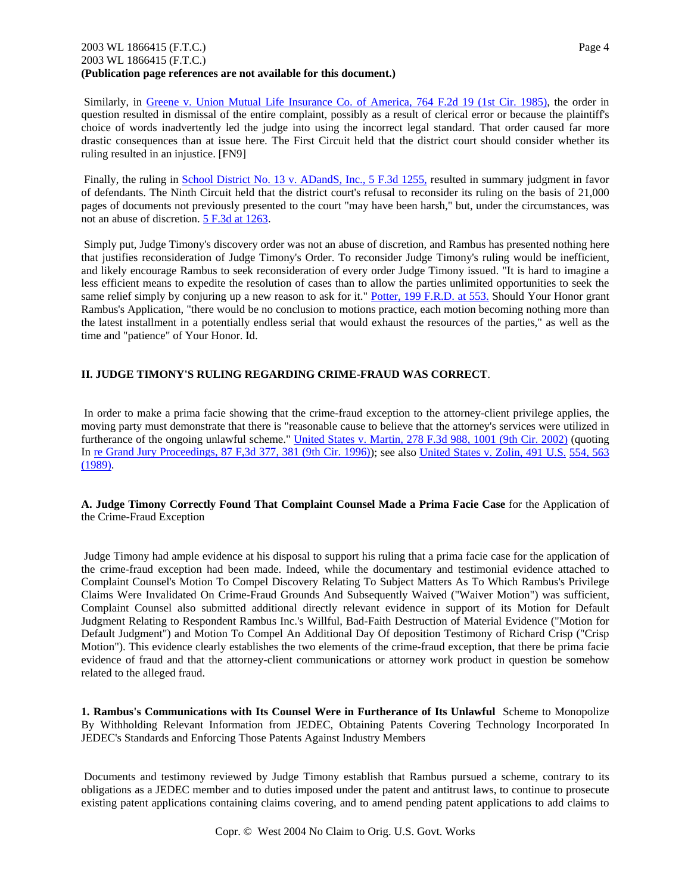Similarly, in Greene v. Union Mutual Life Insurance Co. of America, 764 F.2d 19 (1st Cir. 1985), the order in question resulted in dismissal of the entire complaint, possibly as a result of clerical error or because the plaintiff's choice of words inadvertently led the judge into using the incorrect legal standard. That order caused far more drastic consequences than at issue here. The First Circuit held that the district court should consider whether its ruling resulted in an injustice. [FN9]

Finally, the ruling in School District No. 13 v. ADandS, Inc., 5 F.3d 1255, resulted in summary judgment in favor of defendants. The Ninth Circuit held that the district court's refusal to reconsider its ruling on the basis of 21,000 pages of documents not previously presented to the court "may have been harsh," but, under the circumstances, was not an abuse of discretion. 5 F.3d at 1263.

Simply put, Judge Timony's discovery order was not an abuse of discretion, and Rambus has presented nothing here that justifies reconsideration of Judge Timony's Order. To reconsider Judge Timony's ruling would be inefficient, and likely encourage Rambus to seek reconsideration of every order Judge Timony issued. "It is hard to imagine a less efficient means to expedite the resolution of cases than to allow the parties unlimited opportunities to seek the same relief simply by conjuring up a new reason to ask for it." Potter, 199 F.R.D. at 553. Should Your Honor grant Rambus's Application, "there would be no conclusion to motions practice, each motion becoming nothing more than the latest installment in a potentially endless serial that would exhaust the resources of the parties," as well as the time and "patience" of Your Honor. Id.

## II. JUDGE TIMONY'S RULING REGARDING CRIME-FRAUD WAS CORRECT.

In order to make a prima facie showing that the crime-fraud exception to the attorney-client privilege applies, the moving party must demonstrate that there is "reasonable cause to believe that the attorney's services were utilized in furtherance of the ongoing unlawful scheme." United States v. Martin, 278 F.3d 988, 1001 (9th Cir. 2002) (quoting In re Grand Jury Proceedings, 87 F,3d 377, 381 (9th Cir. 1996)); see also United States v. Zolin, 491 U.S. 554, 563 (1989).

### A. Judge Timony Correctly Found That Complaint Counsel Made a Prima Facie Case for the Application of the Crime-Fraud Exception

Judge Timony had ample evidence at his disposal to support his ruling that a prima facie case for the application of the crime-fraud exception had been made. Indeed, while the documentary and testimonial evidence attached to Complaint Counsel's Motion To Compel Discovery Relating To Subject Matters As To Which Rambus's Privilege Claims Were Invalidated On Crime-Fraud Grounds And Subsequently Waived ("Waiver Motion") was sufficient, Complaint Counsel also submitted additional directly relevant evidence in support of its Motion for Default Judgment Relating to Respondent Rambus Inc.'s Willful, Bad-Faith Destruction of Material Evidence ("Motion for Default Judgment") and Motion To Compel An Additional Day Of deposition Testimony of Richard Crisp ("Crisp Motion"). This evidence clearly establishes the two elements of the crime-fraud exception, that there be prima facie evidence of fraud and that the attorney-client communications or attorney work product in question be somehow related to the alleged fraud.

#### 1. Rambus's Communications with Its Counsel Were in Furtherance of Its Unlawful Scheme to Monopolize By Withholding Relevant Information from JEDEC, Obtaining Patents Covering Technology Incorporated In JEDEC's Standards and Enforcing Those Patents Against Industry Members

Documents and testimony reviewed by Judge Timony establish that Rambus pursued a scheme, contrary to its obligations as a JEDEC member and to duties imposed under the patent and antitrust laws, to continue to prosecute existing patent applications containing claims covering, and to amend pending patent applications to add claims to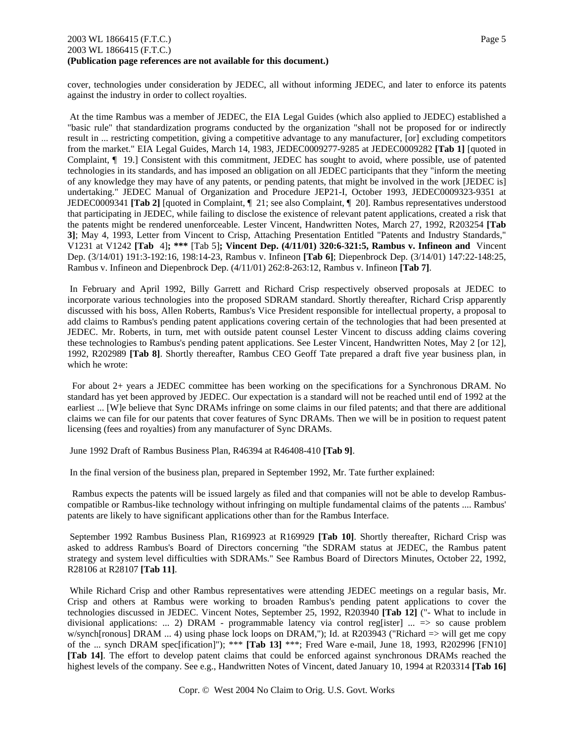cover, technologies under consideration by JEDEC, all without informing JEDEC, and later to enforce its patents against the industry in order to collect royalties.

At the time Rambus was a member of JEDEC, the EIA Legal Guides (which also applied to JEDEC) established a "basic rule" that standardization programs conducted by the organization "shall not be proposed for or indirectly result in ... restricting competition, giving a competitive advantage to any manufacturer, [or] excluding competitors from the market." EIA Legal Guides, March 14, 1983, JEDEC0009277-9285 at JEDEC0009282 **[Tab 1]** [quoted in Complaint, ¶ 19.] Consistent with this commitment, JEDEC has sought to avoid, where possible, use of patented technologies in its standards, and has imposed an obligation on all JEDEC participants that they "inform the meeting of any knowledge they may have of any patents, or pending patents, that might be involved in the work [JEDEC is] undertaking." JEDEC Manual of Organization and Procedure JEP21-I, October 1993, JEDEC0009323-9351 at JEDEC0009341 **[Tab 2]** [quoted in Complaint, ¶ 21; see also Complaint, ¶ 20]. Rambus representatives understood that participating in JEDEC, while failing to disclose the existence of relevant patent applications, created a risk that the patents might be rendered unenforceable. Lester Vincent, Handwritten Notes, March 27, 1992, R203254 **[Tab 3]**; May 4, 1993, Letter from Vincent to Crisp, Attaching Presentation Entitled "Patents and Industry Standards," V1231 at V1242 **[Tab** 4]**; \*\*\*** [Tab 5]**; Vincent Dep. (4/11/01) 320:6-321:5, Rambus v. Infineon and** Vincent Dep. (3/14/01) 191:3-192:16, 198:14-23, Rambus v. Infineon **[Tab 6]**; Diepenbrock Dep. (3/14/01) 147:22-148:25, Rambus v. Infineon and Diepenbrock Dep. (4/11/01) 262:8-263:12, Rambus v. Infineon **[Tab 7]**.

In February and April 1992, Billy Garrett and Richard Crisp respectively observed proposals at JEDEC to incorporate various technologies into the proposed SDRAM standard. Shortly thereafter, Richard Crisp apparently discussed with his boss, Allen Roberts, Rambus's Vice President responsible for intellectual property, a proposal to add claims to Rambus's pending patent applications covering certain of the technologies that had been presented at JEDEC. Mr. Roberts, in turn, met with outside patent counsel Lester Vincent to discuss adding claims covering these technologies to Rambus's pending patent applications. See Lester Vincent, Handwritten Notes, May 2 [or 12], 1992, R202989 **[Tab 8]**. Shortly thereafter, Rambus CEO Geoff Tate prepared a draft five year business plan, in which he wrote:

> For about 2+ years a JEDEC committee has been working on the specifications for a Synchronous DRAM. No standard has yet been approved by JEDEC. Our expectation is a standard will not be reached until end of 1992 at the earliest ... [W]e believe that Sync DRAMs infringe on some claims in our filed patents; and that there are additional claims we can file for our patents that cover features of Sync DRAMs. Then we will be in position to request patent licensing (fees and royalties) from any manufacturer of Sync DRAMs.

June 1992 Draft of Rambus Business Plan, R46394 at R46408-410 **[Tab 9]**.

In the final version of the business plan, prepared in September 1992, Mr. Tate further explained:

> Rambus expects the patents will be issued largely as filed and that companies will not be able to develop Rambus-compatible or Rambus-like technology without infringing on multiple fundamental claims of the patents .... Rambus' patents are likely to have significant applications other than for the Rambus Interface.

September 1992 Rambus Business Plan, R169923 at R169929 **[Tab 10]**. Shortly thereafter, Richard Crisp was asked to address Rambus's Board of Directors concerning "the SDRAM status at JEDEC, the Rambus patent strategy and system level difficulties with SDRAMs." See Rambus Board of Directors Minutes, October 22, 1992, R28106 at R28107 **[Tab 11]**.

While Richard Crisp and other Rambus representatives were attending JEDEC meetings on a regular basis, Mr. Crisp and others at Rambus were working to broaden Rambus's pending patent applications to cover the technologies discussed in JEDEC. Vincent Notes, September 25, 1992, R203940 **[Tab 12]** ("- What to include in divisional applications: ... 2) DRAM - programmable latency via control reg[ister] ... => so cause problem w/synch[ronous] DRAM ... 4) using phase lock loops on DRAM,"); Id. at R203943 ("Richard => will get me copy of the ... synch DRAM spec[ification]"); \*\*\* **[Tab 13]** \*\*\*; Fred Ware e-mail, June 18, 1993, R202996 [FN10] **[Tab 14]**. The effort to develop patent claims that could be enforced against synchronous DRAMs reached the highest levels of the company. See e.g., Handwritten Notes of Vincent, dated January 10, 1994 at R203314 **[Tab 16]**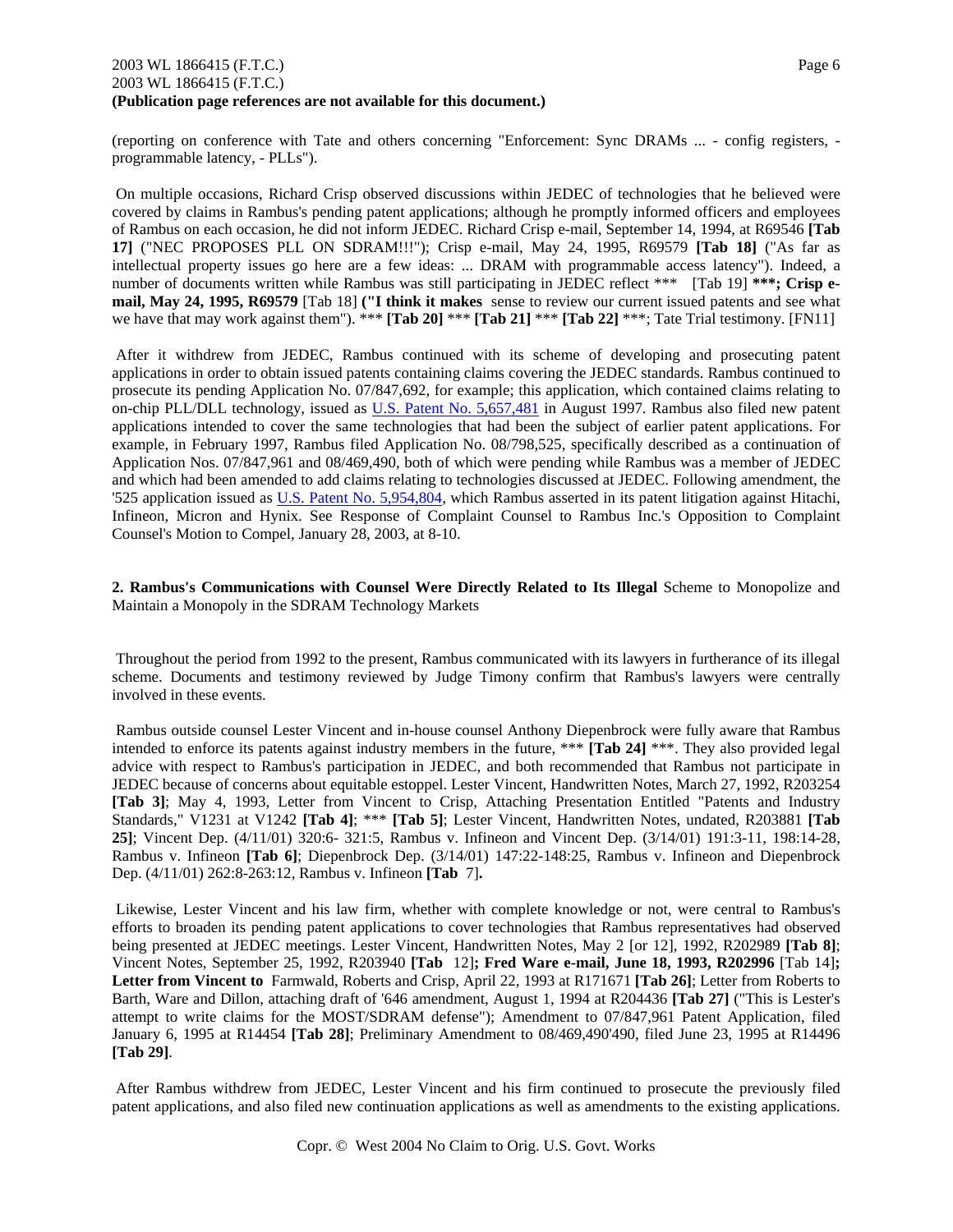(reporting on conference with Tate and others concerning "Enforcement: Sync DRAMs ... - config registers, - programmable latency, - PLLs").

On multiple occasions, Richard Crisp observed discussions within JEDEC of technologies that he believed were covered by claims in Rambus's pending patent applications; although he promptly informed officers and employees of Rambus on each occasion, he did not inform JEDEC. Richard Crisp e-mail, September 14, 1994, at R69546 **[Tab 17]** ("NEC PROPOSES PLL ON SDRAM!!!"); Crisp e-mail, May 24, 1995, R69579 **[Tab 18]** ("As far as intellectual property issues go here are a few ideas: ... DRAM with programmable access latency"). Indeed, a number of documents written while Rambus was still participating in JEDEC reflect *** [Tab 19] **\*\*\*; Crisp e-mail, May 24, 1995, R69579** [Tab 18] **("I think it makes** sense to review our current issued patents and see what we have that may work against them"). *** **[Tab 20]** *** **[Tab 21]** *** **[Tab 22]** ***; Tate Trial testimony. [FN11]

After it withdrew from JEDEC, Rambus continued with its scheme of developing and prosecuting patent applications in order to obtain issued patents containing claims covering the JEDEC standards. Rambus continued to prosecute its pending Application No. 07/847,692, for example; this application, which contained claims relating to on-chip PLL/DLL technology, issued as U.S. Patent No. 5,657,481 in August 1997. Rambus also filed new patent applications intended to cover the same technologies that had been the subject of earlier patent applications. For example, in February 1997, Rambus filed Application No. 08/798,525, specifically described as a continuation of Application Nos. 07/847,961 and 08/469,490, both of which were pending while Rambus was a member of JEDEC and which had been amended to add claims relating to technologies discussed at JEDEC. Following amendment, the '525 application issued as U.S. Patent No. 5,954,804, which Rambus asserted in its patent litigation against Hitachi, Infineon, Micron and Hynix. See Response of Complaint Counsel to Rambus Inc.'s Opposition to Complaint Counsel's Motion to Compel, January 28, 2003, at 8-10.

**2. Rambus's Communications with Counsel Were Directly Related to Its Illegal** Scheme to Monopolize and Maintain a Monopoly in the SDRAM Technology Markets

Throughout the period from 1992 to the present, Rambus communicated with its lawyers in furtherance of its illegal scheme. Documents and testimony reviewed by Judge Timony confirm that Rambus's lawyers were centrally involved in these events.

Rambus outside counsel Lester Vincent and in-house counsel Anthony Diepenbrock were fully aware that Rambus intended to enforce its patents against industry members in the future, *** **[Tab 24]** ***. They also provided legal advice with respect to Rambus's participation in JEDEC, and both recommended that Rambus not participate in JEDEC because of concerns about equitable estoppel. Lester Vincent, Handwritten Notes, March 27, 1992, R203254 **[Tab 3]**; May 4, 1993, Letter from Vincent to Crisp, Attaching Presentation Entitled "Patents and Industry Standards," V1231 at V1242 **[Tab 4]**; *** **[Tab 5]**; Lester Vincent, Handwritten Notes, undated, R203881 **[Tab 25]**; Vincent Dep. (4/11/01) 320:6- 321:5, Rambus v. Infineon and Vincent Dep. (3/14/01) 191:3-11, 198:14-28, Rambus v. Infineon **[Tab 6]**; Diepenbrock Dep. (3/14/01) 147:22-148:25, Rambus v. Infineon and Diepenbrock Dep. (4/11/01) 262:8-263:12, Rambus v. Infineon **[Tab** 7]**.**

Likewise, Lester Vincent and his law firm, whether with complete knowledge or not, were central to Rambus's efforts to broaden its pending patent applications to cover technologies that Rambus representatives had observed being presented at JEDEC meetings. Lester Vincent, Handwritten Notes, May 2 [or 12], 1992, R202989 **[Tab 8]**; Vincent Notes, September 25, 1992, R203940 **[Tab** 12]**; Fred Ware e-mail, June 18, 1993, R202996** [Tab 14]**; Letter from Vincent to** Farmwald, Roberts and Crisp, April 22, 1993 at R171671 **[Tab 26]**; Letter from Roberts to Barth, Ware and Dillon, attaching draft of '646 amendment, August 1, 1994 at R204436 **[Tab 27]** ("This is Lester's attempt to write claims for the MOST/SDRAM defense"); Amendment to 07/847,961 Patent Application, filed January 6, 1995 at R14454 **[Tab 28]**; Preliminary Amendment to 08/469,490'490, filed June 23, 1995 at R14496 **[Tab 29]**.

After Rambus withdrew from JEDEC, Lester Vincent and his firm continued to prosecute the previously filed patent applications, and also filed new continuation applications as well as amendments to the existing applications.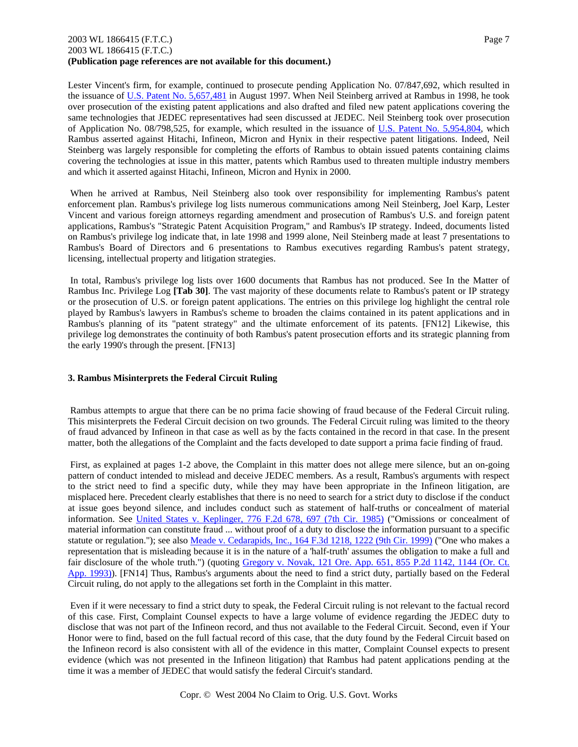Lester Vincent's firm, for example, continued to prosecute pending Application No. 07/847,692, which resulted in the issuance of U.S. Patent No. 5,657,481 in August 1997. When Neil Steinberg arrived at Rambus in 1998, he took over prosecution of the existing patent applications and also drafted and filed new patent applications covering the same technologies that JEDEC representatives had seen discussed at JEDEC. Neil Steinberg took over prosecution of Application No. 08/798,525, for example, which resulted in the issuance of U.S. Patent No. 5,954,804, which Rambus asserted against Hitachi, Infineon, Micron and Hynix in their respective patent litigations. Indeed, Neil Steinberg was largely responsible for completing the efforts of Rambus to obtain issued patents containing claims covering the technologies at issue in this matter, patents which Rambus used to threaten multiple industry members and which it asserted against Hitachi, Infineon, Micron and Hynix in 2000.

When he arrived at Rambus, Neil Steinberg also took over responsibility for implementing Rambus's patent enforcement plan. Rambus's privilege log lists numerous communications among Neil Steinberg, Joel Karp, Lester Vincent and various foreign attorneys regarding amendment and prosecution of Rambus's U.S. and foreign patent applications, Rambus's "Strategic Patent Acquisition Program," and Rambus's IP strategy. Indeed, documents listed on Rambus's privilege log indicate that, in late 1998 and 1999 alone, Neil Steinberg made at least 7 presentations to Rambus's Board of Directors and 6 presentations to Rambus executives regarding Rambus's patent strategy, licensing, intellectual property and litigation strategies.

In total, Rambus's privilege log lists over 1600 documents that Rambus has not produced. See In the Matter of Rambus Inc. Privilege Log **[Tab 30]**. The vast majority of these documents relate to Rambus's patent or IP strategy or the prosecution of U.S. or foreign patent applications. The entries on this privilege log highlight the central role played by Rambus's lawyers in Rambus's scheme to broaden the claims contained in its patent applications and in Rambus's planning of its "patent strategy" and the ultimate enforcement of its patents. [FN12] Likewise, this privilege log demonstrates the continuity of both Rambus's patent prosecution efforts and its strategic planning from the early 1990's through the present. [FN13]

### 3. Rambus Misinterprets the Federal Circuit Ruling

Rambus attempts to argue that there can be no prima facie showing of fraud because of the Federal Circuit ruling. This misinterprets the Federal Circuit decision on two grounds. The Federal Circuit ruling was limited to the theory of fraud advanced by Infineon in that case as well as by the facts contained in the record in that case. In the present matter, both the allegations of the Complaint and the facts developed to date support a prima facie finding of fraud.

First, as explained at pages 1-2 above, the Complaint in this matter does not allege mere silence, but an on-going pattern of conduct intended to mislead and deceive JEDEC members. As a result, Rambus's arguments with respect to the strict need to find a specific duty, while they may have been appropriate in the Infineon litigation, are misplaced here. Precedent clearly establishes that there is no need to search for a strict duty to disclose if the conduct at issue goes beyond silence, and includes conduct such as statement of half-truths or concealment of material information. See United States v. Keplinger, 776 F.2d 678, 697 (7th Cir. 1985) ("Omissions or concealment of material information can constitute fraud ... without proof of a duty to disclose the information pursuant to a specific statute or regulation."); see also Meade v. Cedarapids, Inc., 164 F.3d 1218, 1222 (9th Cir. 1999) ("One who makes a representation that is misleading because it is in the nature of a 'half-truth' assumes the obligation to make a full and fair disclosure of the whole truth.") (quoting Gregory v. Novak, 121 Ore. App. 651, 855 P.2d 1142, 1144 (Or. Ct. App. 1993)). [FN14] Thus, Rambus's arguments about the need to find a strict duty, partially based on the Federal Circuit ruling, do not apply to the allegations set forth in the Complaint in this matter.

Even if it were necessary to find a strict duty to speak, the Federal Circuit ruling is not relevant to the factual record of this case. First, Complaint Counsel expects to have a large volume of evidence regarding the JEDEC duty to disclose that was not part of the Infineon record, and thus not available to the Federal Circuit. Second, even if Your Honor were to find, based on the full factual record of this case, that the duty found by the Federal Circuit based on the Infineon record is also consistent with all of the evidence in this matter, Complaint Counsel expects to present evidence (which was not presented in the Infineon litigation) that Rambus had patent applications pending at the time it was a member of JEDEC that would satisfy the federal Circuit's standard.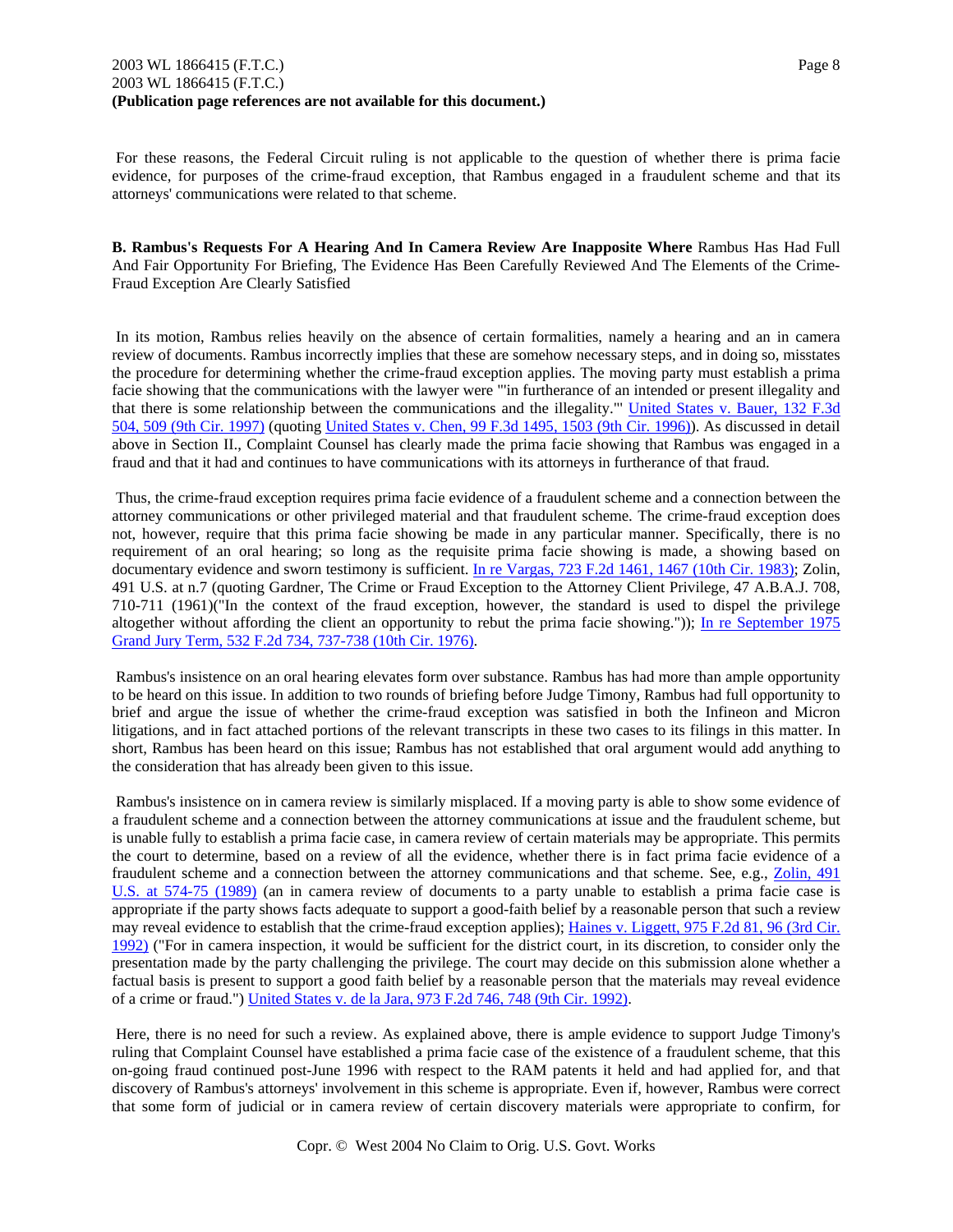For these reasons, the Federal Circuit ruling is not applicable to the question of whether there is prima facie evidence, for purposes of the crime-fraud exception, that Rambus engaged in a fraudulent scheme and that its attorneys' communications were related to that scheme.

**B. Rambus's Requests For A Hearing And In Camera Review Are Inapposite Where** Rambus Has Had Full And Fair Opportunity For Briefing, The Evidence Has Been Carefully Reviewed And The Elements of the Crime-Fraud Exception Are Clearly Satisfied

In its motion, Rambus relies heavily on the absence of certain formalities, namely a hearing and an in camera review of documents. Rambus incorrectly implies that these are somehow necessary steps, and in doing so, misstates the procedure for determining whether the crime-fraud exception applies. The moving party must establish a prima facie showing that the communications with the lawyer were "'in furtherance of an intended or present illegality and that there is some relationship between the communications and the illegality.'" United States v. Bauer, 132 F.3d 504, 509 (9th Cir. 1997) (quoting United States v. Chen, 99 F.3d 1495, 1503 (9th Cir. 1996)). As discussed in detail above in Section II., Complaint Counsel has clearly made the prima facie showing that Rambus was engaged in a fraud and that it had and continues to have communications with its attorneys in furtherance of that fraud.

Thus, the crime-fraud exception requires prima facie evidence of a fraudulent scheme and a connection between the attorney communications or other privileged material and that fraudulent scheme. The crime-fraud exception does not, however, require that this prima facie showing be made in any particular manner. Specifically, there is no requirement of an oral hearing; so long as the requisite prima facie showing is made, a showing based on documentary evidence and sworn testimony is sufficient. In re Vargas, 723 F.2d 1461, 1467 (10th Cir. 1983); Zolin, 491 U.S. at n.7 (quoting Gardner, The Crime or Fraud Exception to the Attorney Client Privilege, 47 A.B.A.J. 708, 710-711 (1961)("In the context of the fraud exception, however, the standard is used to dispel the privilege altogether without affording the client an opportunity to rebut the prima facie showing.")); In re September 1975 Grand Jury Term, 532 F.2d 734, 737-738 (10th Cir. 1976).

Rambus's insistence on an oral hearing elevates form over substance. Rambus has had more than ample opportunity to be heard on this issue. In addition to two rounds of briefing before Judge Timony, Rambus had full opportunity to brief and argue the issue of whether the crime-fraud exception was satisfied in both the Infineon and Micron litigations, and in fact attached portions of the relevant transcripts in these two cases to its filings in this matter. In short, Rambus has been heard on this issue; Rambus has not established that oral argument would add anything to the consideration that has already been given to this issue.

Rambus's insistence on in camera review is similarly misplaced. If a moving party is able to show some evidence of a fraudulent scheme and a connection between the attorney communications at issue and the fraudulent scheme, but is unable fully to establish a prima facie case, in camera review of certain materials may be appropriate. This permits the court to determine, based on a review of all the evidence, whether there is in fact prima facie evidence of a fraudulent scheme and a connection between the attorney communications and that scheme. See, e.g., Zolin, 491 U.S. at 574-75 (1989) (an in camera review of documents to a party unable to establish a prima facie case is appropriate if the party shows facts adequate to support a good-faith belief by a reasonable person that such a review may reveal evidence to establish that the crime-fraud exception applies); Haines v. Liggett, 975 F.2d 81, 96 (3rd Cir. 1992) ("For in camera inspection, it would be sufficient for the district court, in its discretion, to consider only the presentation made by the party challenging the privilege. The court may decide on this submission alone whether a factual basis is present to support a good faith belief by a reasonable person that the materials may reveal evidence of a crime or fraud.") United States v. de la Jara, 973 F.2d 746, 748 (9th Cir. 1992).

Here, there is no need for such a review. As explained above, there is ample evidence to support Judge Timony's ruling that Complaint Counsel have established a prima facie case of the existence of a fraudulent scheme, that this on-going fraud continued post-June 1996 with respect to the RAM patents it held and had applied for, and that discovery of Rambus's attorneys' involvement in this scheme is appropriate. Even if, however, Rambus were correct that some form of judicial or in camera review of certain discovery materials were appropriate to confirm, for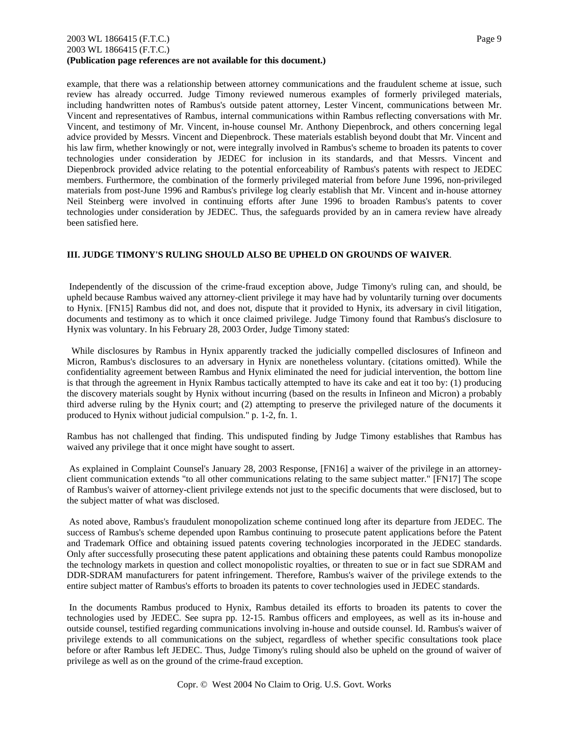example, that there was a relationship between attorney communications and the fraudulent scheme at issue, such review has already occurred. Judge Timony reviewed numerous examples of formerly privileged materials, including handwritten notes of Rambus's outside patent attorney, Lester Vincent, communications between Mr. Vincent and representatives of Rambus, internal communications within Rambus reflecting conversations with Mr. Vincent, and testimony of Mr. Vincent, in-house counsel Mr. Anthony Diepenbrock, and others concerning legal advice provided by Messrs. Vincent and Diepenbrock. These materials establish beyond doubt that Mr. Vincent and his law firm, whether knowingly or not, were integrally involved in Rambus's scheme to broaden its patents to cover technologies under consideration by JEDEC for inclusion in its standards, and that Messrs. Vincent and Diepenbrock provided advice relating to the potential enforceability of Rambus's patents with respect to JEDEC members. Furthermore, the combination of the formerly privileged material from before June 1996, non-privileged materials from post-June 1996 and Rambus's privilege log clearly establish that Mr. Vincent and in-house attorney Neil Steinberg were involved in continuing efforts after June 1996 to broaden Rambus's patents to cover technologies under consideration by JEDEC. Thus, the safeguards provided by an in camera review have already been satisfied here.

**III. JUDGE TIMONY'S RULING SHOULD ALSO BE UPHELD ON GROUNDS OF WAIVER**.

Independently of the discussion of the crime-fraud exception above, Judge Timony's ruling can, and should, be upheld because Rambus waived any attorney-client privilege it may have had by voluntarily turning over documents to Hynix. [FN15] Rambus did not, and does not, dispute that it provided to Hynix, its adversary in civil litigation, documents and testimony as to which it once claimed privilege. Judge Timony found that Rambus's disclosure to Hynix was voluntary. In his February 28, 2003 Order, Judge Timony stated:

While disclosures by Rambus in Hynix apparently tracked the judicially compelled disclosures of Infineon and Micron, Rambus's disclosures to an adversary in Hynix are nonetheless voluntary. (citations omitted). While the confidentiality agreement between Rambus and Hynix eliminated the need for judicial intervention, the bottom line is that through the agreement in Hynix Rambus tactically attempted to have its cake and eat it too by: (1) producing the discovery materials sought by Hynix without incurring (based on the results in Infineon and Micron) a probably third adverse ruling by the Hynix court; and (2) attempting to preserve the privileged nature of the documents it produced to Hynix without judicial compulsion." p. 1-2, fn. 1.

Rambus has not challenged that finding. This undisputed finding by Judge Timony establishes that Rambus has waived any privilege that it once might have sought to assert.

As explained in Complaint Counsel's January 28, 2003 Response, [FN16] a waiver of the privilege in an attorney-client communication extends "to all other communications relating to the same subject matter." [FN17] The scope of Rambus's waiver of attorney-client privilege extends not just to the specific documents that were disclosed, but to the subject matter of what was disclosed.

As noted above, Rambus's fraudulent monopolization scheme continued long after its departure from JEDEC. The success of Rambus's scheme depended upon Rambus continuing to prosecute patent applications before the Patent and Trademark Office and obtaining issued patents covering technologies incorporated in the JEDEC standards. Only after successfully prosecuting these patent applications and obtaining these patents could Rambus monopolize the technology markets in question and collect monopolistic royalties, or threaten to sue or in fact sue SDRAM and DDR-SDRAM manufacturers for patent infringement. Therefore, Rambus's waiver of the privilege extends to the entire subject matter of Rambus's efforts to broaden its patents to cover technologies used in JEDEC standards.

In the documents Rambus produced to Hynix, Rambus detailed its efforts to broaden its patents to cover the technologies used by JEDEC. See supra pp. 12-15. Rambus officers and employees, as well as its in-house and outside counsel, testified regarding communications involving in-house and outside counsel. Id. Rambus's waiver of privilege extends to all communications on the subject, regardless of whether specific consultations took place before or after Rambus left JEDEC. Thus, Judge Timony's ruling should also be upheld on the ground of waiver of privilege as well as on the ground of the crime-fraud exception.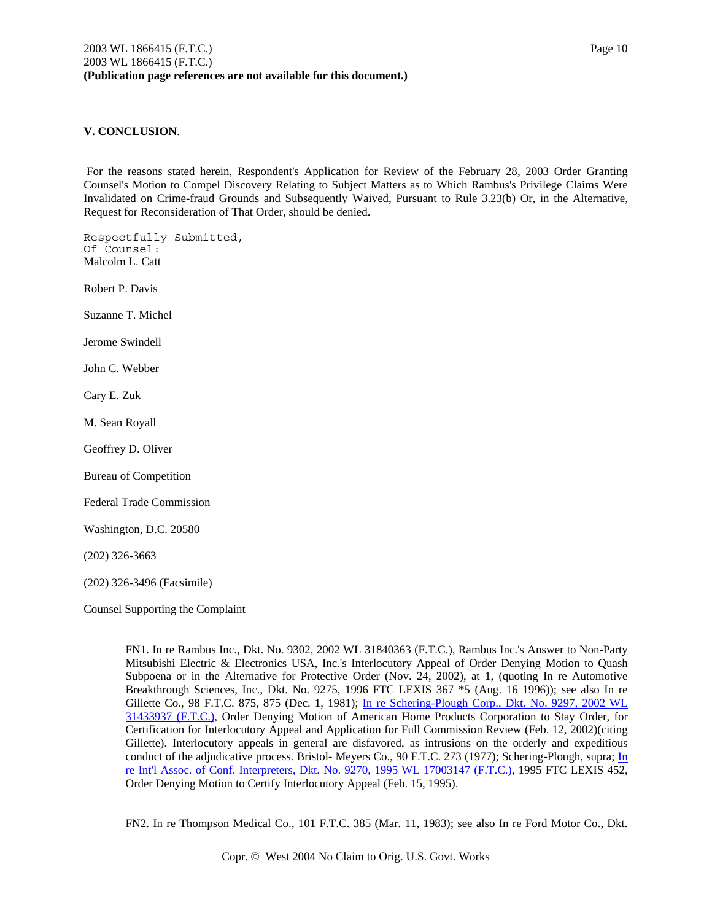**V. CONCLUSION**.

For the reasons stated herein, Respondent's Application for Review of the February 28, 2003 Order Granting Counsel's Motion to Compel Discovery Relating to Subject Matters as to Which Rambus's Privilege Claims Were Invalidated on Crime-fraud Grounds and Subsequently Waived, Pursuant to Rule 3.23(b) Or, in the Alternative, Request for Reconsideration of That Order, should be denied.

Respectfully Submitted,

Of Counsel:

Malcolm L. Catt

Robert P. Davis

Suzanne T. Michel

Jerome Swindell

John C. Webber

Cary E. Zuk

M. Sean Royall

Geoffrey D. Oliver

Bureau of Competition

Federal Trade Commission

Washington, D.C. 20580

(202) 326-3663

(202) 326-3496 (Facsimile)

Counsel Supporting the Complaint

FN1. In re Rambus Inc., Dkt. No. 9302, 2002 WL 31840363 (F.T.C.), Rambus Inc.'s Answer to Non-Party Mitsubishi Electric & Electronics USA, Inc.'s Interlocutory Appeal of Order Denying Motion to Quash Subpoena or in the Alternative for Protective Order (Nov. 24, 2002), at 1, (quoting In re Automotive Breakthrough Sciences, Inc., Dkt. No. 9275, 1996 FTC LEXIS 367 *5 (Aug. 16 1996)); see also In re Gillette Co., 98 F.T.C. 875, 875 (Dec. 1, 1981); In re Schering-Plough Corp., Dkt. No. 9297, 2002 WL 31433937 (F.T.C.), Order Denying Motion of American Home Products Corporation to Stay Order, for Certification for Interlocutory Appeal and Application for Full Commission Review (Feb. 12, 2002)(citing Gillette). Interlocutory appeals in general are disfavored, as intrusions on the orderly and expeditious conduct of the adjudicative process. Bristol- Meyers Co., 90 F.T.C. 273 (1977); Schering-Plough, supra; In re Int'l Assoc. of Conf. Interpreters, Dkt. No. 9270, 1995 WL 17003147 (F.T.C.), 1995 FTC LEXIS 452, Order Denying Motion to Certify Interlocutory Appeal (Feb. 15, 1995).

FN2. In re Thompson Medical Co., 101 F.T.C. 385 (Mar. 11, 1983); see also In re Ford Motor Co., Dkt.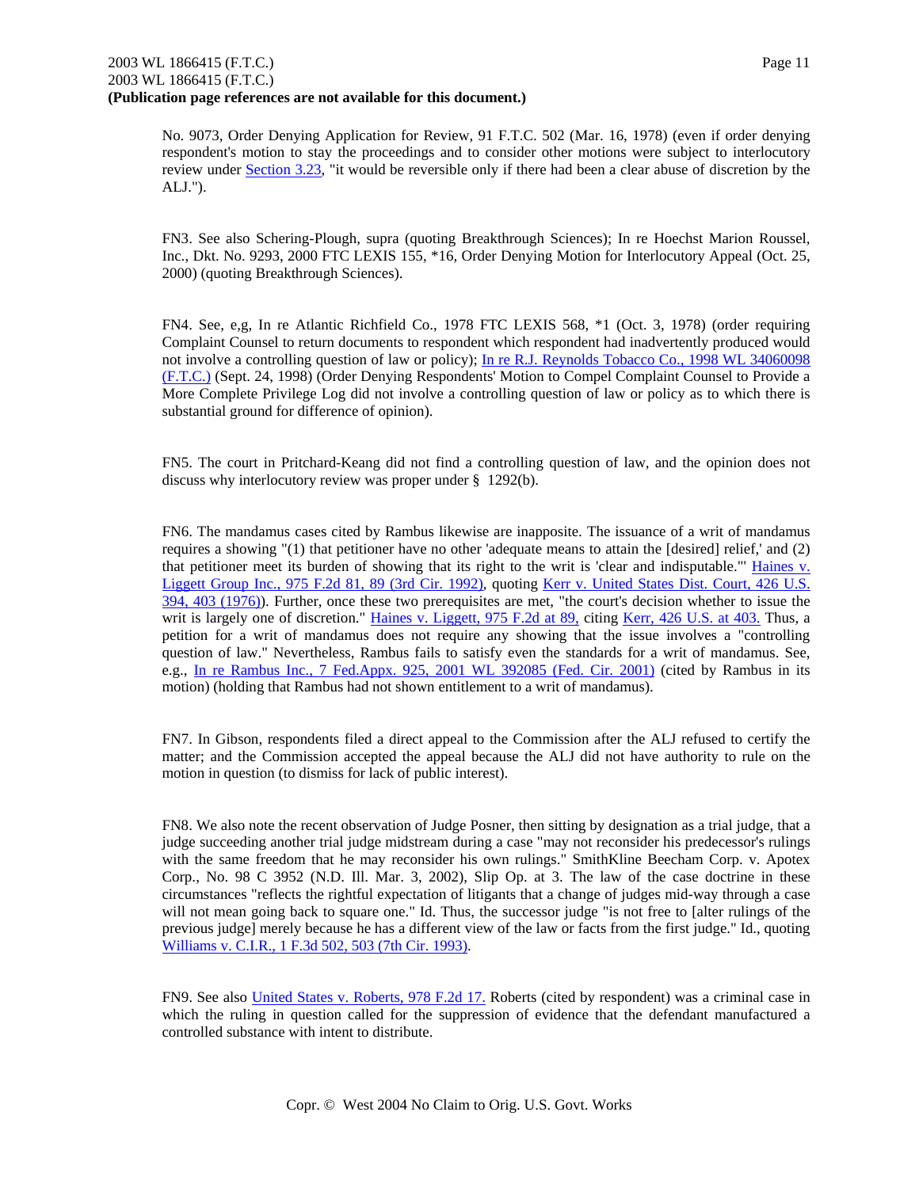No. 9073, Order Denying Application for Review, 91 F.T.C. 502 (Mar. 16, 1978) (even if order denying respondent's motion to stay the proceedings and to consider other motions were subject to interlocutory review under Section 3.23, "it would be reversible only if there had been a clear abuse of discretion by the ALJ.").

FN3. See also Schering-Plough, supra (quoting Breakthrough Sciences); In re Hoechst Marion Roussel, Inc., Dkt. No. 9293, 2000 FTC LEXIS 155, *16, Order Denying Motion for Interlocutory Appeal (Oct. 25, 2000) (quoting Breakthrough Sciences).

FN4. See, e,g, In re Atlantic Richfield Co., 1978 FTC LEXIS 568, *1 (Oct. 3, 1978) (order requiring Complaint Counsel to return documents to respondent which respondent had inadvertently produced would not involve a controlling question of law or policy); In re R.J. Reynolds Tobacco Co., 1998 WL 34060098 (F.T.C.) (Sept. 24, 1998) (Order Denying Respondents' Motion to Compel Complaint Counsel to Provide a More Complete Privilege Log did not involve a controlling question of law or policy as to which there is substantial ground for difference of opinion).

FN5. The court in Pritchard-Keang did not find a controlling question of law, and the opinion does not discuss why interlocutory review was proper under § 1292(b).

FN6. The mandamus cases cited by Rambus likewise are inapposite. The issuance of a writ of mandamus requires a showing "(1) that petitioner have no other 'adequate means to attain the [desired] relief,' and (2) that petitioner meet its burden of showing that its right to the writ is 'clear and indisputable.'" Haines v. Liggett Group Inc., 975 F.2d 81, 89 (3rd Cir. 1992), quoting Kerr v. United States Dist. Court, 426 U.S. 394, 403 (1976)). Further, once these two prerequisites are met, "the court's decision whether to issue the writ is largely one of discretion." Haines v. Liggett, 975 F.2d at 89, citing Kerr, 426 U.S. at 403. Thus, a petition for a writ of mandamus does not require any showing that the issue involves a "controlling question of law." Nevertheless, Rambus fails to satisfy even the standards for a writ of mandamus. See, e.g., In re Rambus Inc., 7 Fed.Appx. 925, 2001 WL 392085 (Fed. Cir. 2001) (cited by Rambus in its motion) (holding that Rambus had not shown entitlement to a writ of mandamus).

FN7. In Gibson, respondents filed a direct appeal to the Commission after the ALJ refused to certify the matter; and the Commission accepted the appeal because the ALJ did not have authority to rule on the motion in question (to dismiss for lack of public interest).

FN8. We also note the recent observation of Judge Posner, then sitting by designation as a trial judge, that a judge succeeding another trial judge midstream during a case "may not reconsider his predecessor's rulings with the same freedom that he may reconsider his own rulings." SmithKline Beecham Corp. v. Apotex Corp., No. 98 C 3952 (N.D. Ill. Mar. 3, 2002), Slip Op. at 3. The law of the case doctrine in these circumstances "reflects the rightful expectation of litigants that a change of judges mid-way through a case will not mean going back to square one." Id. Thus, the successor judge "is not free to [alter rulings of the previous judge] merely because he has a different view of the law or facts from the first judge." Id., quoting Williams v. C.I.R., 1 F.3d 502, 503 (7th Cir. 1993).

FN9. See also United States v. Roberts, 978 F.2d 17. Roberts (cited by respondent) was a criminal case in which the ruling in question called for the suppression of evidence that the defendant manufactured a controlled substance with intent to distribute.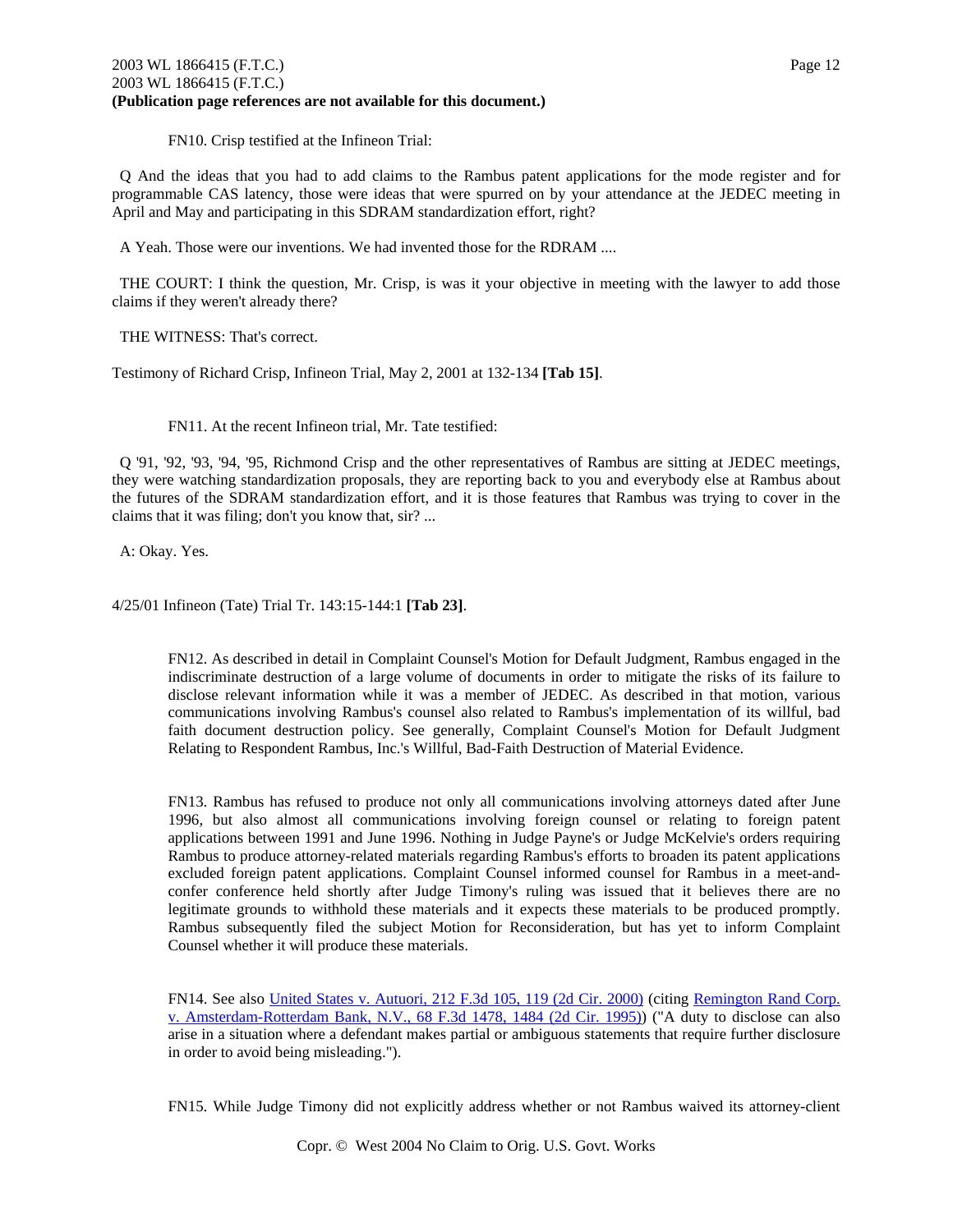FN10. Crisp testified at the Infineon Trial:

Q And the ideas that you had to add claims to the Rambus patent applications for the mode register and for programmable CAS latency, those were ideas that were spurred on by your attendance at the JEDEC meeting in April and May and participating in this SDRAM standardization effort, right?

A Yeah. Those were our inventions. We had invented those for the RDRAM ....

THE COURT: I think the question, Mr. Crisp, is was it your objective in meeting with the lawyer to add those claims if they weren't already there?

THE WITNESS: That's correct.

Testimony of Richard Crisp, Infineon Trial, May 2, 2001 at 132-134 **[Tab 15]**.

FN11. At the recent Infineon trial, Mr. Tate testified:

Q '91, '92, '93, '94, '95, Richmond Crisp and the other representatives of Rambus are sitting at JEDEC meetings, they were watching standardization proposals, they are reporting back to you and everybody else at Rambus about the futures of the SDRAM standardization effort, and it is those features that Rambus was trying to cover in the claims that it was filing; don't you know that, sir? ...

A: Okay. Yes.

4/25/01 Infineon (Tate) Trial Tr. 143:15-144:1 **[Tab 23]**.

FN12. As described in detail in Complaint Counsel's Motion for Default Judgment, Rambus engaged in the indiscriminate destruction of a large volume of documents in order to mitigate the risks of its failure to disclose relevant information while it was a member of JEDEC. As described in that motion, various communications involving Rambus's counsel also related to Rambus's implementation of its willful, bad faith document destruction policy. See generally, Complaint Counsel's Motion for Default Judgment Relating to Respondent Rambus, Inc.'s Willful, Bad-Faith Destruction of Material Evidence.

FN13. Rambus has refused to produce not only all communications involving attorneys dated after June 1996, but also almost all communications involving foreign counsel or relating to foreign patent applications between 1991 and June 1996. Nothing in Judge Payne's or Judge McKelvie's orders requiring Rambus to produce attorney-related materials regarding Rambus's efforts to broaden its patent applications excluded foreign patent applications. Complaint Counsel informed counsel for Rambus in a meet-and-confer conference held shortly after Judge Timony's ruling was issued that it believes there are no legitimate grounds to withhold these materials and it expects these materials to be produced promptly. Rambus subsequently filed the subject Motion for Reconsideration, but has yet to inform Complaint Counsel whether it will produce these materials.

FN14. See also United States v. Autuori, 212 F.3d 105, 119 (2d Cir. 2000) (citing Remington Rand Corp. v. Amsterdam-Rotterdam Bank, N.V., 68 F.3d 1478, 1484 (2d Cir. 1995)) ("A duty to disclose can also arise in a situation where a defendant makes partial or ambiguous statements that require further disclosure in order to avoid being misleading.").

FN15. While Judge Timony did not explicitly address whether or not Rambus waived its attorney-client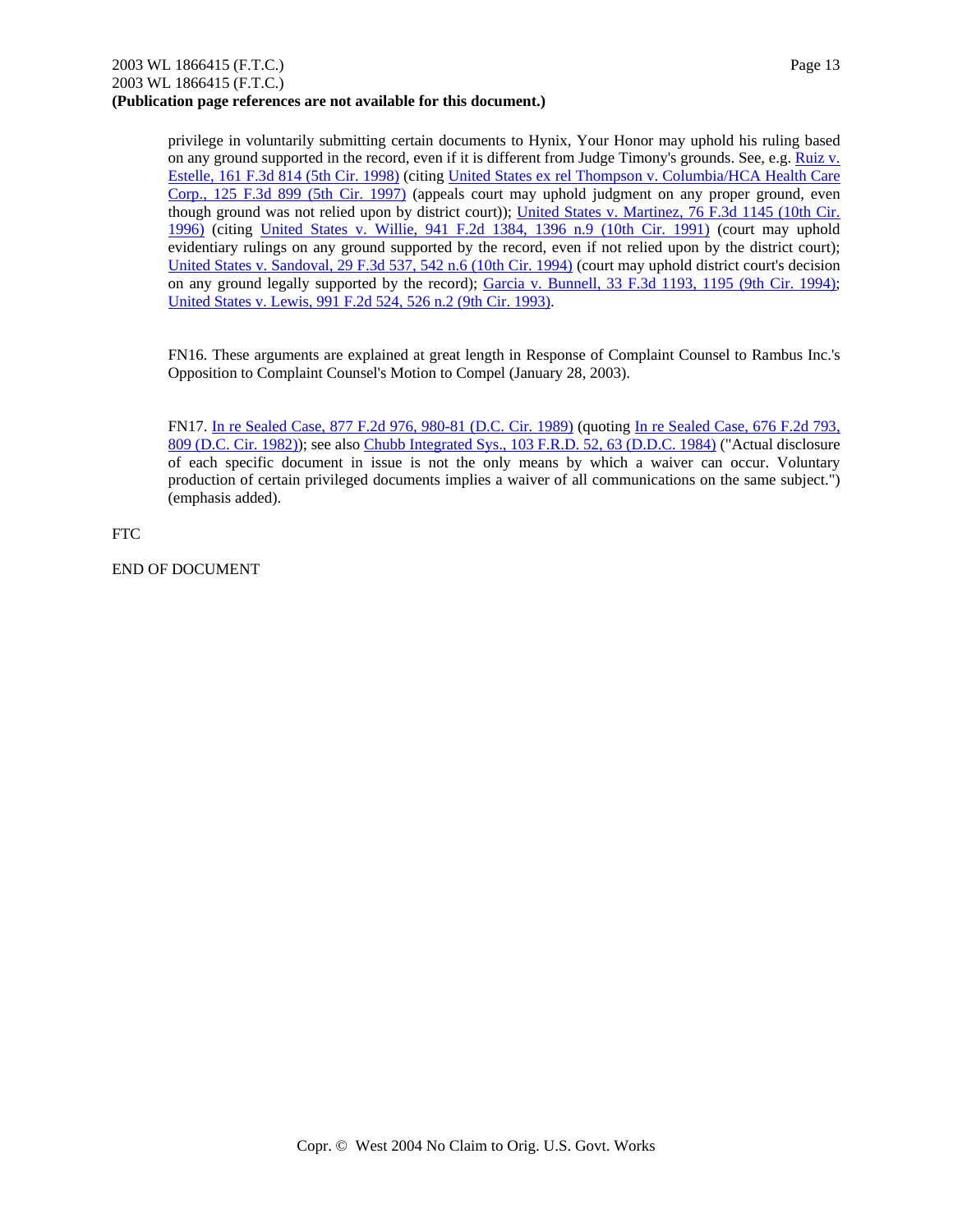privilege in voluntarily submitting certain documents to Hynix, Your Honor may uphold his ruling based on any ground supported in the record, even if it is different from Judge Timony's grounds. See, e.g. Ruiz v. Estelle, 161 F.3d 814 (5th Cir. 1998) (citing United States ex rel Thompson v. Columbia/HCA Health Care Corp., 125 F.3d 899 (5th Cir. 1997) (appeals court may uphold judgment on any proper ground, even though ground was not relied upon by district court)); United States v. Martinez, 76 F.3d 1145 (10th Cir. 1996) (citing United States v. Willie, 941 F.2d 1384, 1396 n.9 (10th Cir. 1991) (court may uphold evidentiary rulings on any ground supported by the record, even if not relied upon by the district court); United States v. Sandoval, 29 F.3d 537, 542 n.6 (10th Cir. 1994) (court may uphold district court's decision on any ground legally supported by the record); Garcia v. Bunnell, 33 F.3d 1193, 1195 (9th Cir. 1994); United States v. Lewis, 991 F.2d 524, 526 n.2 (9th Cir. 1993).

FN16. These arguments are explained at great length in Response of Complaint Counsel to Rambus Inc.'s Opposition to Complaint Counsel's Motion to Compel (January 28, 2003).

FN17. In re Sealed Case, 877 F.2d 976, 980-81 (D.C. Cir. 1989) (quoting In re Sealed Case, 676 F.2d 793, 809 (D.C. Cir. 1982)); see also Chubb Integrated Sys., 103 F.R.D. 52, 63 (D.D.C. 1984) ("Actual disclosure of each specific document in issue is not the only means by which a waiver can occur. Voluntary production of certain privileged documents implies a waiver of all communications on the same subject.") (emphasis added).

FTC

END OF DOCUMENT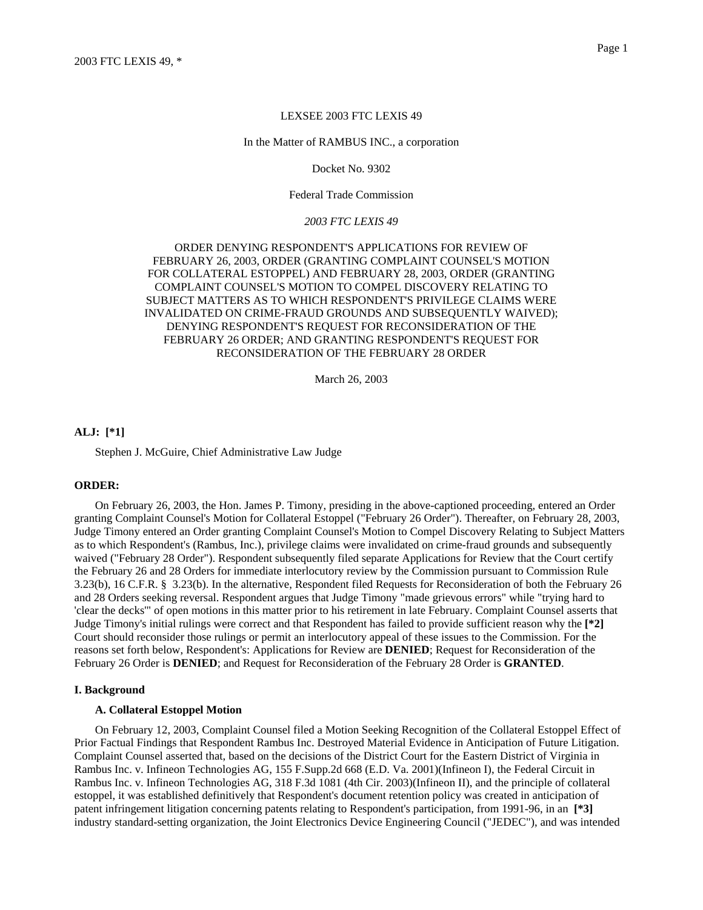LEXSEE 2003 FTC LEXIS 49

In the Matter of RAMBUS INC., a corporation

Docket No. 9302

Federal Trade Commission

*2003 FTC LEXIS 49*

ORDER DENYING RESPONDENT'S APPLICATIONS FOR REVIEW OF FEBRUARY 26, 2003, ORDER (GRANTING COMPLAINT COUNSEL'S MOTION FOR COLLATERAL ESTOPPEL) AND FEBRUARY 28, 2003, ORDER (GRANTING COMPLAINT COUNSEL'S MOTION TO COMPEL DISCOVERY RELATING TO SUBJECT MATTERS AS TO WHICH RESPONDENT'S PRIVILEGE CLAIMS WERE INVALIDATED ON CRIME-FRAUD GROUNDS AND SUBSEQUENTLY WAIVED); DENYING RESPONDENT'S REQUEST FOR RECONSIDERATION OF THE FEBRUARY 26 ORDER; AND GRANTING RESPONDENT'S REQUEST FOR RECONSIDERATION OF THE FEBRUARY 28 ORDER

March 26, 2003

**ALJ: [*1]**

Stephen J. McGuire, Chief Administrative Law Judge

**ORDER:**

On February 26, 2003, the Hon. James P. Timony, presiding in the above-captioned proceeding, entered an Order granting Complaint Counsel's Motion for Collateral Estoppel ("February 26 Order"). Thereafter, on February 28, 2003, Judge Timony entered an Order granting Complaint Counsel's Motion to Compel Discovery Relating to Subject Matters as to which Respondent's (Rambus, Inc.), privilege claims were invalidated on crime-fraud grounds and subsequently waived ("February 28 Order"). Respondent subsequently filed separate Applications for Review that the Court certify the February 26 and 28 Orders for immediate interlocutory review by the Commission pursuant to Commission Rule 3.23(b), 16 C.F.R. § 3.23(b). In the alternative, Respondent filed Requests for Reconsideration of both the February 26 and 28 Orders seeking reversal. Respondent argues that Judge Timony "made grievous errors" while "trying hard to 'clear the decks'" of open motions in this matter prior to his retirement in late February. Complaint Counsel asserts that Judge Timony's initial rulings were correct and that Respondent has failed to provide sufficient reason why the **[*2]** Court should reconsider those rulings or permit an interlocutory appeal of these issues to the Commission. For the reasons set forth below, Respondent's: Applications for Review are **DENIED**; Request for Reconsideration of the February 26 Order is **DENIED**; and Request for Reconsideration of the February 28 Order is **GRANTED**.

**I. Background**

**A. Collateral Estoppel Motion**

On February 12, 2003, Complaint Counsel filed a Motion Seeking Recognition of the Collateral Estoppel Effect of Prior Factual Findings that Respondent Rambus Inc. Destroyed Material Evidence in Anticipation of Future Litigation. Complaint Counsel asserted that, based on the decisions of the District Court for the Eastern District of Virginia in Rambus Inc. v. Infineon Technologies AG, 155 F.Supp.2d 668 (E.D. Va. 2001)(Infineon I), the Federal Circuit in Rambus Inc. v. Infineon Technologies AG, 318 F.3d 1081 (4th Cir. 2003)(Infineon II), and the principle of collateral estoppel, it was established definitively that Respondent's document retention policy was created in anticipation of patent infringement litigation concerning patents relating to Respondent's participation, from 1991-96, in an **[*3]** industry standard-setting organization, the Joint Electronics Device Engineering Council ("JEDEC"), and was intended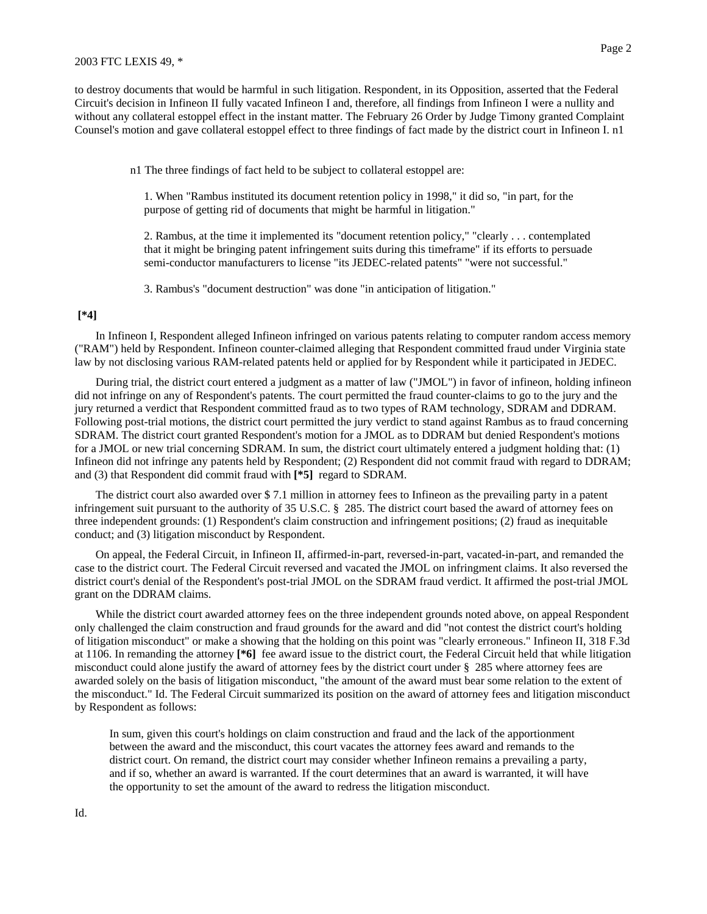to destroy documents that would be harmful in such litigation. Respondent, in its Opposition, asserted that the Federal Circuit's decision in Infineon II fully vacated Infineon I and, therefore, all findings from Infineon I were a nullity and without any collateral estoppel effect in the instant matter. The February 26 Order by Judge Timony granted Complaint Counsel's motion and gave collateral estoppel effect to three findings of fact made by the district court in Infineon I. n1

> n1 The three findings of fact held to be subject to collateral estoppel are:
>
> 1. When "Rambus instituted its document retention policy in 1998," it did so, "in part, for the purpose of getting rid of documents that might be harmful in litigation."
>
> 2. Rambus, at the time it implemented its "document retention policy," "clearly . . . contemplated that it might be bringing patent infringement suits during this timeframe" if its efforts to persuade semi-conductor manufacturers to license "its JEDEC-related patents" "were not successful."
>
> 3. Rambus's "document destruction" was done "in anticipation of litigation."

**[*4]**

In Infineon I, Respondent alleged Infineon infringed on various patents relating to computer random access memory ("RAM") held by Respondent. Infineon counter-claimed alleging that Respondent committed fraud under Virginia state law by not disclosing various RAM-related patents held or applied for by Respondent while it participated in JEDEC.

During trial, the district court entered a judgment as a matter of law ("JMOL") in favor of infineon, holding infineon did not infringe on any of Respondent's patents. The court permitted the fraud counter-claims to go to the jury and the jury returned a verdict that Respondent committed fraud as to two types of RAM technology, SDRAM and DDRAM. Following post-trial motions, the district court permitted the jury verdict to stand against Rambus as to fraud concerning SDRAM. The district court granted Respondent's motion for a JMOL as to DDRAM but denied Respondent's motions for a JMOL or new trial concerning SDRAM. In sum, the district court ultimately entered a judgment holding that: (1) Infineon did not infringe any patents held by Respondent; (2) Respondent did not commit fraud with regard to DDRAM; and (3) that Respondent did commit fraud with **[*5]** regard to SDRAM.

The district court also awarded over $ 7.1 million in attorney fees to Infineon as the prevailing party in a patent infringement suit pursuant to the authority of 35 U.S.C. § 285. The district court based the award of attorney fees on three independent grounds: (1) Respondent's claim construction and infringement positions; (2) fraud as inequitable conduct; and (3) litigation misconduct by Respondent.

On appeal, the Federal Circuit, in Infineon II, affirmed-in-part, reversed-in-part, vacated-in-part, and remanded the case to the district court. The Federal Circuit reversed and vacated the JMOL on infringment claims. It also reversed the district court's denial of the Respondent's post-trial JMOL on the SDRAM fraud verdict. It affirmed the post-trial JMOL grant on the DDRAM claims.

While the district court awarded attorney fees on the three independent grounds noted above, on appeal Respondent only challenged the claim construction and fraud grounds for the award and did "not contest the district court's holding of litigation misconduct" or make a showing that the holding on this point was "clearly erroneous." Infineon II, 318 F.3d at 1106. In remanding the attorney **[*6]** fee award issue to the district court, the Federal Circuit held that while litigation misconduct could alone justify the award of attorney fees by the district court under § 285 where attorney fees are awarded solely on the basis of litigation misconduct, "the amount of the award must bear some relation to the extent of the misconduct." Id. The Federal Circuit summarized its position on the award of attorney fees and litigation misconduct by Respondent as follows:

> In sum, given this court's holdings on claim construction and fraud and the lack of the apportionment between the award and the misconduct, this court vacates the attorney fees award and remands to the district court. On remand, the district court may consider whether Infineon remains a prevailing a party, and if so, whether an award is warranted. If the court determines that an award is warranted, it will have the opportunity to set the amount of the award to redress the litigation misconduct.

Id.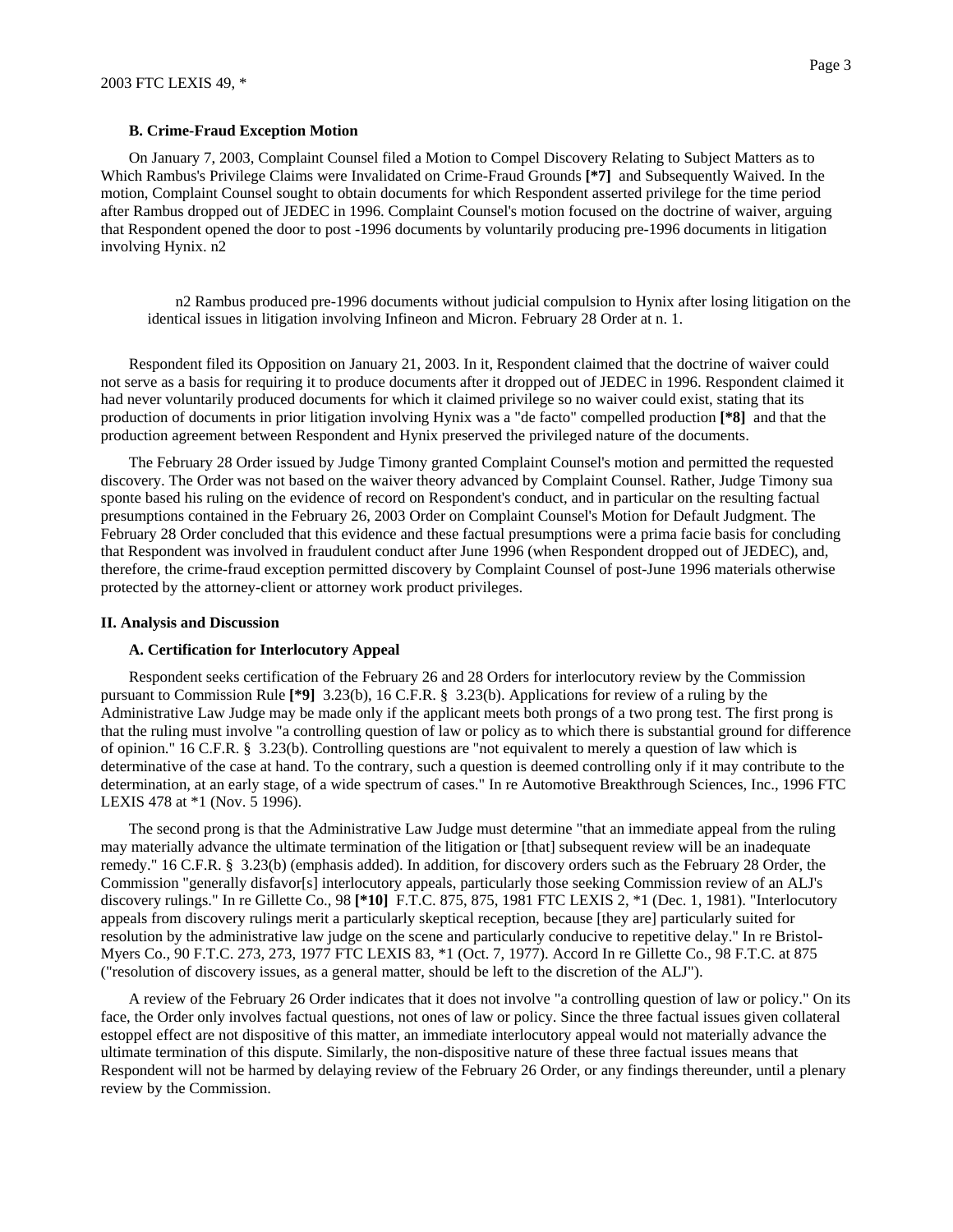### B. Crime-Fraud Exception Motion

On January 7, 2003, Complaint Counsel filed a Motion to Compel Discovery Relating to Subject Matters as to Which Rambus's Privilege Claims were Invalidated on Crime-Fraud Grounds **[*7]** and Subsequently Waived. In the motion, Complaint Counsel sought to obtain documents for which Respondent asserted privilege for the time period after Rambus dropped out of JEDEC in 1996. Complaint Counsel's motion focused on the doctrine of waiver, arguing that Respondent opened the door to post -1996 documents by voluntarily producing pre-1996 documents in litigation involving Hynix. n2

n2 Rambus produced pre-1996 documents without judicial compulsion to Hynix after losing litigation on the identical issues in litigation involving Infineon and Micron. February 28 Order at n. 1.

Respondent filed its Opposition on January 21, 2003. In it, Respondent claimed that the doctrine of waiver could not serve as a basis for requiring it to produce documents after it dropped out of JEDEC in 1996. Respondent claimed it had never voluntarily produced documents for which it claimed privilege so no waiver could exist, stating that its production of documents in prior litigation involving Hynix was a "de facto" compelled production **[*8]** and that the production agreement between Respondent and Hynix preserved the privileged nature of the documents.

The February 28 Order issued by Judge Timony granted Complaint Counsel's motion and permitted the requested discovery. The Order was not based on the waiver theory advanced by Complaint Counsel. Rather, Judge Timony sua sponte based his ruling on the evidence of record on Respondent's conduct, and in particular on the resulting factual presumptions contained in the February 26, 2003 Order on Complaint Counsel's Motion for Default Judgment. The February 28 Order concluded that this evidence and these factual presumptions were a prima facie basis for concluding that Respondent was involved in fraudulent conduct after June 1996 (when Respondent dropped out of JEDEC), and, therefore, the crime-fraud exception permitted discovery by Complaint Counsel of post-June 1996 materials otherwise protected by the attorney-client or attorney work product privileges.

## II. Analysis and Discussion

### A. Certification for Interlocutory Appeal

Respondent seeks certification of the February 26 and 28 Orders for interlocutory review by the Commission pursuant to Commission Rule **[*9]** 3.23(b), 16 C.F.R. § 3.23(b). Applications for review of a ruling by the Administrative Law Judge may be made only if the applicant meets both prongs of a two prong test. The first prong is that the ruling must involve "a controlling question of law or policy as to which there is substantial ground for difference of opinion." 16 C.F.R. § 3.23(b). Controlling questions are "not equivalent to merely a question of law which is determinative of the case at hand. To the contrary, such a question is deemed controlling only if it may contribute to the determination, at an early stage, of a wide spectrum of cases." In re Automotive Breakthrough Sciences, Inc., 1996 FTC LEXIS 478 at *1 (Nov. 5 1996).

The second prong is that the Administrative Law Judge must determine "that an immediate appeal from the ruling may materially advance the ultimate termination of the litigation or [that] subsequent review will be an inadequate remedy." 16 C.F.R. § 3.23(b) (emphasis added). In addition, for discovery orders such as the February 28 Order, the Commission "generally disfavor[s] interlocutory appeals, particularly those seeking Commission review of an ALJ's discovery rulings." In re Gillette Co., 98 **[*10]** F.T.C. 875, 875, 1981 FTC LEXIS 2, *1 (Dec. 1, 1981). "Interlocutory appeals from discovery rulings merit a particularly skeptical reception, because [they are] particularly suited for resolution by the administrative law judge on the scene and particularly conducive to repetitive delay." In re Bristol-Myers Co., 90 F.T.C. 273, 273, 1977 FTC LEXIS 83, *1 (Oct. 7, 1977). Accord In re Gillette Co., 98 F.T.C. at 875 ("resolution of discovery issues, as a general matter, should be left to the discretion of the ALJ").

A review of the February 26 Order indicates that it does not involve "a controlling question of law or policy." On its face, the Order only involves factual questions, not ones of law or policy. Since the three factual issues given collateral estoppel effect are not dispositive of this matter, an immediate interlocutory appeal would not materially advance the ultimate termination of this dispute. Similarly, the non-dispositive nature of these three factual issues means that Respondent will not be harmed by delaying review of the February 26 Order, or any findings thereunder, until a plenary review by the Commission.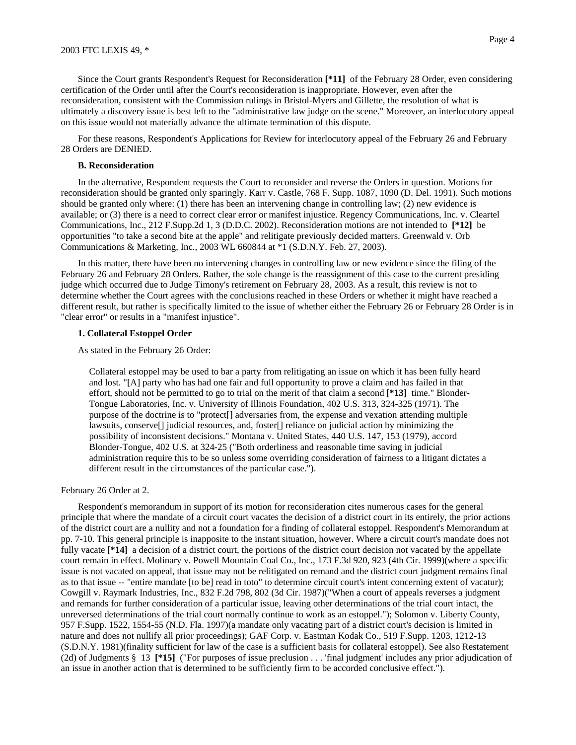Since the Court grants Respondent's Request for Reconsideration **[*11]** of the February 28 Order, even considering certification of the Order until after the Court's reconsideration is inappropriate. However, even after the reconsideration, consistent with the Commission rulings in Bristol-Myers and Gillette, the resolution of what is ultimately a discovery issue is best left to the "administrative law judge on the scene." Moreover, an interlocutory appeal on this issue would not materially advance the ultimate termination of this dispute.

For these reasons, Respondent's Applications for Review for interlocutory appeal of the February 26 and February 28 Orders are DENIED.

**B. Reconsideration**

In the alternative, Respondent requests the Court to reconsider and reverse the Orders in question. Motions for reconsideration should be granted only sparingly. Karr v. Castle, 768 F. Supp. 1087, 1090 (D. Del. 1991). Such motions should be granted only where: (1) there has been an intervening change in controlling law; (2) new evidence is available; or (3) there is a need to correct clear error or manifest injustice. Regency Communications, Inc. v. Cleartel Communications, Inc., 212 F.Supp.2d 1, 3 (D.D.C. 2002). Reconsideration motions are not intended to **[*12]** be opportunities "to take a second bite at the apple" and relitigate previously decided matters. Greenwald v. Orb Communications & Marketing, Inc., 2003 WL 660844 at *1 (S.D.N.Y. Feb. 27, 2003).

In this matter, there have been no intervening changes in controlling law or new evidence since the filing of the February 26 and February 28 Orders. Rather, the sole change is the reassignment of this case to the current presiding judge which occurred due to Judge Timony's retirement on February 28, 2003. As a result, this review is not to determine whether the Court agrees with the conclusions reached in these Orders or whether it might have reached a different result, but rather is specifically limited to the issue of whether either the February 26 or February 28 Order is in "clear error" or results in a "manifest injustice".

**1. Collateral Estoppel Order**

As stated in the February 26 Order:

> Collateral estoppel may be used to bar a party from relitigating an issue on which it has been fully heard and lost. "[A] party who has had one fair and full opportunity to prove a claim and has failed in that effort, should not be permitted to go to trial on the merit of that claim a second **[*13]** time." Blonder-Tongue Laboratories, Inc. v. University of Illinois Foundation, 402 U.S. 313, 324-325 (1971). The purpose of the doctrine is to "protect[] adversaries from, the expense and vexation attending multiple lawsuits, conserve[] judicial resources, and, foster[] reliance on judicial action by minimizing the possibility of inconsistent decisions." Montana v. United States, 440 U.S. 147, 153 (1979), accord Blonder-Tongue, 402 U.S. at 324-25 ("Both orderliness and reasonable time saving in judicial administration require this to be so unless some overriding consideration of fairness to a litigant dictates a different result in the circumstances of the particular case.").

February 26 Order at 2.

Respondent's memorandum in support of its motion for reconsideration cites numerous cases for the general principle that where the mandate of a circuit court vacates the decision of a district court in its entirely, the prior actions of the district court are a nullity and not a foundation for a finding of collateral estoppel. Respondent's Memorandum at pp. 7-10. This general principle is inapposite to the instant situation, however. Where a circuit court's mandate does not fully vacate **[*14]** a decision of a district court, the portions of the district court decision not vacated by the appellate court remain in effect. Molinary v. Powell Mountain Coal Co., Inc., 173 F.3d 920, 923 (4th Cir. 1999)(where a specific issue is not vacated on appeal, that issue may not be relitigated on remand and the district court judgment remains final as to that issue -- "entire mandate [to be] read in toto" to determine circuit court's intent concerning extent of vacatur); Cowgill v. Raymark Industries, Inc., 832 F.2d 798, 802 (3d Cir. 1987)("When a court of appeals reverses a judgment and remands for further consideration of a particular issue, leaving other determinations of the trial court intact, the unreversed determinations of the trial court normally continue to work as an estoppel."); Solomon v. Liberty County, 957 F.Supp. 1522, 1554-55 (N.D. Fla. 1997)(a mandate only vacating part of a district court's decision is limited in nature and does not nullify all prior proceedings); GAF Corp. v. Eastman Kodak Co., 519 F.Supp. 1203, 1212-13 (S.D.N.Y. 1981)(finality sufficient for law of the case is a sufficient basis for collateral estoppel). See also Restatement (2d) of Judgments § 13 **[*15]** ("For purposes of issue preclusion . . . 'final judgment' includes any prior adjudication of an issue in another action that is determined to be sufficiently firm to be accorded conclusive effect.").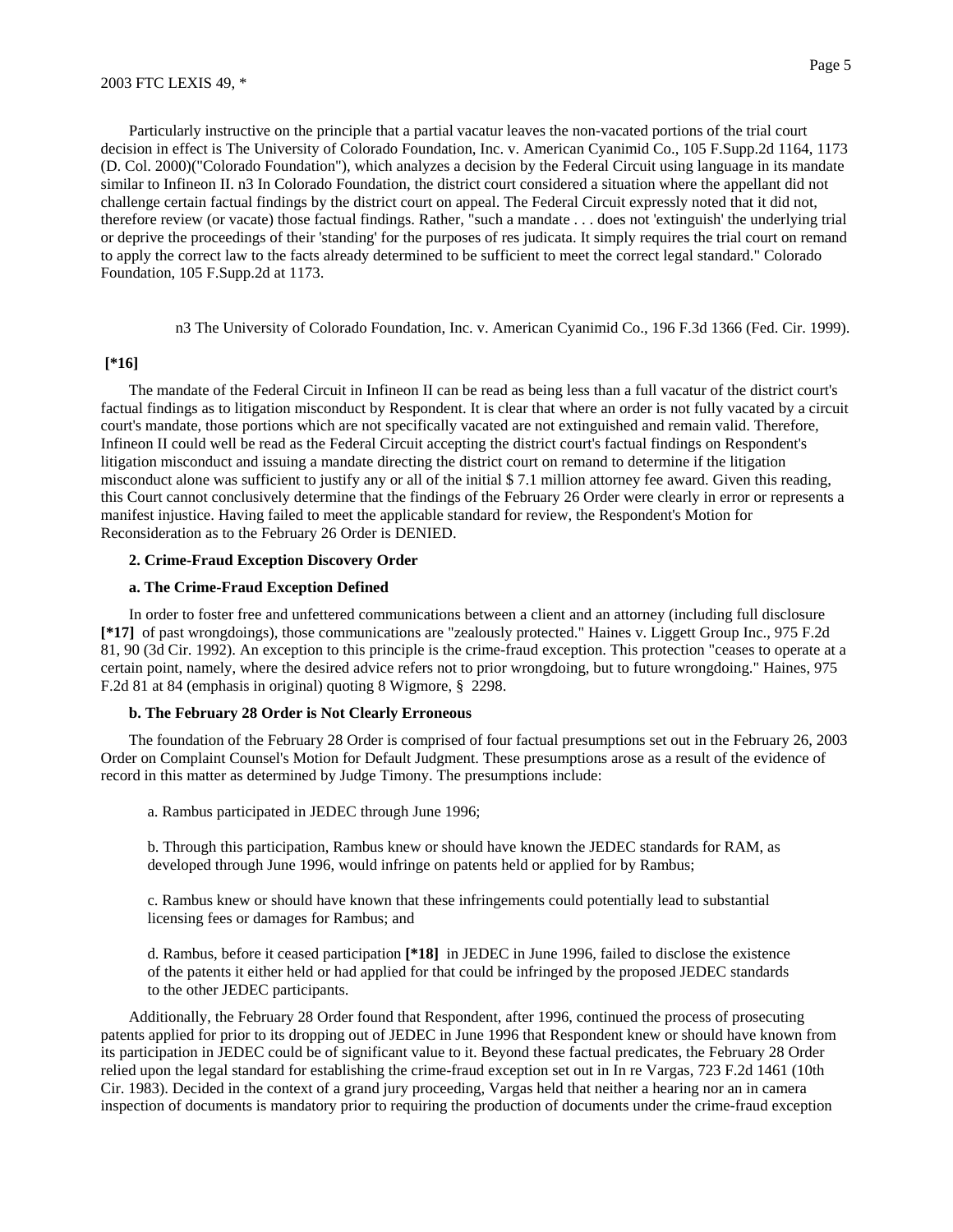Particularly instructive on the principle that a partial vacatur leaves the non-vacated portions of the trial court decision in effect is The University of Colorado Foundation, Inc. v. American Cyanimid Co., 105 F.Supp.2d 1164, 1173 (D. Col. 2000)("Colorado Foundation"), which analyzes a decision by the Federal Circuit using language in its mandate similar to Infineon II. n3 In Colorado Foundation, the district court considered a situation where the appellant did not challenge certain factual findings by the district court on appeal. The Federal Circuit expressly noted that it did not, therefore review (or vacate) those factual findings. Rather, "such a mandate . . . does not 'extinguish' the underlying trial or deprive the proceedings of their 'standing' for the purposes of res judicata. It simply requires the trial court on remand to apply the correct law to the facts already determined to be sufficient to meet the correct legal standard." Colorado Foundation, 105 F.Supp.2d at 1173.

n3 The University of Colorado Foundation, Inc. v. American Cyanimid Co., 196 F.3d 1366 (Fed. Cir. 1999).

**[*16]**

The mandate of the Federal Circuit in Infineon II can be read as being less than a full vacatur of the district court's factual findings as to litigation misconduct by Respondent. It is clear that where an order is not fully vacated by a circuit court's mandate, those portions which are not specifically vacated are not extinguished and remain valid. Therefore, Infineon II could well be read as the Federal Circuit accepting the district court's factual findings on Respondent's litigation misconduct and issuing a mandate directing the district court on remand to determine if the litigation misconduct alone was sufficient to justify any or all of the initial $ 7.1 million attorney fee award. Given this reading, this Court cannot conclusively determine that the findings of the February 26 Order were clearly in error or represents a manifest injustice. Having failed to meet the applicable standard for review, the Respondent's Motion for Reconsideration as to the February 26 Order is DENIED.

**2. Crime-Fraud Exception Discovery Order**

**a. The Crime-Fraud Exception Defined**

In order to foster free and unfettered communications between a client and an attorney (including full disclosure **[*17]** of past wrongdoings), those communications are "zealously protected." Haines v. Liggett Group Inc., 975 F.2d 81, 90 (3d Cir. 1992). An exception to this principle is the crime-fraud exception. This protection "ceases to operate at a certain point, namely, where the desired advice refers not to prior wrongdoing, but to future wrongdoing." Haines, 975 F.2d 81 at 84 (emphasis in original) quoting 8 Wigmore, § 2298.

**b. The February 28 Order is Not Clearly Erroneous**

The foundation of the February 28 Order is comprised of four factual presumptions set out in the February 26, 2003 Order on Complaint Counsel's Motion for Default Judgment. These presumptions arose as a result of the evidence of record in this matter as determined by Judge Timony. The presumptions include:

a. Rambus participated in JEDEC through June 1996;

b. Through this participation, Rambus knew or should have known the JEDEC standards for RAM, as developed through June 1996, would infringe on patents held or applied for by Rambus;

c. Rambus knew or should have known that these infringements could potentially lead to substantial licensing fees or damages for Rambus; and

d. Rambus, before it ceased participation **[*18]** in JEDEC in June 1996, failed to disclose the existence of the patents it either held or had applied for that could be infringed by the proposed JEDEC standards to the other JEDEC participants.

Additionally, the February 28 Order found that Respondent, after 1996, continued the process of prosecuting patents applied for prior to its dropping out of JEDEC in June 1996 that Respondent knew or should have known from its participation in JEDEC could be of significant value to it. Beyond these factual predicates, the February 28 Order relied upon the legal standard for establishing the crime-fraud exception set out in In re Vargas, 723 F.2d 1461 (10th Cir. 1983). Decided in the context of a grand jury proceeding, Vargas held that neither a hearing nor an in camera inspection of documents is mandatory prior to requiring the production of documents under the crime-fraud exception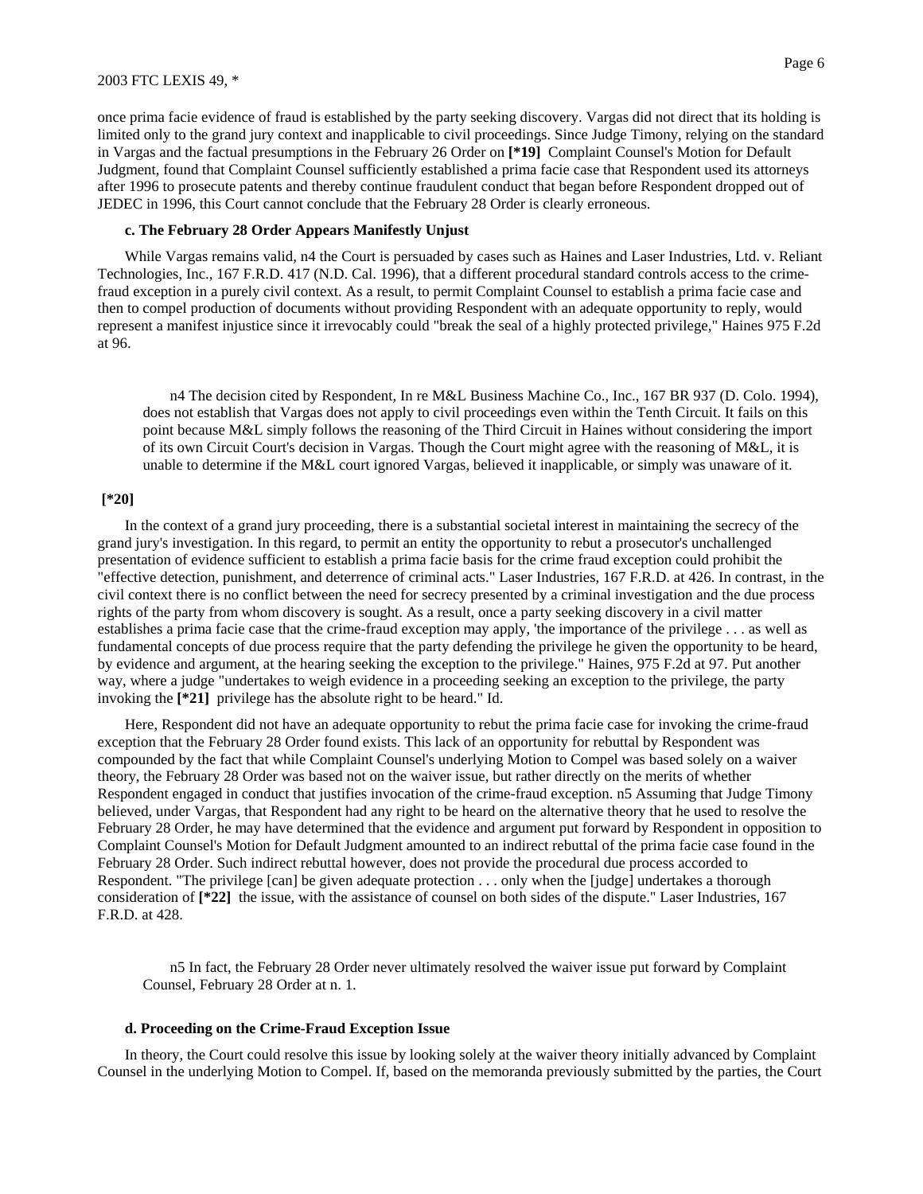once prima facie evidence of fraud is established by the party seeking discovery. Vargas did not direct that its holding is limited only to the grand jury context and inapplicable to civil proceedings. Since Judge Timony, relying on the standard in Vargas and the factual presumptions in the February 26 Order on **[*19]** Complaint Counsel's Motion for Default Judgment, found that Complaint Counsel sufficiently established a prima facie case that Respondent used its attorneys after 1996 to prosecute patents and thereby continue fraudulent conduct that began before Respondent dropped out of JEDEC in 1996, this Court cannot conclude that the February 28 Order is clearly erroneous.

**c. The February 28 Order Appears Manifestly Unjust**

While Vargas remains valid, n4 the Court is persuaded by cases such as Haines and Laser Industries, Ltd. v. Reliant Technologies, Inc., 167 F.R.D. 417 (N.D. Cal. 1996), that a different procedural standard controls access to the crime-fraud exception in a purely civil context. As a result, to permit Complaint Counsel to establish a prima facie case and then to compel production of documents without providing Respondent with an adequate opportunity to reply, would represent a manifest injustice since it irrevocably could "break the seal of a highly protected privilege," Haines 975 F.2d at 96.

> n4 The decision cited by Respondent, In re M&L Business Machine Co., Inc., 167 BR 937 (D. Colo. 1994), does not establish that Vargas does not apply to civil proceedings even within the Tenth Circuit. It fails on this point because M&L simply follows the reasoning of the Third Circuit in Haines without considering the import of its own Circuit Court's decision in Vargas. Though the Court might agree with the reasoning of M&L, it is unable to determine if the M&L court ignored Vargas, believed it inapplicable, or simply was unaware of it.

**[*20]**

In the context of a grand jury proceeding, there is a substantial societal interest in maintaining the secrecy of the grand jury's investigation. In this regard, to permit an entity the opportunity to rebut a prosecutor's unchallenged presentation of evidence sufficient to establish a prima facie basis for the crime fraud exception could prohibit the "effective detection, punishment, and deterrence of criminal acts." Laser Industries, 167 F.R.D. at 426. In contrast, in the civil context there is no conflict between the need for secrecy presented by a criminal investigation and the due process rights of the party from whom discovery is sought. As a result, once a party seeking discovery in a civil matter establishes a prima facie case that the crime-fraud exception may apply, 'the importance of the privilege . . . as well as fundamental concepts of due process require that the party defending the privilege he given the opportunity to be heard, by evidence and argument, at the hearing seeking the exception to the privilege." Haines, 975 F.2d at 97. Put another way, where a judge "undertakes to weigh evidence in a proceeding seeking an exception to the privilege, the party invoking the **[*21]** privilege has the absolute right to be heard." Id.

Here, Respondent did not have an adequate opportunity to rebut the prima facie case for invoking the crime-fraud exception that the February 28 Order found exists. This lack of an opportunity for rebuttal by Respondent was compounded by the fact that while Complaint Counsel's underlying Motion to Compel was based solely on a waiver theory, the February 28 Order was based not on the waiver issue, but rather directly on the merits of whether Respondent engaged in conduct that justifies invocation of the crime-fraud exception. n5 Assuming that Judge Timony believed, under Vargas, that Respondent had any right to be heard on the alternative theory that he used to resolve the February 28 Order, he may have determined that the evidence and argument put forward by Respondent in opposition to Complaint Counsel's Motion for Default Judgment amounted to an indirect rebuttal of the prima facie case found in the February 28 Order. Such indirect rebuttal however, does not provide the procedural due process accorded to Respondent. "The privilege [can] be given adequate protection . . . only when the [judge] undertakes a thorough consideration of **[*22]** the issue, with the assistance of counsel on both sides of the dispute." Laser Industries, 167 F.R.D. at 428.

> n5 In fact, the February 28 Order never ultimately resolved the waiver issue put forward by Complaint Counsel, February 28 Order at n. 1.

**d. Proceeding on the Crime-Fraud Exception Issue**

In theory, the Court could resolve this issue by looking solely at the waiver theory initially advanced by Complaint Counsel in the underlying Motion to Compel. If, based on the memoranda previously submitted by the parties, the Court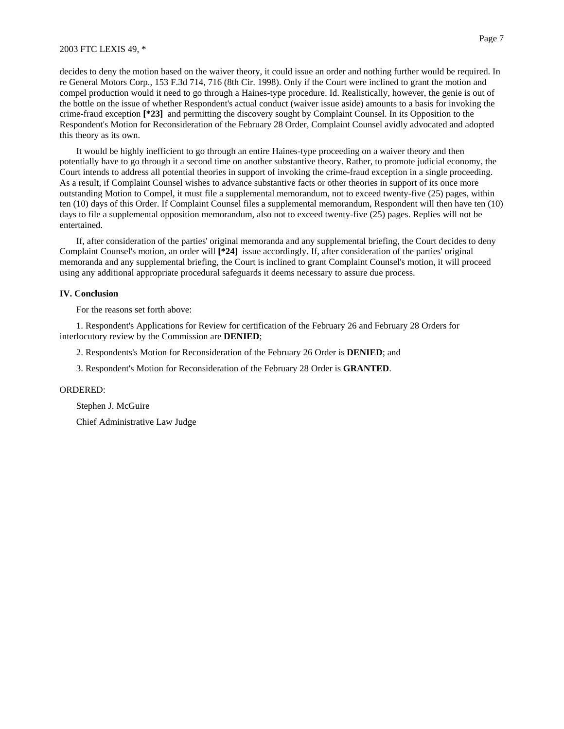decides to deny the motion based on the waiver theory, it could issue an order and nothing further would be required. In re General Motors Corp., 153 F.3d 714, 716 (8th Cir. 1998). Only if the Court were inclined to grant the motion and compel production would it need to go through a Haines-type procedure. Id. Realistically, however, the genie is out of the bottle on the issue of whether Respondent's actual conduct (waiver issue aside) amounts to a basis for invoking the crime-fraud exception **[*23]** and permitting the discovery sought by Complaint Counsel. In its Opposition to the Respondent's Motion for Reconsideration of the February 28 Order, Complaint Counsel avidly advocated and adopted this theory as its own.

It would be highly inefficient to go through an entire Haines-type proceeding on a waiver theory and then potentially have to go through it a second time on another substantive theory. Rather, to promote judicial economy, the Court intends to address all potential theories in support of invoking the crime-fraud exception in a single proceeding. As a result, if Complaint Counsel wishes to advance substantive facts or other theories in support of its once more outstanding Motion to Compel, it must file a supplemental memorandum, not to exceed twenty-five (25) pages, within ten (10) days of this Order. If Complaint Counsel files a supplemental memorandum, Respondent will then have ten (10) days to file a supplemental opposition memorandum, also not to exceed twenty-five (25) pages. Replies will not be entertained.

If, after consideration of the parties' original memoranda and any supplemental briefing, the Court decides to deny Complaint Counsel's motion, an order will **[*24]** issue accordingly. If, after consideration of the parties' original memoranda and any supplemental briefing, the Court is inclined to grant Complaint Counsel's motion, it will proceed using any additional appropriate procedural safeguards it deems necessary to assure due process.

**IV. Conclusion**

For the reasons set forth above:

1. Respondent's Applications for Review for certification of the February 26 and February 28 Orders for interlocutory review by the Commission are **DENIED**;

2. Respondents's Motion for Reconsideration of the February 26 Order is **DENIED**; and

3. Respondent's Motion for Reconsideration of the February 28 Order is **GRANTED**.

ORDERED:

Stephen J. McGuire

Chief Administrative Law Judge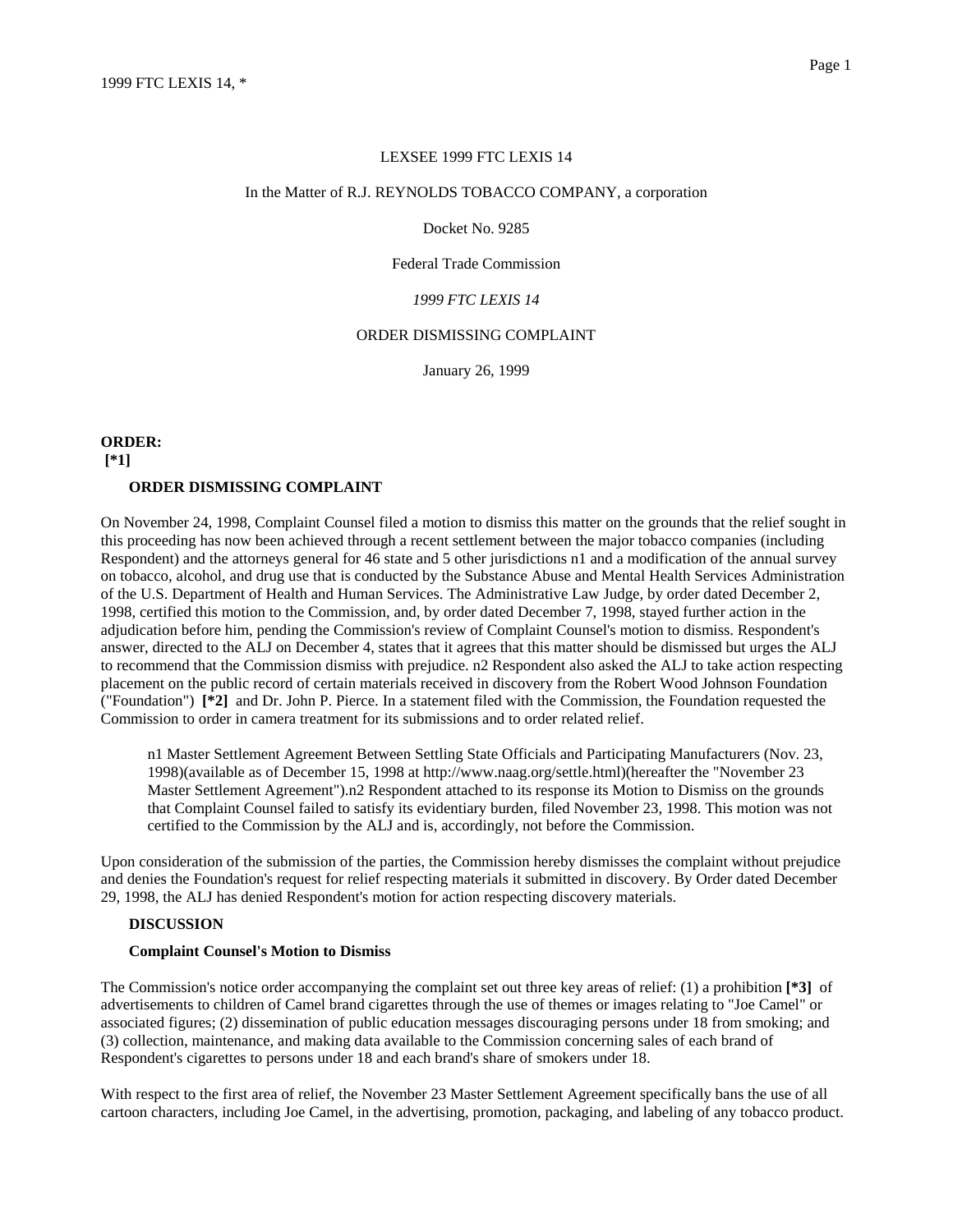LEXSEE 1999 FTC LEXIS 14

In the Matter of R.J. REYNOLDS TOBACCO COMPANY, a corporation

Docket No. 9285

Federal Trade Commission

*1999 FTC LEXIS 14*

ORDER DISMISSING COMPLAINT

January 26, 1999

**ORDER:**
**[*1]**

**ORDER DISMISSING COMPLAINT**

On November 24, 1998, Complaint Counsel filed a motion to dismiss this matter on the grounds that the relief sought in this proceeding has now been achieved through a recent settlement between the major tobacco companies (including Respondent) and the attorneys general for 46 state and 5 other jurisdictions n1 and a modification of the annual survey on tobacco, alcohol, and drug use that is conducted by the Substance Abuse and Mental Health Services Administration of the U.S. Department of Health and Human Services. The Administrative Law Judge, by order dated December 2, 1998, certified this motion to the Commission, and, by order dated December 7, 1998, stayed further action in the adjudication before him, pending the Commission's review of Complaint Counsel's motion to dismiss. Respondent's answer, directed to the ALJ on December 4, states that it agrees that this matter should be dismissed but urges the ALJ to recommend that the Commission dismiss with prejudice. n2 Respondent also asked the ALJ to take action respecting placement on the public record of certain materials received in discovery from the Robert Wood Johnson Foundation ("Foundation") **[*2]** and Dr. John P. Pierce. In a statement filed with the Commission, the Foundation requested the Commission to order in camera treatment for its submissions and to order related relief.

> n1 Master Settlement Agreement Between Settling State Officials and Participating Manufacturers (Nov. 23, 1998)(available as of December 15, 1998 at http://www.naag.org/settle.html)(hereafter the "November 23 Master Settlement Agreement").n2 Respondent attached to its response its Motion to Dismiss on the grounds that Complaint Counsel failed to satisfy its evidentiary burden, filed November 23, 1998. This motion was not certified to the Commission by the ALJ and is, accordingly, not before the Commission.

Upon consideration of the submission of the parties, the Commission hereby dismisses the complaint without prejudice and denies the Foundation's request for relief respecting materials it submitted in discovery. By Order dated December 29, 1998, the ALJ has denied Respondent's motion for action respecting discovery materials.

**DISCUSSION**

**Complaint Counsel's Motion to Dismiss**

The Commission's notice order accompanying the complaint set out three key areas of relief: (1) a prohibition **[*3]** of advertisements to children of Camel brand cigarettes through the use of themes or images relating to "Joe Camel" or associated figures; (2) dissemination of public education messages discouraging persons under 18 from smoking; and (3) collection, maintenance, and making data available to the Commission concerning sales of each brand of Respondent's cigarettes to persons under 18 and each brand's share of smokers under 18.

With respect to the first area of relief, the November 23 Master Settlement Agreement specifically bans the use of all cartoon characters, including Joe Camel, in the advertising, promotion, packaging, and labeling of any tobacco product.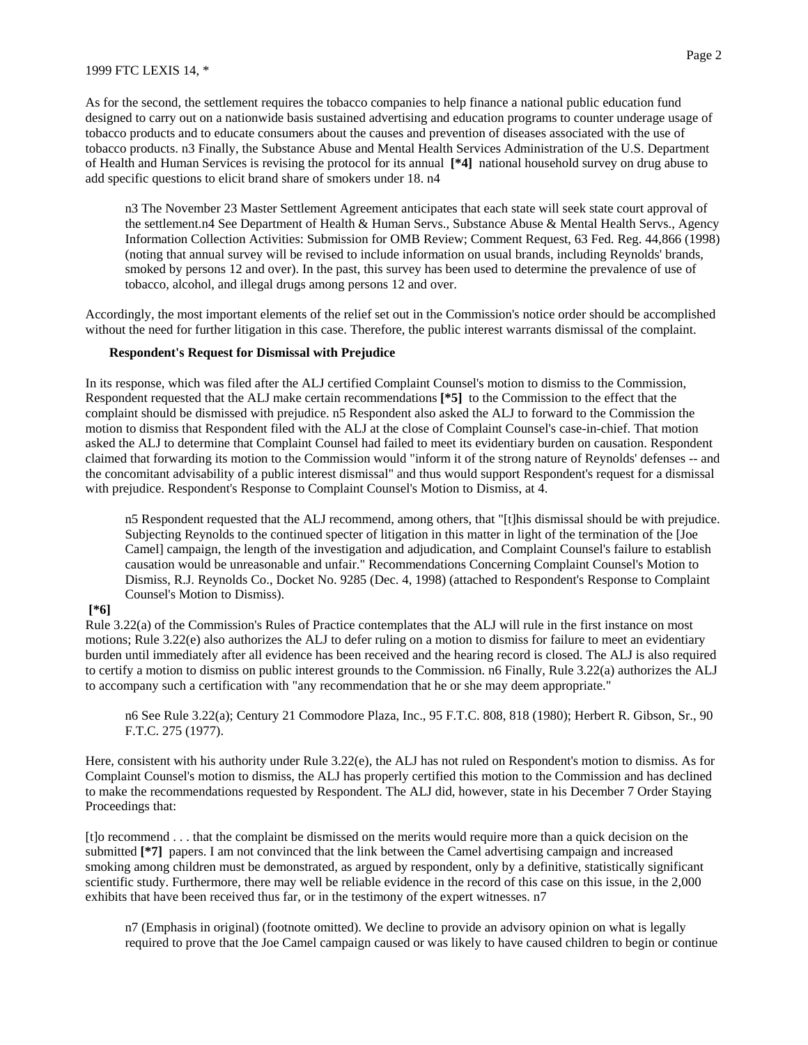As for the second, the settlement requires the tobacco companies to help finance a national public education fund designed to carry out on a nationwide basis sustained advertising and education programs to counter underage usage of tobacco products and to educate consumers about the causes and prevention of diseases associated with the use of tobacco products. n3 Finally, the Substance Abuse and Mental Health Services Administration of the U.S. Department of Health and Human Services is revising the protocol for its annual **[*4]** national household survey on drug abuse to add specific questions to elicit brand share of smokers under 18. n4

> n3 The November 23 Master Settlement Agreement anticipates that each state will seek state court approval of the settlement.n4 See Department of Health & Human Servs., Substance Abuse & Mental Health Servs., Agency Information Collection Activities: Submission for OMB Review; Comment Request, 63 Fed. Reg. 44,866 (1998) (noting that annual survey will be revised to include information on usual brands, including Reynolds' brands, smoked by persons 12 and over). In the past, this survey has been used to determine the prevalence of use of tobacco, alcohol, and illegal drugs among persons 12 and over.

Accordingly, the most important elements of the relief set out in the Commission's notice order should be accomplished without the need for further litigation in this case. Therefore, the public interest warrants dismissal of the complaint.

**Respondent's Request for Dismissal with Prejudice**

In its response, which was filed after the ALJ certified Complaint Counsel's motion to dismiss to the Commission, Respondent requested that the ALJ make certain recommendations **[*5]** to the Commission to the effect that the complaint should be dismissed with prejudice. n5 Respondent also asked the ALJ to forward to the Commission the motion to dismiss that Respondent filed with the ALJ at the close of Complaint Counsel's case-in-chief. That motion asked the ALJ to determine that Complaint Counsel had failed to meet its evidentiary burden on causation. Respondent claimed that forwarding its motion to the Commission would "inform it of the strong nature of Reynolds' defenses -- and the concomitant advisability of a public interest dismissal" and thus would support Respondent's request for a dismissal with prejudice. Respondent's Response to Complaint Counsel's Motion to Dismiss, at 4.

> n5 Respondent requested that the ALJ recommend, among others, that "[t]his dismissal should be with prejudice. Subjecting Reynolds to the continued specter of litigation in this matter in light of the termination of the [Joe Camel] campaign, the length of the investigation and adjudication, and Complaint Counsel's failure to establish causation would be unreasonable and unfair." Recommendations Concerning Complaint Counsel's Motion to Dismiss, R.J. Reynolds Co., Docket No. 9285 (Dec. 4, 1998) (attached to Respondent's Response to Complaint Counsel's Motion to Dismiss).

**[*6]**

Rule 3.22(a) of the Commission's Rules of Practice contemplates that the ALJ will rule in the first instance on most motions; Rule 3.22(e) also authorizes the ALJ to defer ruling on a motion to dismiss for failure to meet an evidentiary burden until immediately after all evidence has been received and the hearing record is closed. The ALJ is also required to certify a motion to dismiss on public interest grounds to the Commission. n6 Finally, Rule 3.22(a) authorizes the ALJ to accompany such a certification with "any recommendation that he or she may deem appropriate."

> n6 See Rule 3.22(a); Century 21 Commodore Plaza, Inc., 95 F.T.C. 808, 818 (1980); Herbert R. Gibson, Sr., 90 F.T.C. 275 (1977).

Here, consistent with his authority under Rule 3.22(e), the ALJ has not ruled on Respondent's motion to dismiss. As for Complaint Counsel's motion to dismiss, the ALJ has properly certified this motion to the Commission and has declined to make the recommendations requested by Respondent. The ALJ did, however, state in his December 7 Order Staying Proceedings that:

[t]o recommend . . . that the complaint be dismissed on the merits would require more than a quick decision on the submitted **[*7]** papers. I am not convinced that the link between the Camel advertising campaign and increased smoking among children must be demonstrated, as argued by respondent, only by a definitive, statistically significant scientific study. Furthermore, there may well be reliable evidence in the record of this case on this issue, in the 2,000 exhibits that have been received thus far, or in the testimony of the expert witnesses. n7

> n7 (Emphasis in original) (footnote omitted). We decline to provide an advisory opinion on what is legally required to prove that the Joe Camel campaign caused or was likely to have caused children to begin or continue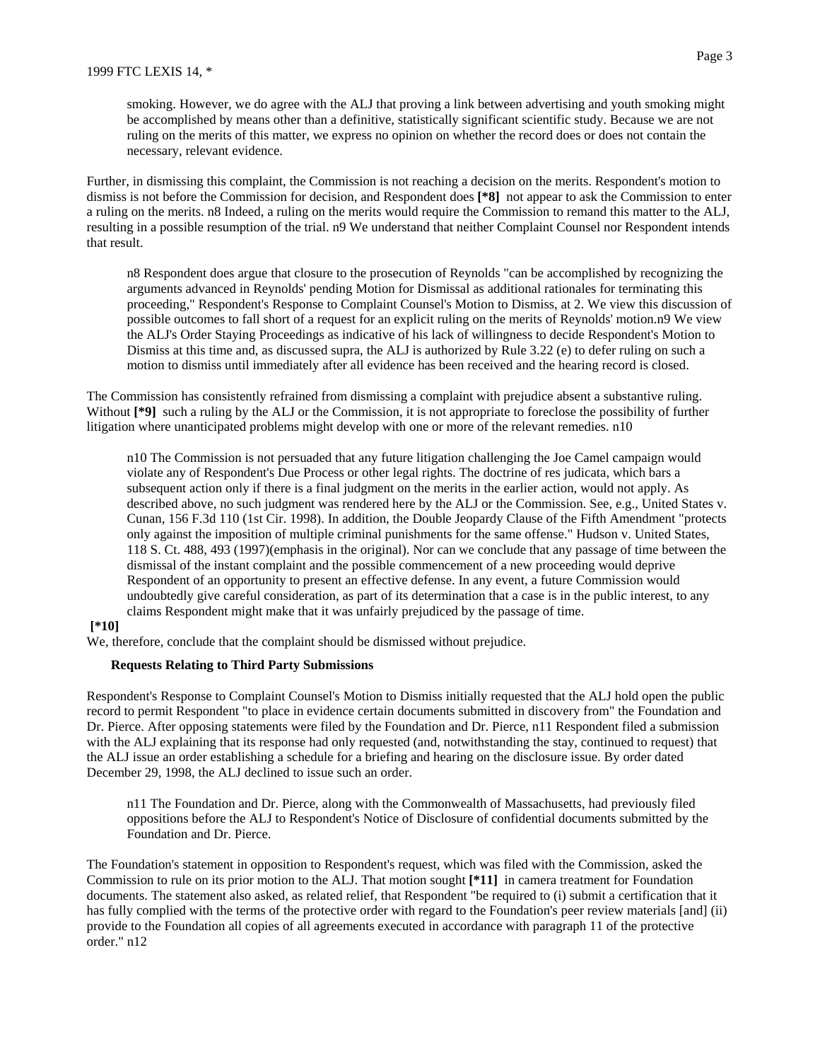smoking. However, we do agree with the ALJ that proving a link between advertising and youth smoking might be accomplished by means other than a definitive, statistically significant scientific study. Because we are not ruling on the merits of this matter, we express no opinion on whether the record does or does not contain the necessary, relevant evidence.

Further, in dismissing this complaint, the Commission is not reaching a decision on the merits. Respondent's motion to dismiss is not before the Commission for decision, and Respondent does **[*8]** not appear to ask the Commission to enter a ruling on the merits. n8 Indeed, a ruling on the merits would require the Commission to remand this matter to the ALJ, resulting in a possible resumption of the trial. n9 We understand that neither Complaint Counsel nor Respondent intends that result.

> n8 Respondent does argue that closure to the prosecution of Reynolds "can be accomplished by recognizing the arguments advanced in Reynolds' pending Motion for Dismissal as additional rationales for terminating this proceeding," Respondent's Response to Complaint Counsel's Motion to Dismiss, at 2. We view this discussion of possible outcomes to fall short of a request for an explicit ruling on the merits of Reynolds' motion.n9 We view the ALJ's Order Staying Proceedings as indicative of his lack of willingness to decide Respondent's Motion to Dismiss at this time and, as discussed supra, the ALJ is authorized by Rule 3.22 (e) to defer ruling on such a motion to dismiss until immediately after all evidence has been received and the hearing record is closed.

The Commission has consistently refrained from dismissing a complaint with prejudice absent a substantive ruling. Without **[*9]** such a ruling by the ALJ or the Commission, it is not appropriate to foreclose the possibility of further litigation where unanticipated problems might develop with one or more of the relevant remedies. n10

> n10 The Commission is not persuaded that any future litigation challenging the Joe Camel campaign would violate any of Respondent's Due Process or other legal rights. The doctrine of res judicata, which bars a subsequent action only if there is a final judgment on the merits in the earlier action, would not apply. As described above, no such judgment was rendered here by the ALJ or the Commission. See, e.g., United States v. Cunan, 156 F.3d 110 (1st Cir. 1998). In addition, the Double Jeopardy Clause of the Fifth Amendment "protects only against the imposition of multiple criminal punishments for the same offense." Hudson v. United States, 118 S. Ct. 488, 493 (1997)(emphasis in the original). Nor can we conclude that any passage of time between the dismissal of the instant complaint and the possible commencement of a new proceeding would deprive Respondent of an opportunity to present an effective defense. In any event, a future Commission would undoubtedly give careful consideration, as part of its determination that a case is in the public interest, to any claims Respondent might make that it was unfairly prejudiced by the passage of time.

**[*10]**

We, therefore, conclude that the complaint should be dismissed without prejudice.

**Requests Relating to Third Party Submissions**

Respondent's Response to Complaint Counsel's Motion to Dismiss initially requested that the ALJ hold open the public record to permit Respondent "to place in evidence certain documents submitted in discovery from" the Foundation and Dr. Pierce. After opposing statements were filed by the Foundation and Dr. Pierce, n11 Respondent filed a submission with the ALJ explaining that its response had only requested (and, notwithstanding the stay, continued to request) that the ALJ issue an order establishing a schedule for a briefing and hearing on the disclosure issue. By order dated December 29, 1998, the ALJ declined to issue such an order.

> n11 The Foundation and Dr. Pierce, along with the Commonwealth of Massachusetts, had previously filed oppositions before the ALJ to Respondent's Notice of Disclosure of confidential documents submitted by the Foundation and Dr. Pierce.

The Foundation's statement in opposition to Respondent's request, which was filed with the Commission, asked the Commission to rule on its prior motion to the ALJ. That motion sought **[*11]** in camera treatment for Foundation documents. The statement also asked, as related relief, that Respondent "be required to (i) submit a certification that it has fully complied with the terms of the protective order with regard to the Foundation's peer review materials [and] (ii) provide to the Foundation all copies of all agreements executed in accordance with paragraph 11 of the protective order." n12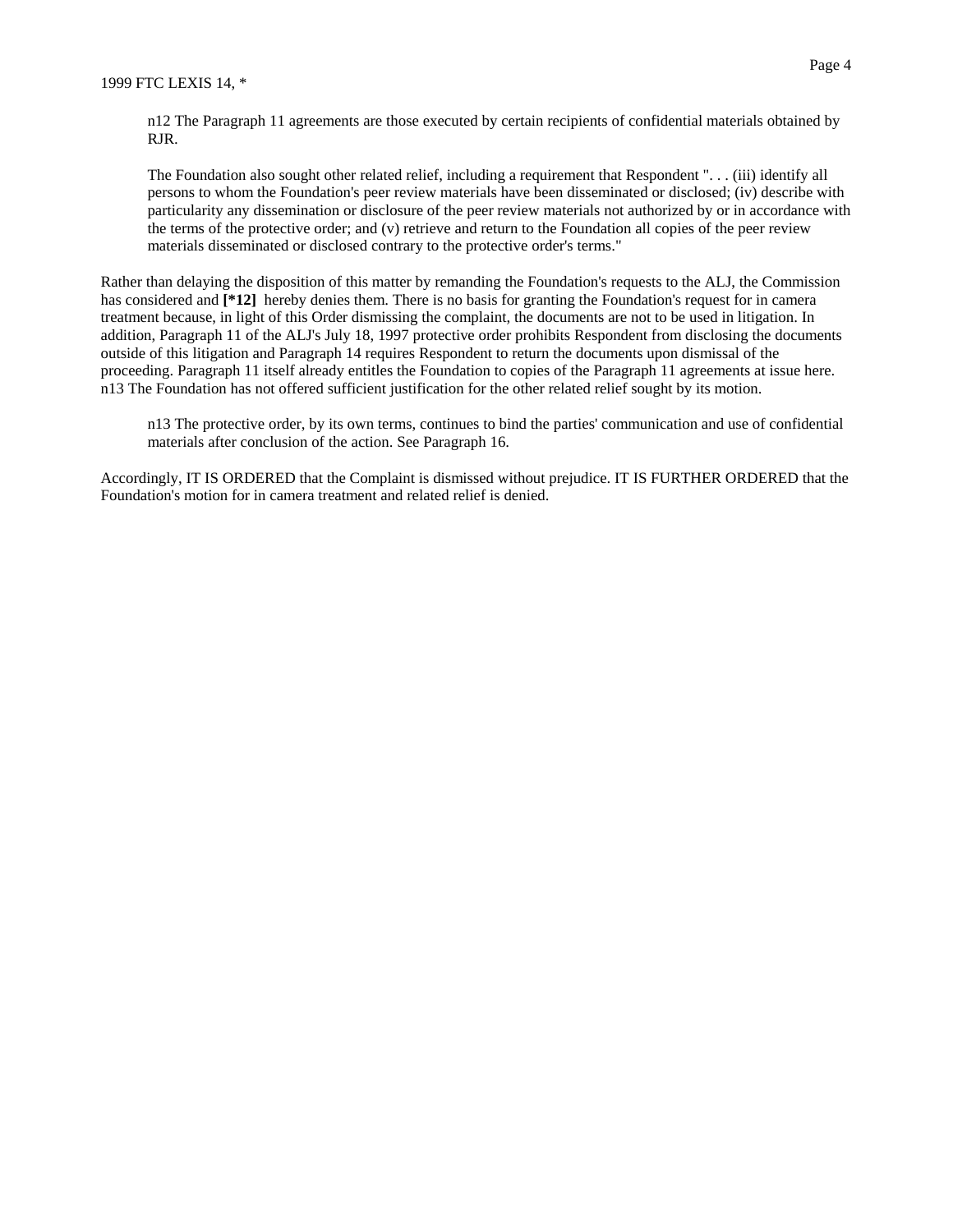n12 The Paragraph 11 agreements are those executed by certain recipients of confidential materials obtained by RJR.

The Foundation also sought other related relief, including a requirement that Respondent ". . . (iii) identify all persons to whom the Foundation's peer review materials have been disseminated or disclosed; (iv) describe with particularity any dissemination or disclosure of the peer review materials not authorized by or in accordance with the terms of the protective order; and (v) retrieve and return to the Foundation all copies of the peer review materials disseminated or disclosed contrary to the protective order's terms."

Rather than delaying the disposition of this matter by remanding the Foundation's requests to the ALJ, the Commission has considered and **[*12]** hereby denies them. There is no basis for granting the Foundation's request for in camera treatment because, in light of this Order dismissing the complaint, the documents are not to be used in litigation. In addition, Paragraph 11 of the ALJ's July 18, 1997 protective order prohibits Respondent from disclosing the documents outside of this litigation and Paragraph 14 requires Respondent to return the documents upon dismissal of the proceeding. Paragraph 11 itself already entitles the Foundation to copies of the Paragraph 11 agreements at issue here. n13 The Foundation has not offered sufficient justification for the other related relief sought by its motion.

n13 The protective order, by its own terms, continues to bind the parties' communication and use of confidential materials after conclusion of the action. See Paragraph 16.

Accordingly, IT IS ORDERED that the Complaint is dismissed without prejudice. IT IS FURTHER ORDERED that the Foundation's motion for in camera treatment and related relief is denied.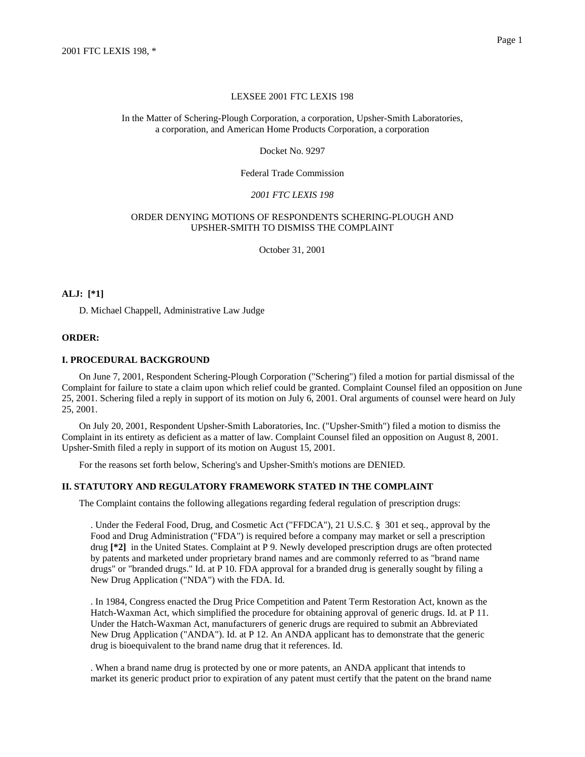LEXSEE 2001 FTC LEXIS 198

In the Matter of Schering-Plough Corporation, a corporation, Upsher-Smith Laboratories, a corporation, and American Home Products Corporation, a corporation

Docket No. 9297

Federal Trade Commission

*2001 FTC LEXIS 198*

ORDER DENYING MOTIONS OF RESPONDENTS SCHERING-PLOUGH AND UPSHER-SMITH TO DISMISS THE COMPLAINT

October 31, 2001

**ALJ: [*1]**

D. Michael Chappell, Administrative Law Judge

**ORDER:**

**I. PROCEDURAL BACKGROUND**

On June 7, 2001, Respondent Schering-Plough Corporation ("Schering") filed a motion for partial dismissal of the Complaint for failure to state a claim upon which relief could be granted. Complaint Counsel filed an opposition on June 25, 2001. Schering filed a reply in support of its motion on July 6, 2001. Oral arguments of counsel were heard on July 25, 2001.

On July 20, 2001, Respondent Upsher-Smith Laboratories, Inc. ("Upsher-Smith") filed a motion to dismiss the Complaint in its entirety as deficient as a matter of law. Complaint Counsel filed an opposition on August 8, 2001. Upsher-Smith filed a reply in support of its motion on August 15, 2001.

For the reasons set forth below, Schering's and Upsher-Smith's motions are DENIED.

**II. STATUTORY AND REGULATORY FRAMEWORK STATED IN THE COMPLAINT**

The Complaint contains the following allegations regarding federal regulation of prescription drugs:

> . Under the Federal Food, Drug, and Cosmetic Act ("FFDCA"), 21 U.S.C. § 301 et seq., approval by the Food and Drug Administration ("FDA") is required before a company may market or sell a prescription drug **[*2]** in the United States. Complaint at P 9. Newly developed prescription drugs are often protected by patents and marketed under proprietary brand names and are commonly referred to as "brand name drugs" or "branded drugs." Id. at P 10. FDA approval for a branded drug is generally sought by filing a New Drug Application ("NDA") with the FDA. Id.
>
> . In 1984, Congress enacted the Drug Price Competition and Patent Term Restoration Act, known as the Hatch-Waxman Act, which simplified the procedure for obtaining approval of generic drugs. Id. at P 11. Under the Hatch-Waxman Act, manufacturers of generic drugs are required to submit an Abbreviated New Drug Application ("ANDA"). Id. at P 12. An ANDA applicant has to demonstrate that the generic drug is bioequivalent to the brand name drug that it references. Id.
>
> . When a brand name drug is protected by one or more patents, an ANDA applicant that intends to market its generic product prior to expiration of any patent must certify that the patent on the brand name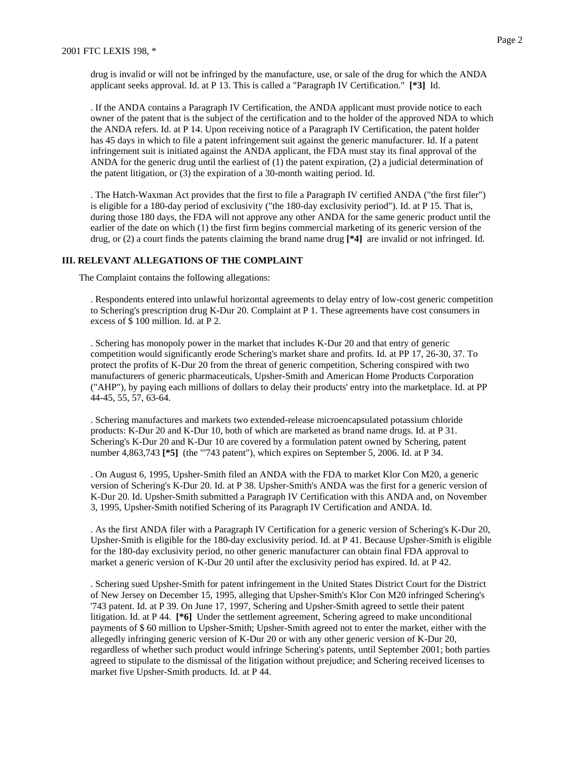drug is invalid or will not be infringed by the manufacture, use, or sale of the drug for which the ANDA applicant seeks approval. Id. at P 13. This is called a "Paragraph IV Certification." **[*3]** Id.

. If the ANDA contains a Paragraph IV Certification, the ANDA applicant must provide notice to each owner of the patent that is the subject of the certification and to the holder of the approved NDA to which the ANDA refers. Id. at P 14. Upon receiving notice of a Paragraph IV Certification, the patent holder has 45 days in which to file a patent infringement suit against the generic manufacturer. Id. If a patent infringement suit is initiated against the ANDA applicant, the FDA must stay its final approval of the ANDA for the generic drug until the earliest of (1) the patent expiration, (2) a judicial determination of the patent litigation, or (3) the expiration of a 30-month waiting period. Id.

. The Hatch-Waxman Act provides that the first to file a Paragraph IV certified ANDA ("the first filer") is eligible for a 180-day period of exclusivity ("the 180-day exclusivity period"). Id. at P 15. That is, during those 180 days, the FDA will not approve any other ANDA for the same generic product until the earlier of the date on which (1) the first firm begins commercial marketing of its generic version of the drug, or (2) a court finds the patents claiming the brand name drug **[*4]** are invalid or not infringed. Id.

## III. RELEVANT ALLEGATIONS OF THE COMPLAINT

The Complaint contains the following allegations:

. Respondents entered into unlawful horizontal agreements to delay entry of low-cost generic competition to Schering's prescription drug K-Dur 20. Complaint at P 1. These agreements have cost consumers in excess of $ 100 million. Id. at P 2.

. Schering has monopoly power in the market that includes K-Dur 20 and that entry of generic competition would significantly erode Schering's market share and profits. Id. at PP 17, 26-30, 37. To protect the profits of K-Dur 20 from the threat of generic competition, Schering conspired with two manufacturers of generic pharmaceuticals, Upsher-Smith and American Home Products Corporation ("AHP"), by paying each millions of dollars to delay their products' entry into the marketplace. Id. at PP 44-45, 55, 57, 63-64.

. Schering manufactures and markets two extended-release microencapsulated potassium chloride products: K-Dur 20 and K-Dur 10, both of which are marketed as brand name drugs. Id. at P 31. Schering's K-Dur 20 and K-Dur 10 are covered by a formulation patent owned by Schering, patent number 4,863,743 **[*5]** (the "'743 patent"), which expires on September 5, 2006. Id. at P 34.

. On August 6, 1995, Upsher-Smith filed an ANDA with the FDA to market Klor Con M20, a generic version of Schering's K-Dur 20. Id. at P 38. Upsher-Smith's ANDA was the first for a generic version of K-Dur 20. Id. Upsher-Smith submitted a Paragraph IV Certification with this ANDA and, on November 3, 1995, Upsher-Smith notified Schering of its Paragraph IV Certification and ANDA. Id.

. As the first ANDA filer with a Paragraph IV Certification for a generic version of Schering's K-Dur 20, Upsher-Smith is eligible for the 180-day exclusivity period. Id. at P 41. Because Upsher-Smith is eligible for the 180-day exclusivity period, no other generic manufacturer can obtain final FDA approval to market a generic version of K-Dur 20 until after the exclusivity period has expired. Id. at P 42.

. Schering sued Upsher-Smith for patent infringement in the United States District Court for the District of New Jersey on December 15, 1995, alleging that Upsher-Smith's Klor Con M20 infringed Schering's '743 patent. Id. at P 39. On June 17, 1997, Schering and Upsher-Smith agreed to settle their patent litigation. Id. at P 44. **[*6]** Under the settlement agreement, Schering agreed to make unconditional payments of $ 60 million to Upsher-Smith; Upsher-Smith agreed not to enter the market, either with the allegedly infringing generic version of K-Dur 20 or with any other generic version of K-Dur 20, regardless of whether such product would infringe Schering's patents, until September 2001; both parties agreed to stipulate to the dismissal of the litigation without prejudice; and Schering received licenses to market five Upsher-Smith products. Id. at P 44.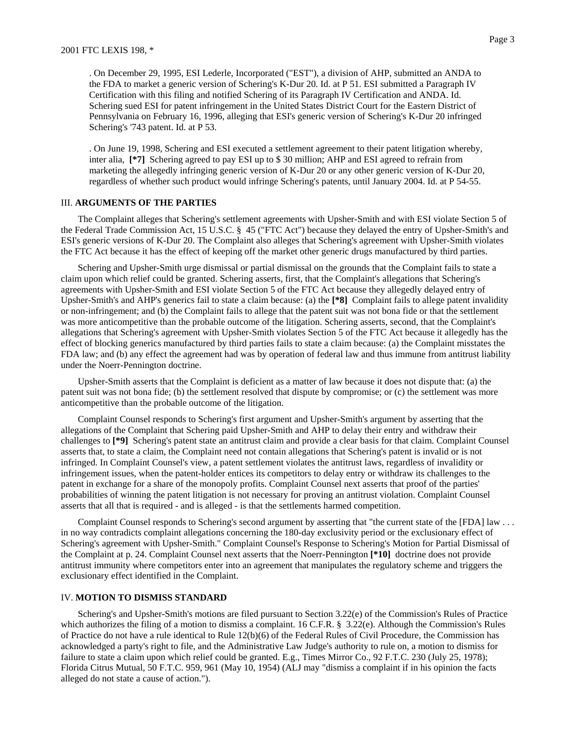. On December 29, 1995, ESI Lederle, Incorporated ("EST"), a division of AHP, submitted an ANDA to the FDA to market a generic version of Schering's K-Dur 20. Id. at P 51. ESI submitted a Paragraph IV Certification with this filing and notified Schering of its Paragraph IV Certification and ANDA. Id. Schering sued ESI for patent infringement in the United States District Court for the Eastern District of Pennsylvania on February 16, 1996, alleging that ESI's generic version of Schering's K-Dur 20 infringed Schering's '743 patent. Id. at P 53.

. On June 19, 1998, Schering and ESI executed a settlement agreement to their patent litigation whereby, inter alia, **[*7]** Schering agreed to pay ESI up to $ 30 million; AHP and ESI agreed to refrain from marketing the allegedly infringing generic version of K-Dur 20 or any other generic version of K-Dur 20, regardless of whether such product would infringe Schering's patents, until January 2004. Id. at P 54-55.

## III. **ARGUMENTS OF THE PARTIES**

The Complaint alleges that Schering's settlement agreements with Upsher-Smith and with ESI violate Section 5 of the Federal Trade Commission Act, 15 U.S.C. § 45 ("FTC Act") because they delayed the entry of Upsher-Smith's and ESI's generic versions of K-Dur 20. The Complaint also alleges that Schering's agreement with Upsher-Smith violates the FTC Act because it has the effect of keeping off the market other generic drugs manufactured by third parties.

Schering and Upsher-Smith urge dismissal or partial dismissal on the grounds that the Complaint fails to state a claim upon which relief could be granted. Schering asserts, first, that the Complaint's allegations that Schering's agreements with Upsher-Smith and ESI violate Section 5 of the FTC Act because they allegedly delayed entry of Upsher-Smith's and AHP's generics fail to state a claim because: (a) the **[*8]** Complaint fails to allege patent invalidity or non-infringement; and (b) the Complaint fails to allege that the patent suit was not bona fide or that the settlement was more anticompetitive than the probable outcome of the litigation. Schering asserts, second, that the Complaint's allegations that Schering's agreement with Upsher-Smith violates Section 5 of the FTC Act because it allegedly has the effect of blocking generics manufactured by third parties fails to state a claim because: (a) the Complaint misstates the FDA law; and (b) any effect the agreement had was by operation of federal law and thus immune from antitrust liability under the Noerr-Pennington doctrine.

Upsher-Smith asserts that the Complaint is deficient as a matter of law because it does not dispute that: (a) the patent suit was not bona fide; (b) the settlement resolved that dispute by compromise; or (c) the settlement was more anticompetitive than the probable outcome of the litigation.

Complaint Counsel responds to Schering's first argument and Upsher-Smith's argument by asserting that the allegations of the Complaint that Schering paid Upsher-Smith and AHP to delay their entry and withdraw their challenges to **[*9]** Schering's patent state an antitrust claim and provide a clear basis for that claim. Complaint Counsel asserts that, to state a claim, the Complaint need not contain allegations that Schering's patent is invalid or is not infringed. In Complaint Counsel's view, a patent settlement violates the antitrust laws, regardless of invalidity or infringement issues, when the patent-holder entices its competitors to delay entry or withdraw its challenges to the patent in exchange for a share of the monopoly profits. Complaint Counsel next asserts that proof of the parties' probabilities of winning the patent litigation is not necessary for proving an antitrust violation. Complaint Counsel asserts that all that is required - and is alleged - is that the settlements harmed competition.

Complaint Counsel responds to Schering's second argument by asserting that "the current state of the [FDA] law . . . in no way contradicts complaint allegations concerning the 180-day exclusivity period or the exclusionary effect of Schering's agreement with Upsher-Smith." Complaint Counsel's Response to Schering's Motion for Partial Dismissal of the Complaint at p. 24. Complaint Counsel next asserts that the Noerr-Pennington **[*10]** doctrine does not provide antitrust immunity where competitors enter into an agreement that manipulates the regulatory scheme and triggers the exclusionary effect identified in the Complaint.

## IV. **MOTION TO DISMISS STANDARD**

Schering's and Upsher-Smith's motions are filed pursuant to Section 3.22(e) of the Commission's Rules of Practice which authorizes the filing of a motion to dismiss a complaint. 16 C.F.R. § 3.22(e). Although the Commission's Rules of Practice do not have a rule identical to Rule 12(b)(6) of the Federal Rules of Civil Procedure, the Commission has acknowledged a party's right to file, and the Administrative Law Judge's authority to rule on, a motion to dismiss for failure to state a claim upon which relief could be granted. E.g., Times Mirror Co., 92 F.T.C. 230 (July 25, 1978); Florida Citrus Mutual, 50 F.T.C. 959, 961 (May 10, 1954) (ALJ may "dismiss a complaint if in his opinion the facts alleged do not state a cause of action.").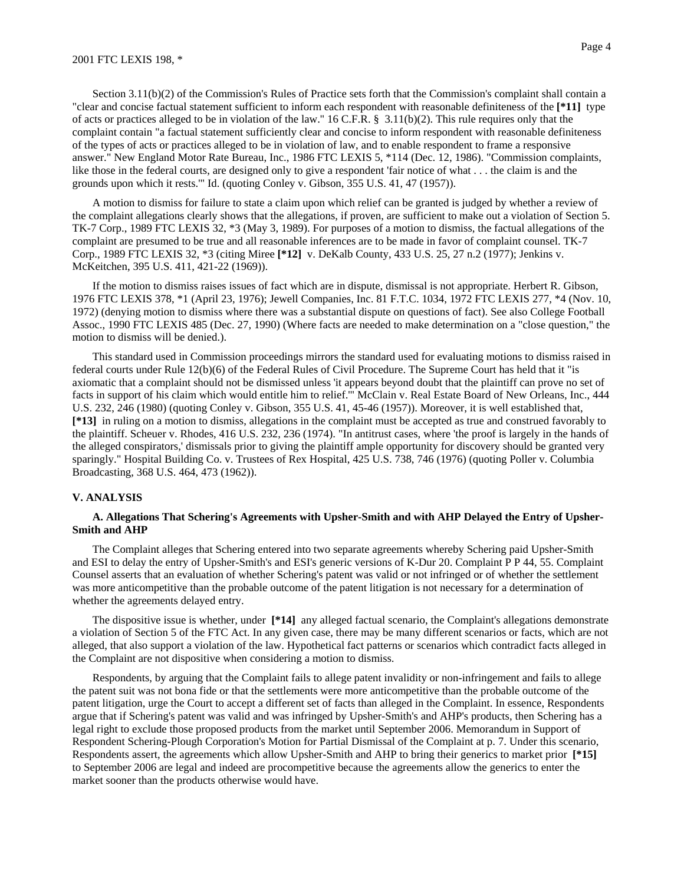Section 3.11(b)(2) of the Commission's Rules of Practice sets forth that the Commission's complaint shall contain a "clear and concise factual statement sufficient to inform each respondent with reasonable definiteness of the **[*11]** type of acts or practices alleged to be in violation of the law." 16 C.F.R. § 3.11(b)(2). This rule requires only that the complaint contain "a factual statement sufficiently clear and concise to inform respondent with reasonable definiteness of the types of acts or practices alleged to be in violation of law, and to enable respondent to frame a responsive answer." New England Motor Rate Bureau, Inc., 1986 FTC LEXIS 5, *114 (Dec. 12, 1986). "Commission complaints, like those in the federal courts, are designed only to give a respondent 'fair notice of what . . . the claim is and the grounds upon which it rests.'" Id. (quoting Conley v. Gibson, 355 U.S. 41, 47 (1957)).

A motion to dismiss for failure to state a claim upon which relief can be granted is judged by whether a review of the complaint allegations clearly shows that the allegations, if proven, are sufficient to make out a violation of Section 5. TK-7 Corp., 1989 FTC LEXIS 32, *3 (May 3, 1989). For purposes of a motion to dismiss, the factual allegations of the complaint are presumed to be true and all reasonable inferences are to be made in favor of complaint counsel. TK-7 Corp., 1989 FTC LEXIS 32, *3 (citing Miree **[*12]** v. DeKalb County, 433 U.S. 25, 27 n.2 (1977); Jenkins v. McKeitchen, 395 U.S. 411, 421-22 (1969)).

If the motion to dismiss raises issues of fact which are in dispute, dismissal is not appropriate. Herbert R. Gibson, 1976 FTC LEXIS 378, *1 (April 23, 1976); Jewell Companies, Inc. 81 F.T.C. 1034, 1972 FTC LEXIS 277, *4 (Nov. 10, 1972) (denying motion to dismiss where there was a substantial dispute on questions of fact). See also College Football Assoc., 1990 FTC LEXIS 485 (Dec. 27, 1990) (Where facts are needed to make determination on a "close question," the motion to dismiss will be denied.).

This standard used in Commission proceedings mirrors the standard used for evaluating motions to dismiss raised in federal courts under Rule 12(b)(6) of the Federal Rules of Civil Procedure. The Supreme Court has held that it "is axiomatic that a complaint should not be dismissed unless 'it appears beyond doubt that the plaintiff can prove no set of facts in support of his claim which would entitle him to relief.'" McClain v. Real Estate Board of New Orleans, Inc., 444 U.S. 232, 246 (1980) (quoting Conley v. Gibson, 355 U.S. 41, 45-46 (1957)). Moreover, it is well established that, **[*13]** in ruling on a motion to dismiss, allegations in the complaint must be accepted as true and construed favorably to the plaintiff. Scheuer v. Rhodes, 416 U.S. 232, 236 (1974). "In antitrust cases, where 'the proof is largely in the hands of the alleged conspirators,' dismissals prior to giving the plaintiff ample opportunity for discovery should be granted very sparingly." Hospital Building Co. v. Trustees of Rex Hospital, 425 U.S. 738, 746 (1976) (quoting Poller v. Columbia Broadcasting, 368 U.S. 464, 473 (1962)).

## V. ANALYSIS

### A. Allegations That Schering's Agreements with Upsher-Smith and with AHP Delayed the Entry of Upsher-Smith and AHP

The Complaint alleges that Schering entered into two separate agreements whereby Schering paid Upsher-Smith and ESI to delay the entry of Upsher-Smith's and ESI's generic versions of K-Dur 20. Complaint P P 44, 55. Complaint Counsel asserts that an evaluation of whether Schering's patent was valid or not infringed or of whether the settlement was more anticompetitive than the probable outcome of the patent litigation is not necessary for a determination of whether the agreements delayed entry.

The dispositive issue is whether, under **[*14]** any alleged factual scenario, the Complaint's allegations demonstrate a violation of Section 5 of the FTC Act. In any given case, there may be many different scenarios or facts, which are not alleged, that also support a violation of the law. Hypothetical fact patterns or scenarios which contradict facts alleged in the Complaint are not dispositive when considering a motion to dismiss.

Respondents, by arguing that the Complaint fails to allege patent invalidity or non-infringement and fails to allege the patent suit was not bona fide or that the settlements were more anticompetitive than the probable outcome of the patent litigation, urge the Court to accept a different set of facts than alleged in the Complaint. In essence, Respondents argue that if Schering's patent was valid and was infringed by Upsher-Smith's and AHP's products, then Schering has a legal right to exclude those proposed products from the market until September 2006. Memorandum in Support of Respondent Schering-Plough Corporation's Motion for Partial Dismissal of the Complaint at p. 7. Under this scenario, Respondents assert, the agreements which allow Upsher-Smith and AHP to bring their generics to market prior **[*15]** to September 2006 are legal and indeed are procompetitive because the agreements allow the generics to enter the market sooner than the products otherwise would have.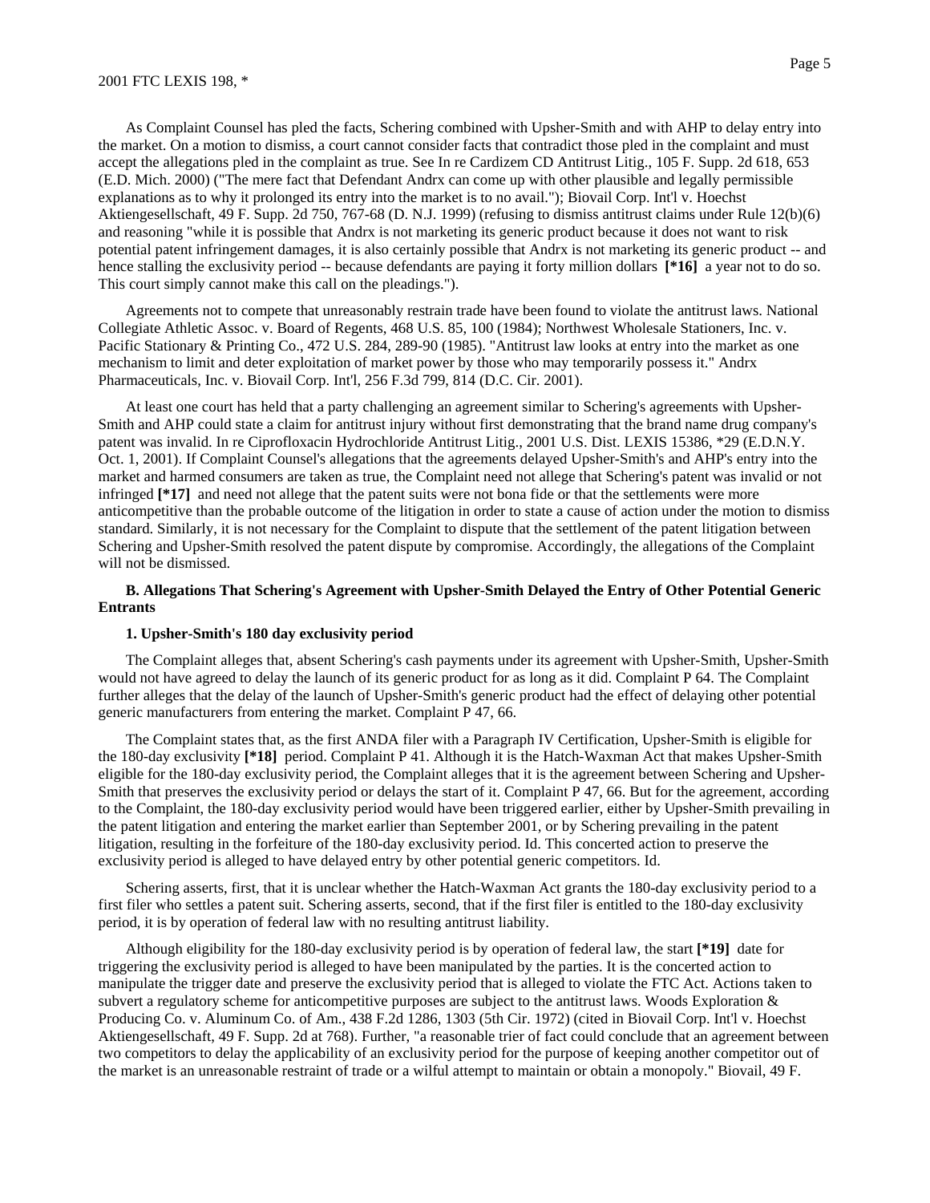As Complaint Counsel has pled the facts, Schering combined with Upsher-Smith and with AHP to delay entry into the market. On a motion to dismiss, a court cannot consider facts that contradict those pled in the complaint and must accept the allegations pled in the complaint as true. See In re Cardizem CD Antitrust Litig., 105 F. Supp. 2d 618, 653 (E.D. Mich. 2000) ("The mere fact that Defendant Andrx can come up with other plausible and legally permissible explanations as to why it prolonged its entry into the market is to no avail."); Biovail Corp. Int'l v. Hoechst Aktiengesellschaft, 49 F. Supp. 2d 750, 767-68 (D. N.J. 1999) (refusing to dismiss antitrust claims under Rule 12(b)(6) and reasoning "while it is possible that Andrx is not marketing its generic product because it does not want to risk potential patent infringement damages, it is also certainly possible that Andrx is not marketing its generic product -- and hence stalling the exclusivity period -- because defendants are paying it forty million dollars **[*16]** a year not to do so. This court simply cannot make this call on the pleadings.").

Agreements not to compete that unreasonably restrain trade have been found to violate the antitrust laws. National Collegiate Athletic Assoc. v. Board of Regents, 468 U.S. 85, 100 (1984); Northwest Wholesale Stationers, Inc. v. Pacific Stationary & Printing Co., 472 U.S. 284, 289-90 (1985). "Antitrust law looks at entry into the market as one mechanism to limit and deter exploitation of market power by those who may temporarily possess it." Andrx Pharmaceuticals, Inc. v. Biovail Corp. Int'l, 256 F.3d 799, 814 (D.C. Cir. 2001).

At least one court has held that a party challenging an agreement similar to Schering's agreements with Upsher-Smith and AHP could state a claim for antitrust injury without first demonstrating that the brand name drug company's patent was invalid. In re Ciprofloxacin Hydrochloride Antitrust Litig., 2001 U.S. Dist. LEXIS 15386, *29 (E.D.N.Y. Oct. 1, 2001). If Complaint Counsel's allegations that the agreements delayed Upsher-Smith's and AHP's entry into the market and harmed consumers are taken as true, the Complaint need not allege that Schering's patent was invalid or not infringed **[*17]** and need not allege that the patent suits were not bona fide or that the settlements were more anticompetitive than the probable outcome of the litigation in order to state a cause of action under the motion to dismiss standard. Similarly, it is not necessary for the Complaint to dispute that the settlement of the patent litigation between Schering and Upsher-Smith resolved the patent dispute by compromise. Accordingly, the allegations of the Complaint will not be dismissed.

**B. Allegations That Schering's Agreement with Upsher-Smith Delayed the Entry of Other Potential Generic Entrants**

**1. Upsher-Smith's 180 day exclusivity period**

The Complaint alleges that, absent Schering's cash payments under its agreement with Upsher-Smith, Upsher-Smith would not have agreed to delay the launch of its generic product for as long as it did. Complaint P 64. The Complaint further alleges that the delay of the launch of Upsher-Smith's generic product had the effect of delaying other potential generic manufacturers from entering the market. Complaint P 47, 66.

The Complaint states that, as the first ANDA filer with a Paragraph IV Certification, Upsher-Smith is eligible for the 180-day exclusivity **[*18]** period. Complaint P 41. Although it is the Hatch-Waxman Act that makes Upsher-Smith eligible for the 180-day exclusivity period, the Complaint alleges that it is the agreement between Schering and Upsher-Smith that preserves the exclusivity period or delays the start of it. Complaint P 47, 66. But for the agreement, according to the Complaint, the 180-day exclusivity period would have been triggered earlier, either by Upsher-Smith prevailing in the patent litigation and entering the market earlier than September 2001, or by Schering prevailing in the patent litigation, resulting in the forfeiture of the 180-day exclusivity period. Id. This concerted action to preserve the exclusivity period is alleged to have delayed entry by other potential generic competitors. Id.

Schering asserts, first, that it is unclear whether the Hatch-Waxman Act grants the 180-day exclusivity period to a first filer who settles a patent suit. Schering asserts, second, that if the first filer is entitled to the 180-day exclusivity period, it is by operation of federal law with no resulting antitrust liability.

Although eligibility for the 180-day exclusivity period is by operation of federal law, the start **[*19]** date for triggering the exclusivity period is alleged to have been manipulated by the parties. It is the concerted action to manipulate the trigger date and preserve the exclusivity period that is alleged to violate the FTC Act. Actions taken to subvert a regulatory scheme for anticompetitive purposes are subject to the antitrust laws. Woods Exploration & Producing Co. v. Aluminum Co. of Am., 438 F.2d 1286, 1303 (5th Cir. 1972) (cited in Biovail Corp. Int'l v. Hoechst Aktiengesellschaft, 49 F. Supp. 2d at 768). Further, "a reasonable trier of fact could conclude that an agreement between two competitors to delay the applicability of an exclusivity period for the purpose of keeping another competitor out of the market is an unreasonable restraint of trade or a wilful attempt to maintain or obtain a monopoly." Biovail, 49 F.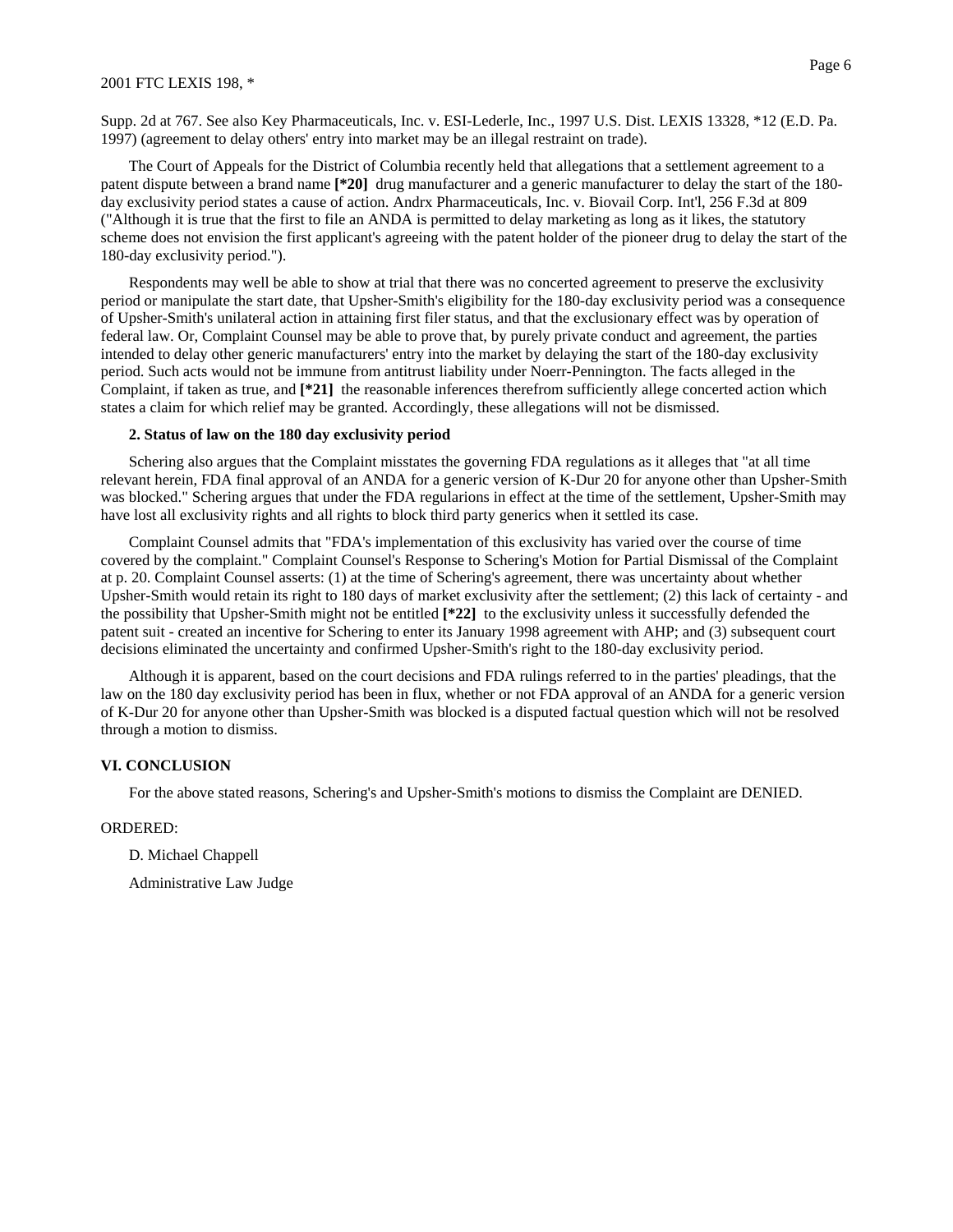Supp. 2d at 767. See also Key Pharmaceuticals, Inc. v. ESI-Lederle, Inc., 1997 U.S. Dist. LEXIS 13328, *12 (E.D. Pa. 1997) (agreement to delay others' entry into market may be an illegal restraint on trade).

The Court of Appeals for the District of Columbia recently held that allegations that a settlement agreement to a patent dispute between a brand name **[*20]** drug manufacturer and a generic manufacturer to delay the start of the 180-day exclusivity period states a cause of action. Andrx Pharmaceuticals, Inc. v. Biovail Corp. Int'l, 256 F.3d at 809 ("Although it is true that the first to file an ANDA is permitted to delay marketing as long as it likes, the statutory scheme does not envision the first applicant's agreeing with the patent holder of the pioneer drug to delay the start of the 180-day exclusivity period.").

Respondents may well be able to show at trial that there was no concerted agreement to preserve the exclusivity period or manipulate the start date, that Upsher-Smith's eligibility for the 180-day exclusivity period was a consequence of Upsher-Smith's unilateral action in attaining first filer status, and that the exclusionary effect was by operation of federal law. Or, Complaint Counsel may be able to prove that, by purely private conduct and agreement, the parties intended to delay other generic manufacturers' entry into the market by delaying the start of the 180-day exclusivity period. Such acts would not be immune from antitrust liability under Noerr-Pennington. The facts alleged in the Complaint, if taken as true, and **[*21]** the reasonable inferences therefrom sufficiently allege concerted action which states a claim for which relief may be granted. Accordingly, these allegations will not be dismissed.

**2. Status of law on the 180 day exclusivity period**

Schering also argues that the Complaint misstates the governing FDA regulations as it alleges that "at all time relevant herein, FDA final approval of an ANDA for a generic version of K-Dur 20 for anyone other than Upsher-Smith was blocked." Schering argues that under the FDA regularions in effect at the time of the settlement, Upsher-Smith may have lost all exclusivity rights and all rights to block third party generics when it settled its case.

Complaint Counsel admits that "FDA's implementation of this exclusivity has varied over the course of time covered by the complaint." Complaint Counsel's Response to Schering's Motion for Partial Dismissal of the Complaint at p. 20. Complaint Counsel asserts: (1) at the time of Schering's agreement, there was uncertainty about whether Upsher-Smith would retain its right to 180 days of market exclusivity after the settlement; (2) this lack of certainty - and the possibility that Upsher-Smith might not be entitled **[*22]** to the exclusivity unless it successfully defended the patent suit - created an incentive for Schering to enter its January 1998 agreement with AHP; and (3) subsequent court decisions eliminated the uncertainty and confirmed Upsher-Smith's right to the 180-day exclusivity period.

Although it is apparent, based on the court decisions and FDA rulings referred to in the parties' pleadings, that the law on the 180 day exclusivity period has been in flux, whether or not FDA approval of an ANDA for a generic version of K-Dur 20 for anyone other than Upsher-Smith was blocked is a disputed factual question which will not be resolved through a motion to dismiss.

**VI. CONCLUSION**

For the above stated reasons, Schering's and Upsher-Smith's motions to dismiss the Complaint are DENIED.

ORDERED:

D. Michael Chappell

Administrative Law Judge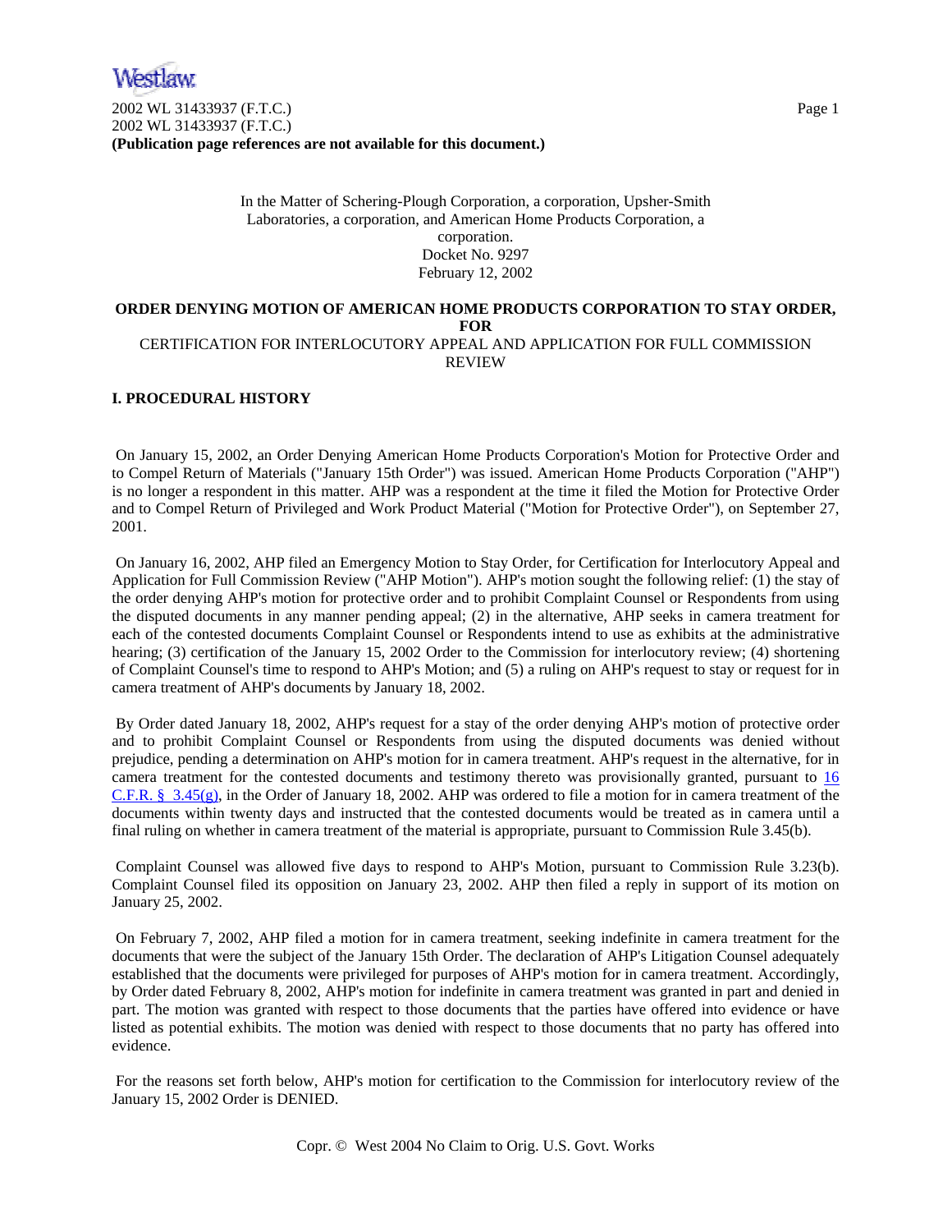2002 WL 31433937 (F.T.C.)
2002 WL 31433937 (F.T.C.)
**(Publication page references are not available for this document.)**

In the Matter of Schering-Plough Corporation, a corporation, Upsher-Smith Laboratories, a corporation, and American Home Products Corporation, a corporation.
Docket No. 9297
February 12, 2002

**ORDER DENYING MOTION OF AMERICAN HOME PRODUCTS CORPORATION TO STAY ORDER, FOR**
CERTIFICATION FOR INTERLOCUTORY APPEAL AND APPLICATION FOR FULL COMMISSION REVIEW

## I. PROCEDURAL HISTORY

On January 15, 2002, an Order Denying American Home Products Corporation's Motion for Protective Order and to Compel Return of Materials ("January 15th Order") was issued. American Home Products Corporation ("AHP") is no longer a respondent in this matter. AHP was a respondent at the time it filed the Motion for Protective Order and to Compel Return of Privileged and Work Product Material ("Motion for Protective Order"), on September 27, 2001.

On January 16, 2002, AHP filed an Emergency Motion to Stay Order, for Certification for Interlocutory Appeal and Application for Full Commission Review ("AHP Motion"). AHP's motion sought the following relief: (1) the stay of the order denying AHP's motion for protective order and to prohibit Complaint Counsel or Respondents from using the disputed documents in any manner pending appeal; (2) in the alternative, AHP seeks in camera treatment for each of the contested documents Complaint Counsel or Respondents intend to use as exhibits at the administrative hearing; (3) certification of the January 15, 2002 Order to the Commission for interlocutory review; (4) shortening of Complaint Counsel's time to respond to AHP's Motion; and (5) a ruling on AHP's request to stay or request for in camera treatment of AHP's documents by January 18, 2002.

By Order dated January 18, 2002, AHP's request for a stay of the order denying AHP's motion of protective order and to prohibit Complaint Counsel or Respondents from using the disputed documents was denied without prejudice, pending a determination on AHP's motion for in camera treatment. AHP's request in the alternative, for in camera treatment for the contested documents and testimony thereto was provisionally granted, pursuant to 16 C.F.R. § 3.45(g), in the Order of January 18, 2002. AHP was ordered to file a motion for in camera treatment of the documents within twenty days and instructed that the contested documents would be treated as in camera until a final ruling on whether in camera treatment of the material is appropriate, pursuant to Commission Rule 3.45(b).

Complaint Counsel was allowed five days to respond to AHP's Motion, pursuant to Commission Rule 3.23(b). Complaint Counsel filed its opposition on January 23, 2002. AHP then filed a reply in support of its motion on January 25, 2002.

On February 7, 2002, AHP filed a motion for in camera treatment, seeking indefinite in camera treatment for the documents that were the subject of the January 15th Order. The declaration of AHP's Litigation Counsel adequately established that the documents were privileged for purposes of AHP's motion for in camera treatment. Accordingly, by Order dated February 8, 2002, AHP's motion for indefinite in camera treatment was granted in part and denied in part. The motion was granted with respect to those documents that the parties have offered into evidence or have listed as potential exhibits. The motion was denied with respect to those documents that no party has offered into evidence.

For the reasons set forth below, AHP's motion for certification to the Commission for interlocutory review of the January 15, 2002 Order is DENIED.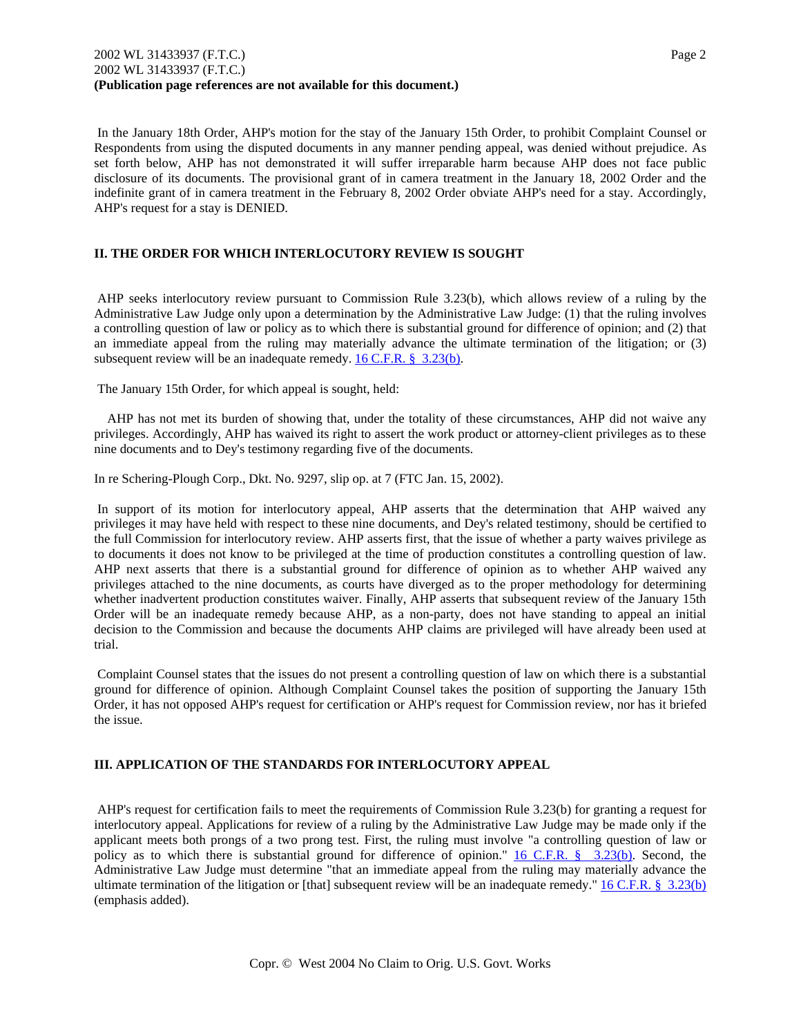In the January 18th Order, AHP's motion for the stay of the January 15th Order, to prohibit Complaint Counsel or Respondents from using the disputed documents in any manner pending appeal, was denied without prejudice. As set forth below, AHP has not demonstrated it will suffer irreparable harm because AHP does not face public disclosure of its documents. The provisional grant of in camera treatment in the January 18, 2002 Order and the indefinite grant of in camera treatment in the February 8, 2002 Order obviate AHP's need for a stay. Accordingly, AHP's request for a stay is DENIED.

## II. THE ORDER FOR WHICH INTERLOCUTORY REVIEW IS SOUGHT

AHP seeks interlocutory review pursuant to Commission Rule 3.23(b), which allows review of a ruling by the Administrative Law Judge only upon a determination by the Administrative Law Judge: (1) that the ruling involves a controlling question of law or policy as to which there is substantial ground for difference of opinion; and (2) that an immediate appeal from the ruling may materially advance the ultimate termination of the litigation; or (3) subsequent review will be an inadequate remedy. 16 C.F.R. § 3.23(b).

The January 15th Order, for which appeal is sought, held:

> AHP has not met its burden of showing that, under the totality of these circumstances, AHP did not waive any privileges. Accordingly, AHP has waived its right to assert the work product or attorney-client privileges as to these nine documents and to Dey's testimony regarding five of the documents.

In re Schering-Plough Corp., Dkt. No. 9297, slip op. at 7 (FTC Jan. 15, 2002).

In support of its motion for interlocutory appeal, AHP asserts that the determination that AHP waived any privileges it may have held with respect to these nine documents, and Dey's related testimony, should be certified to the full Commission for interlocutory review. AHP asserts first, that the issue of whether a party waives privilege as to documents it does not know to be privileged at the time of production constitutes a controlling question of law. AHP next asserts that there is a substantial ground for difference of opinion as to whether AHP waived any privileges attached to the nine documents, as courts have diverged as to the proper methodology for determining whether inadvertent production constitutes waiver. Finally, AHP asserts that subsequent review of the January 15th Order will be an inadequate remedy because AHP, as a non-party, does not have standing to appeal an initial decision to the Commission and because the documents AHP claims are privileged will have already been used at trial.

Complaint Counsel states that the issues do not present a controlling question of law on which there is a substantial ground for difference of opinion. Although Complaint Counsel takes the position of supporting the January 15th Order, it has not opposed AHP's request for certification or AHP's request for Commission review, nor has it briefed the issue.

## III. APPLICATION OF THE STANDARDS FOR INTERLOCUTORY APPEAL

AHP's request for certification fails to meet the requirements of Commission Rule 3.23(b) for granting a request for interlocutory appeal. Applications for review of a ruling by the Administrative Law Judge may be made only if the applicant meets both prongs of a two prong test. First, the ruling must involve "a controlling question of law or policy as to which there is substantial ground for difference of opinion." 16 C.F.R. § 3.23(b). Second, the Administrative Law Judge must determine "that an immediate appeal from the ruling may materially advance the ultimate termination of the litigation or [that] subsequent review will be an inadequate remedy." 16 C.F.R. § 3.23(b) (emphasis added).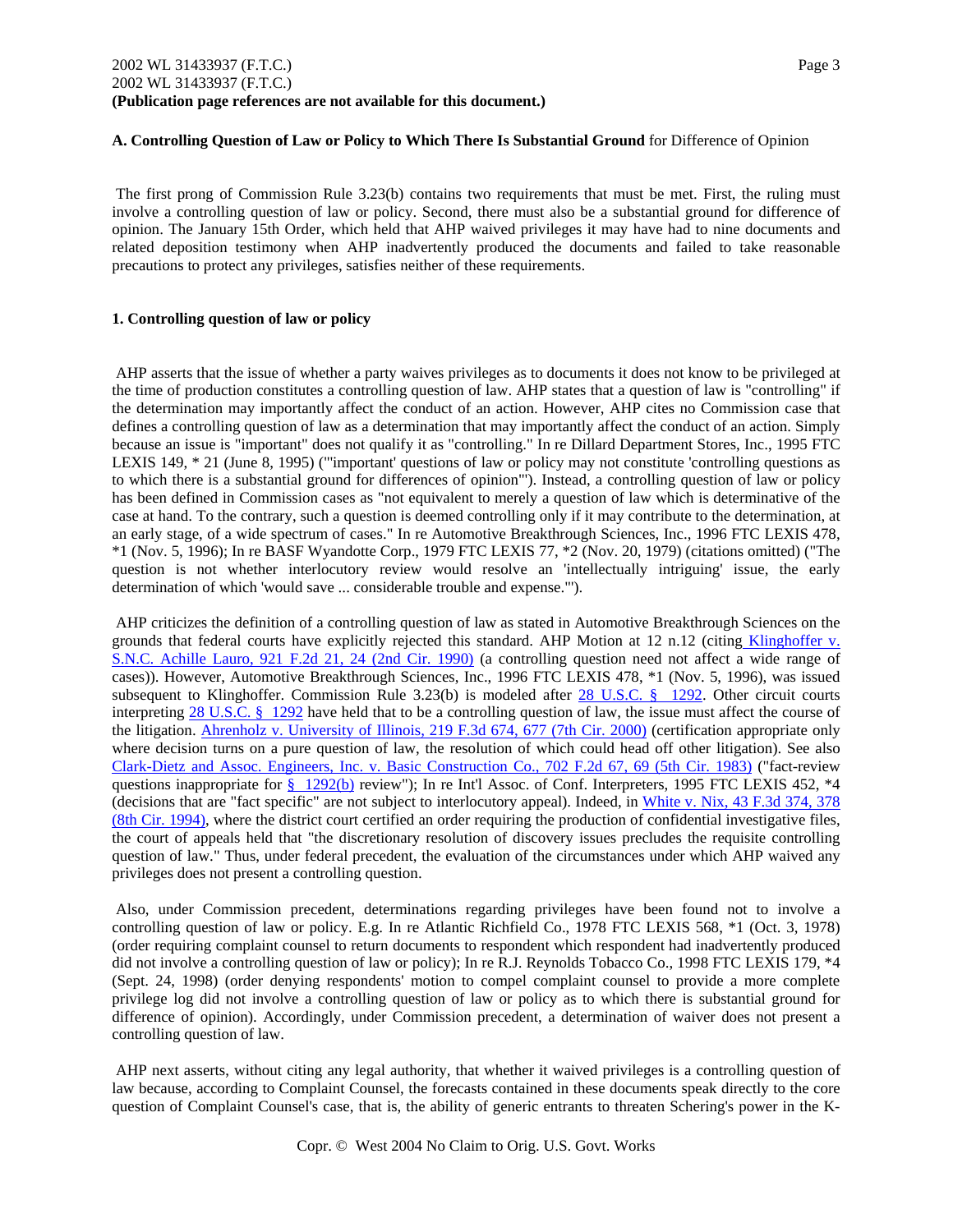**A. Controlling Question of Law or Policy to Which There Is Substantial Ground** for Difference of Opinion

The first prong of Commission Rule 3.23(b) contains two requirements that must be met. First, the ruling must involve a controlling question of law or policy. Second, there must also be a substantial ground for difference of opinion. The January 15th Order, which held that AHP waived privileges it may have had to nine documents and related deposition testimony when AHP inadvertently produced the documents and failed to take reasonable precautions to protect any privileges, satisfies neither of these requirements.

**1. Controlling question of law or policy**

AHP asserts that the issue of whether a party waives privileges as to documents it does not know to be privileged at the time of production constitutes a controlling question of law. AHP states that a question of law is "controlling" if the determination may importantly affect the conduct of an action. However, AHP cites no Commission case that defines a controlling question of law as a determination that may importantly affect the conduct of an action. Simply because an issue is "important" does not qualify it as "controlling." In re Dillard Department Stores, Inc., 1995 FTC LEXIS 149, * 21 (June 8, 1995) ("'important' questions of law or policy may not constitute 'controlling questions as to which there is a substantial ground for differences of opinion'"). Instead, a controlling question of law or policy has been defined in Commission cases as "not equivalent to merely a question of law which is determinative of the case at hand. To the contrary, such a question is deemed controlling only if it may contribute to the determination, at an early stage, of a wide spectrum of cases." In re Automotive Breakthrough Sciences, Inc., 1996 FTC LEXIS 478, *1 (Nov. 5, 1996); In re BASF Wyandotte Corp., 1979 FTC LEXIS 77, *2 (Nov. 20, 1979) (citations omitted) ("The question is not whether interlocutory review would resolve an 'intellectually intriguing' issue, the early determination of which 'would save ... considerable trouble and expense.'").

AHP criticizes the definition of a controlling question of law as stated in Automotive Breakthrough Sciences on the grounds that federal courts have explicitly rejected this standard. AHP Motion at 12 n.12 (citing Klinghoffer v. S.N.C. Achille Lauro, 921 F.2d 21, 24 (2nd Cir. 1990) (a controlling question need not affect a wide range of cases)). However, Automotive Breakthrough Sciences, Inc., 1996 FTC LEXIS 478, *1 (Nov. 5, 1996), was issued subsequent to Klinghoffer. Commission Rule 3.23(b) is modeled after 28 U.S.C. § 1292. Other circuit courts interpreting 28 U.S.C. § 1292 have held that to be a controlling question of law, the issue must affect the course of the litigation. Ahrenholz v. University of Illinois, 219 F.3d 674, 677 (7th Cir. 2000) (certification appropriate only where decision turns on a pure question of law, the resolution of which could head off other litigation). See also Clark-Dietz and Assoc. Engineers, Inc. v. Basic Construction Co., 702 F.2d 67, 69 (5th Cir. 1983) ("fact-review questions inappropriate for § 1292(b) review"); In re Int'l Assoc. of Conf. Interpreters, 1995 FTC LEXIS 452, *4 (decisions that are "fact specific" are not subject to interlocutory appeal). Indeed, in White v. Nix, 43 F.3d 374, 378 (8th Cir. 1994), where the district court certified an order requiring the production of confidential investigative files, the court of appeals held that "the discretionary resolution of discovery issues precludes the requisite controlling question of law." Thus, under federal precedent, the evaluation of the circumstances under which AHP waived any privileges does not present a controlling question.

Also, under Commission precedent, determinations regarding privileges have been found not to involve a controlling question of law or policy. E.g. In re Atlantic Richfield Co., 1978 FTC LEXIS 568, *1 (Oct. 3, 1978) (order requiring complaint counsel to return documents to respondent which respondent had inadvertently produced did not involve a controlling question of law or policy); In re R.J. Reynolds Tobacco Co., 1998 FTC LEXIS 179, *4 (Sept. 24, 1998) (order denying respondents' motion to compel complaint counsel to provide a more complete privilege log did not involve a controlling question of law or policy as to which there is substantial ground for difference of opinion). Accordingly, under Commission precedent, a determination of waiver does not present a controlling question of law.

AHP next asserts, without citing any legal authority, that whether it waived privileges is a controlling question of law because, according to Complaint Counsel, the forecasts contained in these documents speak directly to the core question of Complaint Counsel's case, that is, the ability of generic entrants to threaten Schering's power in the K-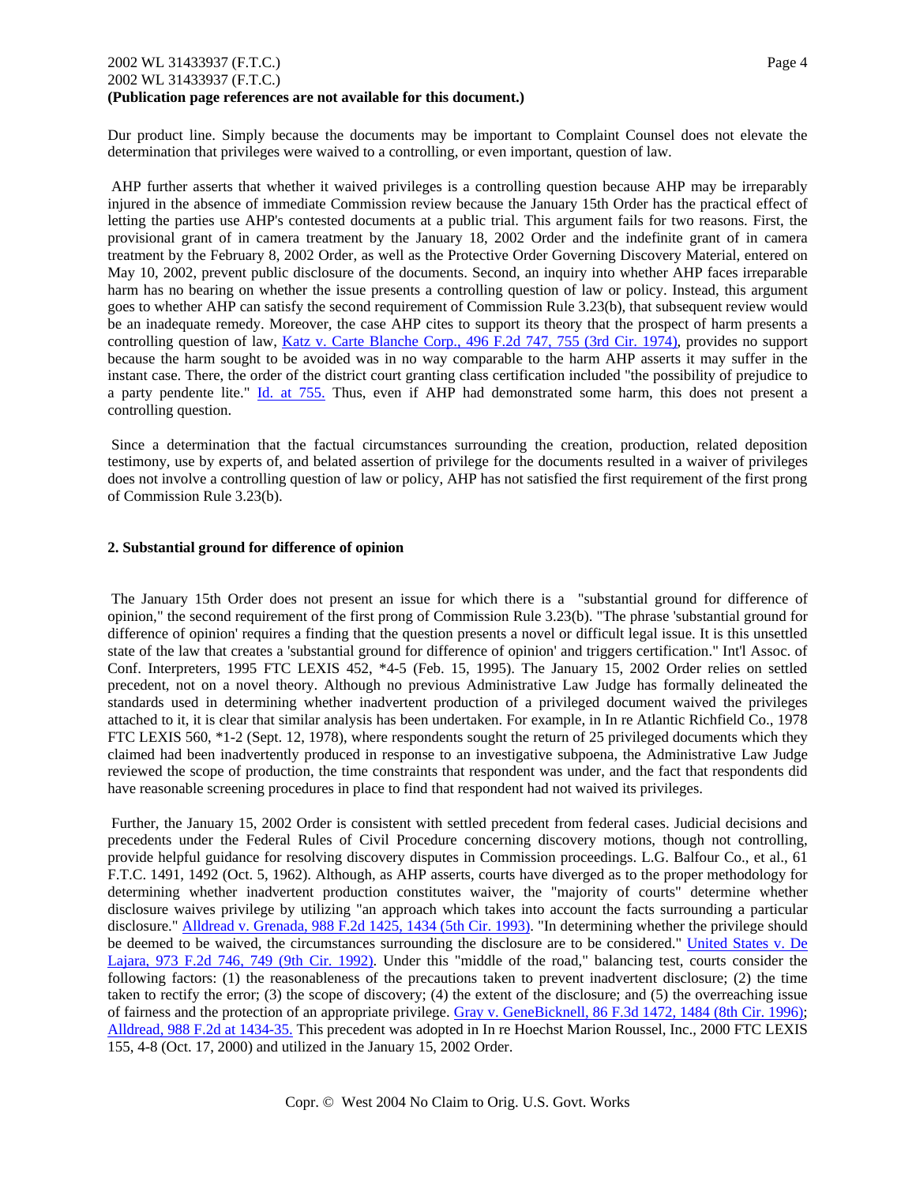Dur product line. Simply because the documents may be important to Complaint Counsel does not elevate the determination that privileges were waived to a controlling, or even important, question of law.

AHP further asserts that whether it waived privileges is a controlling question because AHP may be irreparably injured in the absence of immediate Commission review because the January 15th Order has the practical effect of letting the parties use AHP's contested documents at a public trial. This argument fails for two reasons. First, the provisional grant of in camera treatment by the January 18, 2002 Order and the indefinite grant of in camera treatment by the February 8, 2002 Order, as well as the Protective Order Governing Discovery Material, entered on May 10, 2002, prevent public disclosure of the documents. Second, an inquiry into whether AHP faces irreparable harm has no bearing on whether the issue presents a controlling question of law or policy. Instead, this argument goes to whether AHP can satisfy the second requirement of Commission Rule 3.23(b), that subsequent review would be an inadequate remedy. Moreover, the case AHP cites to support its theory that the prospect of harm presents a controlling question of law, Katz v. Carte Blanche Corp., 496 F.2d 747, 755 (3rd Cir. 1974), provides no support because the harm sought to be avoided was in no way comparable to the harm AHP asserts it may suffer in the instant case. There, the order of the district court granting class certification included "the possibility of prejudice to a party pendente lite." Id. at 755. Thus, even if AHP had demonstrated some harm, this does not present a controlling question.

Since a determination that the factual circumstances surrounding the creation, production, related deposition testimony, use by experts of, and belated assertion of privilege for the documents resulted in a waiver of privileges does not involve a controlling question of law or policy, AHP has not satisfied the first requirement of the first prong of Commission Rule 3.23(b).

**2. Substantial ground for difference of opinion**

The January 15th Order does not present an issue for which there is a "substantial ground for difference of opinion," the second requirement of the first prong of Commission Rule 3.23(b). "The phrase 'substantial ground for difference of opinion' requires a finding that the question presents a novel or difficult legal issue. It is this unsettled state of the law that creates a 'substantial ground for difference of opinion' and triggers certification." Int'l Assoc. of Conf. Interpreters, 1995 FTC LEXIS 452, *4-5 (Feb. 15, 1995). The January 15, 2002 Order relies on settled precedent, not on a novel theory. Although no previous Administrative Law Judge has formally delineated the standards used in determining whether inadvertent production of a privileged document waived the privileges attached to it, it is clear that similar analysis has been undertaken. For example, in In re Atlantic Richfield Co., 1978 FTC LEXIS 560, *1-2 (Sept. 12, 1978), where respondents sought the return of 25 privileged documents which they claimed had been inadvertently produced in response to an investigative subpoena, the Administrative Law Judge reviewed the scope of production, the time constraints that respondent was under, and the fact that respondents did have reasonable screening procedures in place to find that respondent had not waived its privileges.

Further, the January 15, 2002 Order is consistent with settled precedent from federal cases. Judicial decisions and precedents under the Federal Rules of Civil Procedure concerning discovery motions, though not controlling, provide helpful guidance for resolving discovery disputes in Commission proceedings. L.G. Balfour Co., et al., 61 F.T.C. 1491, 1492 (Oct. 5, 1962). Although, as AHP asserts, courts have diverged as to the proper methodology for determining whether inadvertent production constitutes waiver, the "majority of courts" determine whether disclosure waives privilege by utilizing "an approach which takes into account the facts surrounding a particular disclosure." Alldread v. Grenada, 988 F.2d 1425, 1434 (5th Cir. 1993). "In determining whether the privilege should be deemed to be waived, the circumstances surrounding the disclosure are to be considered." United States v. De Lajara, 973 F.2d 746, 749 (9th Cir. 1992). Under this "middle of the road," balancing test, courts consider the following factors: (1) the reasonableness of the precautions taken to prevent inadvertent disclosure; (2) the time taken to rectify the error; (3) the scope of discovery; (4) the extent of the disclosure; and (5) the overreaching issue of fairness and the protection of an appropriate privilege. Gray v. GeneBicknell, 86 F.3d 1472, 1484 (8th Cir. 1996); Alldread, 988 F.2d at 1434-35. This precedent was adopted in In re Hoechst Marion Roussel, Inc., 2000 FTC LEXIS 155, 4-8 (Oct. 17, 2000) and utilized in the January 15, 2002 Order.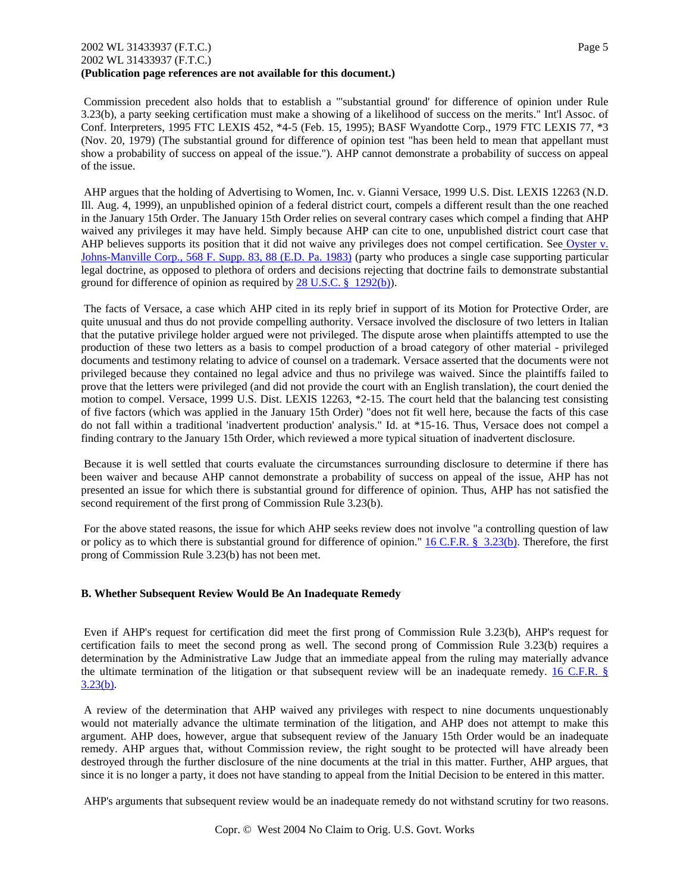Commission precedent also holds that to establish a "'substantial ground' for difference of opinion under Rule 3.23(b), a party seeking certification must make a showing of a likelihood of success on the merits." Int'l Assoc. of Conf. Interpreters, 1995 FTC LEXIS 452, *4-5 (Feb. 15, 1995); BASF Wyandotte Corp., 1979 FTC LEXIS 77, *3 (Nov. 20, 1979) (The substantial ground for difference of opinion test "has been held to mean that appellant must show a probability of success on appeal of the issue."). AHP cannot demonstrate a probability of success on appeal of the issue.

AHP argues that the holding of Advertising to Women, Inc. v. Gianni Versace, 1999 U.S. Dist. LEXIS 12263 (N.D. Ill. Aug. 4, 1999), an unpublished opinion of a federal district court, compels a different result than the one reached in the January 15th Order. The January 15th Order relies on several contrary cases which compel a finding that AHP waived any privileges it may have held. Simply because AHP can cite to one, unpublished district court case that AHP believes supports its position that it did not waive any privileges does not compel certification. See Oyster v. Johns-Manville Corp., 568 F. Supp. 83, 88 (E.D. Pa. 1983) (party who produces a single case supporting particular legal doctrine, as opposed to plethora of orders and decisions rejecting that doctrine fails to demonstrate substantial ground for difference of opinion as required by 28 U.S.C. § 1292(b)).

The facts of Versace, a case which AHP cited in its reply brief in support of its Motion for Protective Order, are quite unusual and thus do not provide compelling authority. Versace involved the disclosure of two letters in Italian that the putative privilege holder argued were not privileged. The dispute arose when plaintiffs attempted to use the production of these two letters as a basis to compel production of a broad category of other material - privileged documents and testimony relating to advice of counsel on a trademark. Versace asserted that the documents were not privileged because they contained no legal advice and thus no privilege was waived. Since the plaintiffs failed to prove that the letters were privileged (and did not provide the court with an English translation), the court denied the motion to compel. Versace, 1999 U.S. Dist. LEXIS 12263, *2-15. The court held that the balancing test consisting of five factors (which was applied in the January 15th Order) "does not fit well here, because the facts of this case do not fall within a traditional 'inadvertent production' analysis." Id. at *15-16. Thus, Versace does not compel a finding contrary to the January 15th Order, which reviewed a more typical situation of inadvertent disclosure.

Because it is well settled that courts evaluate the circumstances surrounding disclosure to determine if there has been waiver and because AHP cannot demonstrate a probability of success on appeal of the issue, AHP has not presented an issue for which there is substantial ground for difference of opinion. Thus, AHP has not satisfied the second requirement of the first prong of Commission Rule 3.23(b).

For the above stated reasons, the issue for which AHP seeks review does not involve "a controlling question of law or policy as to which there is substantial ground for difference of opinion." 16 C.F.R. § 3.23(b). Therefore, the first prong of Commission Rule 3.23(b) has not been met.

**B. Whether Subsequent Review Would Be An Inadequate Remedy**

Even if AHP's request for certification did meet the first prong of Commission Rule 3.23(b), AHP's request for certification fails to meet the second prong as well. The second prong of Commission Rule 3.23(b) requires a determination by the Administrative Law Judge that an immediate appeal from the ruling may materially advance the ultimate termination of the litigation or that subsequent review will be an inadequate remedy. 16 C.F.R. § 3.23(b).

A review of the determination that AHP waived any privileges with respect to nine documents unquestionably would not materially advance the ultimate termination of the litigation, and AHP does not attempt to make this argument. AHP does, however, argue that subsequent review of the January 15th Order would be an inadequate remedy. AHP argues that, without Commission review, the right sought to be protected will have already been destroyed through the further disclosure of the nine documents at the trial in this matter. Further, AHP argues, that since it is no longer a party, it does not have standing to appeal from the Initial Decision to be entered in this matter.

AHP's arguments that subsequent review would be an inadequate remedy do not withstand scrutiny for two reasons.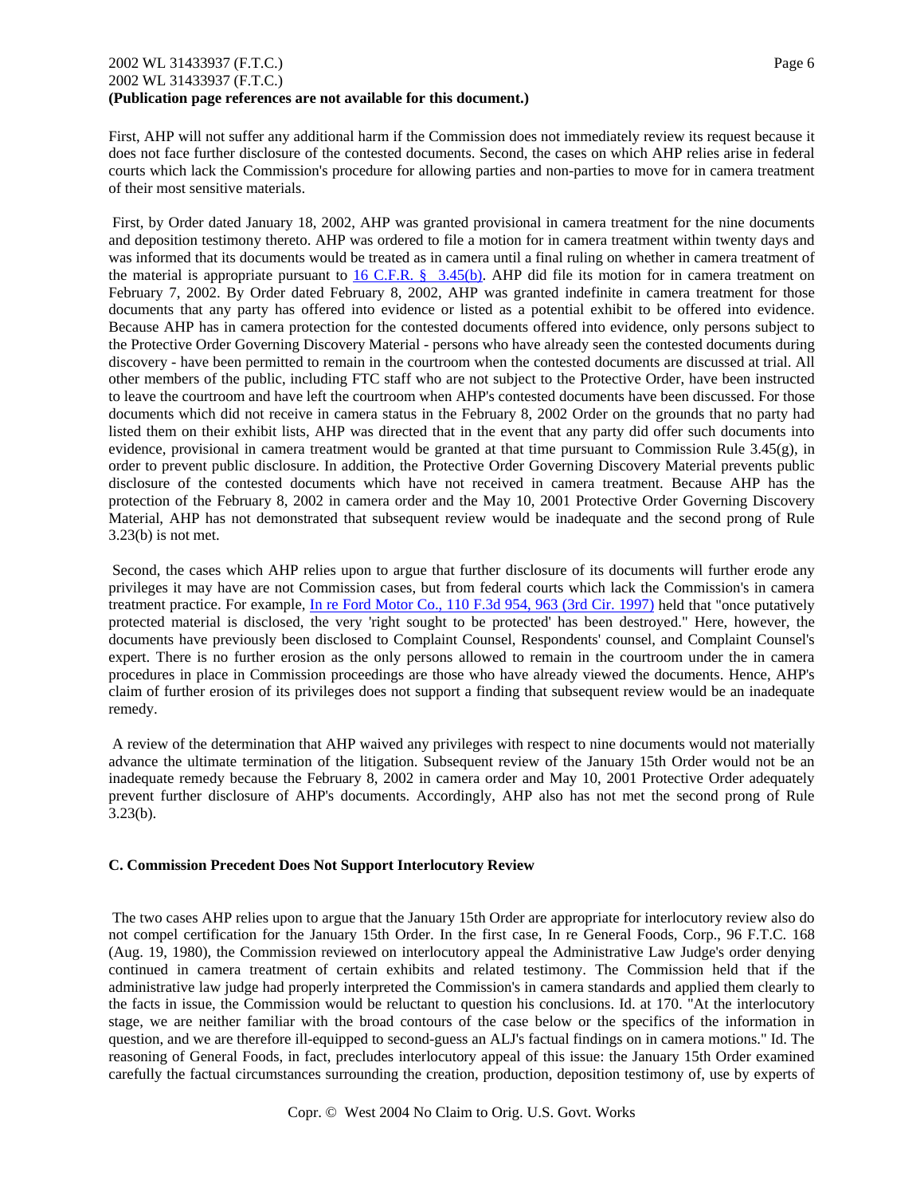First, AHP will not suffer any additional harm if the Commission does not immediately review its request because it does not face further disclosure of the contested documents. Second, the cases on which AHP relies arise in federal courts which lack the Commission's procedure for allowing parties and non-parties to move for in camera treatment of their most sensitive materials.

First, by Order dated January 18, 2002, AHP was granted provisional in camera treatment for the nine documents and deposition testimony thereto. AHP was ordered to file a motion for in camera treatment within twenty days and was informed that its documents would be treated as in camera until a final ruling on whether in camera treatment of the material is appropriate pursuant to 16 C.F.R. § 3.45(b). AHP did file its motion for in camera treatment on February 7, 2002. By Order dated February 8, 2002, AHP was granted indefinite in camera treatment for those documents that any party has offered into evidence or listed as a potential exhibit to be offered into evidence. Because AHP has in camera protection for the contested documents offered into evidence, only persons subject to the Protective Order Governing Discovery Material - persons who have already seen the contested documents during discovery - have been permitted to remain in the courtroom when the contested documents are discussed at trial. All other members of the public, including FTC staff who are not subject to the Protective Order, have been instructed to leave the courtroom and have left the courtroom when AHP's contested documents have been discussed. For those documents which did not receive in camera status in the February 8, 2002 Order on the grounds that no party had listed them on their exhibit lists, AHP was directed that in the event that any party did offer such documents into evidence, provisional in camera treatment would be granted at that time pursuant to Commission Rule 3.45(g), in order to prevent public disclosure. In addition, the Protective Order Governing Discovery Material prevents public disclosure of the contested documents which have not received in camera treatment. Because AHP has the protection of the February 8, 2002 in camera order and the May 10, 2001 Protective Order Governing Discovery Material, AHP has not demonstrated that subsequent review would be inadequate and the second prong of Rule 3.23(b) is not met.

Second, the cases which AHP relies upon to argue that further disclosure of its documents will further erode any privileges it may have are not Commission cases, but from federal courts which lack the Commission's in camera treatment practice. For example, In re Ford Motor Co., 110 F.3d 954, 963 (3rd Cir. 1997) held that "once putatively protected material is disclosed, the very 'right sought to be protected' has been destroyed." Here, however, the documents have previously been disclosed to Complaint Counsel, Respondents' counsel, and Complaint Counsel's expert. There is no further erosion as the only persons allowed to remain in the courtroom under the in camera procedures in place in Commission proceedings are those who have already viewed the documents. Hence, AHP's claim of further erosion of its privileges does not support a finding that subsequent review would be an inadequate remedy.

A review of the determination that AHP waived any privileges with respect to nine documents would not materially advance the ultimate termination of the litigation. Subsequent review of the January 15th Order would not be an inadequate remedy because the February 8, 2002 in camera order and May 10, 2001 Protective Order adequately prevent further disclosure of AHP's documents. Accordingly, AHP also has not met the second prong of Rule 3.23(b).

**C. Commission Precedent Does Not Support Interlocutory Review**

The two cases AHP relies upon to argue that the January 15th Order are appropriate for interlocutory review also do not compel certification for the January 15th Order. In the first case, In re General Foods, Corp., 96 F.T.C. 168 (Aug. 19, 1980), the Commission reviewed on interlocutory appeal the Administrative Law Judge's order denying continued in camera treatment of certain exhibits and related testimony. The Commission held that if the administrative law judge had properly interpreted the Commission's in camera standards and applied them clearly to the facts in issue, the Commission would be reluctant to question his conclusions. Id. at 170. "At the interlocutory stage, we are neither familiar with the broad contours of the case below or the specifics of the information in question, and we are therefore ill-equipped to second-guess an ALJ's factual findings on in camera motions." Id. The reasoning of General Foods, in fact, precludes interlocutory appeal of this issue: the January 15th Order examined carefully the factual circumstances surrounding the creation, production, deposition testimony of, use by experts of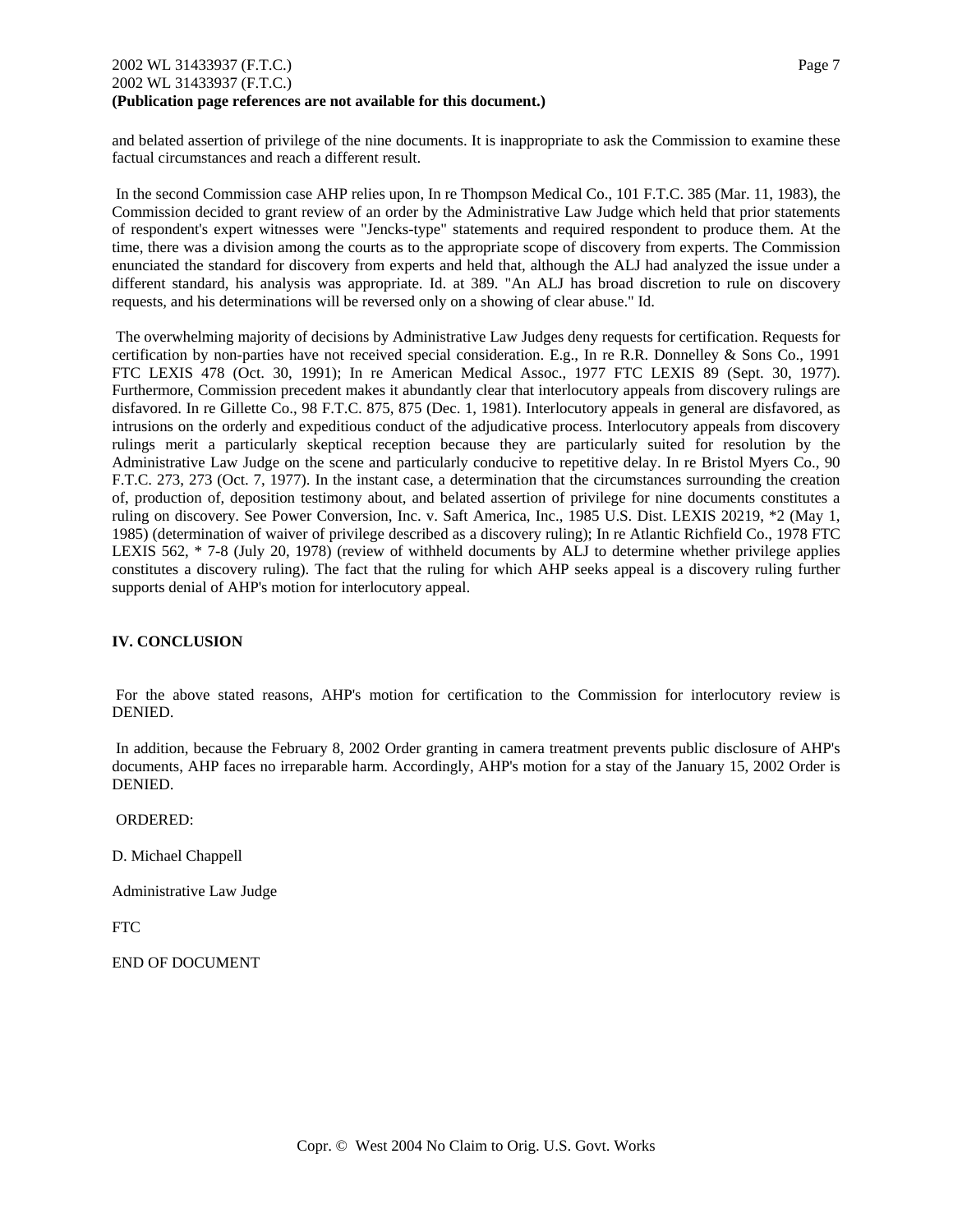and belated assertion of privilege of the nine documents. It is inappropriate to ask the Commission to examine these factual circumstances and reach a different result.

In the second Commission case AHP relies upon, In re Thompson Medical Co., 101 F.T.C. 385 (Mar. 11, 1983), the Commission decided to grant review of an order by the Administrative Law Judge which held that prior statements of respondent's expert witnesses were "Jencks-type" statements and required respondent to produce them. At the time, there was a division among the courts as to the appropriate scope of discovery from experts. The Commission enunciated the standard for discovery from experts and held that, although the ALJ had analyzed the issue under a different standard, his analysis was appropriate. Id. at 389. "An ALJ has broad discretion to rule on discovery requests, and his determinations will be reversed only on a showing of clear abuse." Id.

The overwhelming majority of decisions by Administrative Law Judges deny requests for certification. Requests for certification by non-parties have not received special consideration. E.g., In re R.R. Donnelley & Sons Co., 1991 FTC LEXIS 478 (Oct. 30, 1991); In re American Medical Assoc., 1977 FTC LEXIS 89 (Sept. 30, 1977). Furthermore, Commission precedent makes it abundantly clear that interlocutory appeals from discovery rulings are disfavored. In re Gillette Co., 98 F.T.C. 875, 875 (Dec. 1, 1981). Interlocutory appeals in general are disfavored, as intrusions on the orderly and expeditious conduct of the adjudicative process. Interlocutory appeals from discovery rulings merit a particularly skeptical reception because they are particularly suited for resolution by the Administrative Law Judge on the scene and particularly conducive to repetitive delay. In re Bristol Myers Co., 90 F.T.C. 273, 273 (Oct. 7, 1977). In the instant case, a determination that the circumstances surrounding the creation of, production of, deposition testimony about, and belated assertion of privilege for nine documents constitutes a ruling on discovery. See Power Conversion, Inc. v. Saft America, Inc., 1985 U.S. Dist. LEXIS 20219, *2 (May 1, 1985) (determination of waiver of privilege described as a discovery ruling); In re Atlantic Richfield Co., 1978 FTC LEXIS 562, * 7-8 (July 20, 1978) (review of withheld documents by ALJ to determine whether privilege applies constitutes a discovery ruling). The fact that the ruling for which AHP seeks appeal is a discovery ruling further supports denial of AHP's motion for interlocutory appeal.

## IV. CONCLUSION

For the above stated reasons, AHP's motion for certification to the Commission for interlocutory review is DENIED.

In addition, because the February 8, 2002 Order granting in camera treatment prevents public disclosure of AHP's documents, AHP faces no irreparable harm. Accordingly, AHP's motion for a stay of the January 15, 2002 Order is DENIED.

ORDERED:

D. Michael Chappell

Administrative Law Judge

FTC

END OF DOCUMENT